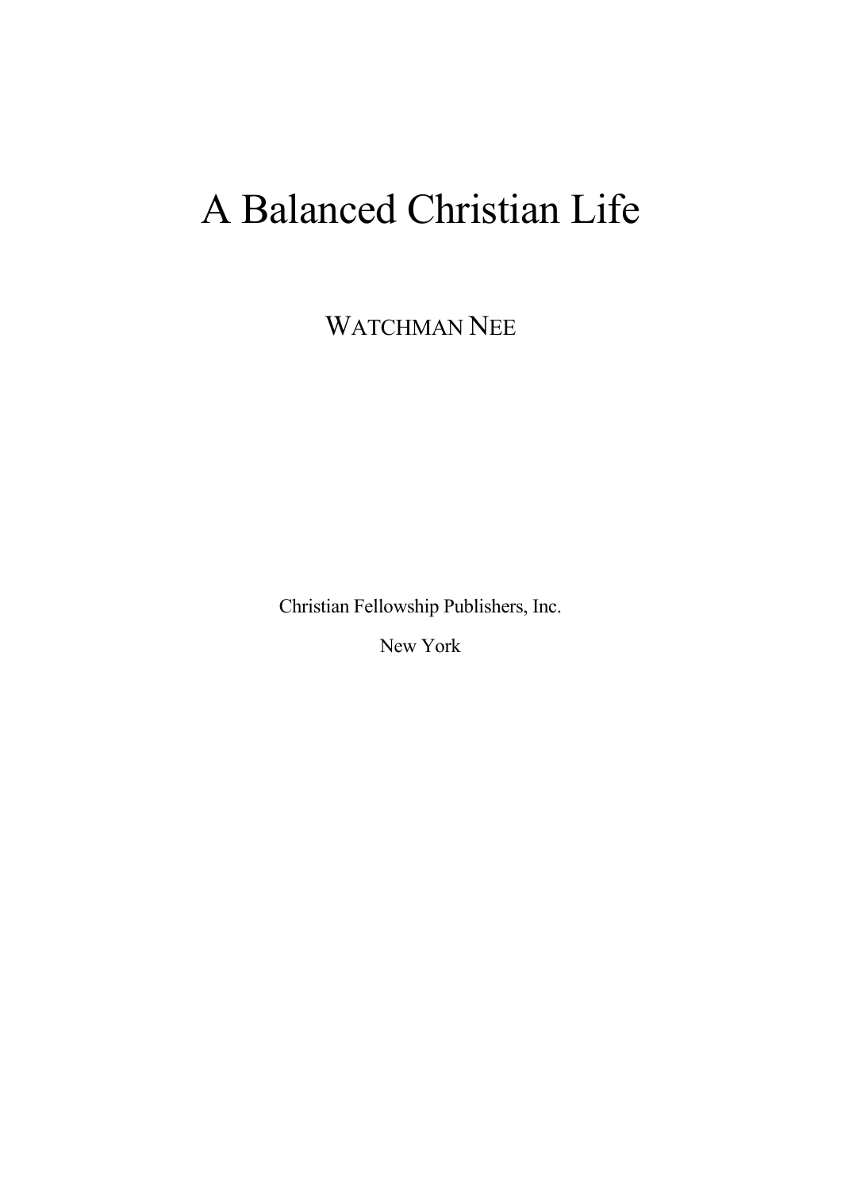# A Balanced Christian Life

WATCHMAN NEE

Christian Fellowship Publishers, Inc.

New York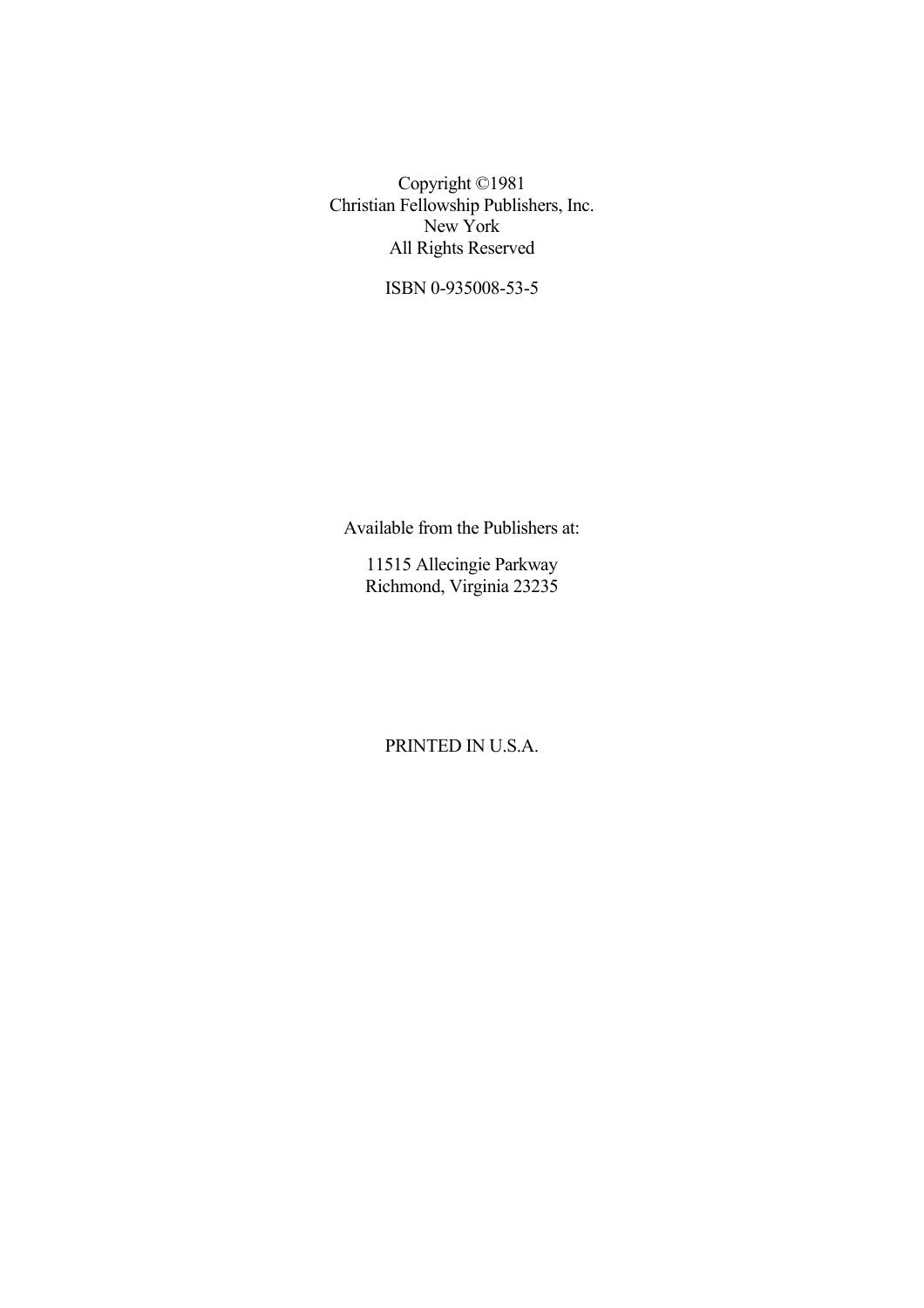Copyright ©1981
Christian Fellowship Publishers, Inc.
New York
All Rights Reserved

ISBN 0-935008-53-5

Available from the Publishers at:

11515 Allecingie Parkway
Richmond, Virginia 23235

PRINTED IN U.S.A.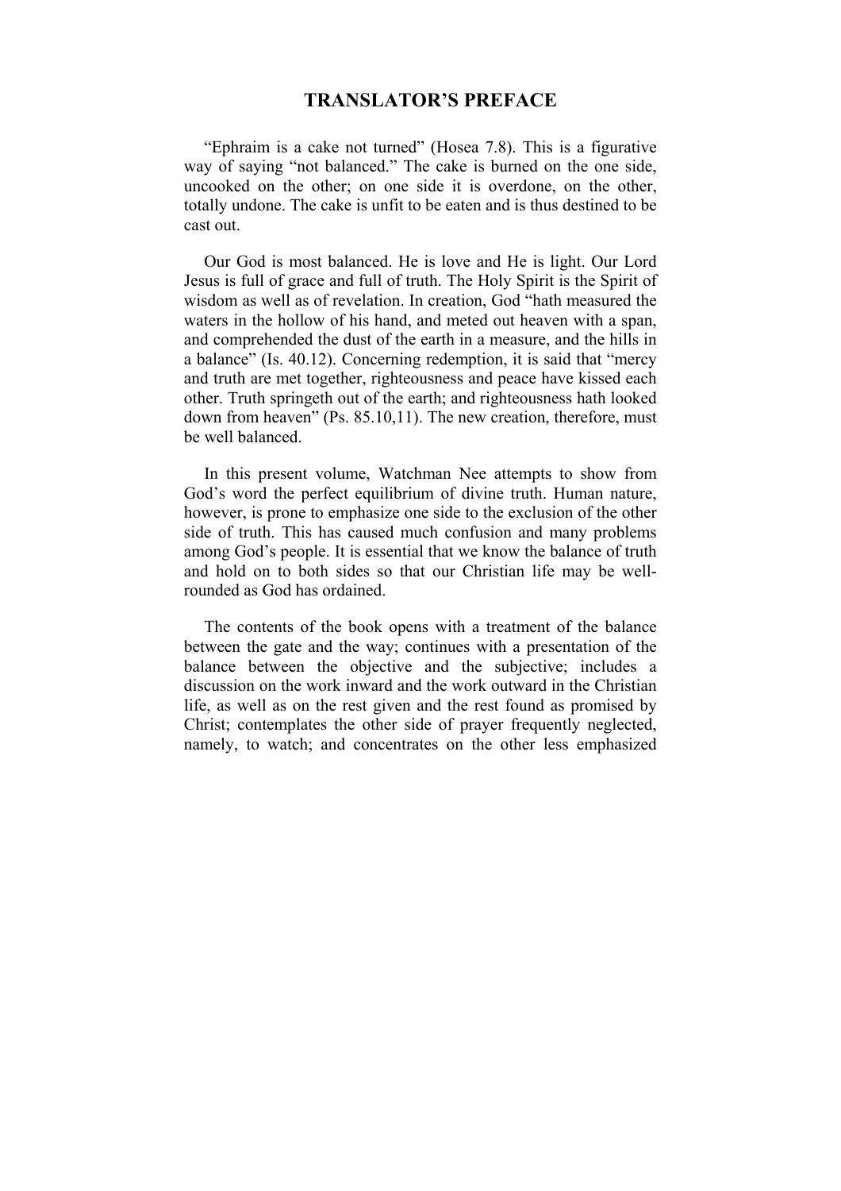# TRANSLATOR'S PREFACE

"Ephraim is a cake not turned" (Hosea 7.8). This is a figurative way of saying "not balanced." The cake is burned on the one side, uncooked on the other; on one side it is overdone, on the other, totally undone. The cake is unfit to be eaten and is thus destined to be cast out.

Our God is most balanced. He is love and He is light. Our Lord Jesus is full of grace and full of truth. The Holy Spirit is the Spirit of wisdom as well as of revelation. In creation, God "hath measured the waters in the hollow of his hand, and meted out heaven with a span, and comprehended the dust of the earth in a measure, and the hills in a balance" (Is. 40.12). Concerning redemption, it is said that "mercy and truth are met together, righteousness and peace have kissed each other. Truth springeth out of the earth; and righteousness hath looked down from heaven" (Ps. 85.10,11). The new creation, therefore, must be well balanced.

In this present volume, Watchman Nee attempts to show from God's word the perfect equilibrium of divine truth. Human nature, however, is prone to emphasize one side to the exclusion of the other side of truth. This has caused much confusion and many problems among God's people. It is essential that we know the balance of truth and hold on to both sides so that our Christian life may be well-rounded as God has ordained.

The contents of the book opens with a treatment of the balance between the gate and the way; continues with a presentation of the balance between the objective and the subjective; includes a discussion on the work inward and the work outward in the Christian life, as well as on the rest given and the rest found as promised by Christ; contemplates the other side of prayer frequently neglected, namely, to watch; and concentrates on the other less emphasized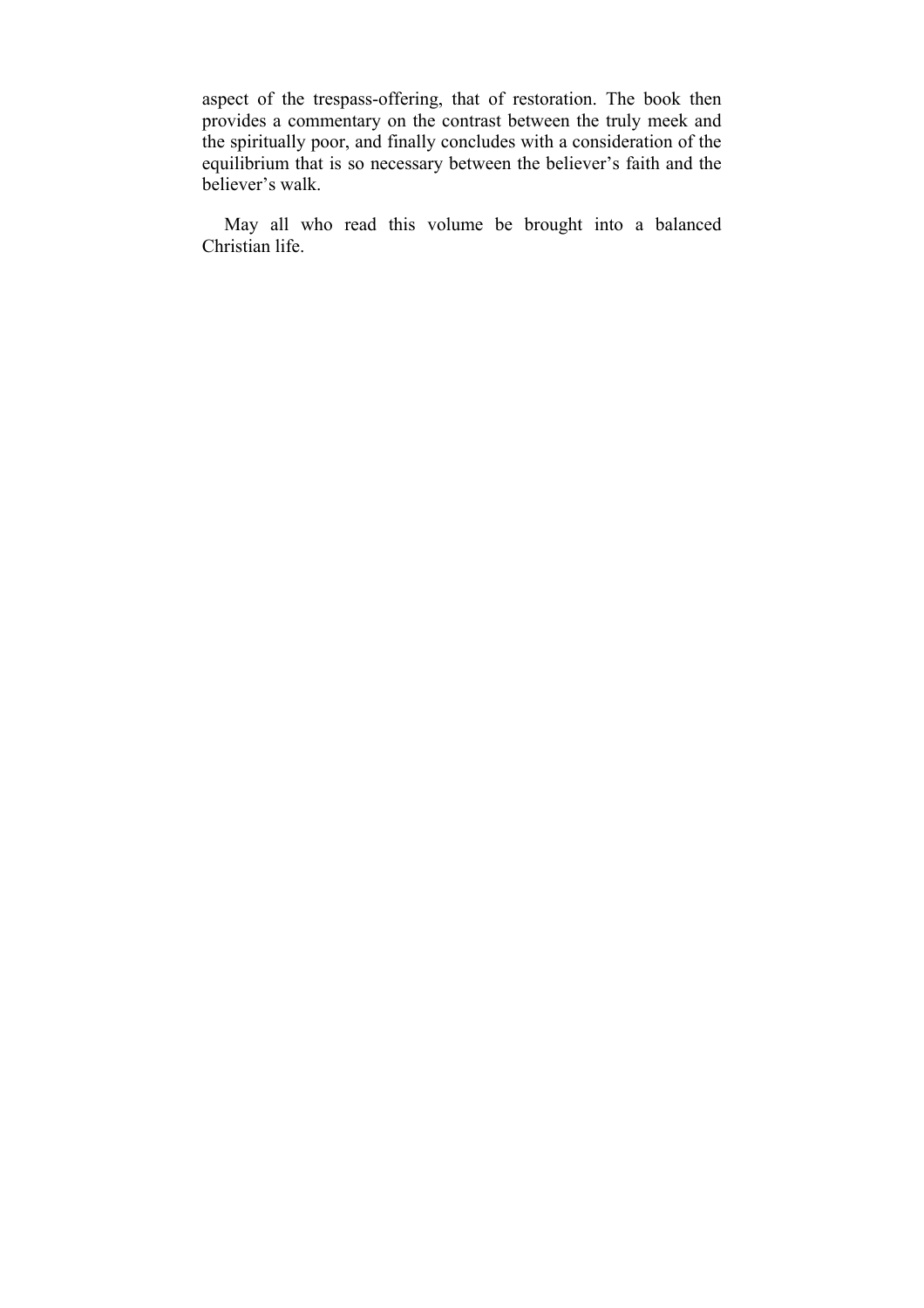aspect of the trespass-offering, that of restoration. The book then provides a commentary on the contrast between the truly meek and the spiritually poor, and finally concludes with a consideration of the equilibrium that is so necessary between the believer's faith and the believer's walk.

May all who read this volume be brought into a balanced Christian life.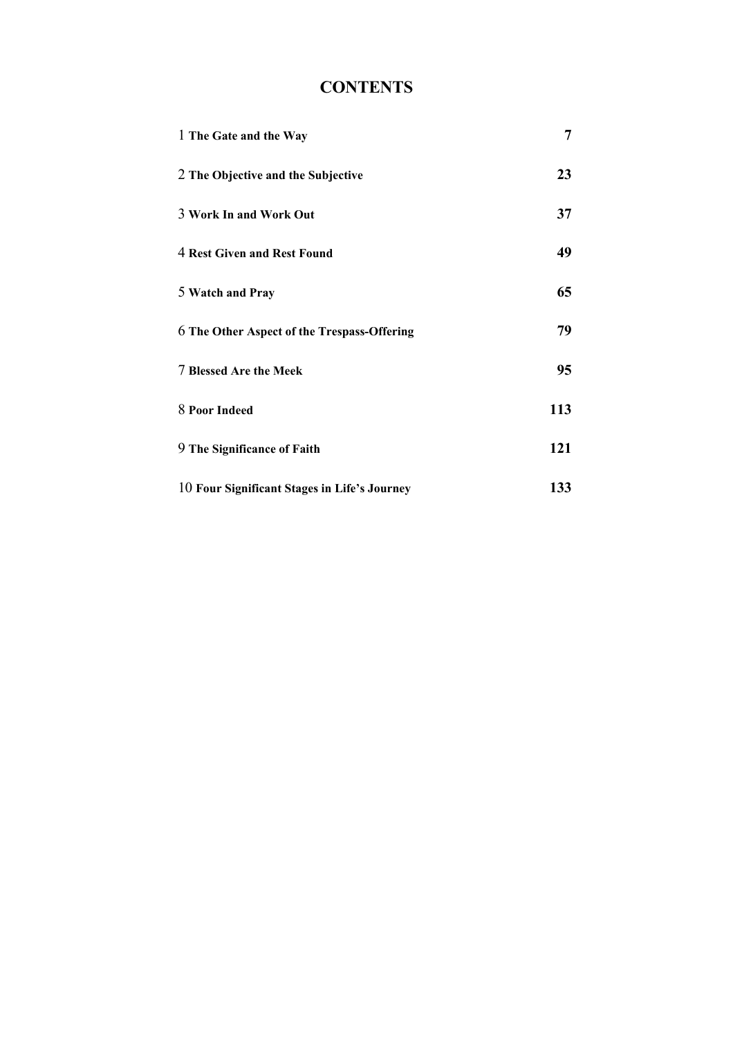# CONTENTS

| | |
|---|---|
| 1 **The Gate and the Way** | **7** |
| 2 **The Objective and the Subjective** | **23** |
| 3 **Work In and Work Out** | **37** |
| 4 **Rest Given and Rest Found** | **49** |
| 5 **Watch and Pray** | **65** |
| 6 **The Other Aspect of the Trespass-Offering** | **79** |
| 7 **Blessed Are the Meek** | **95** |
| 8 **Poor Indeed** | **113** |
| 9 **The Significance of Faith** | **121** |
| 10 **Four Significant Stages in Life's Journey** | **133** |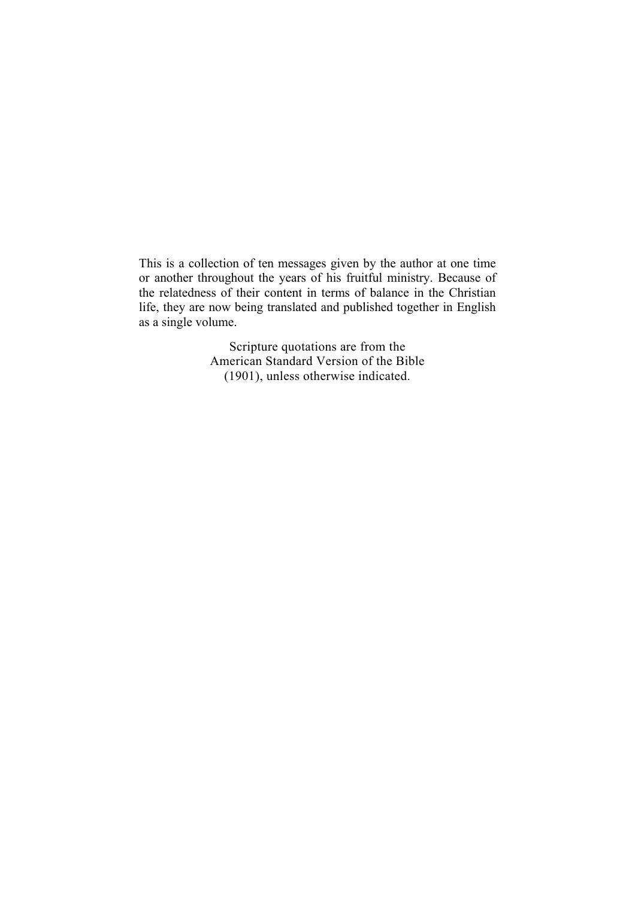This is a collection of ten messages given by the author at one time or another throughout the years of his fruitful ministry. Because of the relatedness of their content in terms of balance in the Christian life, they are now being translated and published together in English as a single volume.

Scripture quotations are from the American Standard Version of the Bible (1901), unless otherwise indicated.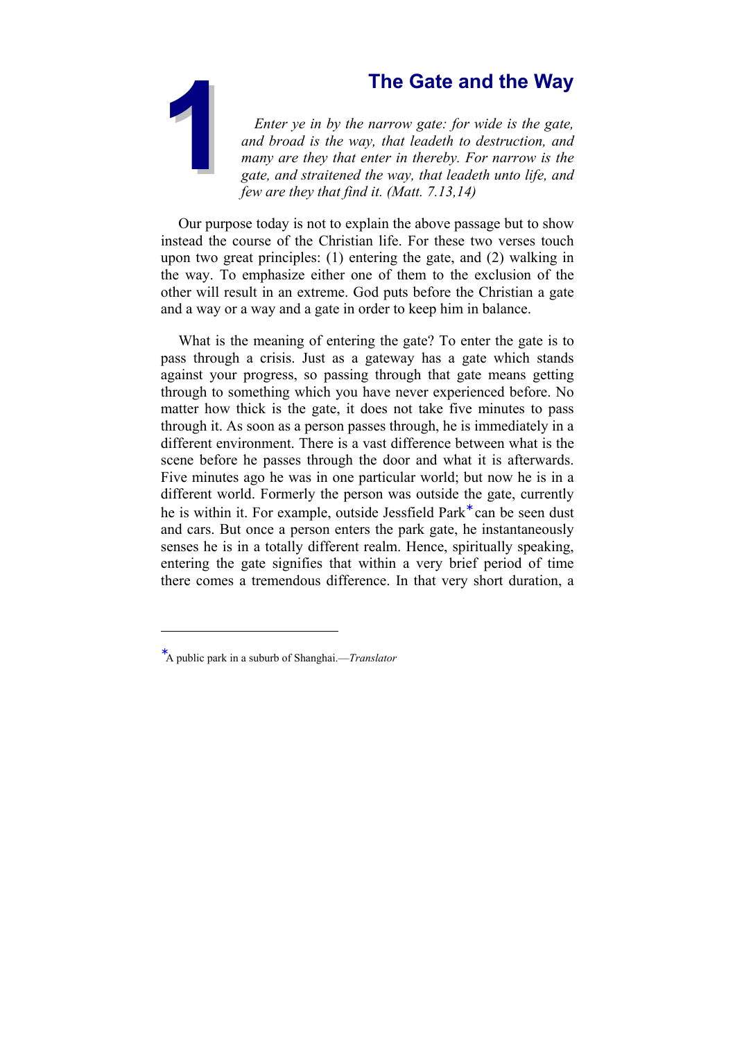# 1 The Gate and the Way

*Enter ye in by the narrow gate: for wide is the gate, and broad is the way, that leadeth to destruction, and many are they that enter in thereby. For narrow is the gate, and straitened the way, that leadeth unto life, and few are they that find it. (Matt. 7.13,14)*

Our purpose today is not to explain the above passage but to show instead the course of the Christian life. For these two verses touch upon two great principles: (1) entering the gate, and (2) walking in the way. To emphasize either one of them to the exclusion of the other will result in an extreme. God puts before the Christian a gate and a way or a way and a gate in order to keep him in balance.

What is the meaning of entering the gate? To enter the gate is to pass through a crisis. Just as a gateway has a gate which stands against your progress, so passing through that gate means getting through to something which you have never experienced before. No matter how thick is the gate, it does not take five minutes to pass through it. As soon as a person passes through, he is immediately in a different environment. There is a vast difference between what is the scene before he passes through the door and what it is afterwards. Five minutes ago he was in one particular world; but now he is in a different world. Formerly the person was outside the gate, currently he is within it. For example, outside Jessfield Park* can be seen dust and cars. But once a person enters the park gate, he instantaneously senses he is in a totally different realm. Hence, spiritually speaking, entering the gate signifies that within a very brief period of time there comes a tremendous difference. In that very short duration, a

---

*A public park in a suburb of Shanghai.—*Translator*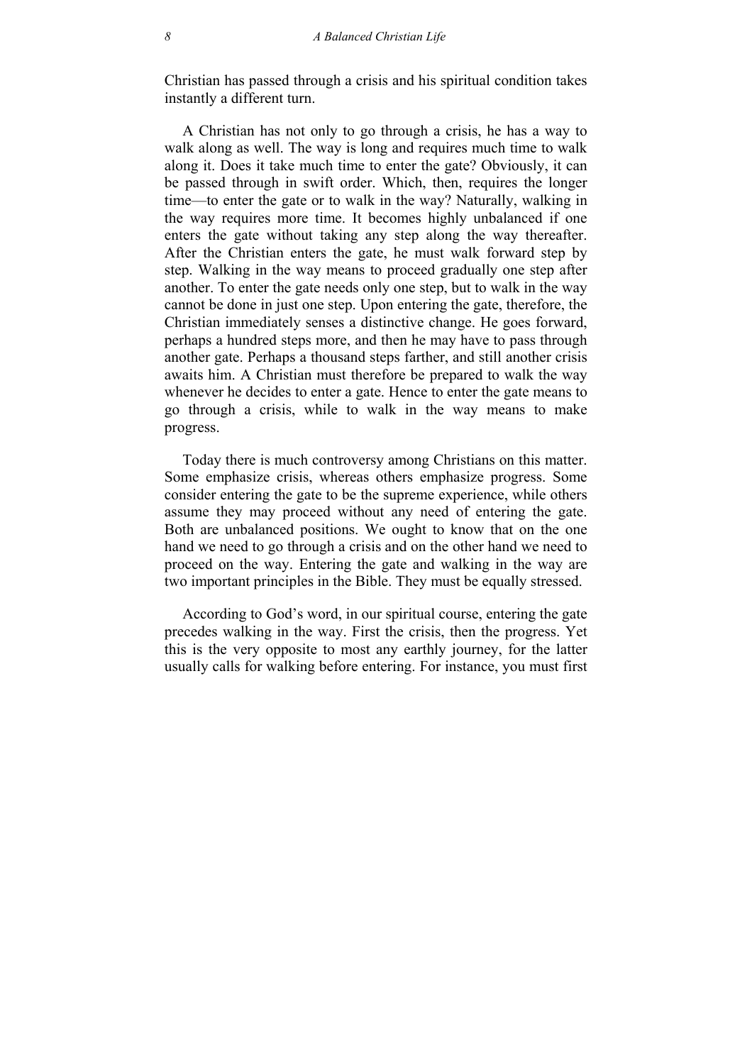Christian has passed through a crisis and his spiritual condition takes instantly a different turn.

A Christian has not only to go through a crisis, he has a way to walk along as well. The way is long and requires much time to walk along it. Does it take much time to enter the gate? Obviously, it can be passed through in swift order. Which, then, requires the longer time—to enter the gate or to walk in the way? Naturally, walking in the way requires more time. It becomes highly unbalanced if one enters the gate without taking any step along the way thereafter. After the Christian enters the gate, he must walk forward step by step. Walking in the way means to proceed gradually one step after another. To enter the gate needs only one step, but to walk in the way cannot be done in just one step. Upon entering the gate, therefore, the Christian immediately senses a distinctive change. He goes forward, perhaps a hundred steps more, and then he may have to pass through another gate. Perhaps a thousand steps farther, and still another crisis awaits him. A Christian must therefore be prepared to walk the way whenever he decides to enter a gate. Hence to enter the gate means to go through a crisis, while to walk in the way means to make progress.

Today there is much controversy among Christians on this matter. Some emphasize crisis, whereas others emphasize progress. Some consider entering the gate to be the supreme experience, while others assume they may proceed without any need of entering the gate. Both are unbalanced positions. We ought to know that on the one hand we need to go through a crisis and on the other hand we need to proceed on the way. Entering the gate and walking in the way are two important principles in the Bible. They must be equally stressed.

According to God's word, in our spiritual course, entering the gate precedes walking in the way. First the crisis, then the progress. Yet this is the very opposite to most any earthly journey, for the latter usually calls for walking before entering. For instance, you must first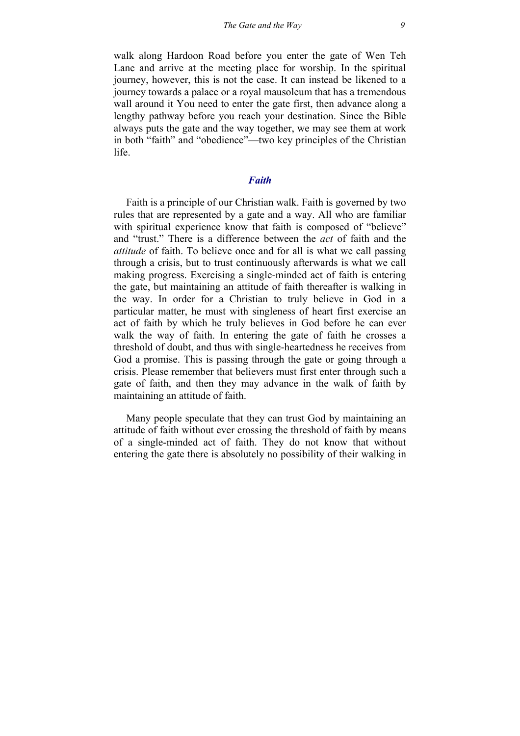walk along Hardoon Road before you enter the gate of Wen Teh Lane and arrive at the meeting place for worship. In the spiritual journey, however, this is not the case. It can instead be likened to a journey towards a palace or a royal mausoleum that has a tremendous wall around it You need to enter the gate first, then advance along a lengthy pathway before you reach your destination. Since the Bible always puts the gate and the way together, we may see them at work in both "faith" and "obedience"—two key principles of the Christian life.

### *Faith*

Faith is a principle of our Christian walk. Faith is governed by two rules that are represented by a gate and a way. All who are familiar with spiritual experience know that faith is composed of "believe" and "trust." There is a difference between the *act* of faith and the *attitude* of faith. To believe once and for all is what we call passing through a crisis, but to trust continuously afterwards is what we call making progress. Exercising a single-minded act of faith is entering the gate, but maintaining an attitude of faith thereafter is walking in the way. In order for a Christian to truly believe in God in a particular matter, he must with singleness of heart first exercise an act of faith by which he truly believes in God before he can ever walk the way of faith. In entering the gate of faith he crosses a threshold of doubt, and thus with single-heartedness he receives from God a promise. This is passing through the gate or going through a crisis. Please remember that believers must first enter through such a gate of faith, and then they may advance in the walk of faith by maintaining an attitude of faith.

Many people speculate that they can trust God by maintaining an attitude of faith without ever crossing the threshold of faith by means of a single-minded act of faith. They do not know that without entering the gate there is absolutely no possibility of their walking in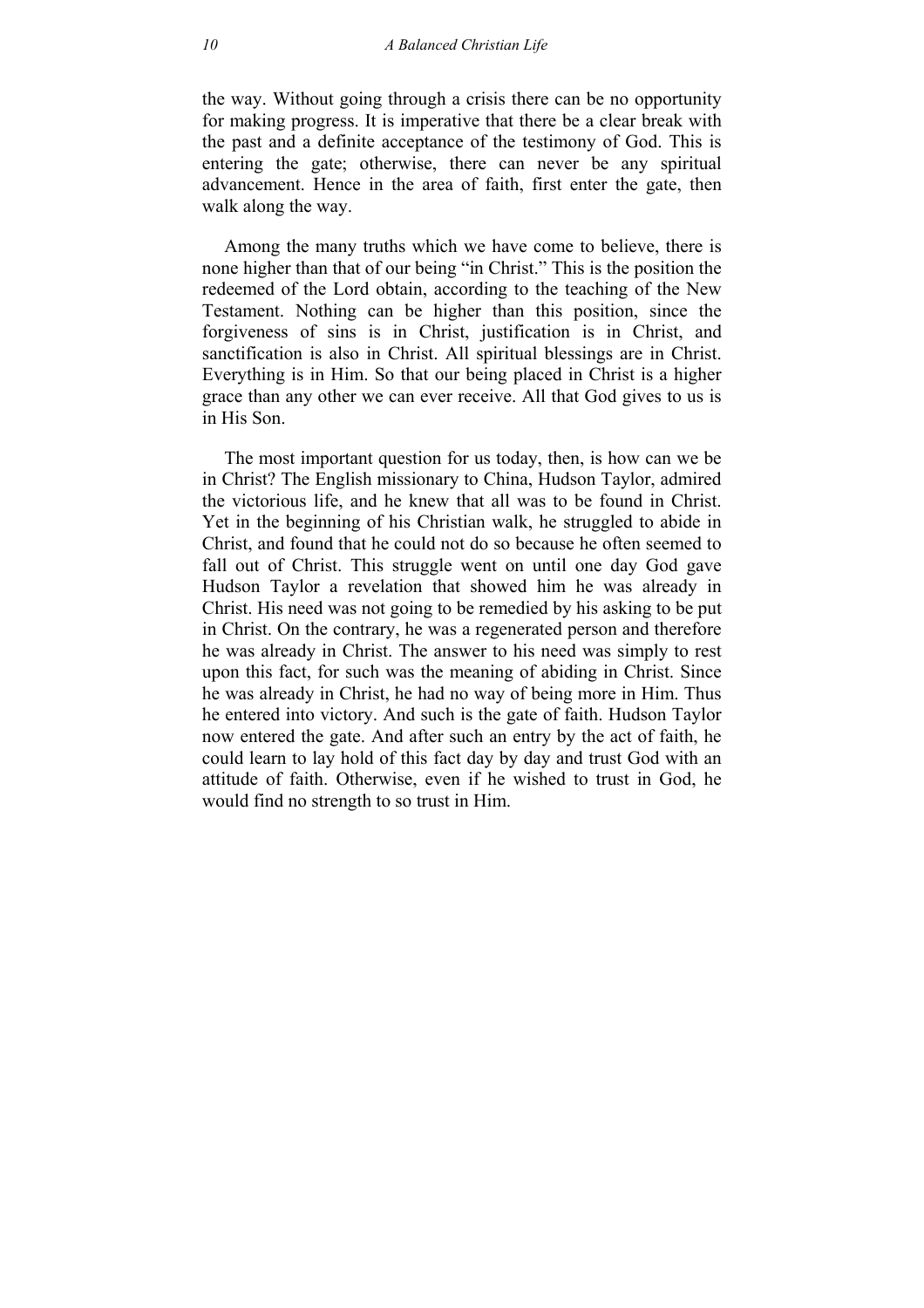the way. Without going through a crisis there can be no opportunity for making progress. It is imperative that there be a clear break with the past and a definite acceptance of the testimony of God. This is entering the gate; otherwise, there can never be any spiritual advancement. Hence in the area of faith, first enter the gate, then walk along the way.

Among the many truths which we have come to believe, there is none higher than that of our being "in Christ." This is the position the redeemed of the Lord obtain, according to the teaching of the New Testament. Nothing can be higher than this position, since the forgiveness of sins is in Christ, justification is in Christ, and sanctification is also in Christ. All spiritual blessings are in Christ. Everything is in Him. So that our being placed in Christ is a higher grace than any other we can ever receive. All that God gives to us is in His Son.

The most important question for us today, then, is how can we be in Christ? The English missionary to China, Hudson Taylor, admired the victorious life, and he knew that all was to be found in Christ. Yet in the beginning of his Christian walk, he struggled to abide in Christ, and found that he could not do so because he often seemed to fall out of Christ. This struggle went on until one day God gave Hudson Taylor a revelation that showed him he was already in Christ. His need was not going to be remedied by his asking to be put in Christ. On the contrary, he was a regenerated person and therefore he was already in Christ. The answer to his need was simply to rest upon this fact, for such was the meaning of abiding in Christ. Since he was already in Christ, he had no way of being more in Him. Thus he entered into victory. And such is the gate of faith. Hudson Taylor now entered the gate. And after such an entry by the act of faith, he could learn to lay hold of this fact day by day and trust God with an attitude of faith. Otherwise, even if he wished to trust in God, he would find no strength to so trust in Him.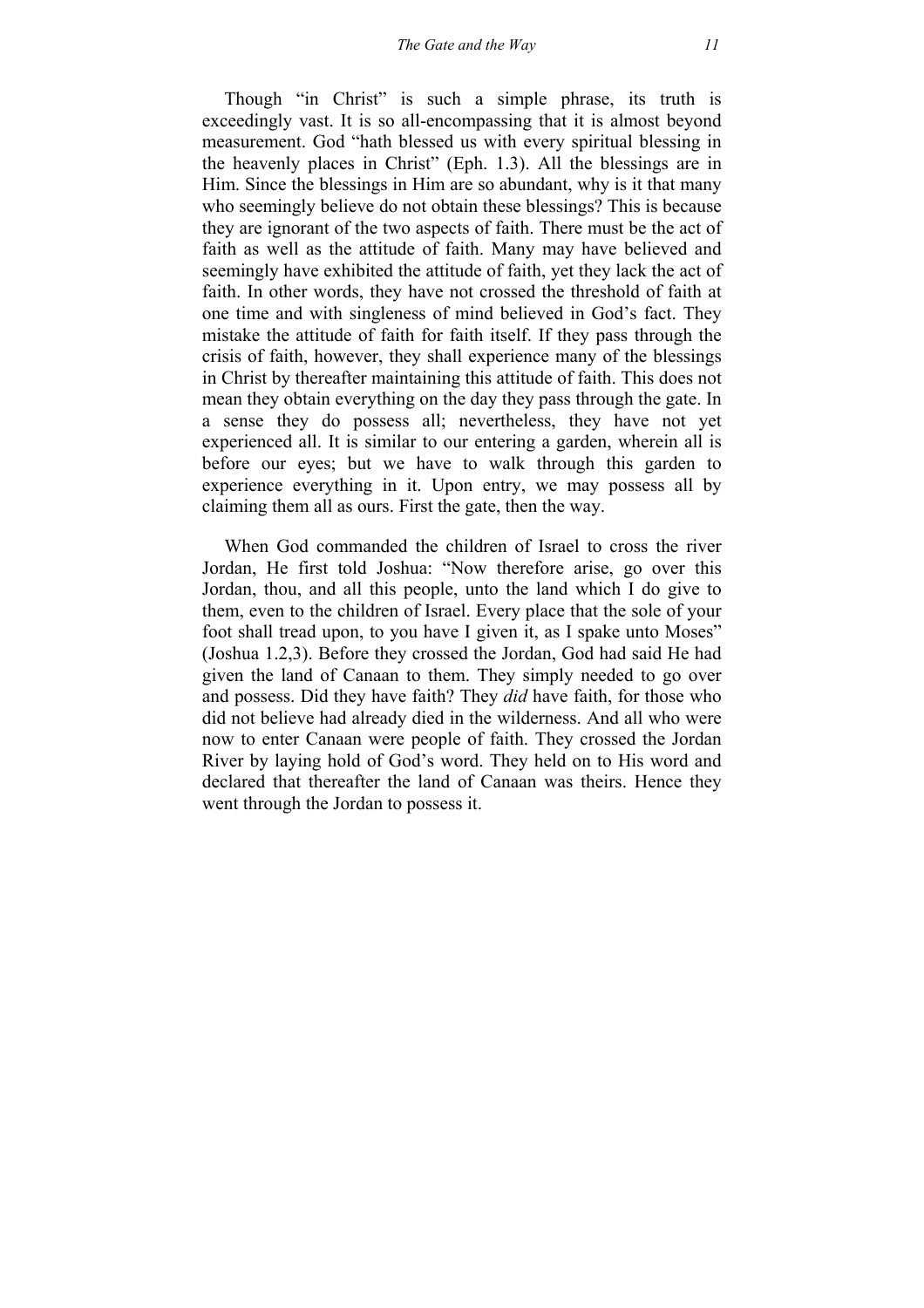Though "in Christ" is such a simple phrase, its truth is exceedingly vast. It is so all-encompassing that it is almost beyond measurement. God "hath blessed us with every spiritual blessing in the heavenly places in Christ" (Eph. 1.3). All the blessings are in Him. Since the blessings in Him are so abundant, why is it that many who seemingly believe do not obtain these blessings? This is because they are ignorant of the two aspects of faith. There must be the act of faith as well as the attitude of faith. Many may have believed and seemingly have exhibited the attitude of faith, yet they lack the act of faith. In other words, they have not crossed the threshold of faith at one time and with singleness of mind believed in God's fact. They mistake the attitude of faith for faith itself. If they pass through the crisis of faith, however, they shall experience many of the blessings in Christ by thereafter maintaining this attitude of faith. This does not mean they obtain everything on the day they pass through the gate. In a sense they do possess all; nevertheless, they have not yet experienced all. It is similar to our entering a garden, wherein all is before our eyes; but we have to walk through this garden to experience everything in it. Upon entry, we may possess all by claiming them all as ours. First the gate, then the way.

When God commanded the children of Israel to cross the river Jordan, He first told Joshua: "Now therefore arise, go over this Jordan, thou, and all this people, unto the land which I do give to them, even to the children of Israel. Every place that the sole of your foot shall tread upon, to you have I given it, as I spake unto Moses" (Joshua 1.2,3). Before they crossed the Jordan, God had said He had given the land of Canaan to them. They simply needed to go over and possess. Did they have faith? They *did* have faith, for those who did not believe had already died in the wilderness. And all who were now to enter Canaan were people of faith. They crossed the Jordan River by laying hold of God's word. They held on to His word and declared that thereafter the land of Canaan was theirs. Hence they went through the Jordan to possess it.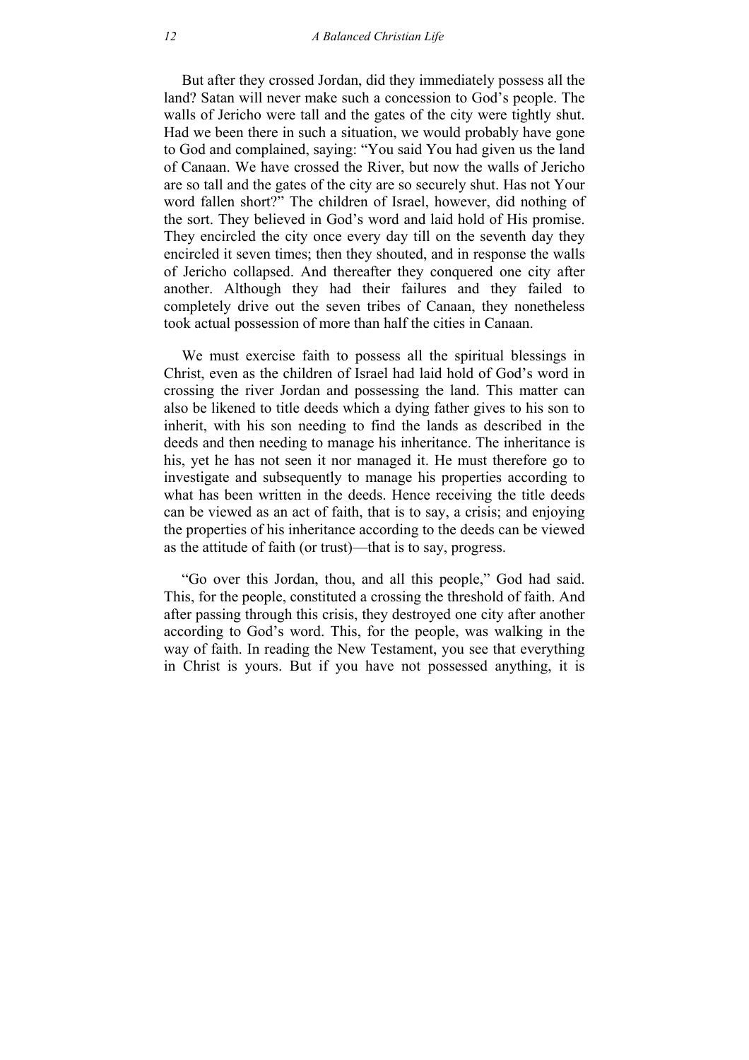But after they crossed Jordan, did they immediately possess all the land? Satan will never make such a concession to God's people. The walls of Jericho were tall and the gates of the city were tightly shut. Had we been there in such a situation, we would probably have gone to God and complained, saying: "You said You had given us the land of Canaan. We have crossed the River, but now the walls of Jericho are so tall and the gates of the city are so securely shut. Has not Your word fallen short?" The children of Israel, however, did nothing of the sort. They believed in God's word and laid hold of His promise. They encircled the city once every day till on the seventh day they encircled it seven times; then they shouted, and in response the walls of Jericho collapsed. And thereafter they conquered one city after another. Although they had their failures and they failed to completely drive out the seven tribes of Canaan, they nonetheless took actual possession of more than half the cities in Canaan.

We must exercise faith to possess all the spiritual blessings in Christ, even as the children of Israel had laid hold of God's word in crossing the river Jordan and possessing the land. This matter can also be likened to title deeds which a dying father gives to his son to inherit, with his son needing to find the lands as described in the deeds and then needing to manage his inheritance. The inheritance is his, yet he has not seen it nor managed it. He must therefore go to investigate and subsequently to manage his properties according to what has been written in the deeds. Hence receiving the title deeds can be viewed as an act of faith, that is to say, a crisis; and enjoying the properties of his inheritance according to the deeds can be viewed as the attitude of faith (or trust)—that is to say, progress.

"Go over this Jordan, thou, and all this people," God had said. This, for the people, constituted a crossing the threshold of faith. And after passing through this crisis, they destroyed one city after another according to God's word. This, for the people, was walking in the way of faith. In reading the New Testament, you see that everything in Christ is yours. But if you have not possessed anything, it is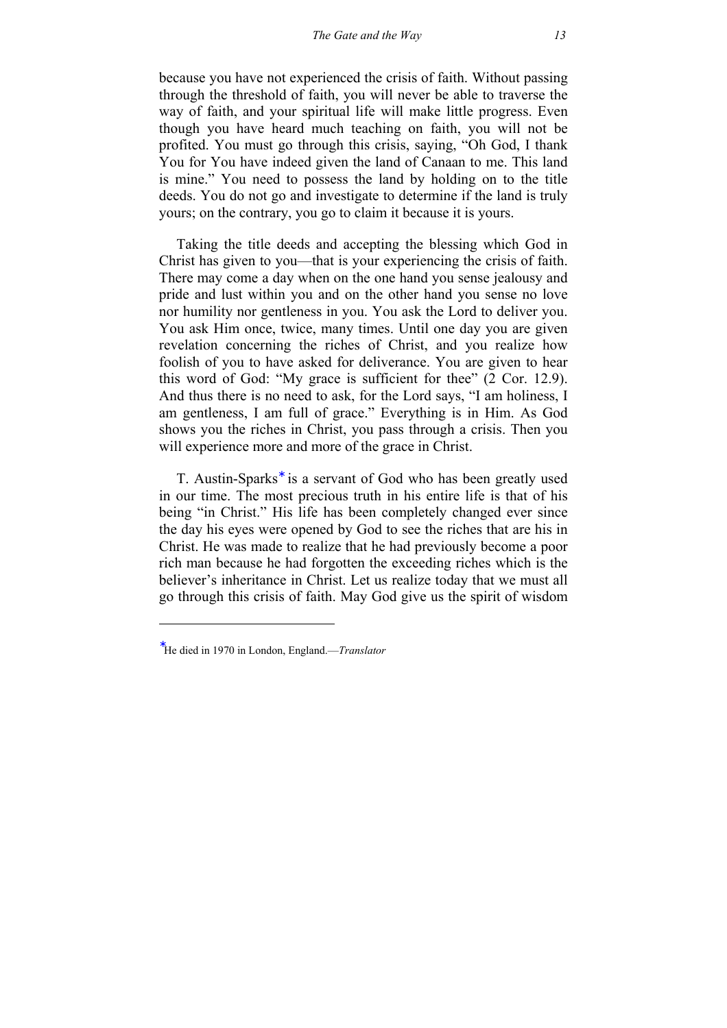because you have not experienced the crisis of faith. Without passing through the threshold of faith, you will never be able to traverse the way of faith, and your spiritual life will make little progress. Even though you have heard much teaching on faith, you will not be profited. You must go through this crisis, saying, "Oh God, I thank You for You have indeed given the land of Canaan to me. This land is mine." You need to possess the land by holding on to the title deeds. You do not go and investigate to determine if the land is truly yours; on the contrary, you go to claim it because it is yours.

Taking the title deeds and accepting the blessing which God in Christ has given to you—that is your experiencing the crisis of faith. There may come a day when on the one hand you sense jealousy and pride and lust within you and on the other hand you sense no love nor humility nor gentleness in you. You ask the Lord to deliver you. You ask Him once, twice, many times. Until one day you are given revelation concerning the riches of Christ, and you realize how foolish of you to have asked for deliverance. You are given to hear this word of God: "My grace is sufficient for thee" (2 Cor. 12.9). And thus there is no need to ask, for the Lord says, "I am holiness, I am gentleness, I am full of grace." Everything is in Him. As God shows you the riches in Christ, you pass through a crisis. Then you will experience more and more of the grace in Christ.

T. Austin-Sparks[*] is a servant of God who has been greatly used in our time. The most precious truth in his entire life is that of his being "in Christ." His life has been completely changed ever since the day his eyes were opened by God to see the riches that are his in Christ. He was made to realize that he had previously become a poor rich man because he had forgotten the exceeding riches which is the believer's inheritance in Christ. Let us realize today that we must all go through this crisis of faith. May God give us the spirit of wisdom

---

[*] He died in 1970 in London, England.—*Translator*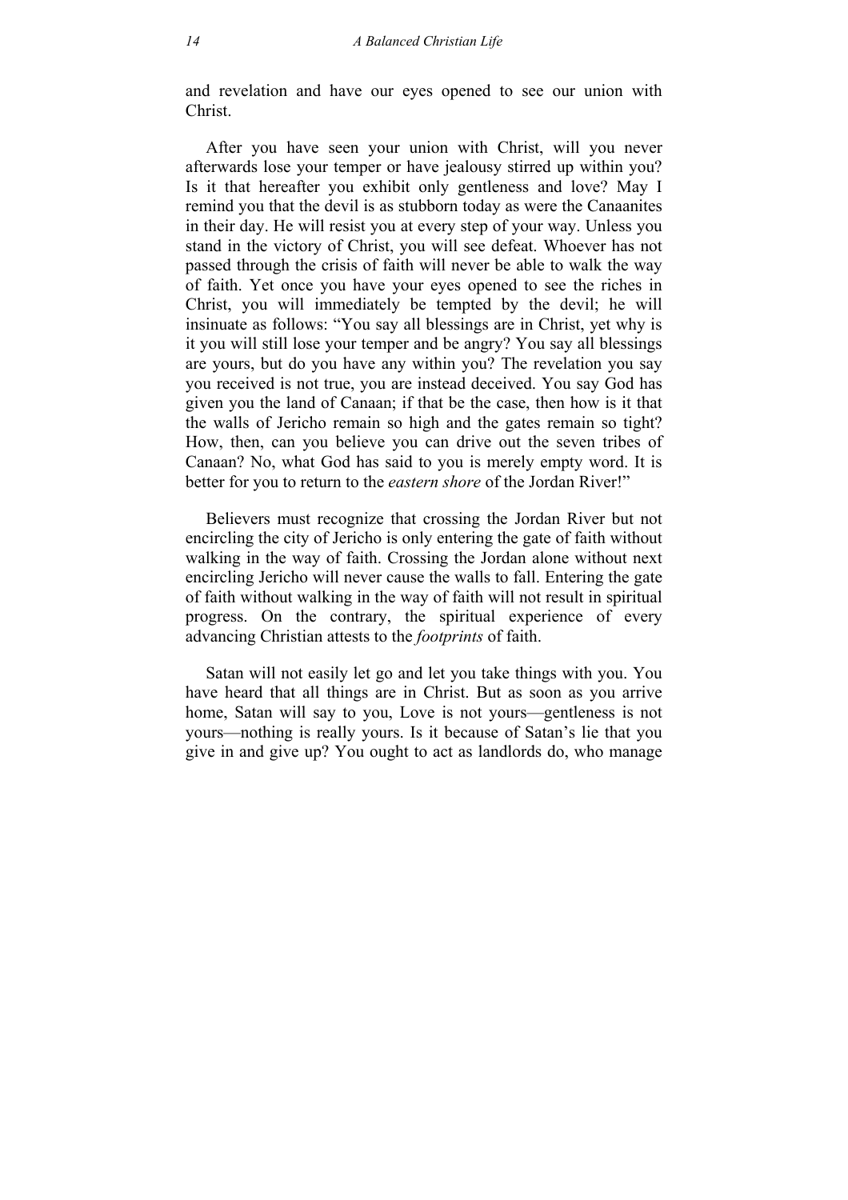and revelation and have our eyes opened to see our union with Christ.

After you have seen your union with Christ, will you never afterwards lose your temper or have jealousy stirred up within you? Is it that hereafter you exhibit only gentleness and love? May I remind you that the devil is as stubborn today as were the Canaanites in their day. He will resist you at every step of your way. Unless you stand in the victory of Christ, you will see defeat. Whoever has not passed through the crisis of faith will never be able to walk the way of faith. Yet once you have your eyes opened to see the riches in Christ, you will immediately be tempted by the devil; he will insinuate as follows: "You say all blessings are in Christ, yet why is it you will still lose your temper and be angry? You say all blessings are yours, but do you have any within you? The revelation you say you received is not true, you are instead deceived. You say God has given you the land of Canaan; if that be the case, then how is it that the walls of Jericho remain so high and the gates remain so tight? How, then, can you believe you can drive out the seven tribes of Canaan? No, what God has said to you is merely empty word. It is better for you to return to the *eastern shore* of the Jordan River!"

Believers must recognize that crossing the Jordan River but not encircling the city of Jericho is only entering the gate of faith without walking in the way of faith. Crossing the Jordan alone without next encircling Jericho will never cause the walls to fall. Entering the gate of faith without walking in the way of faith will not result in spiritual progress. On the contrary, the spiritual experience of every advancing Christian attests to the *footprints* of faith.

Satan will not easily let go and let you take things with you. You have heard that all things are in Christ. But as soon as you arrive home, Satan will say to you, Love is not yours—gentleness is not yours—nothing is really yours. Is it because of Satan's lie that you give in and give up? You ought to act as landlords do, who manage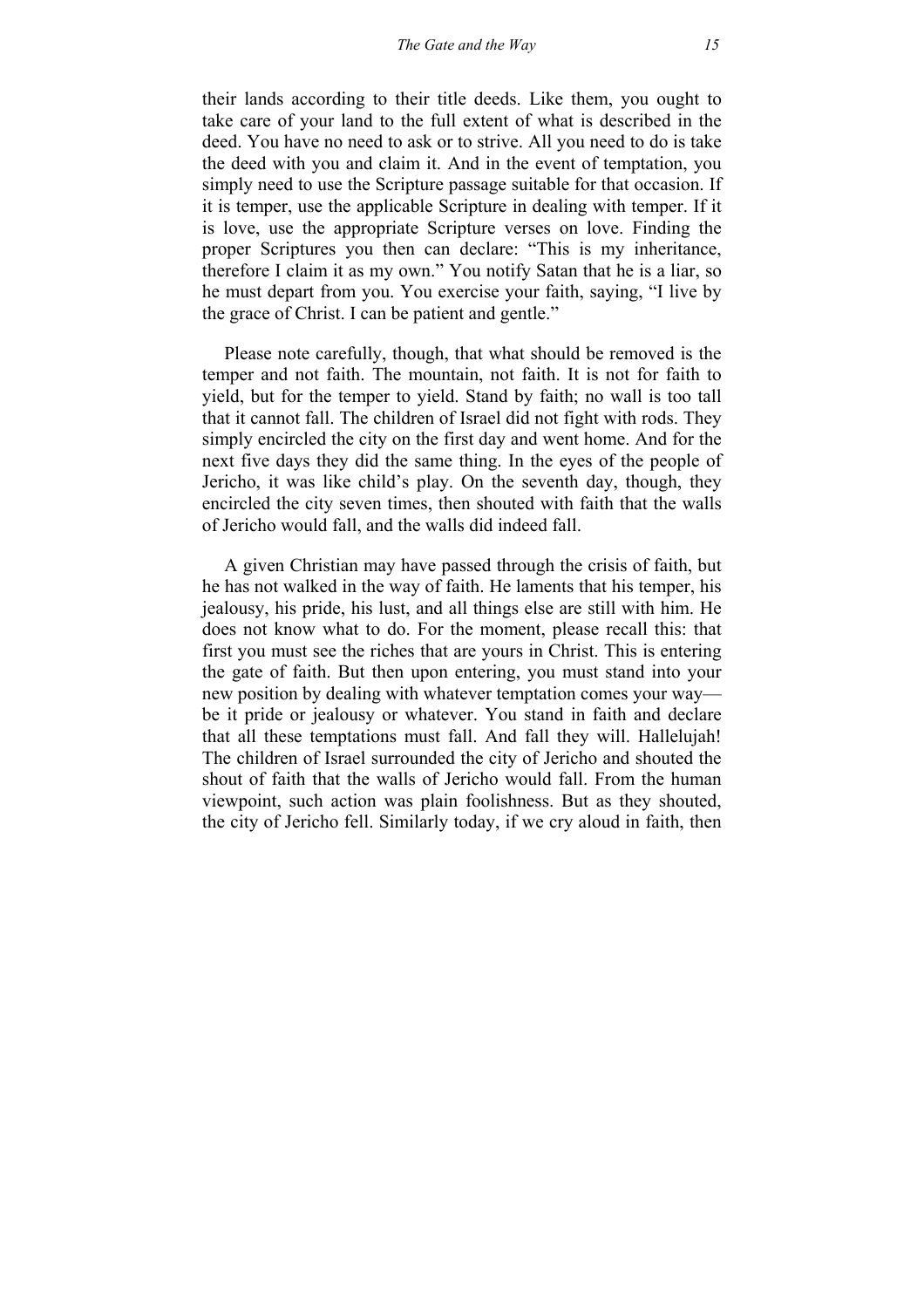their lands according to their title deeds. Like them, you ought to take care of your land to the full extent of what is described in the deed. You have no need to ask or to strive. All you need to do is take the deed with you and claim it. And in the event of temptation, you simply need to use the Scripture passage suitable for that occasion. If it is temper, use the applicable Scripture in dealing with temper. If it is love, use the appropriate Scripture verses on love. Finding the proper Scriptures you then can declare: "This is my inheritance, therefore I claim it as my own." You notify Satan that he is a liar, so he must depart from you. You exercise your faith, saying, "I live by the grace of Christ. I can be patient and gentle."

Please note carefully, though, that what should be removed is the temper and not faith. The mountain, not faith. It is not for faith to yield, but for the temper to yield. Stand by faith; no wall is too tall that it cannot fall. The children of Israel did not fight with rods. They simply encircled the city on the first day and went home. And for the next five days they did the same thing. In the eyes of the people of Jericho, it was like child's play. On the seventh day, though, they encircled the city seven times, then shouted with faith that the walls of Jericho would fall, and the walls did indeed fall.

A given Christian may have passed through the crisis of faith, but he has not walked in the way of faith. He laments that his temper, his jealousy, his pride, his lust, and all things else are still with him. He does not know what to do. For the moment, please recall this: that first you must see the riches that are yours in Christ. This is entering the gate of faith. But then upon entering, you must stand into your new position by dealing with whatever temptation comes your way—be it pride or jealousy or whatever. You stand in faith and declare that all these temptations must fall. And fall they will. Hallelujah! The children of Israel surrounded the city of Jericho and shouted the shout of faith that the walls of Jericho would fall. From the human viewpoint, such action was plain foolishness. But as they shouted, the city of Jericho fell. Similarly today, if we cry aloud in faith, then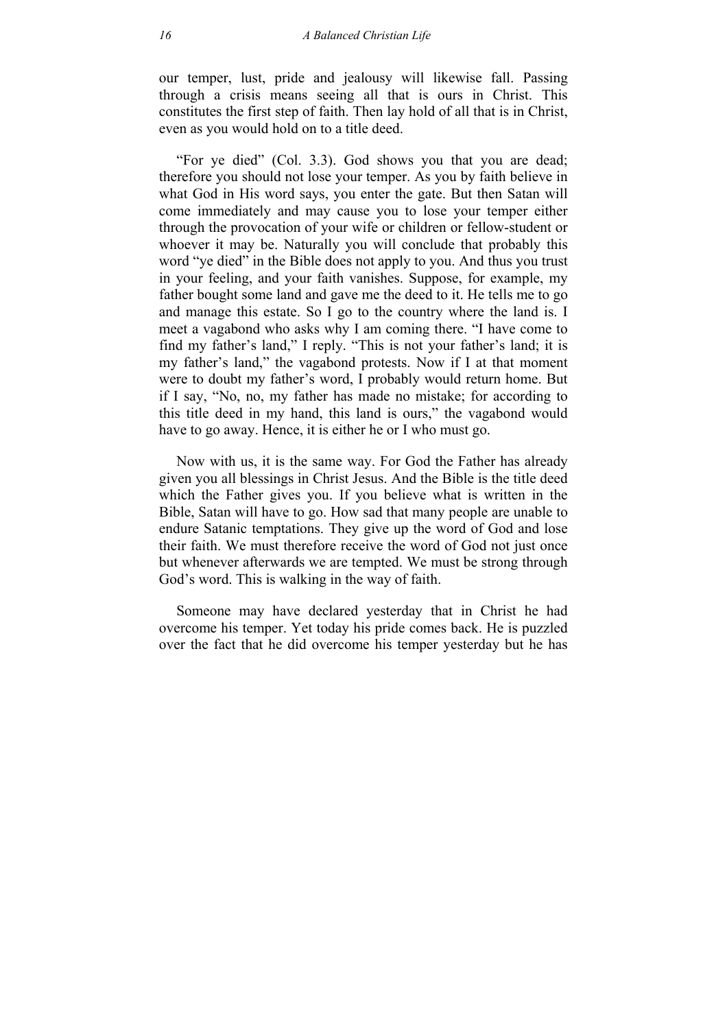our temper, lust, pride and jealousy will likewise fall. Passing through a crisis means seeing all that is ours in Christ. This constitutes the first step of faith. Then lay hold of all that is in Christ, even as you would hold on to a title deed.

"For ye died" (Col. 3.3). God shows you that you are dead; therefore you should not lose your temper. As you by faith believe in what God in His word says, you enter the gate. But then Satan will come immediately and may cause you to lose your temper either through the provocation of your wife or children or fellow-student or whoever it may be. Naturally you will conclude that probably this word "ye died" in the Bible does not apply to you. And thus you trust in your feeling, and your faith vanishes. Suppose, for example, my father bought some land and gave me the deed to it. He tells me to go and manage this estate. So I go to the country where the land is. I meet a vagabond who asks why I am coming there. "I have come to find my father's land," I reply. "This is not your father's land; it is my father's land," the vagabond protests. Now if I at that moment were to doubt my father's word, I probably would return home. But if I say, "No, no, my father has made no mistake; for according to this title deed in my hand, this land is ours," the vagabond would have to go away. Hence, it is either he or I who must go.

Now with us, it is the same way. For God the Father has already given you all blessings in Christ Jesus. And the Bible is the title deed which the Father gives you. If you believe what is written in the Bible, Satan will have to go. How sad that many people are unable to endure Satanic temptations. They give up the word of God and lose their faith. We must therefore receive the word of God not just once but whenever afterwards we are tempted. We must be strong through God's word. This is walking in the way of faith.

Someone may have declared yesterday that in Christ he had overcome his temper. Yet today his pride comes back. He is puzzled over the fact that he did overcome his temper yesterday but he has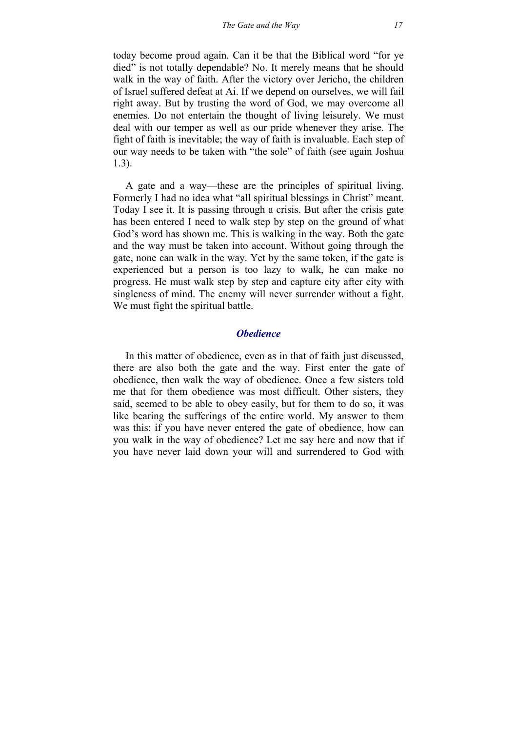today become proud again. Can it be that the Biblical word "for ye died" is not totally dependable? No. It merely means that he should walk in the way of faith. After the victory over Jericho, the children of Israel suffered defeat at Ai. If we depend on ourselves, we will fail right away. But by trusting the word of God, we may overcome all enemies. Do not entertain the thought of living leisurely. We must deal with our temper as well as our pride whenever they arise. The fight of faith is inevitable; the way of faith is invaluable. Each step of our way needs to be taken with "the sole" of faith (see again Joshua 1.3).

A gate and a way—these are the principles of spiritual living. Formerly I had no idea what "all spiritual blessings in Christ" meant. Today I see it. It is passing through a crisis. But after the crisis gate has been entered I need to walk step by step on the ground of what God's word has shown me. This is walking in the way. Both the gate and the way must be taken into account. Without going through the gate, none can walk in the way. Yet by the same token, if the gate is experienced but a person is too lazy to walk, he can make no progress. He must walk step by step and capture city after city with singleness of mind. The enemy will never surrender without a fight. We must fight the spiritual battle.

### *Obedience*

In this matter of obedience, even as in that of faith just discussed, there are also both the gate and the way. First enter the gate of obedience, then walk the way of obedience. Once a few sisters told me that for them obedience was most difficult. Other sisters, they said, seemed to be able to obey easily, but for them to do so, it was like bearing the sufferings of the entire world. My answer to them was this: if you have never entered the gate of obedience, how can you walk in the way of obedience? Let me say here and now that if you have never laid down your will and surrendered to God with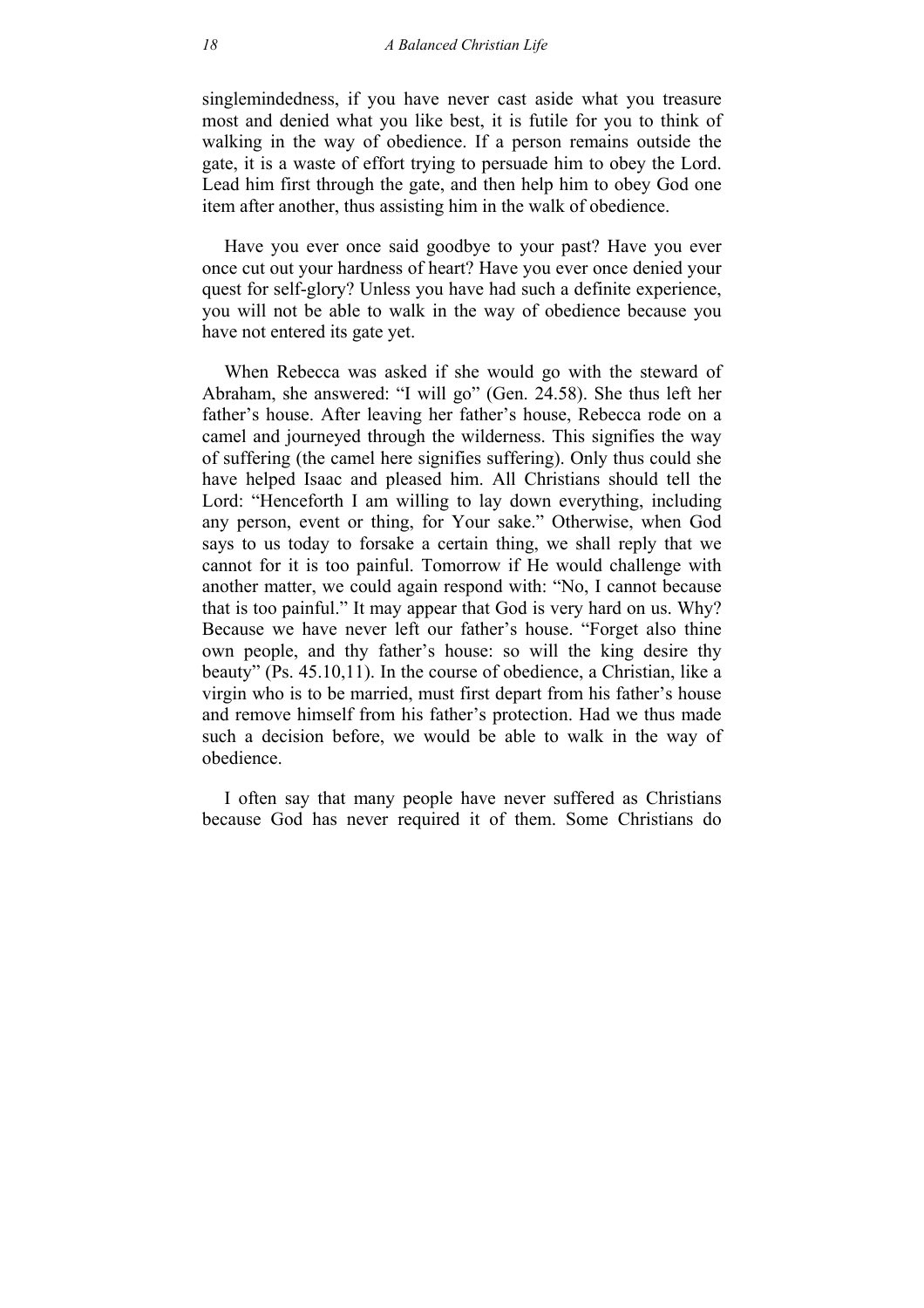singlemindedness, if you have never cast aside what you treasure most and denied what you like best, it is futile for you to think of walking in the way of obedience. If a person remains outside the gate, it is a waste of effort trying to persuade him to obey the Lord. Lead him first through the gate, and then help him to obey God one item after another, thus assisting him in the walk of obedience.

Have you ever once said goodbye to your past? Have you ever once cut out your hardness of heart? Have you ever once denied your quest for self-glory? Unless you have had such a definite experience, you will not be able to walk in the way of obedience because you have not entered its gate yet.

When Rebecca was asked if she would go with the steward of Abraham, she answered: "I will go" (Gen. 24.58). She thus left her father's house. After leaving her father's house, Rebecca rode on a camel and journeyed through the wilderness. This signifies the way of suffering (the camel here signifies suffering). Only thus could she have helped Isaac and pleased him. All Christians should tell the Lord: "Henceforth I am willing to lay down everything, including any person, event or thing, for Your sake." Otherwise, when God says to us today to forsake a certain thing, we shall reply that we cannot for it is too painful. Tomorrow if He would challenge with another matter, we could again respond with: "No, I cannot because that is too painful." It may appear that God is very hard on us. Why? Because we have never left our father's house. "Forget also thine own people, and thy father's house: so will the king desire thy beauty" (Ps. 45.10,11). In the course of obedience, a Christian, like a virgin who is to be married, must first depart from his father's house and remove himself from his father's protection. Had we thus made such a decision before, we would be able to walk in the way of obedience.

I often say that many people have never suffered as Christians because God has never required it of them. Some Christians do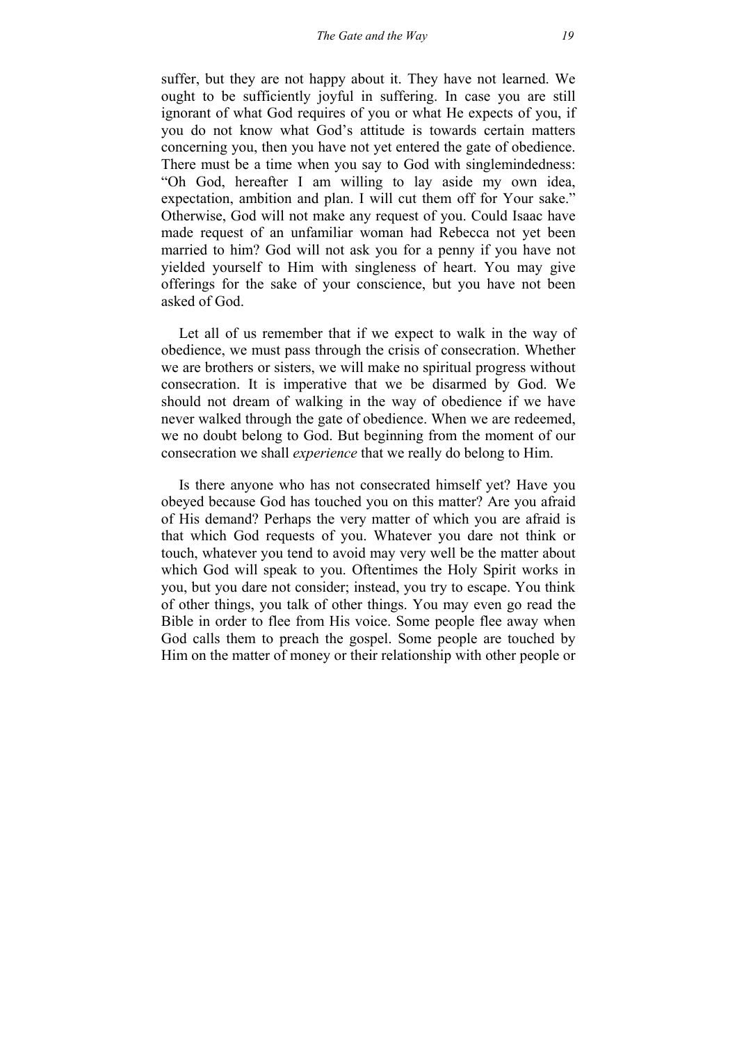suffer, but they are not happy about it. They have not learned. We ought to be sufficiently joyful in suffering. In case you are still ignorant of what God requires of you or what He expects of you, if you do not know what God's attitude is towards certain matters concerning you, then you have not yet entered the gate of obedience. There must be a time when you say to God with singlemindedness: "Oh God, hereafter I am willing to lay aside my own idea, expectation, ambition and plan. I will cut them off for Your sake." Otherwise, God will not make any request of you. Could Isaac have made request of an unfamiliar woman had Rebecca not yet been married to him? God will not ask you for a penny if you have not yielded yourself to Him with singleness of heart. You may give offerings for the sake of your conscience, but you have not been asked of God.

Let all of us remember that if we expect to walk in the way of obedience, we must pass through the crisis of consecration. Whether we are brothers or sisters, we will make no spiritual progress without consecration. It is imperative that we be disarmed by God. We should not dream of walking in the way of obedience if we have never walked through the gate of obedience. When we are redeemed, we no doubt belong to God. But beginning from the moment of our consecration we shall *experience* that we really do belong to Him.

Is there anyone who has not consecrated himself yet? Have you obeyed because God has touched you on this matter? Are you afraid of His demand? Perhaps the very matter of which you are afraid is that which God requests of you. Whatever you dare not think or touch, whatever you tend to avoid may very well be the matter about which God will speak to you. Oftentimes the Holy Spirit works in you, but you dare not consider; instead, you try to escape. You think of other things, you talk of other things. You may even go read the Bible in order to flee from His voice. Some people flee away when God calls them to preach the gospel. Some people are touched by Him on the matter of money or their relationship with other people or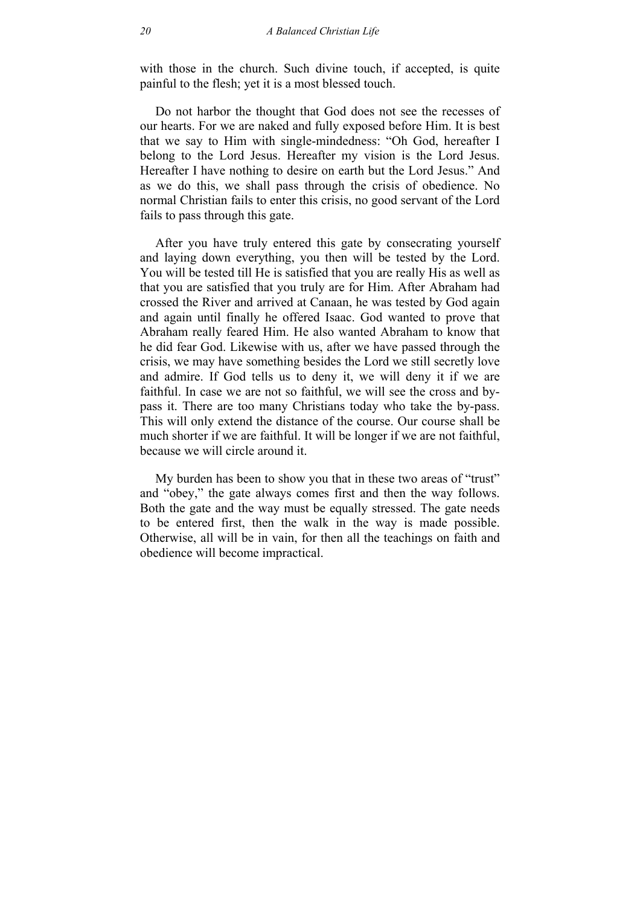with those in the church. Such divine touch, if accepted, is quite painful to the flesh; yet it is a most blessed touch.

Do not harbor the thought that God does not see the recesses of our hearts. For we are naked and fully exposed before Him. It is best that we say to Him with single-mindedness: "Oh God, hereafter I belong to the Lord Jesus. Hereafter my vision is the Lord Jesus. Hereafter I have nothing to desire on earth but the Lord Jesus." And as we do this, we shall pass through the crisis of obedience. No normal Christian fails to enter this crisis, no good servant of the Lord fails to pass through this gate.

After you have truly entered this gate by consecrating yourself and laying down everything, you then will be tested by the Lord. You will be tested till He is satisfied that you are really His as well as that you are satisfied that you truly are for Him. After Abraham had crossed the River and arrived at Canaan, he was tested by God again and again until finally he offered Isaac. God wanted to prove that Abraham really feared Him. He also wanted Abraham to know that he did fear God. Likewise with us, after we have passed through the crisis, we may have something besides the Lord we still secretly love and admire. If God tells us to deny it, we will deny it if we are faithful. In case we are not so faithful, we will see the cross and by-pass it. There are too many Christians today who take the by-pass. This will only extend the distance of the course. Our course shall be much shorter if we are faithful. It will be longer if we are not faithful, because we will circle around it.

My burden has been to show you that in these two areas of "trust" and "obey," the gate always comes first and then the way follows. Both the gate and the way must be equally stressed. The gate needs to be entered first, then the walk in the way is made possible. Otherwise, all will be in vain, for then all the teachings on faith and obedience will become impractical.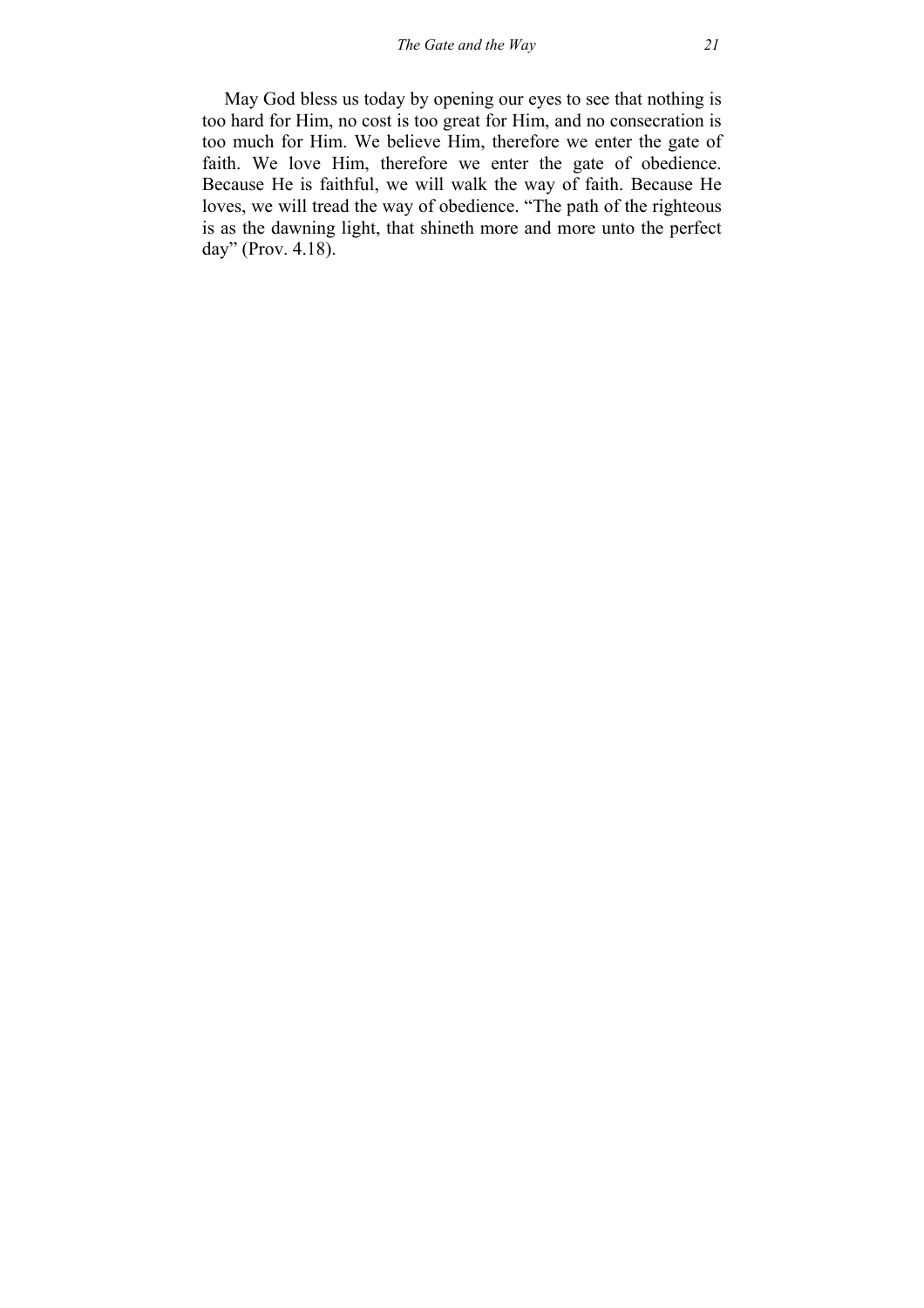May God bless us today by opening our eyes to see that nothing is too hard for Him, no cost is too great for Him, and no consecration is too much for Him. We believe Him, therefore we enter the gate of faith. We love Him, therefore we enter the gate of obedience. Because He is faithful, we will walk the way of faith. Because He loves, we will tread the way of obedience. "The path of the righteous is as the dawning light, that shineth more and more unto the perfect day" (Prov. 4.18).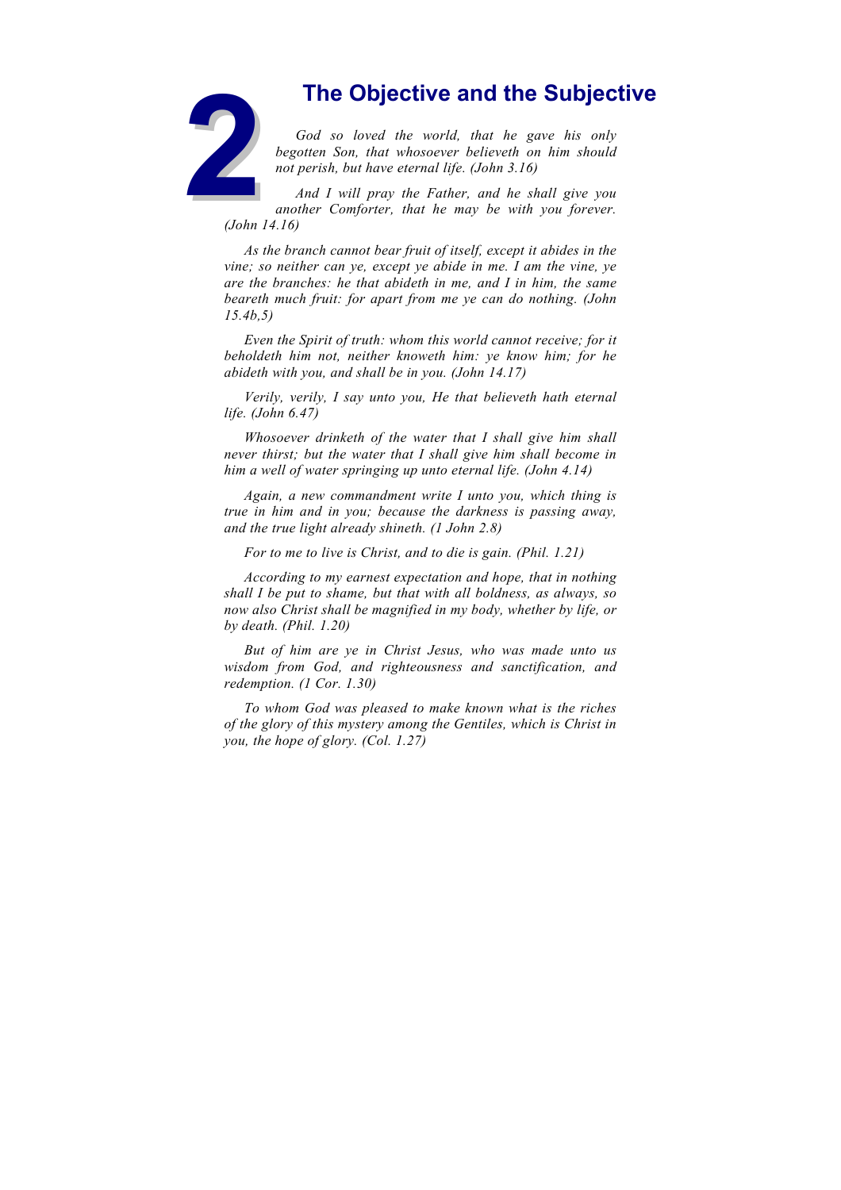# 2 The Objective and the Subjective

*God so loved the world, that he gave his only begotten Son, that whosoever believeth on him should not perish, but have eternal life. (John 3.16)*

*And I will pray the Father, and he shall give you another Comforter, that he may be with you forever. (John 14.16)*

*As the branch cannot bear fruit of itself, except it abides in the vine; so neither can ye, except ye abide in me. I am the vine, ye are the branches: he that abideth in me, and I in him, the same beareth much fruit: for apart from me ye can do nothing. (John 15.4b,5)*

*Even the Spirit of truth: whom this world cannot receive; for it beholdeth him not, neither knoweth him: ye know him; for he abideth with you, and shall be in you. (John 14.17)*

*Verily, verily, I say unto you, He that believeth hath eternal life. (John 6.47)*

*Whosoever drinketh of the water that I shall give him shall never thirst; but the water that I shall give him shall become in him a well of water springing up unto eternal life. (John 4.14)*

*Again, a new commandment write I unto you, which thing is true in him and in you; because the darkness is passing away, and the true light already shineth. (1 John 2.8)*

*For to me to live is Christ, and to die is gain. (Phil. 1.21)*

*According to my earnest expectation and hope, that in nothing shall I be put to shame, but that with all boldness, as always, so now also Christ shall be magnified in my body, whether by life, or by death. (Phil. 1.20)*

*But of him are ye in Christ Jesus, who was made unto us wisdom from God, and righteousness and sanctification, and redemption. (1 Cor. 1.30)*

*To whom God was pleased to make known what is the riches of the glory of this mystery among the Gentiles, which is Christ in you, the hope of glory. (Col. 1.27)*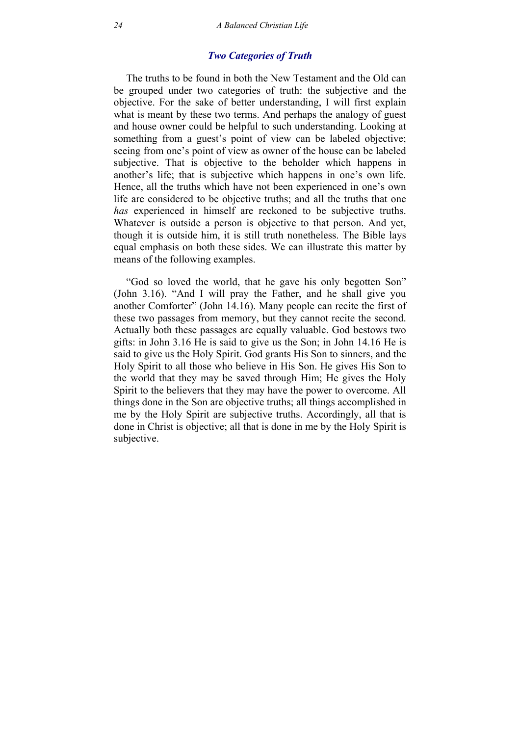## *Two Categories of Truth*

The truths to be found in both the New Testament and the Old can be grouped under two categories of truth: the subjective and the objective. For the sake of better understanding, I will first explain what is meant by these two terms. And perhaps the analogy of guest and house owner could be helpful to such understanding. Looking at something from a guest's point of view can be labeled objective; seeing from one's point of view as owner of the house can be labeled subjective. That is objective to the beholder which happens in another's life; that is subjective which happens in one's own life. Hence, all the truths which have not been experienced in one's own life are considered to be objective truths; and all the truths that one *has* experienced in himself are reckoned to be subjective truths. Whatever is outside a person is objective to that person. And yet, though it is outside him, it is still truth nonetheless. The Bible lays equal emphasis on both these sides. We can illustrate this matter by means of the following examples.

"God so loved the world, that he gave his only begotten Son" (John 3.16). "And I will pray the Father, and he shall give you another Comforter" (John 14.16). Many people can recite the first of these two passages from memory, but they cannot recite the second. Actually both these passages are equally valuable. God bestows two gifts: in John 3.16 He is said to give us the Son; in John 14.16 He is said to give us the Holy Spirit. God grants His Son to sinners, and the Holy Spirit to all those who believe in His Son. He gives His Son to the world that they may be saved through Him; He gives the Holy Spirit to the believers that they may have the power to overcome. All things done in the Son are objective truths; all things accomplished in me by the Holy Spirit are subjective truths. Accordingly, all that is done in Christ is objective; all that is done in me by the Holy Spirit is subjective.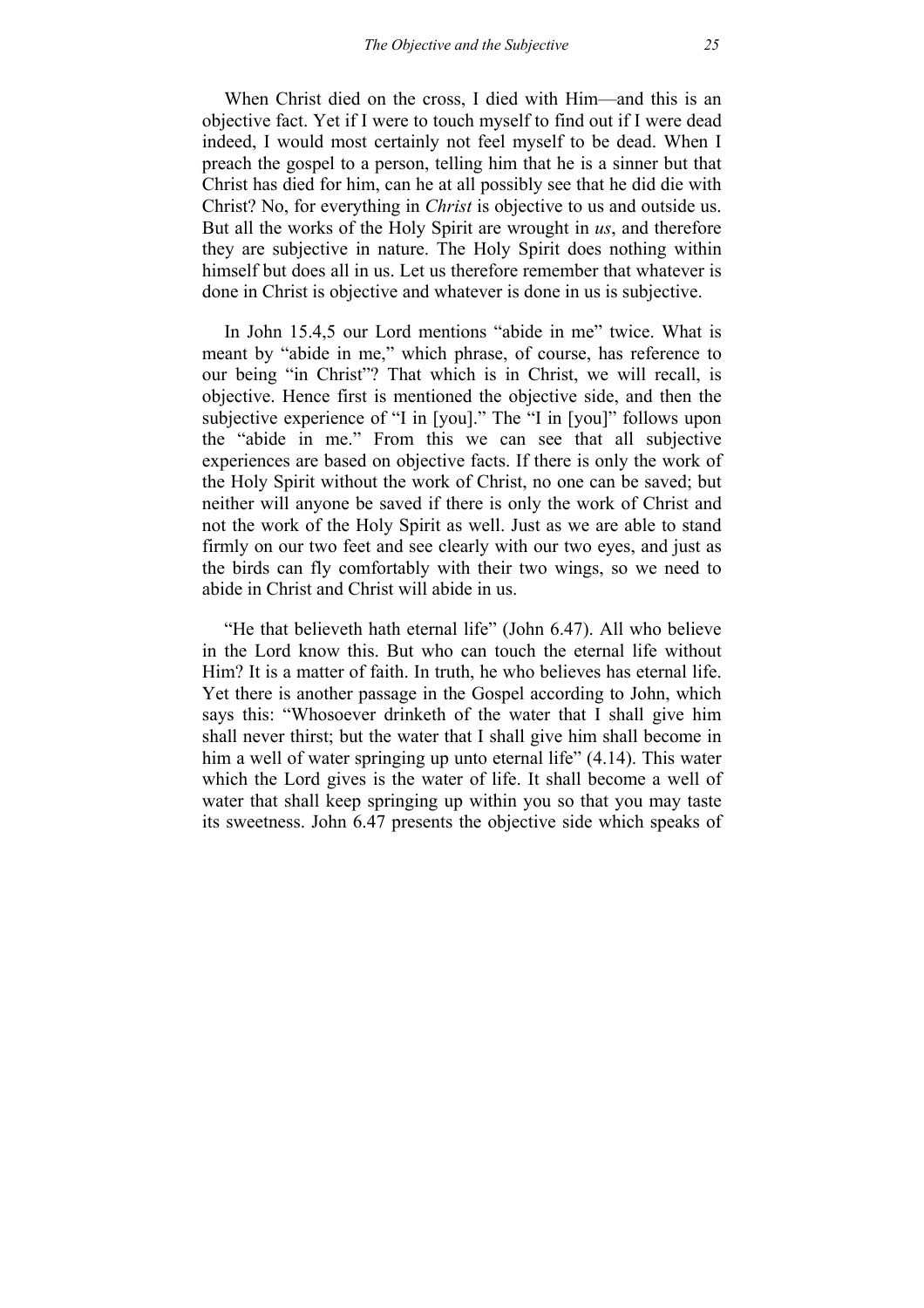When Christ died on the cross, I died with Him—and this is an objective fact. Yet if I were to touch myself to find out if I were dead indeed, I would most certainly not feel myself to be dead. When I preach the gospel to a person, telling him that he is a sinner but that Christ has died for him, can he at all possibly see that he did die with Christ? No, for everything in *Christ* is objective to us and outside us. But all the works of the Holy Spirit are wrought in *us*, and therefore they are subjective in nature. The Holy Spirit does nothing within himself but does all in us. Let us therefore remember that whatever is done in Christ is objective and whatever is done in us is subjective.

In John 15.4,5 our Lord mentions "abide in me" twice. What is meant by "abide in me," which phrase, of course, has reference to our being "in Christ"? That which is in Christ, we will recall, is objective. Hence first is mentioned the objective side, and then the subjective experience of "I in [you]." The "I in [you]" follows upon the "abide in me." From this we can see that all subjective experiences are based on objective facts. If there is only the work of the Holy Spirit without the work of Christ, no one can be saved; but neither will anyone be saved if there is only the work of Christ and not the work of the Holy Spirit as well. Just as we are able to stand firmly on our two feet and see clearly with our two eyes, and just as the birds can fly comfortably with their two wings, so we need to abide in Christ and Christ will abide in us.

"He that believeth hath eternal life" (John 6.47). All who believe in the Lord know this. But who can touch the eternal life without Him? It is a matter of faith. In truth, he who believes has eternal life. Yet there is another passage in the Gospel according to John, which says this: "Whosoever drinketh of the water that I shall give him shall never thirst; but the water that I shall give him shall become in him a well of water springing up unto eternal life" (4.14). This water which the Lord gives is the water of life. It shall become a well of water that shall keep springing up within you so that you may taste its sweetness. John 6.47 presents the objective side which speaks of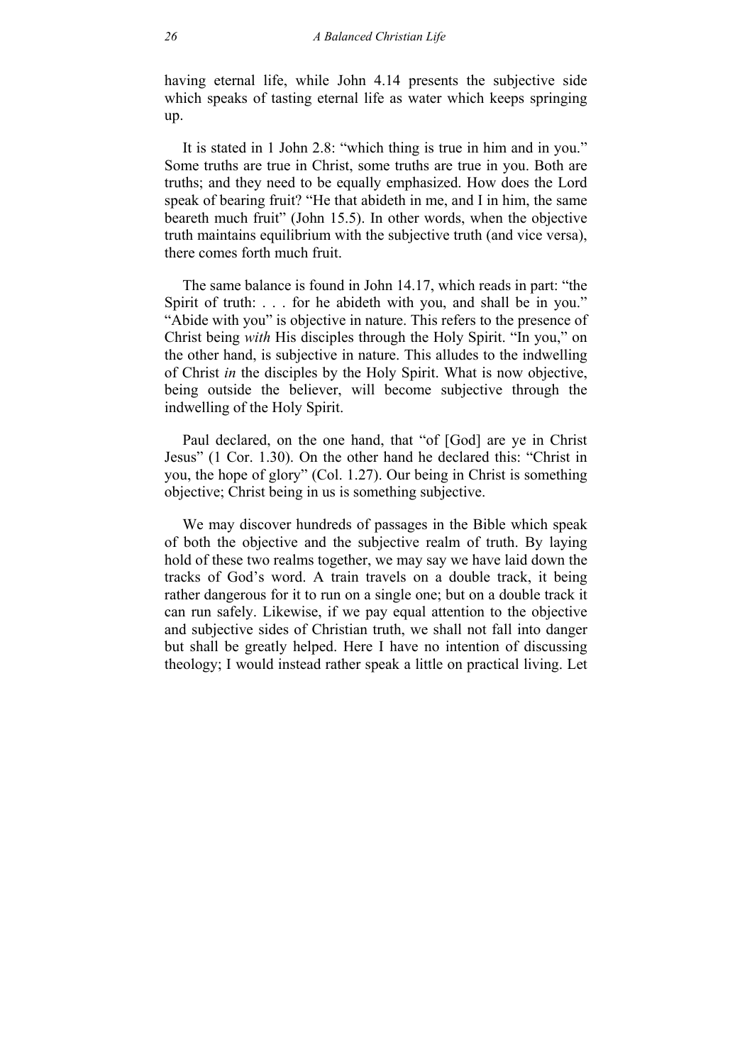having eternal life, while John 4.14 presents the subjective side which speaks of tasting eternal life as water which keeps springing up.

It is stated in 1 John 2.8: "which thing is true in him and in you." Some truths are true in Christ, some truths are true in you. Both are truths; and they need to be equally emphasized. How does the Lord speak of bearing fruit? "He that abideth in me, and I in him, the same beareth much fruit" (John 15.5). In other words, when the objective truth maintains equilibrium with the subjective truth (and vice versa), there comes forth much fruit.

The same balance is found in John 14.17, which reads in part: "the Spirit of truth: . . . for he abideth with you, and shall be in you." "Abide with you" is objective in nature. This refers to the presence of Christ being *with* His disciples through the Holy Spirit. "In you," on the other hand, is subjective in nature. This alludes to the indwelling of Christ *in* the disciples by the Holy Spirit. What is now objective, being outside the believer, will become subjective through the indwelling of the Holy Spirit.

Paul declared, on the one hand, that "of [God] are ye in Christ Jesus" (1 Cor. 1.30). On the other hand he declared this: "Christ in you, the hope of glory" (Col. 1.27). Our being in Christ is something objective; Christ being in us is something subjective.

We may discover hundreds of passages in the Bible which speak of both the objective and the subjective realm of truth. By laying hold of these two realms together, we may say we have laid down the tracks of God's word. A train travels on a double track, it being rather dangerous for it to run on a single one; but on a double track it can run safely. Likewise, if we pay equal attention to the objective and subjective sides of Christian truth, we shall not fall into danger but shall be greatly helped. Here I have no intention of discussing theology; I would instead rather speak a little on practical living. Let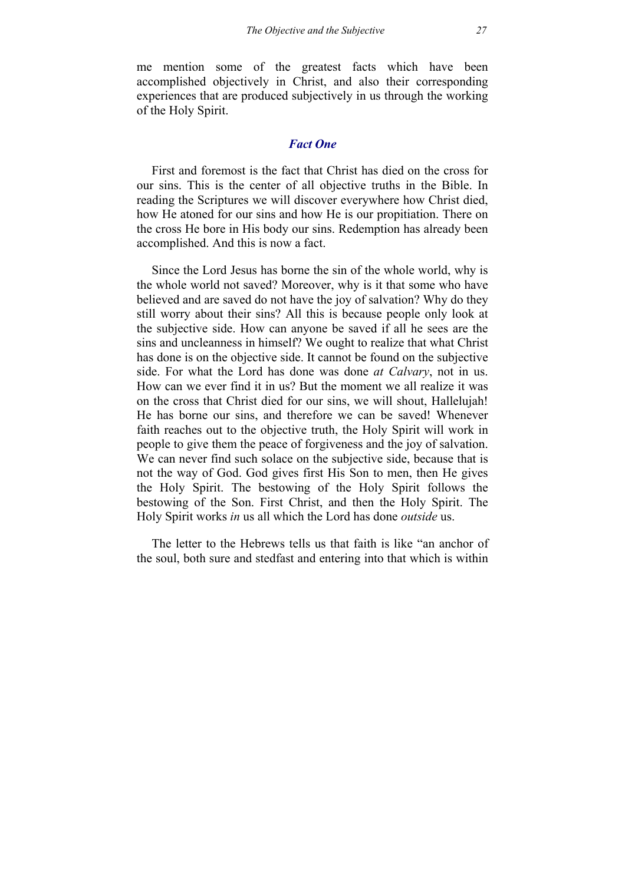me mention some of the greatest facts which have been accomplished objectively in Christ, and also their corresponding experiences that are produced subjectively in us through the working of the Holy Spirit.

### *Fact One*

First and foremost is the fact that Christ has died on the cross for our sins. This is the center of all objective truths in the Bible. In reading the Scriptures we will discover everywhere how Christ died, how He atoned for our sins and how He is our propitiation. There on the cross He bore in His body our sins. Redemption has already been accomplished. And this is now a fact.

Since the Lord Jesus has borne the sin of the whole world, why is the whole world not saved? Moreover, why is it that some who have believed and are saved do not have the joy of salvation? Why do they still worry about their sins? All this is because people only look at the subjective side. How can anyone be saved if all he sees are the sins and uncleanness in himself? We ought to realize that what Christ has done is on the objective side. It cannot be found on the subjective side. For what the Lord has done was done *at Calvary*, not in us. How can we ever find it in us? But the moment we all realize it was on the cross that Christ died for our sins, we will shout, Hallelujah! He has borne our sins, and therefore we can be saved! Whenever faith reaches out to the objective truth, the Holy Spirit will work in people to give them the peace of forgiveness and the joy of salvation. We can never find such solace on the subjective side, because that is not the way of God. God gives first His Son to men, then He gives the Holy Spirit. The bestowing of the Holy Spirit follows the bestowing of the Son. First Christ, and then the Holy Spirit. The Holy Spirit works *in* us all which the Lord has done *outside* us.

The letter to the Hebrews tells us that faith is like "an anchor of the soul, both sure and stedfast and entering into that which is within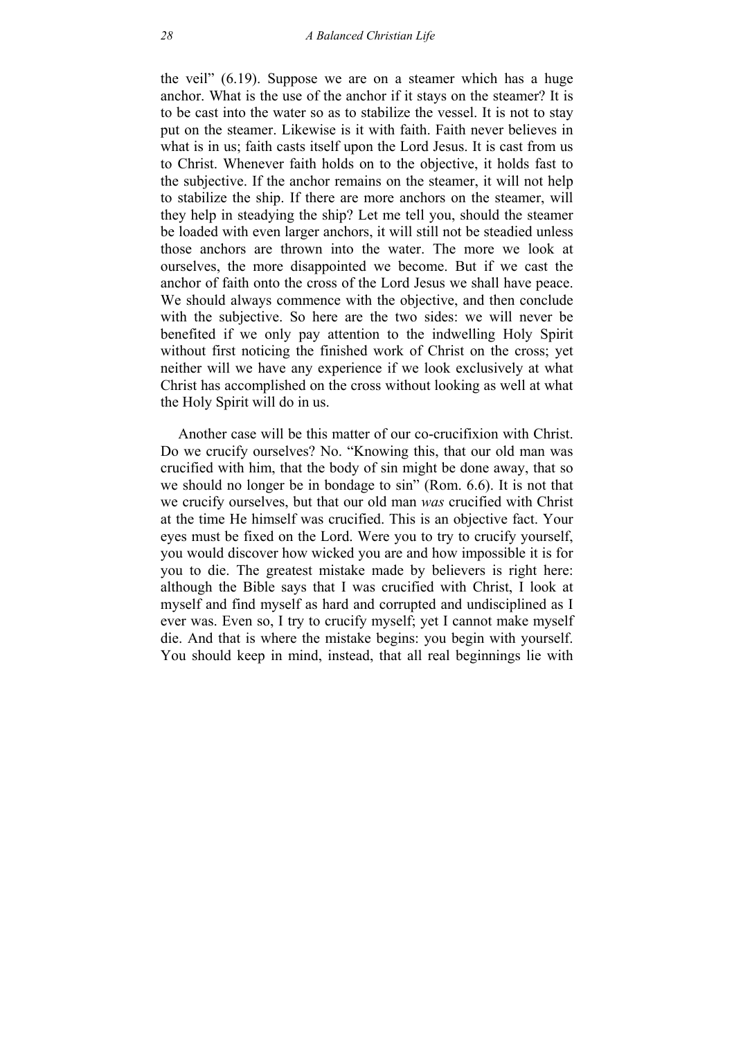the veil" (6.19). Suppose we are on a steamer which has a huge anchor. What is the use of the anchor if it stays on the steamer? It is to be cast into the water so as to stabilize the vessel. It is not to stay put on the steamer. Likewise is it with faith. Faith never believes in what is in us; faith casts itself upon the Lord Jesus. It is cast from us to Christ. Whenever faith holds on to the objective, it holds fast to the subjective. If the anchor remains on the steamer, it will not help to stabilize the ship. If there are more anchors on the steamer, will they help in steadying the ship? Let me tell you, should the steamer be loaded with even larger anchors, it will still not be steadied unless those anchors are thrown into the water. The more we look at ourselves, the more disappointed we become. But if we cast the anchor of faith onto the cross of the Lord Jesus we shall have peace. We should always commence with the objective, and then conclude with the subjective. So here are the two sides: we will never be benefited if we only pay attention to the indwelling Holy Spirit without first noticing the finished work of Christ on the cross; yet neither will we have any experience if we look exclusively at what Christ has accomplished on the cross without looking as well at what the Holy Spirit will do in us.

Another case will be this matter of our co-crucifixion with Christ. Do we crucify ourselves? No. "Knowing this, that our old man was crucified with him, that the body of sin might be done away, that so we should no longer be in bondage to sin" (Rom. 6.6). It is not that we crucify ourselves, but that our old man *was* crucified with Christ at the time He himself was crucified. This is an objective fact. Your eyes must be fixed on the Lord. Were you to try to crucify yourself, you would discover how wicked you are and how impossible it is for you to die. The greatest mistake made by believers is right here: although the Bible says that I was crucified with Christ, I look at myself and find myself as hard and corrupted and undisciplined as I ever was. Even so, I try to crucify myself; yet I cannot make myself die. And that is where the mistake begins: you begin with yourself. You should keep in mind, instead, that all real beginnings lie with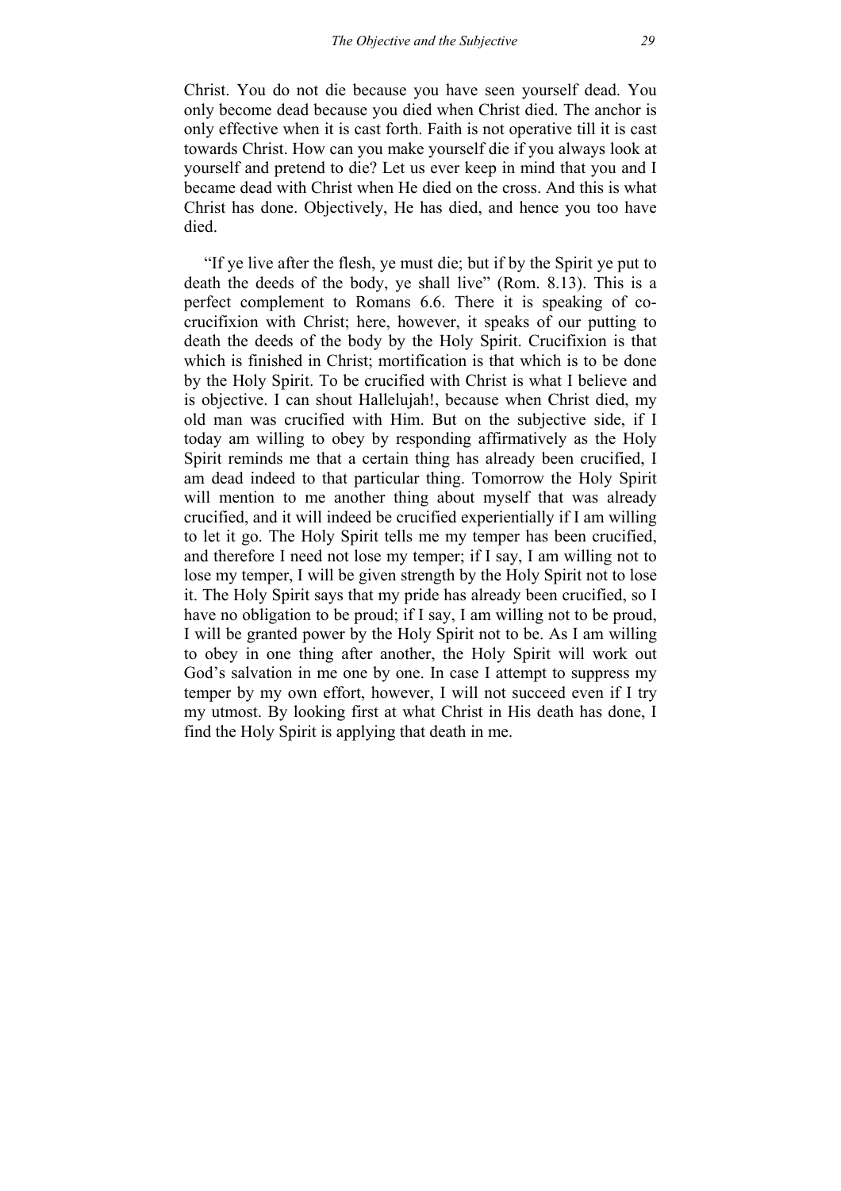Christ. You do not die because you have seen yourself dead. You only become dead because you died when Christ died. The anchor is only effective when it is cast forth. Faith is not operative till it is cast towards Christ. How can you make yourself die if you always look at yourself and pretend to die? Let us ever keep in mind that you and I became dead with Christ when He died on the cross. And this is what Christ has done. Objectively, He has died, and hence you too have died.

"If ye live after the flesh, ye must die; but if by the Spirit ye put to death the deeds of the body, ye shall live" (Rom. 8.13). This is a perfect complement to Romans 6.6. There it is speaking of co-crucifixion with Christ; here, however, it speaks of our putting to death the deeds of the body by the Holy Spirit. Crucifixion is that which is finished in Christ; mortification is that which is to be done by the Holy Spirit. To be crucified with Christ is what I believe and is objective. I can shout Hallelujah!, because when Christ died, my old man was crucified with Him. But on the subjective side, if I today am willing to obey by responding affirmatively as the Holy Spirit reminds me that a certain thing has already been crucified, I am dead indeed to that particular thing. Tomorrow the Holy Spirit will mention to me another thing about myself that was already crucified, and it will indeed be crucified experientially if I am willing to let it go. The Holy Spirit tells me my temper has been crucified, and therefore I need not lose my temper; if I say, I am willing not to lose my temper, I will be given strength by the Holy Spirit not to lose it. The Holy Spirit says that my pride has already been crucified, so I have no obligation to be proud; if I say, I am willing not to be proud, I will be granted power by the Holy Spirit not to be. As I am willing to obey in one thing after another, the Holy Spirit will work out God's salvation in me one by one. In case I attempt to suppress my temper by my own effort, however, I will not succeed even if I try my utmost. By looking first at what Christ in His death has done, I find the Holy Spirit is applying that death in me.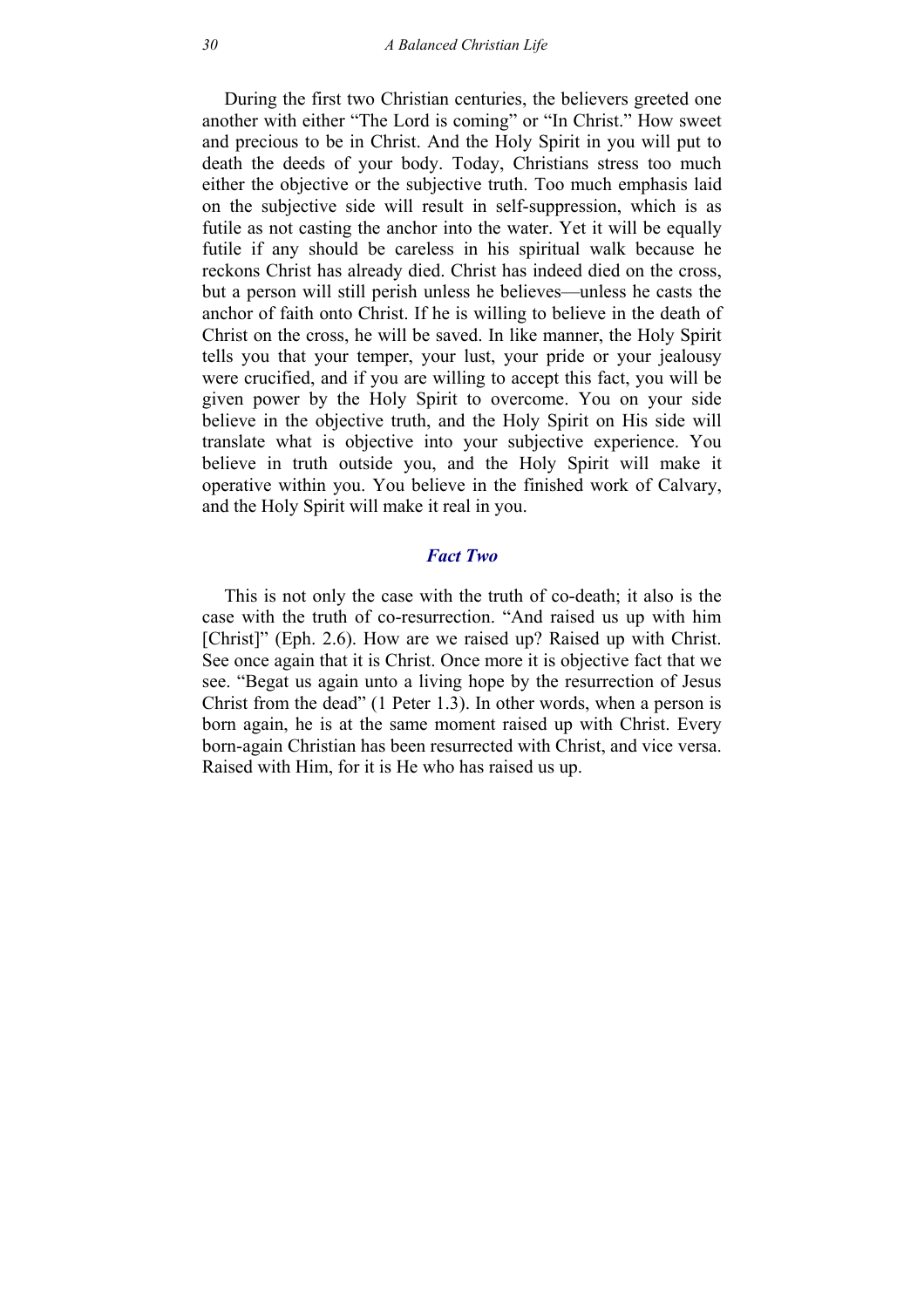During the first two Christian centuries, the believers greeted one another with either "The Lord is coming" or "In Christ." How sweet and precious to be in Christ. And the Holy Spirit in you will put to death the deeds of your body. Today, Christians stress too much either the objective or the subjective truth. Too much emphasis laid on the subjective side will result in self-suppression, which is as futile as not casting the anchor into the water. Yet it will be equally futile if any should be careless in his spiritual walk because he reckons Christ has already died. Christ has indeed died on the cross, but a person will still perish unless he believes—unless he casts the anchor of faith onto Christ. If he is willing to believe in the death of Christ on the cross, he will be saved. In like manner, the Holy Spirit tells you that your temper, your lust, your pride or your jealousy were crucified, and if you are willing to accept this fact, you will be given power by the Holy Spirit to overcome. You on your side believe in the objective truth, and the Holy Spirit on His side will translate what is objective into your subjective experience. You believe in truth outside you, and the Holy Spirit will make it operative within you. You believe in the finished work of Calvary, and the Holy Spirit will make it real in you.

### *Fact Two*

This is not only the case with the truth of co-death; it also is the case with the truth of co-resurrection. "And raised us up with him [Christ]" (Eph. 2.6). How are we raised up? Raised up with Christ. See once again that it is Christ. Once more it is objective fact that we see. "Begat us again unto a living hope by the resurrection of Jesus Christ from the dead" (1 Peter 1.3). In other words, when a person is born again, he is at the same moment raised up with Christ. Every born-again Christian has been resurrected with Christ, and vice versa. Raised with Him, for it is He who has raised us up.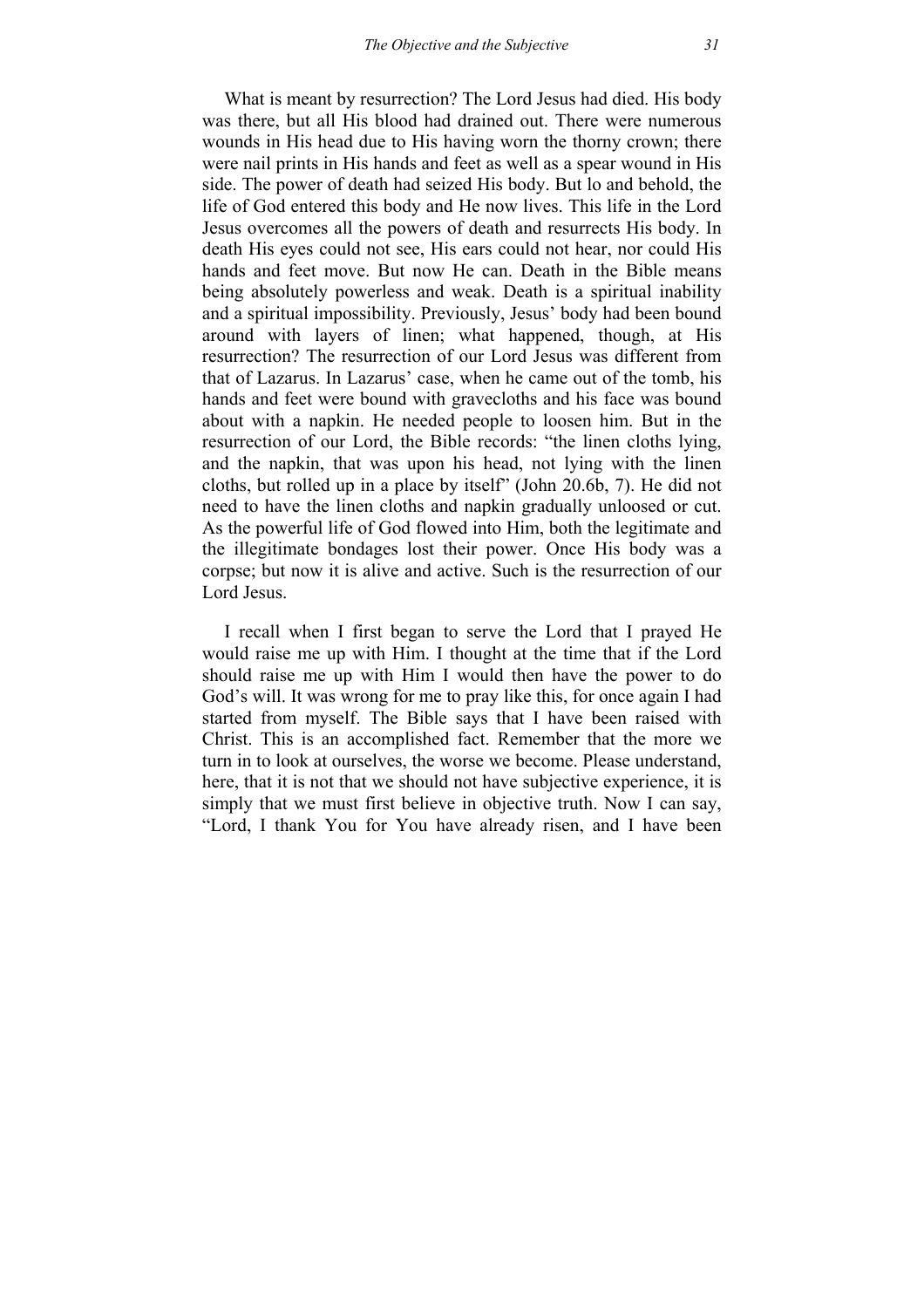What is meant by resurrection? The Lord Jesus had died. His body was there, but all His blood had drained out. There were numerous wounds in His head due to His having worn the thorny crown; there were nail prints in His hands and feet as well as a spear wound in His side. The power of death had seized His body. But lo and behold, the life of God entered this body and He now lives. This life in the Lord Jesus overcomes all the powers of death and resurrects His body. In death His eyes could not see, His ears could not hear, nor could His hands and feet move. But now He can. Death in the Bible means being absolutely powerless and weak. Death is a spiritual inability and a spiritual impossibility. Previously, Jesus' body had been bound around with layers of linen; what happened, though, at His resurrection? The resurrection of our Lord Jesus was different from that of Lazarus. In Lazarus' case, when he came out of the tomb, his hands and feet were bound with gravecloths and his face was bound about with a napkin. He needed people to loosen him. But in the resurrection of our Lord, the Bible records: "the linen cloths lying, and the napkin, that was upon his head, not lying with the linen cloths, but rolled up in a place by itself" (John 20.6b, 7). He did not need to have the linen cloths and napkin gradually unloosed or cut. As the powerful life of God flowed into Him, both the legitimate and the illegitimate bondages lost their power. Once His body was a corpse; but now it is alive and active. Such is the resurrection of our Lord Jesus.

I recall when I first began to serve the Lord that I prayed He would raise me up with Him. I thought at the time that if the Lord should raise me up with Him I would then have the power to do God's will. It was wrong for me to pray like this, for once again I had started from myself. The Bible says that I have been raised with Christ. This is an accomplished fact. Remember that the more we turn in to look at ourselves, the worse we become. Please understand, here, that it is not that we should not have subjective experience, it is simply that we must first believe in objective truth. Now I can say, "Lord, I thank You for You have already risen, and I have been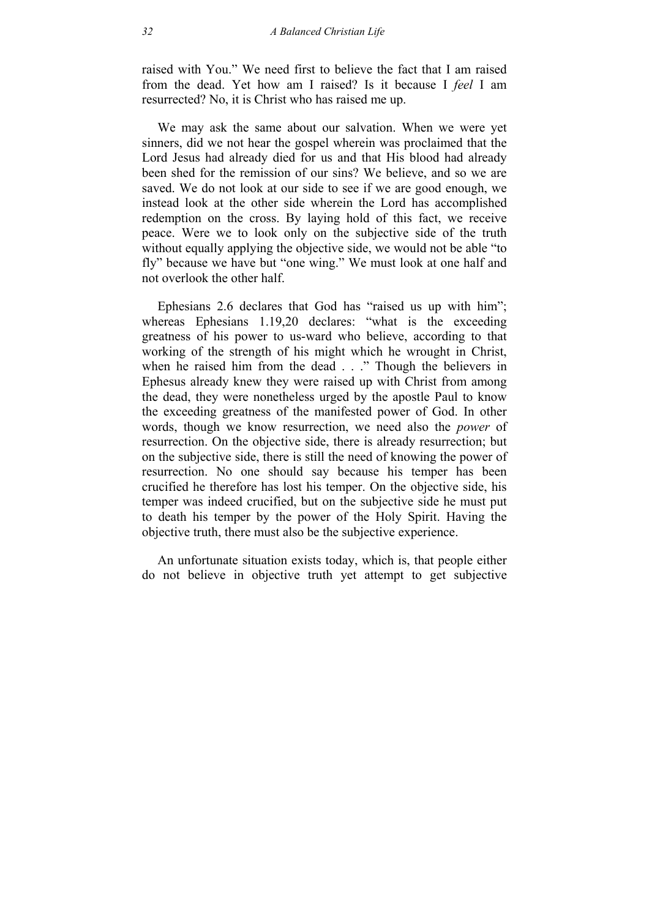raised with You." We need first to believe the fact that I am raised from the dead. Yet how am I raised? Is it because I *feel* I am resurrected? No, it is Christ who has raised me up.

We may ask the same about our salvation. When we were yet sinners, did we not hear the gospel wherein was proclaimed that the Lord Jesus had already died for us and that His blood had already been shed for the remission of our sins? We believe, and so we are saved. We do not look at our side to see if we are good enough, we instead look at the other side wherein the Lord has accomplished redemption on the cross. By laying hold of this fact, we receive peace. Were we to look only on the subjective side of the truth without equally applying the objective side, we would not be able "to fly" because we have but "one wing." We must look at one half and not overlook the other half.

Ephesians 2.6 declares that God has "raised us up with him"; whereas Ephesians 1.19,20 declares: "what is the exceeding greatness of his power to us-ward who believe, according to that working of the strength of his might which he wrought in Christ, when he raised him from the dead . . ." Though the believers in Ephesus already knew they were raised up with Christ from among the dead, they were nonetheless urged by the apostle Paul to know the exceeding greatness of the manifested power of God. In other words, though we know resurrection, we need also the *power* of resurrection. On the objective side, there is already resurrection; but on the subjective side, there is still the need of knowing the power of resurrection. No one should say because his temper has been crucified he therefore has lost his temper. On the objective side, his temper was indeed crucified, but on the subjective side he must put to death his temper by the power of the Holy Spirit. Having the objective truth, there must also be the subjective experience.

An unfortunate situation exists today, which is, that people either do not believe in objective truth yet attempt to get subjective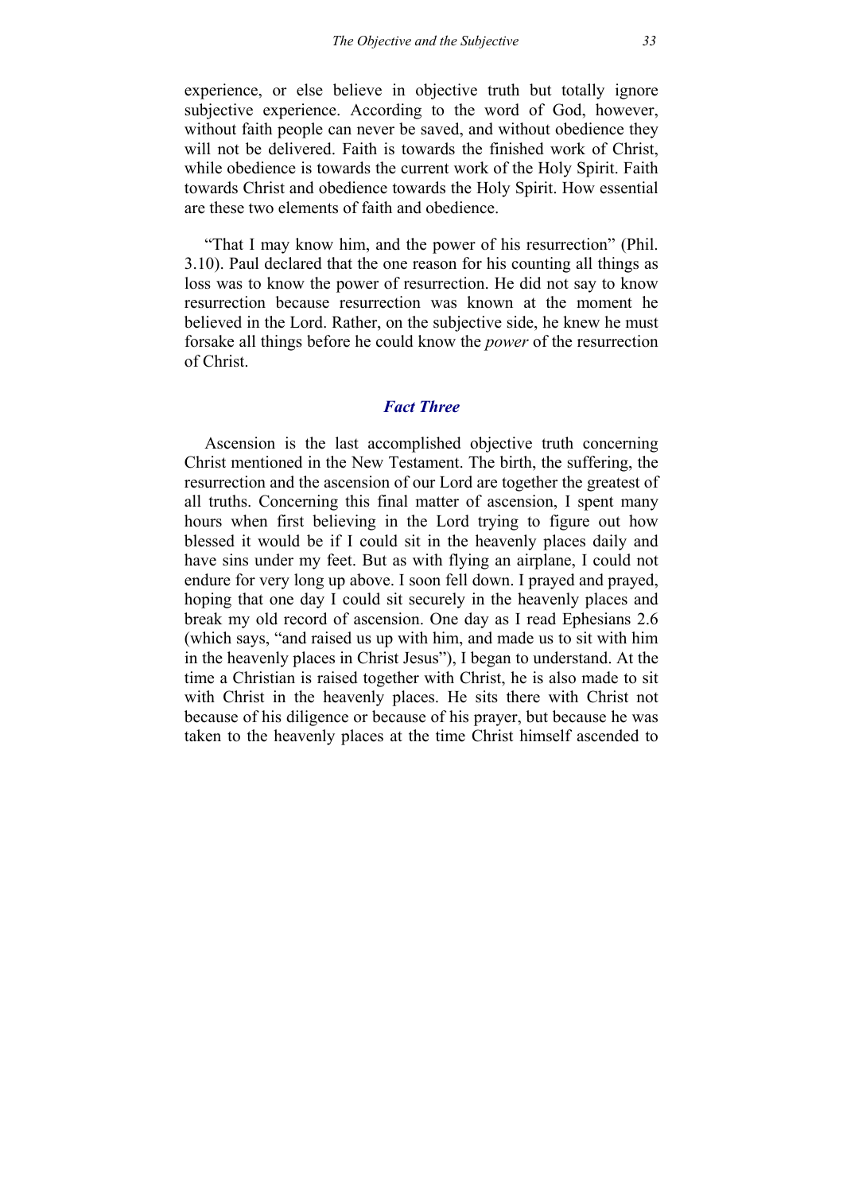experience, or else believe in objective truth but totally ignore subjective experience. According to the word of God, however, without faith people can never be saved, and without obedience they will not be delivered. Faith is towards the finished work of Christ, while obedience is towards the current work of the Holy Spirit. Faith towards Christ and obedience towards the Holy Spirit. How essential are these two elements of faith and obedience.

"That I may know him, and the power of his resurrection" (Phil. 3.10). Paul declared that the one reason for his counting all things as loss was to know the power of resurrection. He did not say to know resurrection because resurrection was known at the moment he believed in the Lord. Rather, on the subjective side, he knew he must forsake all things before he could know the *power* of the resurrection of Christ.

### *Fact Three*

Ascension is the last accomplished objective truth concerning Christ mentioned in the New Testament. The birth, the suffering, the resurrection and the ascension of our Lord are together the greatest of all truths. Concerning this final matter of ascension, I spent many hours when first believing in the Lord trying to figure out how blessed it would be if I could sit in the heavenly places daily and have sins under my feet. But as with flying an airplane, I could not endure for very long up above. I soon fell down. I prayed and prayed, hoping that one day I could sit securely in the heavenly places and break my old record of ascension. One day as I read Ephesians 2.6 (which says, "and raised us up with him, and made us to sit with him in the heavenly places in Christ Jesus"), I began to understand. At the time a Christian is raised together with Christ, he is also made to sit with Christ in the heavenly places. He sits there with Christ not because of his diligence or because of his prayer, but because he was taken to the heavenly places at the time Christ himself ascended to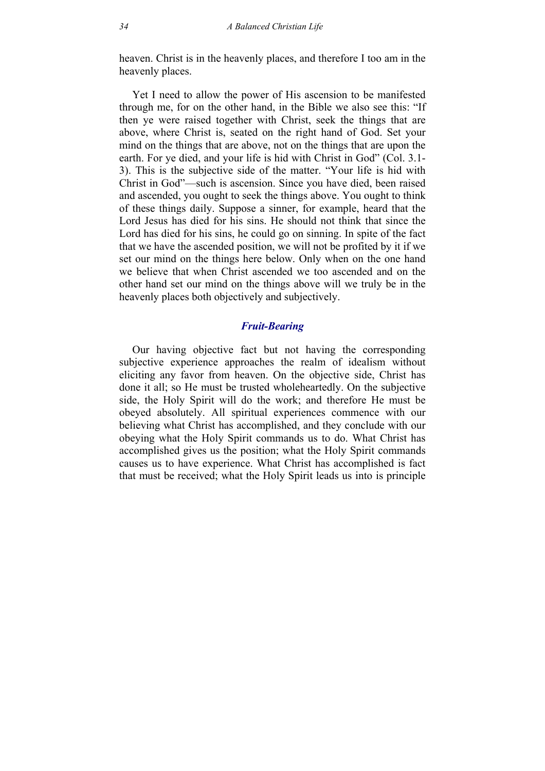heaven. Christ is in the heavenly places, and therefore I too am in the heavenly places.

Yet I need to allow the power of His ascension to be manifested through me, for on the other hand, in the Bible we also see this: "If then ye were raised together with Christ, seek the things that are above, where Christ is, seated on the right hand of God. Set your mind on the things that are above, not on the things that are upon the earth. For ye died, and your life is hid with Christ in God" (Col. 3.1-3). This is the subjective side of the matter. "Your life is hid with Christ in God"—such is ascension. Since you have died, been raised and ascended, you ought to seek the things above. You ought to think of these things daily. Suppose a sinner, for example, heard that the Lord Jesus has died for his sins. He should not think that since the Lord has died for his sins, he could go on sinning. In spite of the fact that we have the ascended position, we will not be profited by it if we set our mind on the things here below. Only when on the one hand we believe that when Christ ascended we too ascended and on the other hand set our mind on the things above will we truly be in the heavenly places both objectively and subjectively.

### *Fruit-Bearing*

Our having objective fact but not having the corresponding subjective experience approaches the realm of idealism without eliciting any favor from heaven. On the objective side, Christ has done it all; so He must be trusted wholeheartedly. On the subjective side, the Holy Spirit will do the work; and therefore He must be obeyed absolutely. All spiritual experiences commence with our believing what Christ has accomplished, and they conclude with our obeying what the Holy Spirit commands us to do. What Christ has accomplished gives us the position; what the Holy Spirit commands causes us to have experience. What Christ has accomplished is fact that must be received; what the Holy Spirit leads us into is principle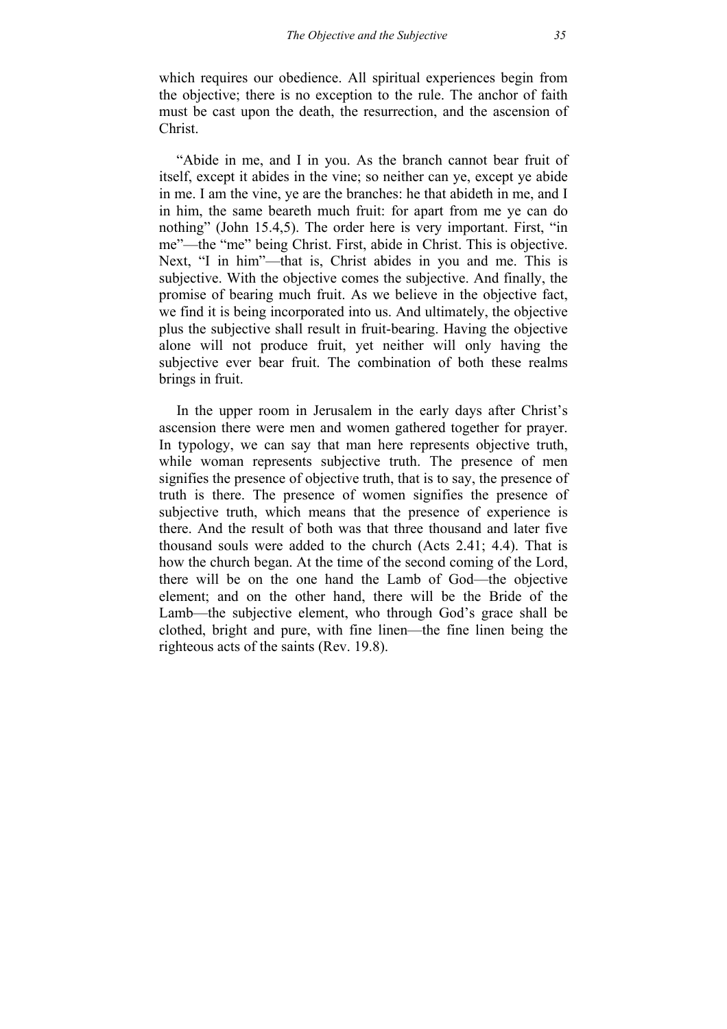which requires our obedience. All spiritual experiences begin from the objective; there is no exception to the rule. The anchor of faith must be cast upon the death, the resurrection, and the ascension of Christ.

"Abide in me, and I in you. As the branch cannot bear fruit of itself, except it abides in the vine; so neither can ye, except ye abide in me. I am the vine, ye are the branches: he that abideth in me, and I in him, the same beareth much fruit: for apart from me ye can do nothing" (John 15.4,5). The order here is very important. First, "in me"—the "me" being Christ. First, abide in Christ. This is objective. Next, "I in him"—that is, Christ abides in you and me. This is subjective. With the objective comes the subjective. And finally, the promise of bearing much fruit. As we believe in the objective fact, we find it is being incorporated into us. And ultimately, the objective plus the subjective shall result in fruit-bearing. Having the objective alone will not produce fruit, yet neither will only having the subjective ever bear fruit. The combination of both these realms brings in fruit.

In the upper room in Jerusalem in the early days after Christ's ascension there were men and women gathered together for prayer. In typology, we can say that man here represents objective truth, while woman represents subjective truth. The presence of men signifies the presence of objective truth, that is to say, the presence of truth is there. The presence of women signifies the presence of subjective truth, which means that the presence of experience is there. And the result of both was that three thousand and later five thousand souls were added to the church (Acts 2.41; 4.4). That is how the church began. At the time of the second coming of the Lord, there will be on the one hand the Lamb of God—the objective element; and on the other hand, there will be the Bride of the Lamb—the subjective element, who through God's grace shall be clothed, bright and pure, with fine linen—the fine linen being the righteous acts of the saints (Rev. 19.8).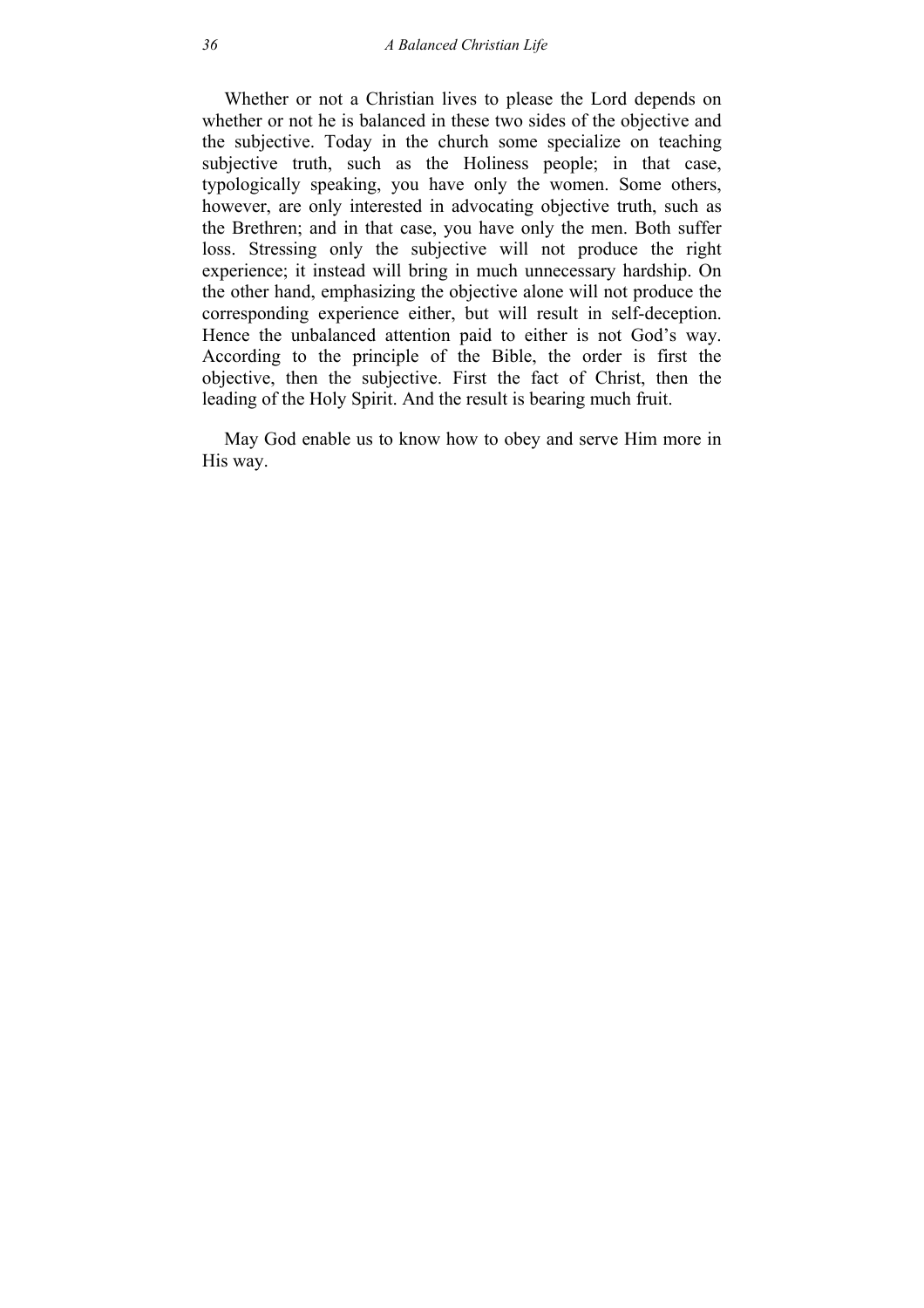Whether or not a Christian lives to please the Lord depends on whether or not he is balanced in these two sides of the objective and the subjective. Today in the church some specialize on teaching subjective truth, such as the Holiness people; in that case, typologically speaking, you have only the women. Some others, however, are only interested in advocating objective truth, such as the Brethren; and in that case, you have only the men. Both suffer loss. Stressing only the subjective will not produce the right experience; it instead will bring in much unnecessary hardship. On the other hand, emphasizing the objective alone will not produce the corresponding experience either, but will result in self-deception. Hence the unbalanced attention paid to either is not God's way. According to the principle of the Bible, the order is first the objective, then the subjective. First the fact of Christ, then the leading of the Holy Spirit. And the result is bearing much fruit.

May God enable us to know how to obey and serve Him more in His way.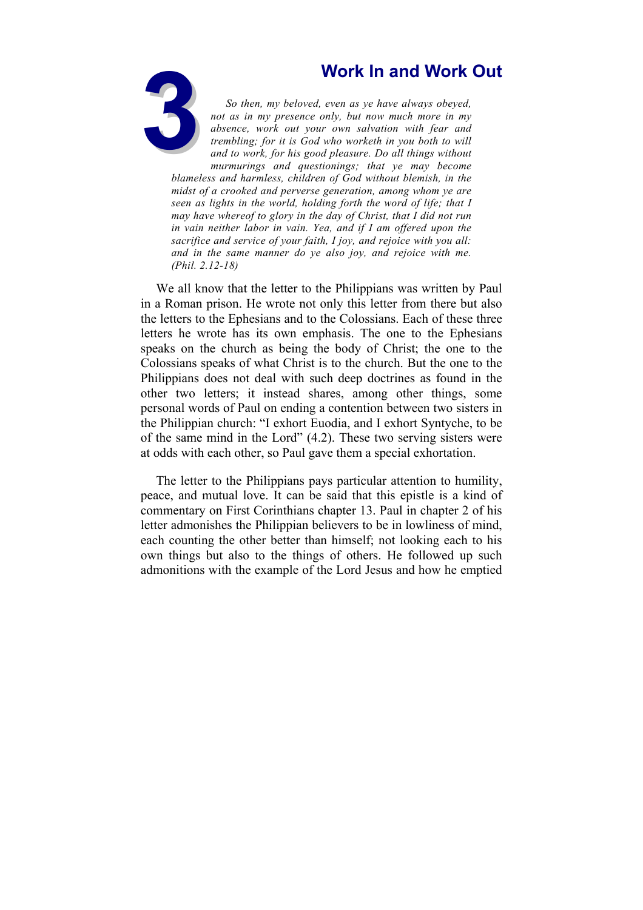# 3 Work In and Work Out

*So then, my beloved, even as ye have always obeyed, not as in my presence only, but now much more in my absence, work out your own salvation with fear and trembling; for it is God who worketh in you both to will and to work, for his good pleasure. Do all things without murmurings and questionings; that ye may become blameless and harmless, children of God without blemish, in the midst of a crooked and perverse generation, among whom ye are seen as lights in the world, holding forth the word of life; that I may have whereof to glory in the day of Christ, that I did not run in vain neither labor in vain. Yea, and if I am offered upon the sacrifice and service of your faith, I joy, and rejoice with you all: and in the same manner do ye also joy, and rejoice with me. (Phil. 2.12-18)*

We all know that the letter to the Philippians was written by Paul in a Roman prison. He wrote not only this letter from there but also the letters to the Ephesians and to the Colossians. Each of these three letters he wrote has its own emphasis. The one to the Ephesians speaks on the church as being the body of Christ; the one to the Colossians speaks of what Christ is to the church. But the one to the Philippians does not deal with such deep doctrines as found in the other two letters; it instead shares, among other things, some personal words of Paul on ending a contention between two sisters in the Philippian church: "I exhort Euodia, and I exhort Syntyche, to be of the same mind in the Lord" (4.2). These two serving sisters were at odds with each other, so Paul gave them a special exhortation.

The letter to the Philippians pays particular attention to humility, peace, and mutual love. It can be said that this epistle is a kind of commentary on First Corinthians chapter 13. Paul in chapter 2 of his letter admonishes the Philippian believers to be in lowliness of mind, each counting the other better than himself; not looking each to his own things but also to the things of others. He followed up such admonitions with the example of the Lord Jesus and how he emptied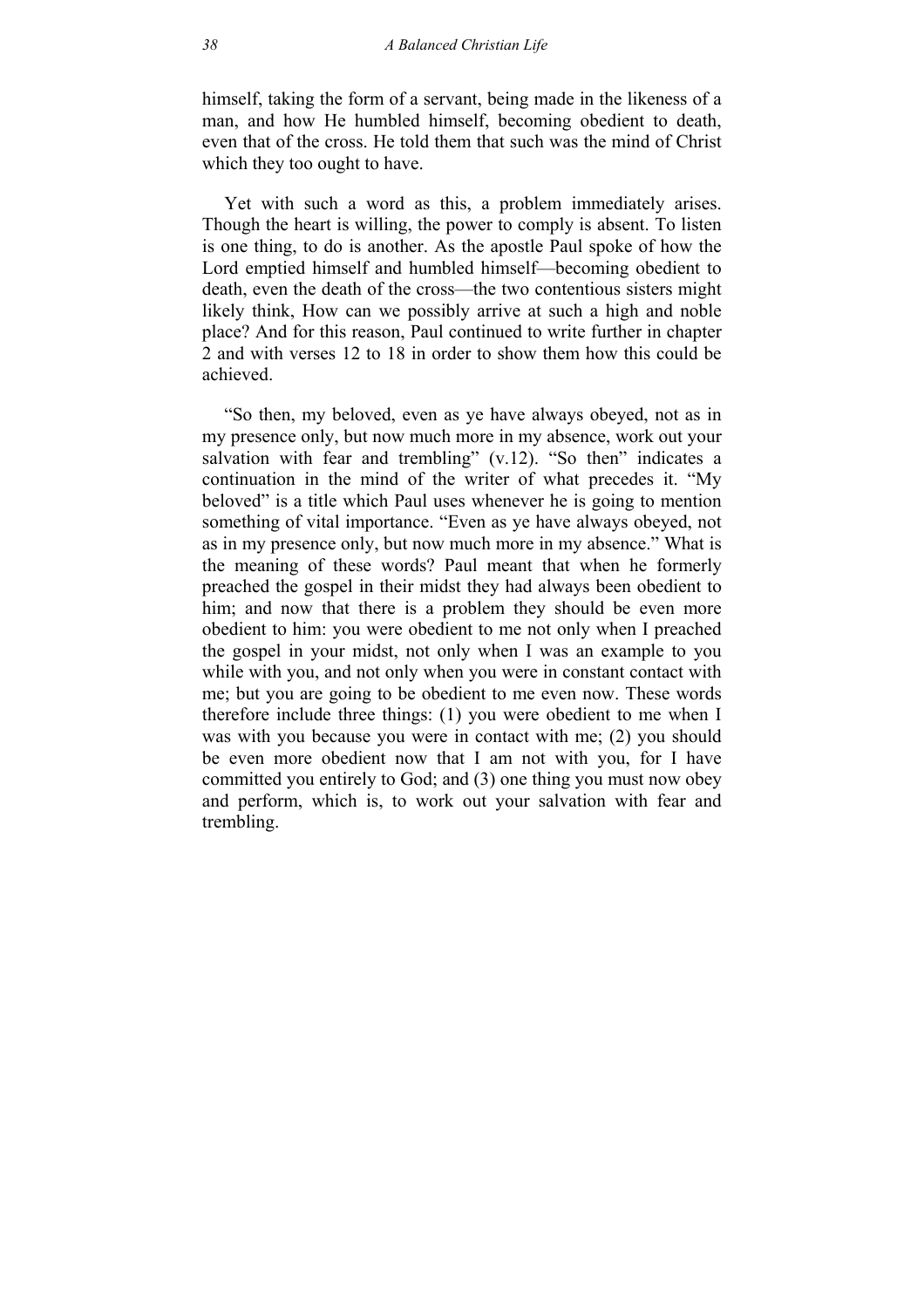himself, taking the form of a servant, being made in the likeness of a man, and how He humbled himself, becoming obedient to death, even that of the cross. He told them that such was the mind of Christ which they too ought to have.

Yet with such a word as this, a problem immediately arises. Though the heart is willing, the power to comply is absent. To listen is one thing, to do is another. As the apostle Paul spoke of how the Lord emptied himself and humbled himself—becoming obedient to death, even the death of the cross—the two contentious sisters might likely think, How can we possibly arrive at such a high and noble place? And for this reason, Paul continued to write further in chapter 2 and with verses 12 to 18 in order to show them how this could be achieved.

"So then, my beloved, even as ye have always obeyed, not as in my presence only, but now much more in my absence, work out your salvation with fear and trembling" (v.12). "So then" indicates a continuation in the mind of the writer of what precedes it. "My beloved" is a title which Paul uses whenever he is going to mention something of vital importance. "Even as ye have always obeyed, not as in my presence only, but now much more in my absence." What is the meaning of these words? Paul meant that when he formerly preached the gospel in their midst they had always been obedient to him; and now that there is a problem they should be even more obedient to him: you were obedient to me not only when I preached the gospel in your midst, not only when I was an example to you while with you, and not only when you were in constant contact with me; but you are going to be obedient to me even now. These words therefore include three things: (1) you were obedient to me when I was with you because you were in contact with me; (2) you should be even more obedient now that I am not with you, for I have committed you entirely to God; and (3) one thing you must now obey and perform, which is, to work out your salvation with fear and trembling.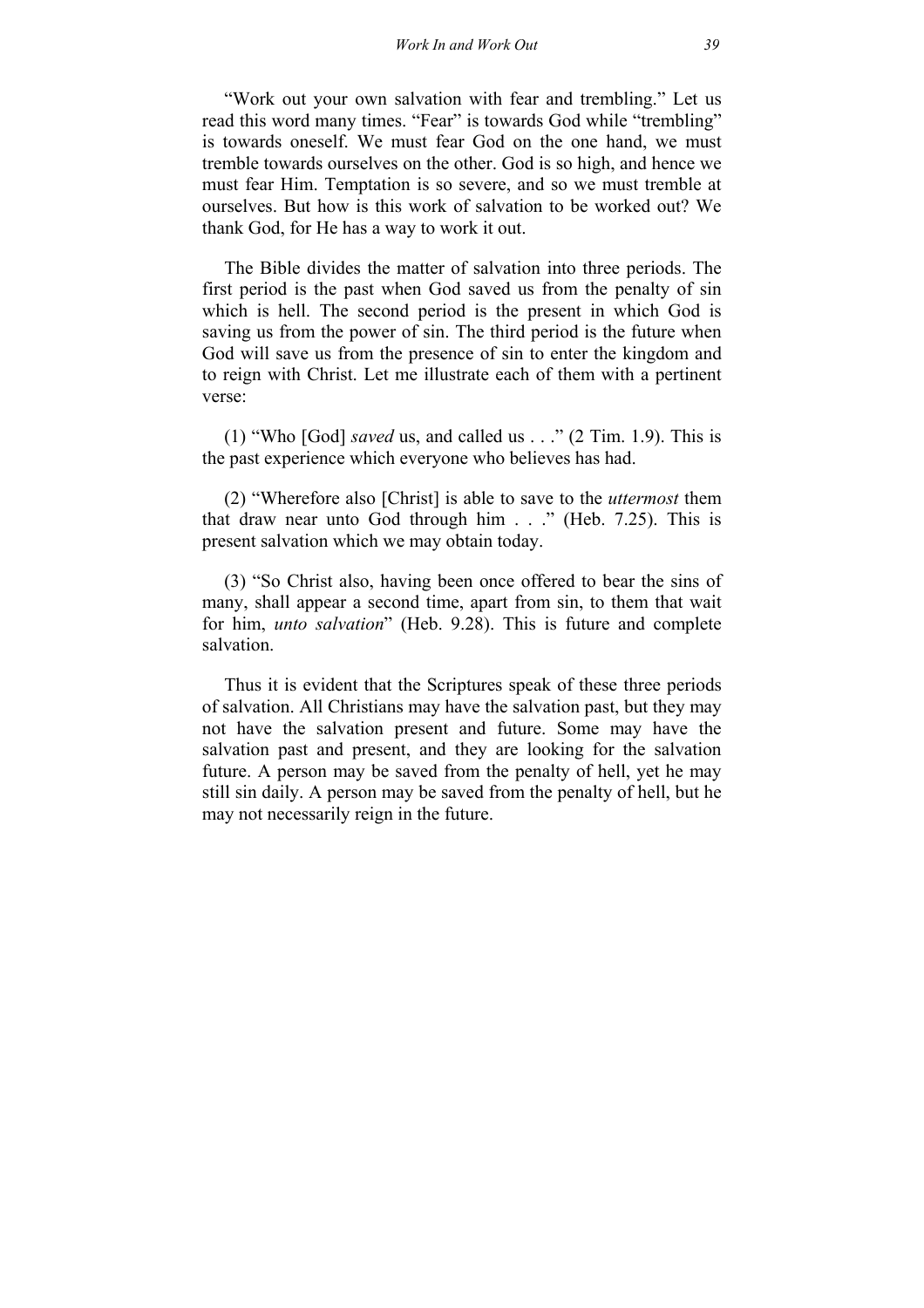"Work out your own salvation with fear and trembling." Let us read this word many times. "Fear" is towards God while "trembling" is towards oneself. We must fear God on the one hand, we must tremble towards ourselves on the other. God is so high, and hence we must fear Him. Temptation is so severe, and so we must tremble at ourselves. But how is this work of salvation to be worked out? We thank God, for He has a way to work it out.

The Bible divides the matter of salvation into three periods. The first period is the past when God saved us from the penalty of sin which is hell. The second period is the present in which God is saving us from the power of sin. The third period is the future when God will save us from the presence of sin to enter the kingdom and to reign with Christ. Let me illustrate each of them with a pertinent verse:

(1) "Who [God] *saved* us, and called us . . ." (2 Tim. 1.9). This is the past experience which everyone who believes has had.

(2) "Wherefore also [Christ] is able to save to the *uttermost* them that draw near unto God through him . . ." (Heb. 7.25). This is present salvation which we may obtain today.

(3) "So Christ also, having been once offered to bear the sins of many, shall appear a second time, apart from sin, to them that wait for him, *unto salvation*" (Heb. 9.28). This is future and complete salvation.

Thus it is evident that the Scriptures speak of these three periods of salvation. All Christians may have the salvation past, but they may not have the salvation present and future. Some may have the salvation past and present, and they are looking for the salvation future. A person may be saved from the penalty of hell, yet he may still sin daily. A person may be saved from the penalty of hell, but he may not necessarily reign in the future.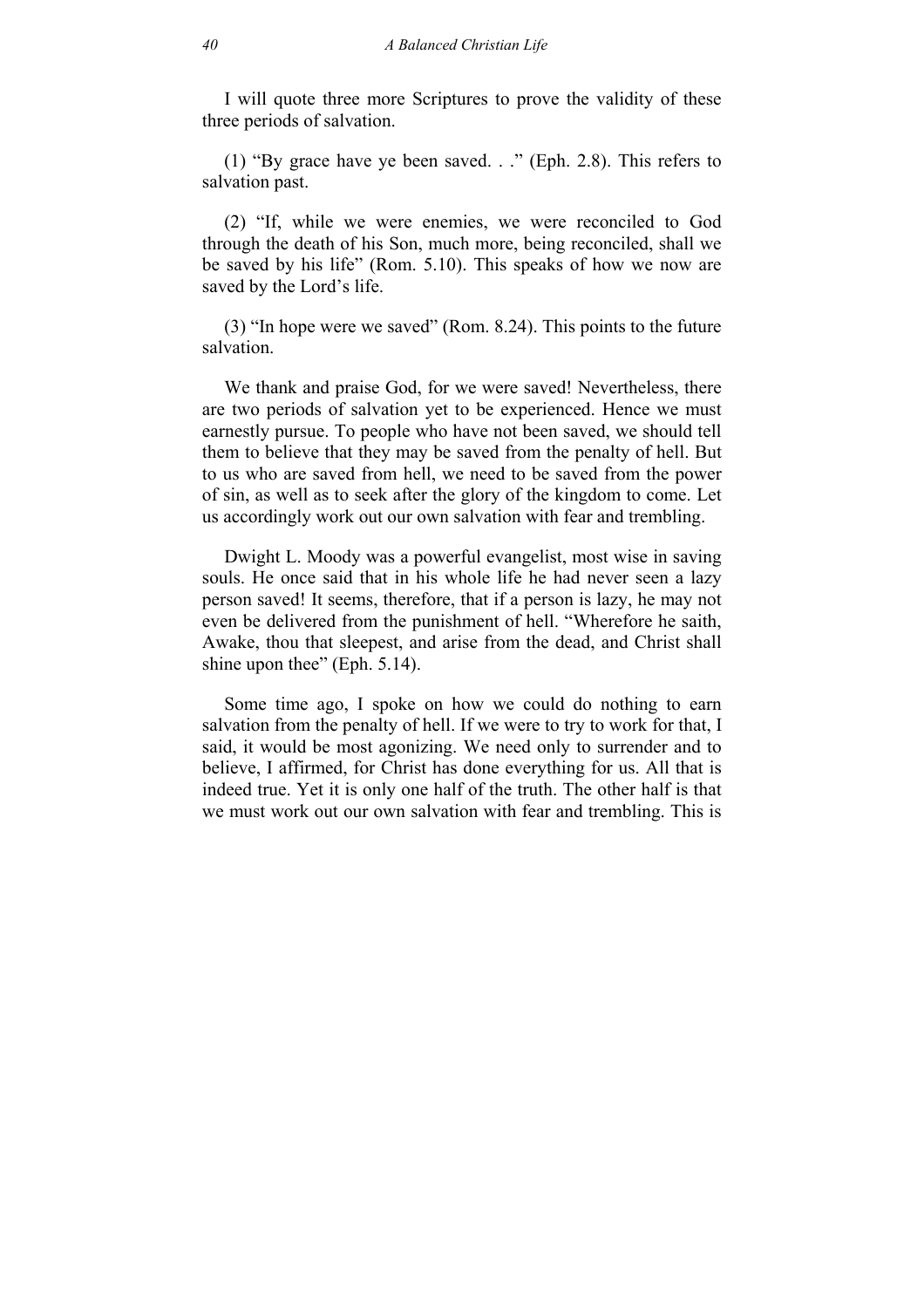I will quote three more Scriptures to prove the validity of these three periods of salvation.

(1) "By grace have ye been saved. . ." (Eph. 2.8). This refers to salvation past.

(2) "If, while we were enemies, we were reconciled to God through the death of his Son, much more, being reconciled, shall we be saved by his life" (Rom. 5.10). This speaks of how we now are saved by the Lord's life.

(3) "In hope were we saved" (Rom. 8.24). This points to the future salvation.

We thank and praise God, for we were saved! Nevertheless, there are two periods of salvation yet to be experienced. Hence we must earnestly pursue. To people who have not been saved, we should tell them to believe that they may be saved from the penalty of hell. But to us who are saved from hell, we need to be saved from the power of sin, as well as to seek after the glory of the kingdom to come. Let us accordingly work out our own salvation with fear and trembling.

Dwight L. Moody was a powerful evangelist, most wise in saving souls. He once said that in his whole life he had never seen a lazy person saved! It seems, therefore, that if a person is lazy, he may not even be delivered from the punishment of hell. "Wherefore he saith, Awake, thou that sleepest, and arise from the dead, and Christ shall shine upon thee" (Eph. 5.14).

Some time ago, I spoke on how we could do nothing to earn salvation from the penalty of hell. If we were to try to work for that, I said, it would be most agonizing. We need only to surrender and to believe, I affirmed, for Christ has done everything for us. All that is indeed true. Yet it is only one half of the truth. The other half is that we must work out our own salvation with fear and trembling. This is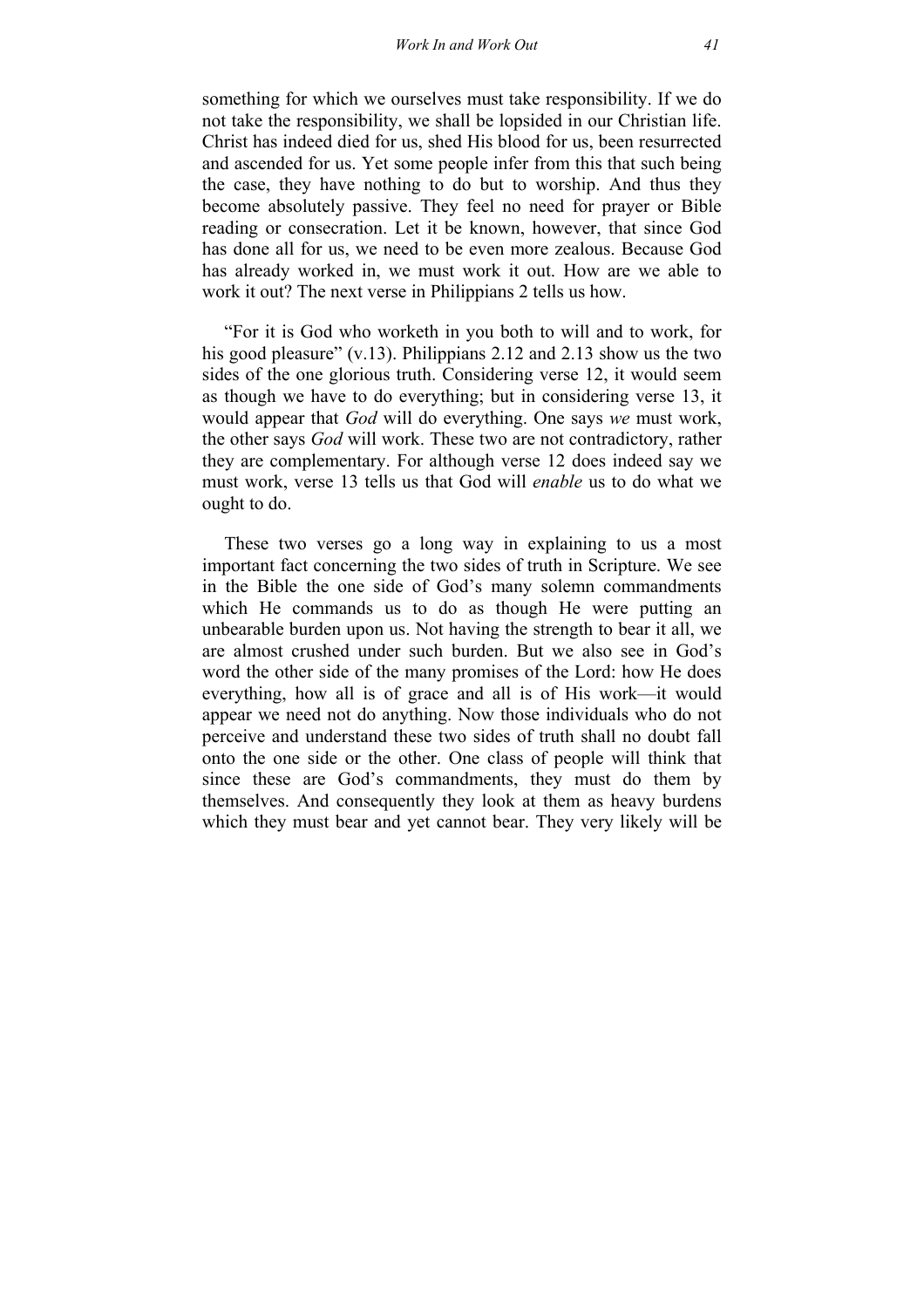something for which we ourselves must take responsibility. If we do not take the responsibility, we shall be lopsided in our Christian life. Christ has indeed died for us, shed His blood for us, been resurrected and ascended for us. Yet some people infer from this that such being the case, they have nothing to do but to worship. And thus they become absolutely passive. They feel no need for prayer or Bible reading or consecration. Let it be known, however, that since God has done all for us, we need to be even more zealous. Because God has already worked in, we must work it out. How are we able to work it out? The next verse in Philippians 2 tells us how.

"For it is God who worketh in you both to will and to work, for his good pleasure" (v.13). Philippians 2.12 and 2.13 show us the two sides of the one glorious truth. Considering verse 12, it would seem as though we have to do everything; but in considering verse 13, it would appear that *God* will do everything. One says *we* must work, the other says *God* will work. These two are not contradictory, rather they are complementary. For although verse 12 does indeed say we must work, verse 13 tells us that God will *enable* us to do what we ought to do.

These two verses go a long way in explaining to us a most important fact concerning the two sides of truth in Scripture. We see in the Bible the one side of God's many solemn commandments which He commands us to do as though He were putting an unbearable burden upon us. Not having the strength to bear it all, we are almost crushed under such burden. But we also see in God's word the other side of the many promises of the Lord: how He does everything, how all is of grace and all is of His work—it would appear we need not do anything. Now those individuals who do not perceive and understand these two sides of truth shall no doubt fall onto the one side or the other. One class of people will think that since these are God's commandments, they must do them by themselves. And consequently they look at them as heavy burdens which they must bear and yet cannot bear. They very likely will be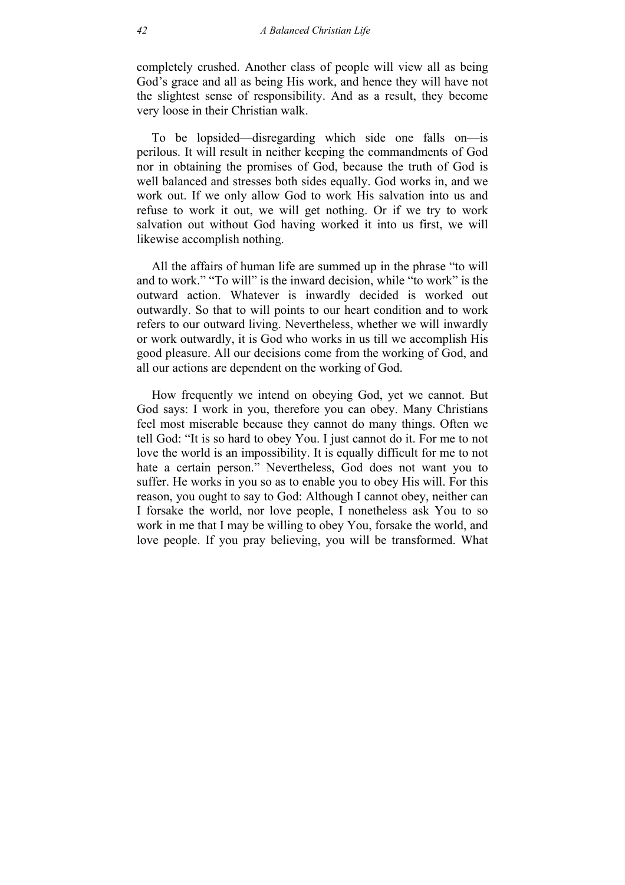completely crushed. Another class of people will view all as being God's grace and all as being His work, and hence they will have not the slightest sense of responsibility. And as a result, they become very loose in their Christian walk.

To be lopsided—disregarding which side one falls on—is perilous. It will result in neither keeping the commandments of God nor in obtaining the promises of God, because the truth of God is well balanced and stresses both sides equally. God works in, and we work out. If we only allow God to work His salvation into us and refuse to work it out, we will get nothing. Or if we try to work salvation out without God having worked it into us first, we will likewise accomplish nothing.

All the affairs of human life are summed up in the phrase "to will and to work." "To will" is the inward decision, while "to work" is the outward action. Whatever is inwardly decided is worked out outwardly. So that to will points to our heart condition and to work refers to our outward living. Nevertheless, whether we will inwardly or work outwardly, it is God who works in us till we accomplish His good pleasure. All our decisions come from the working of God, and all our actions are dependent on the working of God.

How frequently we intend on obeying God, yet we cannot. But God says: I work in you, therefore you can obey. Many Christians feel most miserable because they cannot do many things. Often we tell God: "It is so hard to obey You. I just cannot do it. For me to not love the world is an impossibility. It is equally difficult for me to not hate a certain person." Nevertheless, God does not want you to suffer. He works in you so as to enable you to obey His will. For this reason, you ought to say to God: Although I cannot obey, neither can I forsake the world, nor love people, I nonetheless ask You to so work in me that I may be willing to obey You, forsake the world, and love people. If you pray believing, you will be transformed. What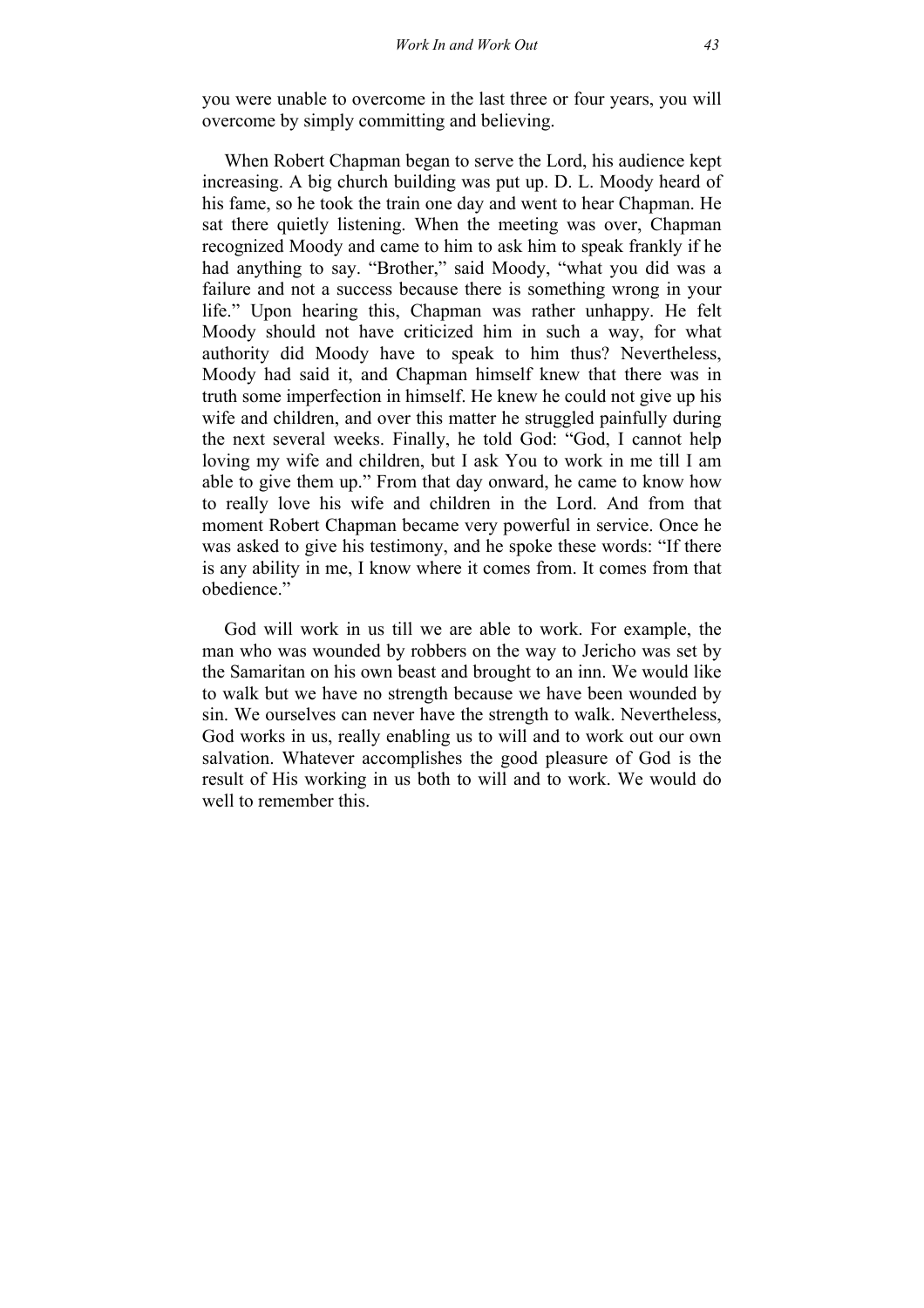you were unable to overcome in the last three or four years, you will overcome by simply committing and believing.

When Robert Chapman began to serve the Lord, his audience kept increasing. A big church building was put up. D. L. Moody heard of his fame, so he took the train one day and went to hear Chapman. He sat there quietly listening. When the meeting was over, Chapman recognized Moody and came to him to ask him to speak frankly if he had anything to say. "Brother," said Moody, "what you did was a failure and not a success because there is something wrong in your life." Upon hearing this, Chapman was rather unhappy. He felt Moody should not have criticized him in such a way, for what authority did Moody have to speak to him thus? Nevertheless, Moody had said it, and Chapman himself knew that there was in truth some imperfection in himself. He knew he could not give up his wife and children, and over this matter he struggled painfully during the next several weeks. Finally, he told God: "God, I cannot help loving my wife and children, but I ask You to work in me till I am able to give them up." From that day onward, he came to know how to really love his wife and children in the Lord. And from that moment Robert Chapman became very powerful in service. Once he was asked to give his testimony, and he spoke these words: "If there is any ability in me, I know where it comes from. It comes from that obedience."

God will work in us till we are able to work. For example, the man who was wounded by robbers on the way to Jericho was set by the Samaritan on his own beast and brought to an inn. We would like to walk but we have no strength because we have been wounded by sin. We ourselves can never have the strength to walk. Nevertheless, God works in us, really enabling us to will and to work out our own salvation. Whatever accomplishes the good pleasure of God is the result of His working in us both to will and to work. We would do well to remember this.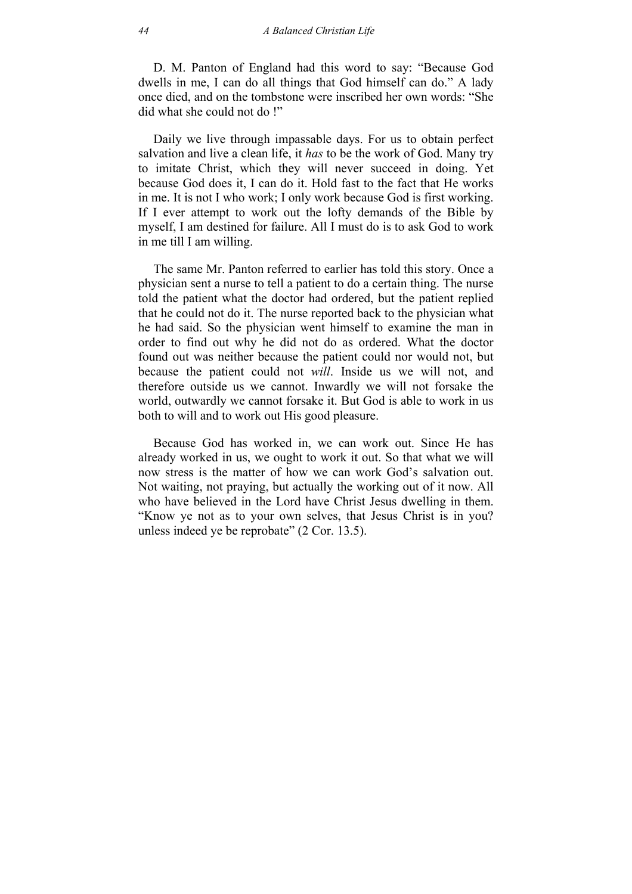D. M. Panton of England had this word to say: "Because God dwells in me, I can do all things that God himself can do." A lady once died, and on the tombstone were inscribed her own words: "She did what she could not do !"

Daily we live through impassable days. For us to obtain perfect salvation and live a clean life, it *has* to be the work of God. Many try to imitate Christ, which they will never succeed in doing. Yet because God does it, I can do it. Hold fast to the fact that He works in me. It is not I who work; I only work because God is first working. If I ever attempt to work out the lofty demands of the Bible by myself, I am destined for failure. All I must do is to ask God to work in me till I am willing.

The same Mr. Panton referred to earlier has told this story. Once a physician sent a nurse to tell a patient to do a certain thing. The nurse told the patient what the doctor had ordered, but the patient replied that he could not do it. The nurse reported back to the physician what he had said. So the physician went himself to examine the man in order to find out why he did not do as ordered. What the doctor found out was neither because the patient could nor would not, but because the patient could not *will*. Inside us we will not, and therefore outside us we cannot. Inwardly we will not forsake the world, outwardly we cannot forsake it. But God is able to work in us both to will and to work out His good pleasure.

Because God has worked in, we can work out. Since He has already worked in us, we ought to work it out. So that what we will now stress is the matter of how we can work God's salvation out. Not waiting, not praying, but actually the working out of it now. All who have believed in the Lord have Christ Jesus dwelling in them. "Know ye not as to your own selves, that Jesus Christ is in you? unless indeed ye be reprobate" (2 Cor. 13.5).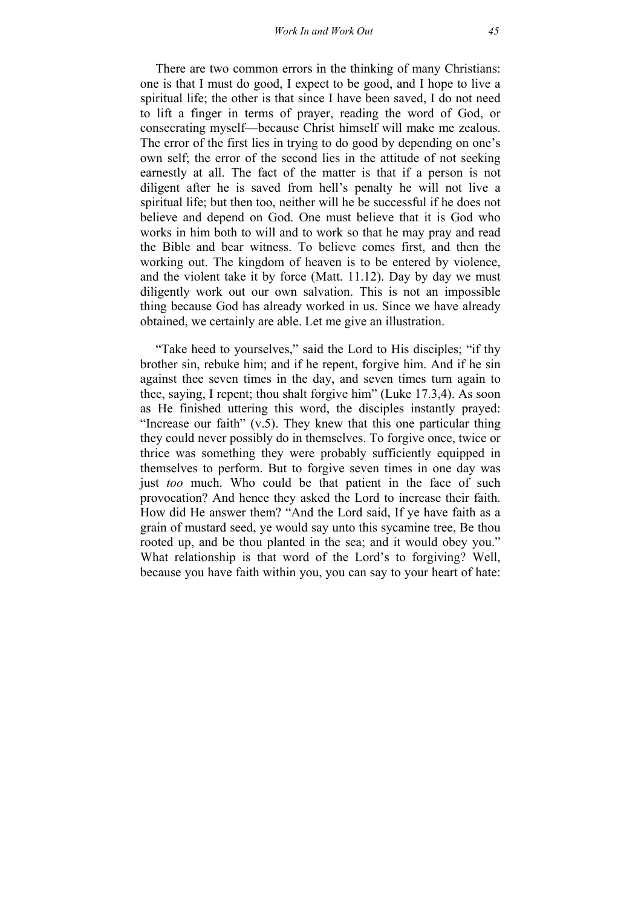There are two common errors in the thinking of many Christians: one is that I must do good, I expect to be good, and I hope to live a spiritual life; the other is that since I have been saved, I do not need to lift a finger in terms of prayer, reading the word of God, or consecrating myself—because Christ himself will make me zealous. The error of the first lies in trying to do good by depending on one's own self; the error of the second lies in the attitude of not seeking earnestly at all. The fact of the matter is that if a person is not diligent after he is saved from hell's penalty he will not live a spiritual life; but then too, neither will he be successful if he does not believe and depend on God. One must believe that it is God who works in him both to will and to work so that he may pray and read the Bible and bear witness. To believe comes first, and then the working out. The kingdom of heaven is to be entered by violence, and the violent take it by force (Matt. 11.12). Day by day we must diligently work out our own salvation. This is not an impossible thing because God has already worked in us. Since we have already obtained, we certainly are able. Let me give an illustration.

"Take heed to yourselves," said the Lord to His disciples; "if thy brother sin, rebuke him; and if he repent, forgive him. And if he sin against thee seven times in the day, and seven times turn again to thee, saying, I repent; thou shalt forgive him" (Luke 17.3,4). As soon as He finished uttering this word, the disciples instantly prayed: "Increase our faith" (v.5). They knew that this one particular thing they could never possibly do in themselves. To forgive once, twice or thrice was something they were probably sufficiently equipped in themselves to perform. But to forgive seven times in one day was just *too* much. Who could be that patient in the face of such provocation? And hence they asked the Lord to increase their faith. How did He answer them? "And the Lord said, If ye have faith as a grain of mustard seed, ye would say unto this sycamine tree, Be thou rooted up, and be thou planted in the sea; and it would obey you." What relationship is that word of the Lord's to forgiving? Well, because you have faith within you, you can say to your heart of hate: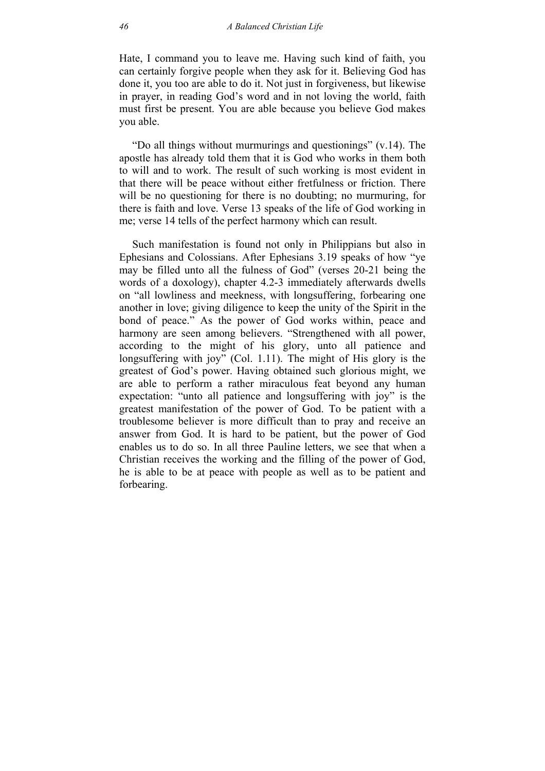Hate, I command you to leave me. Having such kind of faith, you can certainly forgive people when they ask for it. Believing God has done it, you too are able to do it. Not just in forgiveness, but likewise in prayer, in reading God's word and in not loving the world, faith must first be present. You are able because you believe God makes you able.

"Do all things without murmurings and questionings" (v.14). The apostle has already told them that it is God who works in them both to will and to work. The result of such working is most evident in that there will be peace without either fretfulness or friction. There will be no questioning for there is no doubting; no murmuring, for there is faith and love. Verse 13 speaks of the life of God working in me; verse 14 tells of the perfect harmony which can result.

Such manifestation is found not only in Philippians but also in Ephesians and Colossians. After Ephesians 3.19 speaks of how "ye may be filled unto all the fulness of God" (verses 20-21 being the words of a doxology), chapter 4.2-3 immediately afterwards dwells on "all lowliness and meekness, with longsuffering, forbearing one another in love; giving diligence to keep the unity of the Spirit in the bond of peace." As the power of God works within, peace and harmony are seen among believers. "Strengthened with all power, according to the might of his glory, unto all patience and longsuffering with joy" (Col. 1.11). The might of His glory is the greatest of God's power. Having obtained such glorious might, we are able to perform a rather miraculous feat beyond any human expectation: "unto all patience and longsuffering with joy" is the greatest manifestation of the power of God. To be patient with a troublesome believer is more difficult than to pray and receive an answer from God. It is hard to be patient, but the power of God enables us to do so. In all three Pauline letters, we see that when a Christian receives the working and the filling of the power of God, he is able to be at peace with people as well as to be patient and forbearing.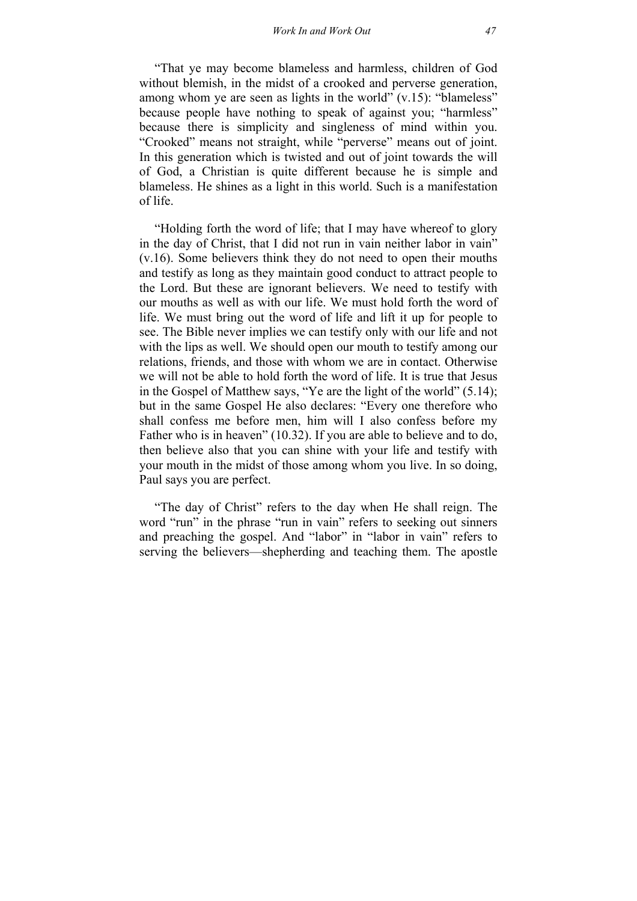"That ye may become blameless and harmless, children of God without blemish, in the midst of a crooked and perverse generation, among whom ye are seen as lights in the world" (v.15): "blameless" because people have nothing to speak of against you; "harmless" because there is simplicity and singleness of mind within you. "Crooked" means not straight, while "perverse" means out of joint. In this generation which is twisted and out of joint towards the will of God, a Christian is quite different because he is simple and blameless. He shines as a light in this world. Such is a manifestation of life.

"Holding forth the word of life; that I may have whereof to glory in the day of Christ, that I did not run in vain neither labor in vain" (v.16). Some believers think they do not need to open their mouths and testify as long as they maintain good conduct to attract people to the Lord. But these are ignorant believers. We need to testify with our mouths as well as with our life. We must hold forth the word of life. We must bring out the word of life and lift it up for people to see. The Bible never implies we can testify only with our life and not with the lips as well. We should open our mouth to testify among our relations, friends, and those with whom we are in contact. Otherwise we will not be able to hold forth the word of life. It is true that Jesus in the Gospel of Matthew says, "Ye are the light of the world" (5.14); but in the same Gospel He also declares: "Every one therefore who shall confess me before men, him will I also confess before my Father who is in heaven" (10.32). If you are able to believe and to do, then believe also that you can shine with your life and testify with your mouth in the midst of those among whom you live. In so doing, Paul says you are perfect.

"The day of Christ" refers to the day when He shall reign. The word "run" in the phrase "run in vain" refers to seeking out sinners and preaching the gospel. And "labor" in "labor in vain" refers to serving the believers—shepherding and teaching them. The apostle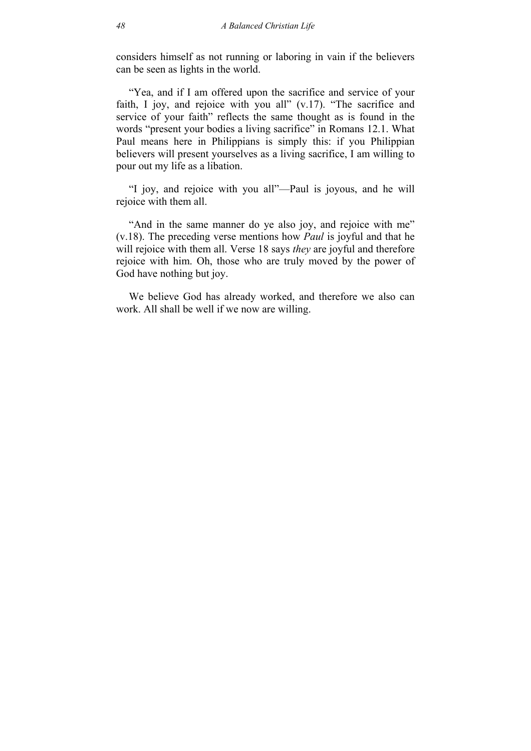considers himself as not running or laboring in vain if the believers can be seen as lights in the world.

"Yea, and if I am offered upon the sacrifice and service of your faith, I joy, and rejoice with you all" (v.17). "The sacrifice and service of your faith" reflects the same thought as is found in the words "present your bodies a living sacrifice" in Romans 12.1. What Paul means here in Philippians is simply this: if you Philippian believers will present yourselves as a living sacrifice, I am willing to pour out my life as a libation.

"I joy, and rejoice with you all"—Paul is joyous, and he will rejoice with them all.

"And in the same manner do ye also joy, and rejoice with me" (v.18). The preceding verse mentions how *Paul* is joyful and that he will rejoice with them all. Verse 18 says *they* are joyful and therefore rejoice with him. Oh, those who are truly moved by the power of God have nothing but joy.

We believe God has already worked, and therefore we also can work. All shall be well if we now are willing.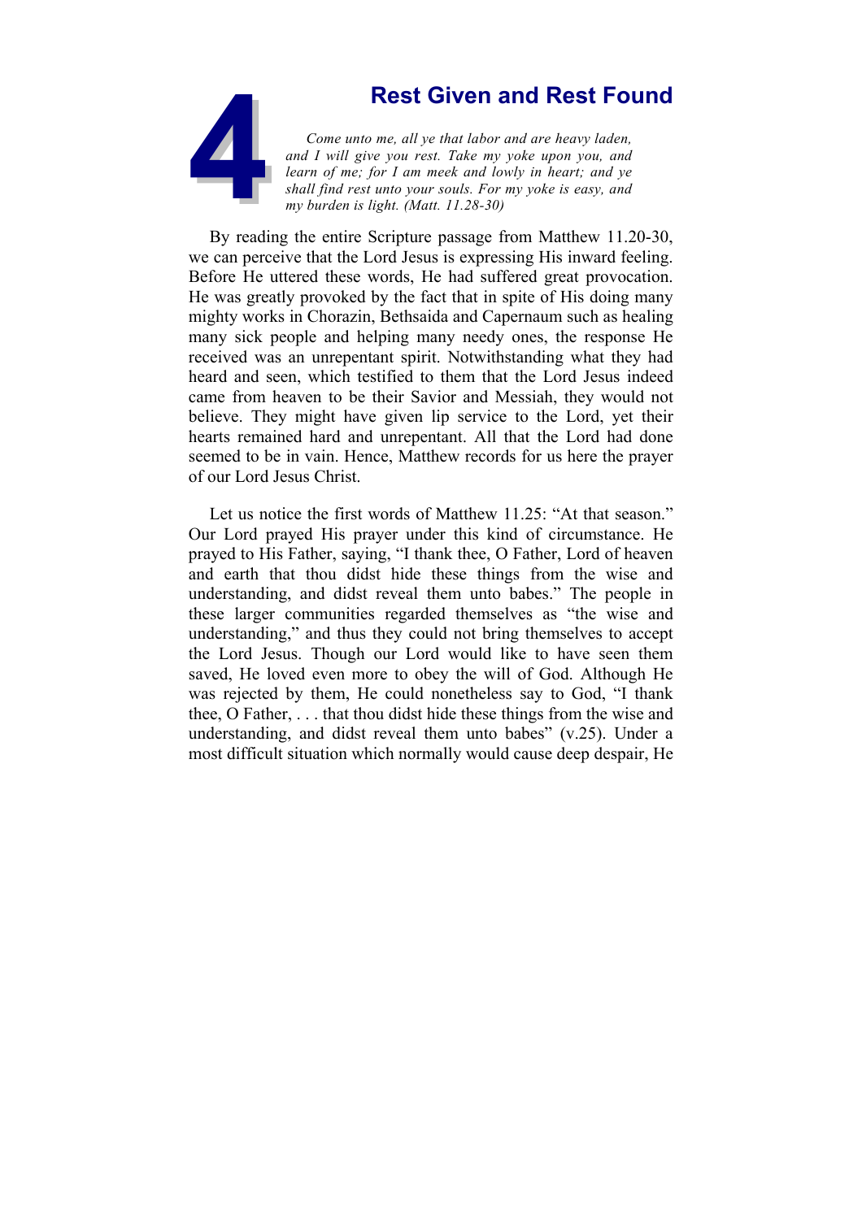# 4 Rest Given and Rest Found

*Come unto me, all ye that labor and are heavy laden, and I will give you rest. Take my yoke upon you, and learn of me; for I am meek and lowly in heart; and ye shall find rest unto your souls. For my yoke is easy, and my burden is light. (Matt. 11.28-30)*

By reading the entire Scripture passage from Matthew 11.20-30, we can perceive that the Lord Jesus is expressing His inward feeling. Before He uttered these words, He had suffered great provocation. He was greatly provoked by the fact that in spite of His doing many mighty works in Chorazin, Bethsaida and Capernaum such as healing many sick people and helping many needy ones, the response He received was an unrepentant spirit. Notwithstanding what they had heard and seen, which testified to them that the Lord Jesus indeed came from heaven to be their Savior and Messiah, they would not believe. They might have given lip service to the Lord, yet their hearts remained hard and unrepentant. All that the Lord had done seemed to be in vain. Hence, Matthew records for us here the prayer of our Lord Jesus Christ.

Let us notice the first words of Matthew 11.25: "At that season." Our Lord prayed His prayer under this kind of circumstance. He prayed to His Father, saying, "I thank thee, O Father, Lord of heaven and earth that thou didst hide these things from the wise and understanding, and didst reveal them unto babes." The people in these larger communities regarded themselves as "the wise and understanding," and thus they could not bring themselves to accept the Lord Jesus. Though our Lord would like to have seen them saved, He loved even more to obey the will of God. Although He was rejected by them, He could nonetheless say to God, "I thank thee, O Father, . . . that thou didst hide these things from the wise and understanding, and didst reveal them unto babes" (v.25). Under a most difficult situation which normally would cause deep despair, He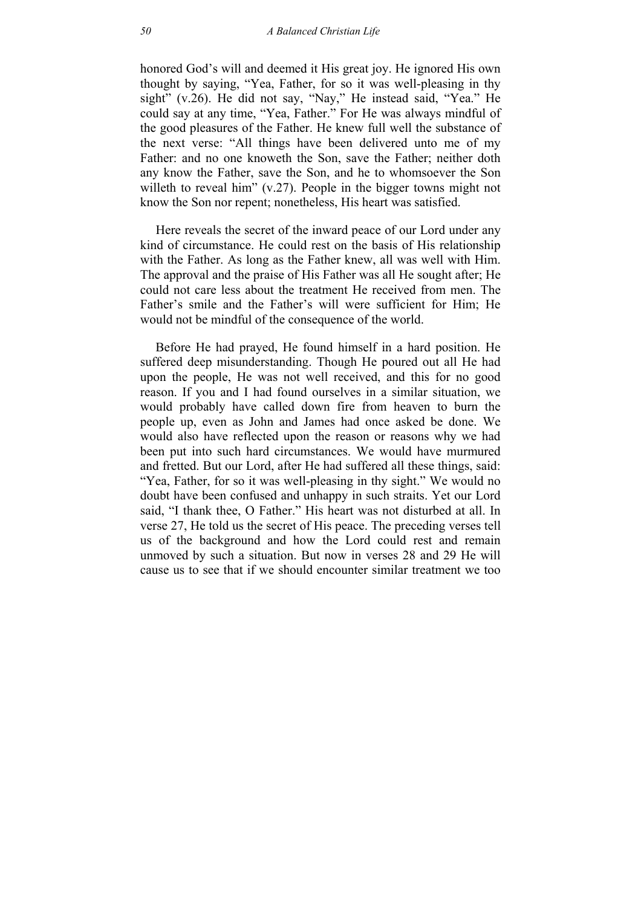honored God's will and deemed it His great joy. He ignored His own thought by saying, "Yea, Father, for so it was well-pleasing in thy sight" (v.26). He did not say, "Nay," He instead said, "Yea." He could say at any time, "Yea, Father." For He was always mindful of the good pleasures of the Father. He knew full well the substance of the next verse: "All things have been delivered unto me of my Father: and no one knoweth the Son, save the Father; neither doth any know the Father, save the Son, and he to whomsoever the Son willeth to reveal him" (v.27). People in the bigger towns might not know the Son nor repent; nonetheless, His heart was satisfied.

Here reveals the secret of the inward peace of our Lord under any kind of circumstance. He could rest on the basis of His relationship with the Father. As long as the Father knew, all was well with Him. The approval and the praise of His Father was all He sought after; He could not care less about the treatment He received from men. The Father's smile and the Father's will were sufficient for Him; He would not be mindful of the consequence of the world.

Before He had prayed, He found himself in a hard position. He suffered deep misunderstanding. Though He poured out all He had upon the people, He was not well received, and this for no good reason. If you and I had found ourselves in a similar situation, we would probably have called down fire from heaven to burn the people up, even as John and James had once asked be done. We would also have reflected upon the reason or reasons why we had been put into such hard circumstances. We would have murmured and fretted. But our Lord, after He had suffered all these things, said: "Yea, Father, for so it was well-pleasing in thy sight." We would no doubt have been confused and unhappy in such straits. Yet our Lord said, "I thank thee, O Father." His heart was not disturbed at all. In verse 27, He told us the secret of His peace. The preceding verses tell us of the background and how the Lord could rest and remain unmoved by such a situation. But now in verses 28 and 29 He will cause us to see that if we should encounter similar treatment we too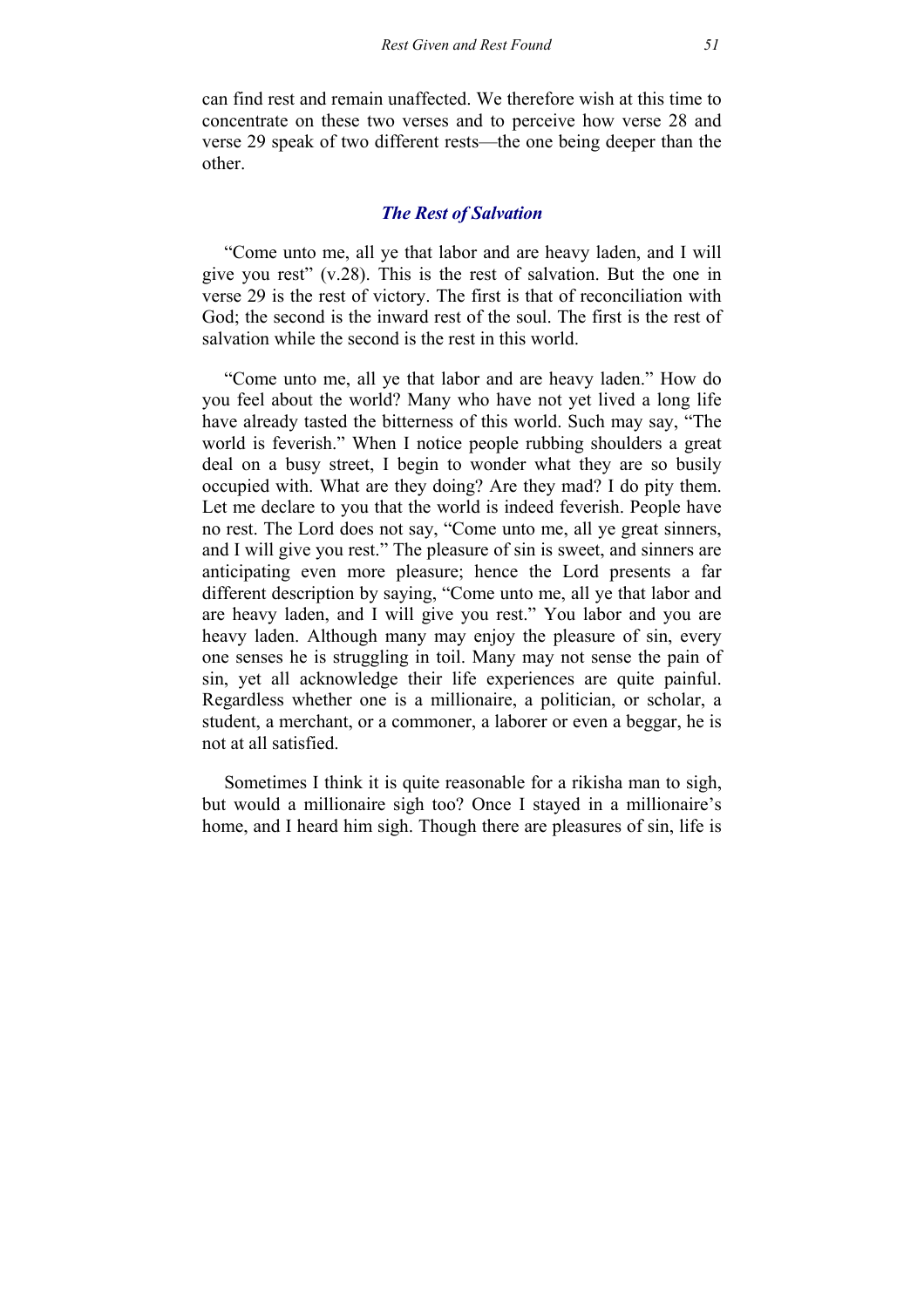can find rest and remain unaffected. We therefore wish at this time to concentrate on these two verses and to perceive how verse 28 and verse 29 speak of two different rests—the one being deeper than the other.

### *The Rest of Salvation*

"Come unto me, all ye that labor and are heavy laden, and I will give you rest" (v.28). This is the rest of salvation. But the one in verse 29 is the rest of victory. The first is that of reconciliation with God; the second is the inward rest of the soul. The first is the rest of salvation while the second is the rest in this world.

"Come unto me, all ye that labor and are heavy laden." How do you feel about the world? Many who have not yet lived a long life have already tasted the bitterness of this world. Such may say, "The world is feverish." When I notice people rubbing shoulders a great deal on a busy street, I begin to wonder what they are so busily occupied with. What are they doing? Are they mad? I do pity them. Let me declare to you that the world is indeed feverish. People have no rest. The Lord does not say, "Come unto me, all ye great sinners, and I will give you rest." The pleasure of sin is sweet, and sinners are anticipating even more pleasure; hence the Lord presents a far different description by saying, "Come unto me, all ye that labor and are heavy laden, and I will give you rest." You labor and you are heavy laden. Although many may enjoy the pleasure of sin, every one senses he is struggling in toil. Many may not sense the pain of sin, yet all acknowledge their life experiences are quite painful. Regardless whether one is a millionaire, a politician, or scholar, a student, a merchant, or a commoner, a laborer or even a beggar, he is not at all satisfied.

Sometimes I think it is quite reasonable for a rikisha man to sigh, but would a millionaire sigh too? Once I stayed in a millionaire's home, and I heard him sigh. Though there are pleasures of sin, life is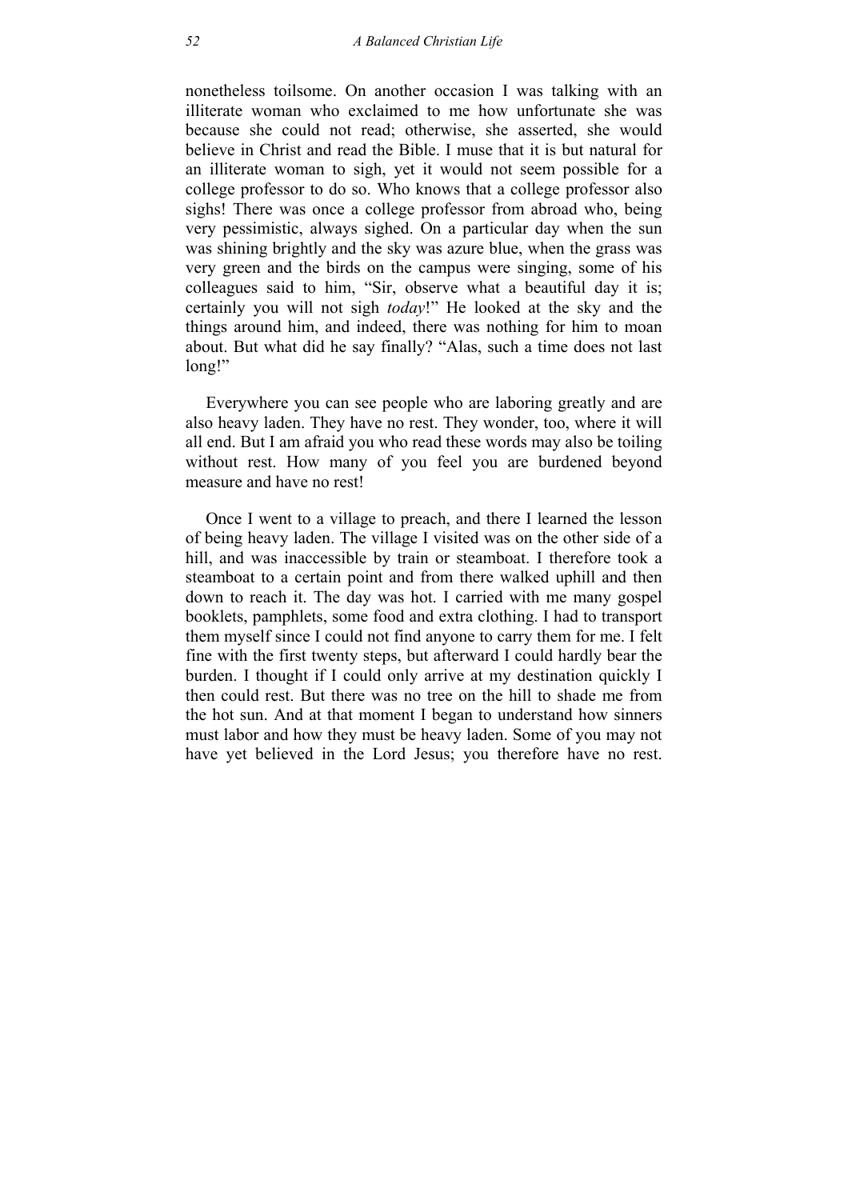nonetheless toilsome. On another occasion I was talking with an illiterate woman who exclaimed to me how unfortunate she was because she could not read; otherwise, she asserted, she would believe in Christ and read the Bible. I muse that it is but natural for an illiterate woman to sigh, yet it would not seem possible for a college professor to do so. Who knows that a college professor also sighs! There was once a college professor from abroad who, being very pessimistic, always sighed. On a particular day when the sun was shining brightly and the sky was azure blue, when the grass was very green and the birds on the campus were singing, some of his colleagues said to him, "Sir, observe what a beautiful day it is; certainly you will not sigh *today*!" He looked at the sky and the things around him, and indeed, there was nothing for him to moan about. But what did he say finally? "Alas, such a time does not last long!"

Everywhere you can see people who are laboring greatly and are also heavy laden. They have no rest. They wonder, too, where it will all end. But I am afraid you who read these words may also be toiling without rest. How many of you feel you are burdened beyond measure and have no rest!

Once I went to a village to preach, and there I learned the lesson of being heavy laden. The village I visited was on the other side of a hill, and was inaccessible by train or steamboat. I therefore took a steamboat to a certain point and from there walked uphill and then down to reach it. The day was hot. I carried with me many gospel booklets, pamphlets, some food and extra clothing. I had to transport them myself since I could not find anyone to carry them for me. I felt fine with the first twenty steps, but afterward I could hardly bear the burden. I thought if I could only arrive at my destination quickly I then could rest. But there was no tree on the hill to shade me from the hot sun. And at that moment I began to understand how sinners must labor and how they must be heavy laden. Some of you may not have yet believed in the Lord Jesus; you therefore have no rest.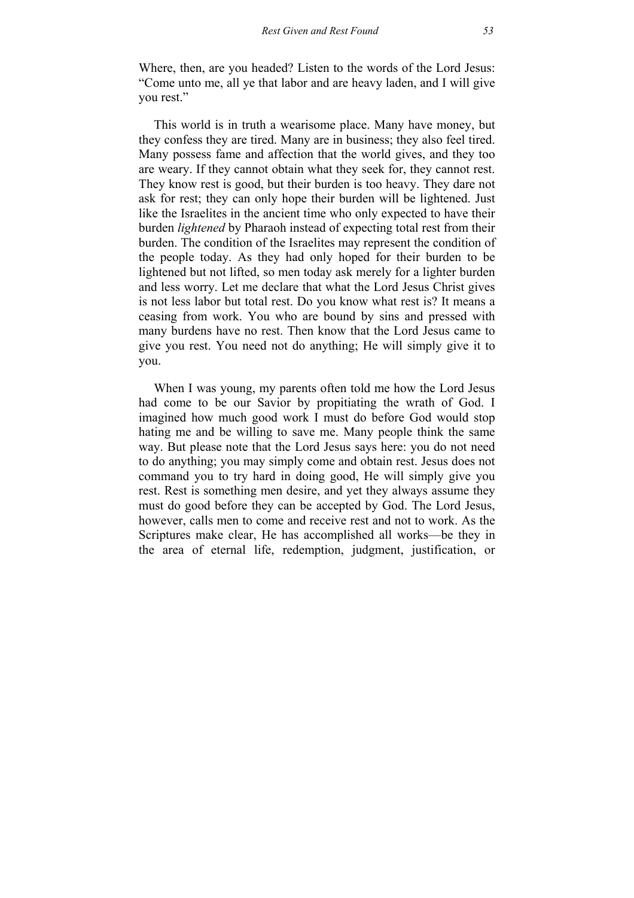Where, then, are you headed? Listen to the words of the Lord Jesus: "Come unto me, all ye that labor and are heavy laden, and I will give you rest."

This world is in truth a wearisome place. Many have money, but they confess they are tired. Many are in business; they also feel tired. Many possess fame and affection that the world gives, and they too are weary. If they cannot obtain what they seek for, they cannot rest. They know rest is good, but their burden is too heavy. They dare not ask for rest; they can only hope their burden will be lightened. Just like the Israelites in the ancient time who only expected to have their burden *lightened* by Pharaoh instead of expecting total rest from their burden. The condition of the Israelites may represent the condition of the people today. As they had only hoped for their burden to be lightened but not lifted, so men today ask merely for a lighter burden and less worry. Let me declare that what the Lord Jesus Christ gives is not less labor but total rest. Do you know what rest is? It means a ceasing from work. You who are bound by sins and pressed with many burdens have no rest. Then know that the Lord Jesus came to give you rest. You need not do anything; He will simply give it to you.

When I was young, my parents often told me how the Lord Jesus had come to be our Savior by propitiating the wrath of God. I imagined how much good work I must do before God would stop hating me and be willing to save me. Many people think the same way. But please note that the Lord Jesus says here: you do not need to do anything; you may simply come and obtain rest. Jesus does not command you to try hard in doing good, He will simply give you rest. Rest is something men desire, and yet they always assume they must do good before they can be accepted by God. The Lord Jesus, however, calls men to come and receive rest and not to work. As the Scriptures make clear, He has accomplished all works—be they in the area of eternal life, redemption, judgment, justification, or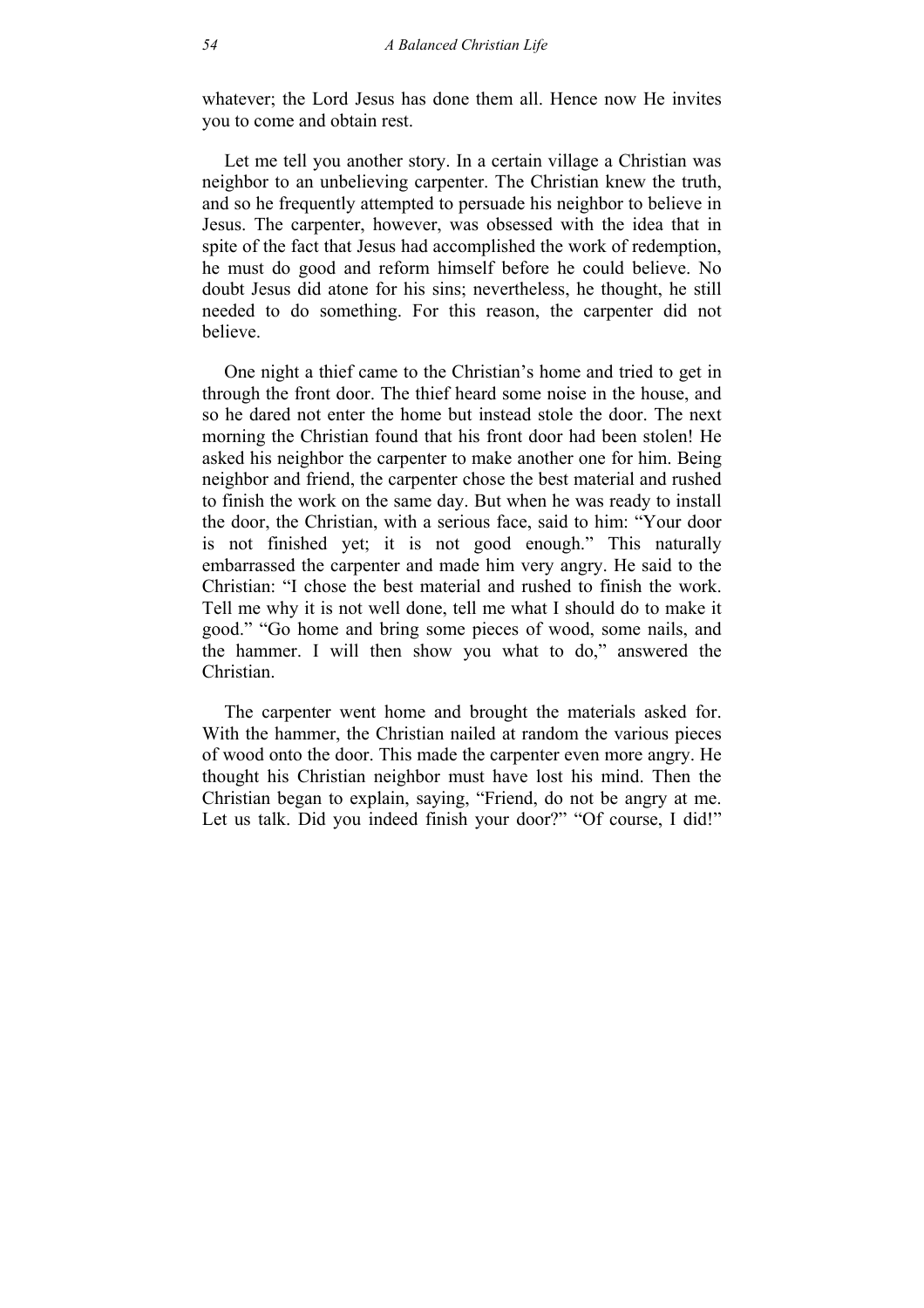whatever; the Lord Jesus has done them all. Hence now He invites you to come and obtain rest.

Let me tell you another story. In a certain village a Christian was neighbor to an unbelieving carpenter. The Christian knew the truth, and so he frequently attempted to persuade his neighbor to believe in Jesus. The carpenter, however, was obsessed with the idea that in spite of the fact that Jesus had accomplished the work of redemption, he must do good and reform himself before he could believe. No doubt Jesus did atone for his sins; nevertheless, he thought, he still needed to do something. For this reason, the carpenter did not believe.

One night a thief came to the Christian's home and tried to get in through the front door. The thief heard some noise in the house, and so he dared not enter the home but instead stole the door. The next morning the Christian found that his front door had been stolen! He asked his neighbor the carpenter to make another one for him. Being neighbor and friend, the carpenter chose the best material and rushed to finish the work on the same day. But when he was ready to install the door, the Christian, with a serious face, said to him: "Your door is not finished yet; it is not good enough." This naturally embarrassed the carpenter and made him very angry. He said to the Christian: "I chose the best material and rushed to finish the work. Tell me why it is not well done, tell me what I should do to make it good." "Go home and bring some pieces of wood, some nails, and the hammer. I will then show you what to do," answered the Christian.

The carpenter went home and brought the materials asked for. With the hammer, the Christian nailed at random the various pieces of wood onto the door. This made the carpenter even more angry. He thought his Christian neighbor must have lost his mind. Then the Christian began to explain, saying, "Friend, do not be angry at me. Let us talk. Did you indeed finish your door?" "Of course, I did!"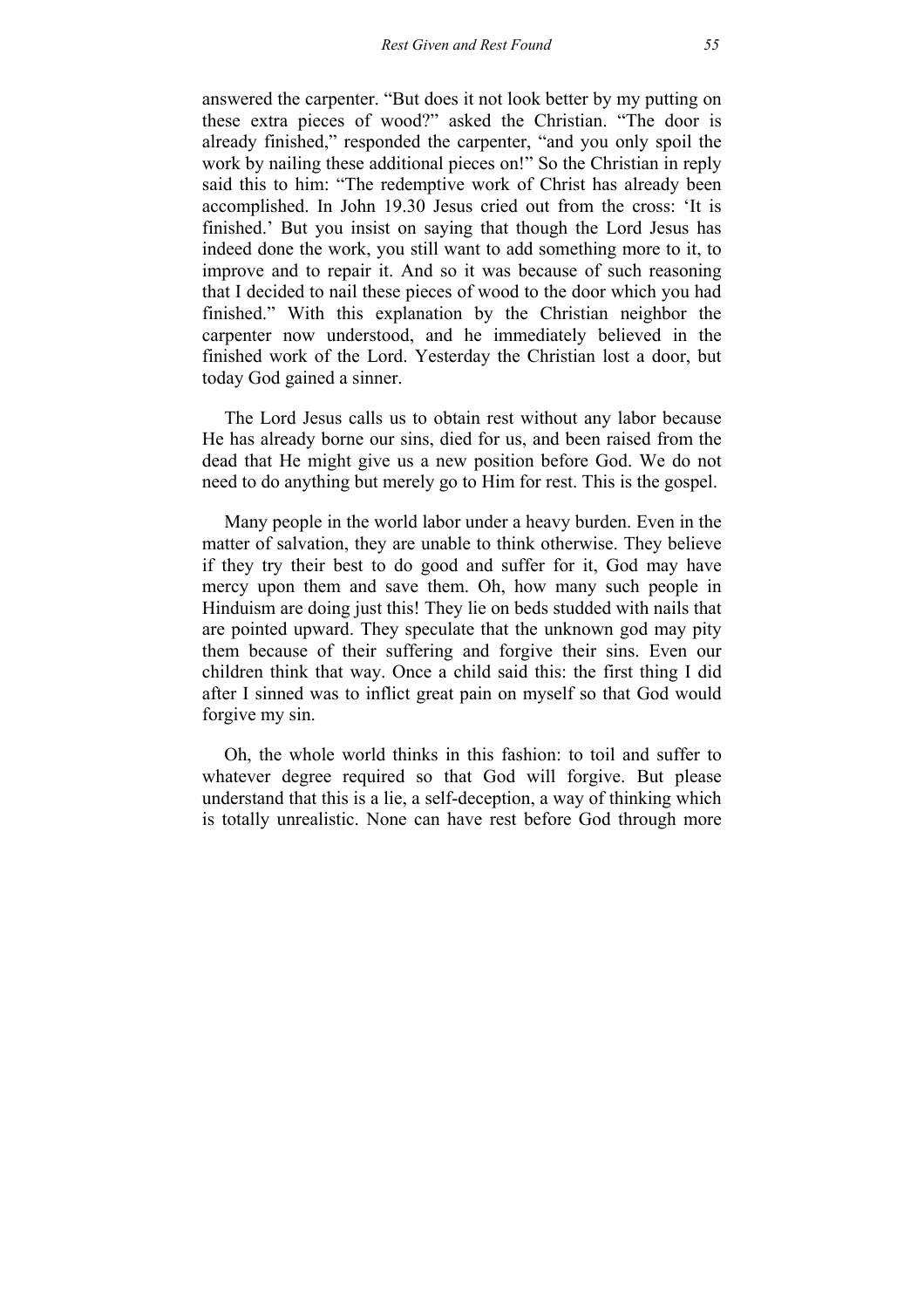answered the carpenter. "But does it not look better by my putting on these extra pieces of wood?" asked the Christian. "The door is already finished," responded the carpenter, "and you only spoil the work by nailing these additional pieces on!" So the Christian in reply said this to him: "The redemptive work of Christ has already been accomplished. In John 19.30 Jesus cried out from the cross: 'It is finished.' But you insist on saying that though the Lord Jesus has indeed done the work, you still want to add something more to it, to improve and to repair it. And so it was because of such reasoning that I decided to nail these pieces of wood to the door which you had finished." With this explanation by the Christian neighbor the carpenter now understood, and he immediately believed in the finished work of the Lord. Yesterday the Christian lost a door, but today God gained a sinner.

The Lord Jesus calls us to obtain rest without any labor because He has already borne our sins, died for us, and been raised from the dead that He might give us a new position before God. We do not need to do anything but merely go to Him for rest. This is the gospel.

Many people in the world labor under a heavy burden. Even in the matter of salvation, they are unable to think otherwise. They believe if they try their best to do good and suffer for it, God may have mercy upon them and save them. Oh, how many such people in Hinduism are doing just this! They lie on beds studded with nails that are pointed upward. They speculate that the unknown god may pity them because of their suffering and forgive their sins. Even our children think that way. Once a child said this: the first thing I did after I sinned was to inflict great pain on myself so that God would forgive my sin.

Oh, the whole world thinks in this fashion: to toil and suffer to whatever degree required so that God will forgive. But please understand that this is a lie, a self-deception, a way of thinking which is totally unrealistic. None can have rest before God through more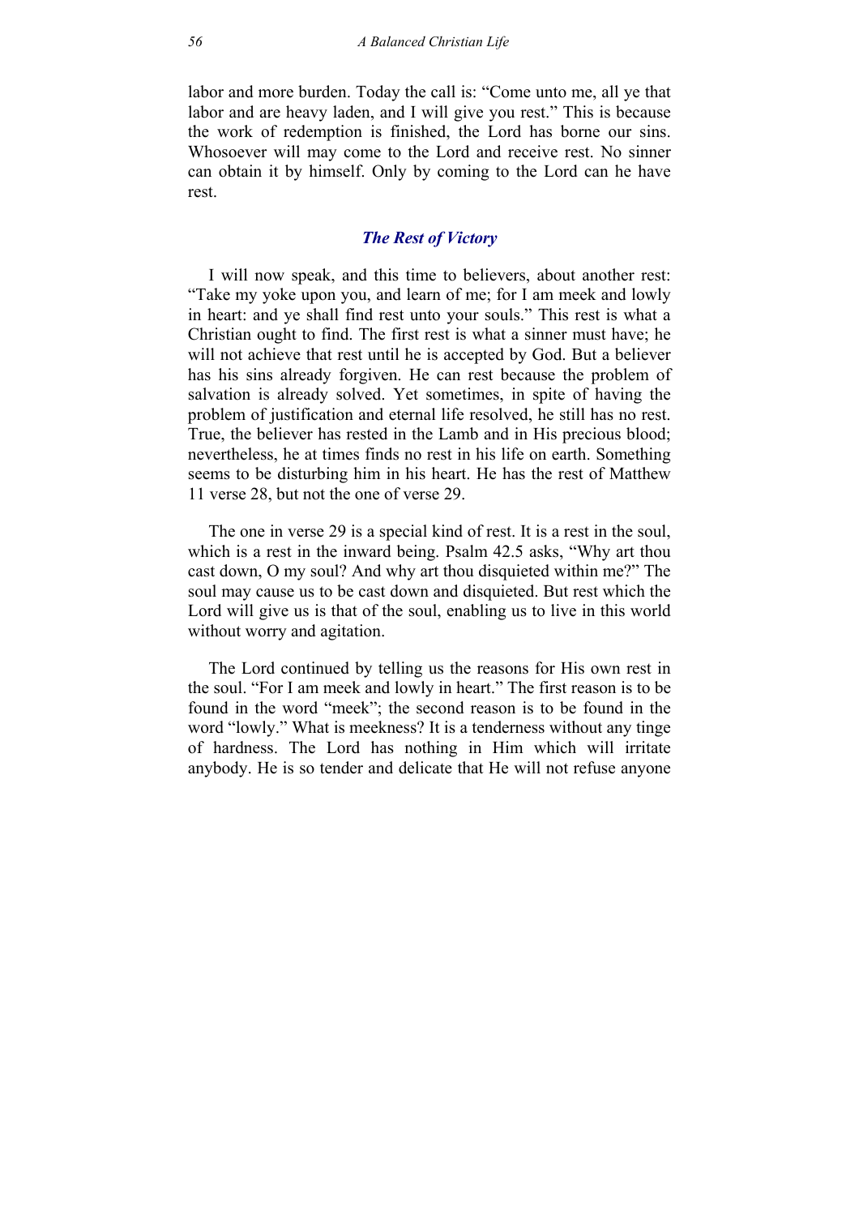labor and more burden. Today the call is: "Come unto me, all ye that labor and are heavy laden, and I will give you rest." This is because the work of redemption is finished, the Lord has borne our sins. Whosoever will may come to the Lord and receive rest. No sinner can obtain it by himself. Only by coming to the Lord can he have rest.

### *The Rest of Victory*

I will now speak, and this time to believers, about another rest: "Take my yoke upon you, and learn of me; for I am meek and lowly in heart: and ye shall find rest unto your souls." This rest is what a Christian ought to find. The first rest is what a sinner must have; he will not achieve that rest until he is accepted by God. But a believer has his sins already forgiven. He can rest because the problem of salvation is already solved. Yet sometimes, in spite of having the problem of justification and eternal life resolved, he still has no rest. True, the believer has rested in the Lamb and in His precious blood; nevertheless, he at times finds no rest in his life on earth. Something seems to be disturbing him in his heart. He has the rest of Matthew 11 verse 28, but not the one of verse 29.

The one in verse 29 is a special kind of rest. It is a rest in the soul, which is a rest in the inward being. Psalm 42.5 asks, "Why art thou cast down, O my soul? And why art thou disquieted within me?" The soul may cause us to be cast down and disquieted. But rest which the Lord will give us is that of the soul, enabling us to live in this world without worry and agitation.

The Lord continued by telling us the reasons for His own rest in the soul. "For I am meek and lowly in heart." The first reason is to be found in the word "meek"; the second reason is to be found in the word "lowly." What is meekness? It is a tenderness without any tinge of hardness. The Lord has nothing in Him which will irritate anybody. He is so tender and delicate that He will not refuse anyone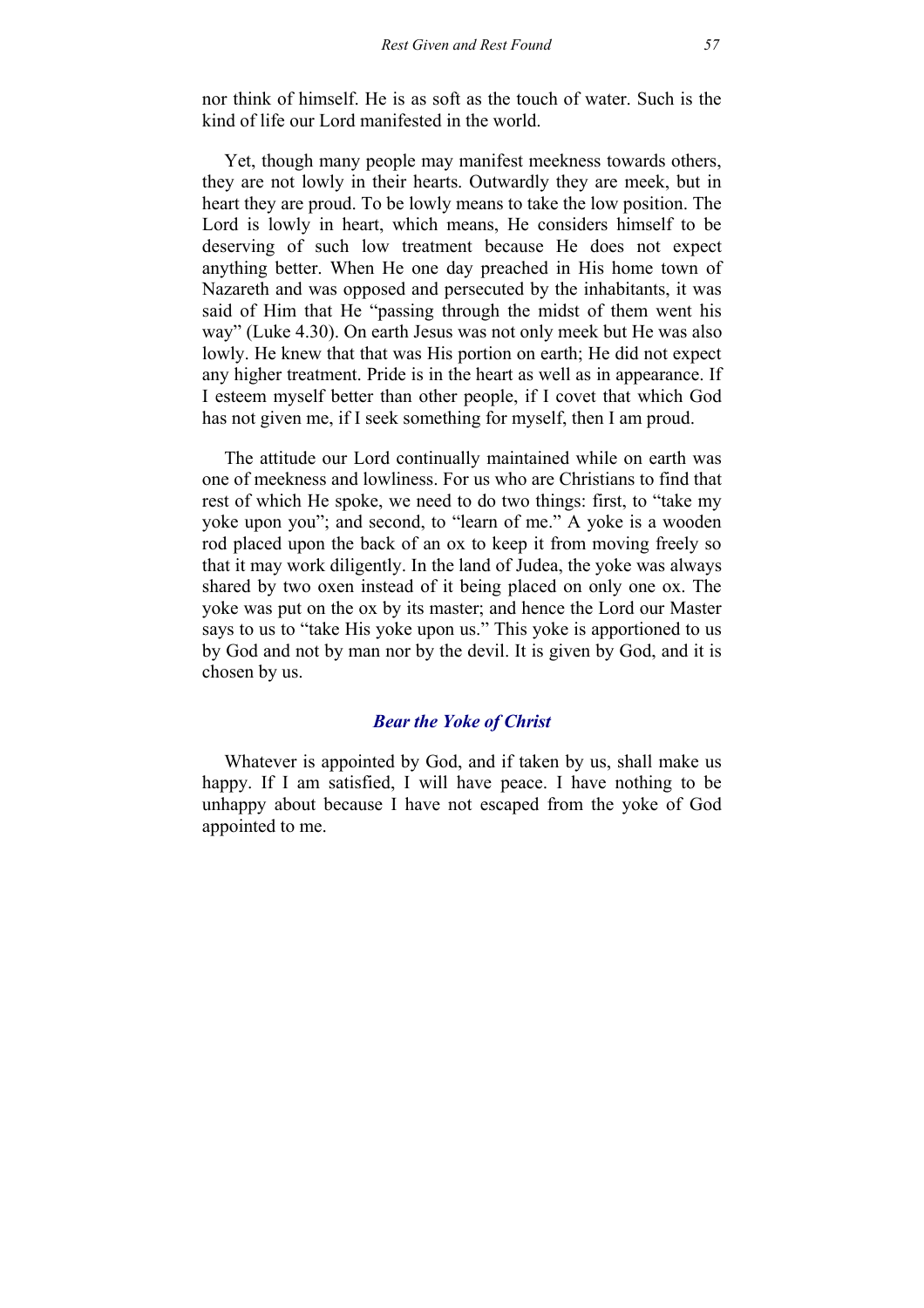nor think of himself. He is as soft as the touch of water. Such is the kind of life our Lord manifested in the world.

Yet, though many people may manifest meekness towards others, they are not lowly in their hearts. Outwardly they are meek, but in heart they are proud. To be lowly means to take the low position. The Lord is lowly in heart, which means, He considers himself to be deserving of such low treatment because He does not expect anything better. When He one day preached in His home town of Nazareth and was opposed and persecuted by the inhabitants, it was said of Him that He "passing through the midst of them went his way" (Luke 4.30). On earth Jesus was not only meek but He was also lowly. He knew that that was His portion on earth; He did not expect any higher treatment. Pride is in the heart as well as in appearance. If I esteem myself better than other people, if I covet that which God has not given me, if I seek something for myself, then I am proud.

The attitude our Lord continually maintained while on earth was one of meekness and lowliness. For us who are Christians to find that rest of which He spoke, we need to do two things: first, to "take my yoke upon you"; and second, to "learn of me." A yoke is a wooden rod placed upon the back of an ox to keep it from moving freely so that it may work diligently. In the land of Judea, the yoke was always shared by two oxen instead of it being placed on only one ox. The yoke was put on the ox by its master; and hence the Lord our Master says to us to "take His yoke upon us." This yoke is apportioned to us by God and not by man nor by the devil. It is given by God, and it is chosen by us.

### *Bear the Yoke of Christ*

Whatever is appointed by God, and if taken by us, shall make us happy. If I am satisfied, I will have peace. I have nothing to be unhappy about because I have not escaped from the yoke of God appointed to me.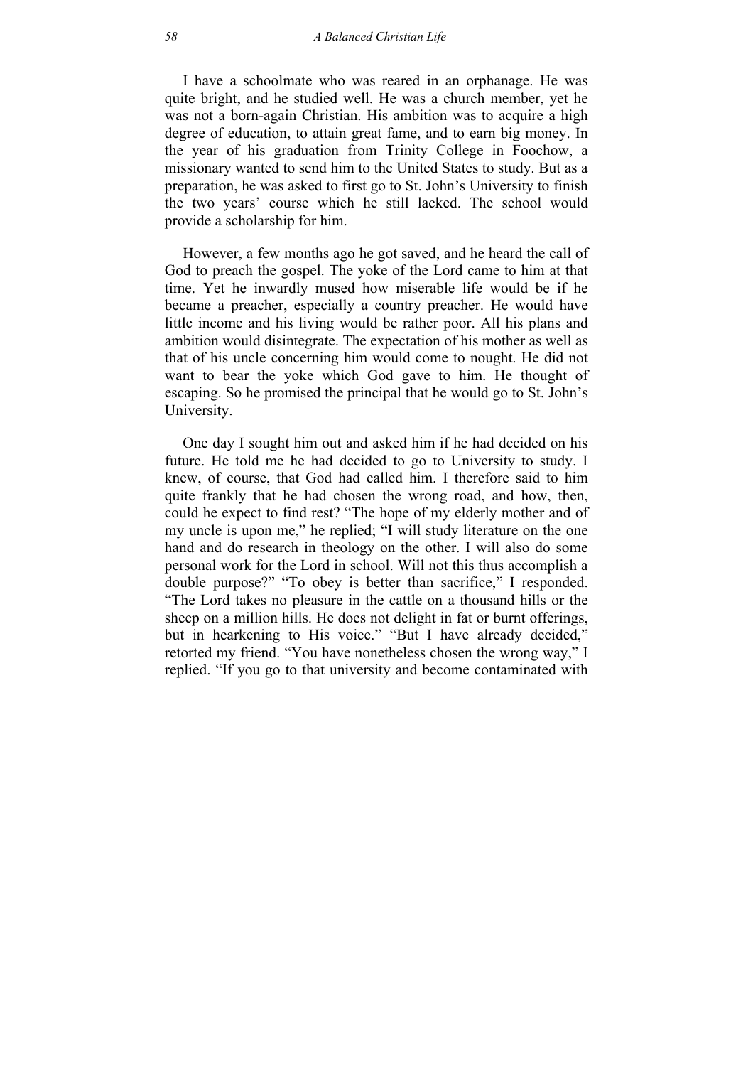I have a schoolmate who was reared in an orphanage. He was quite bright, and he studied well. He was a church member, yet he was not a born-again Christian. His ambition was to acquire a high degree of education, to attain great fame, and to earn big money. In the year of his graduation from Trinity College in Foochow, a missionary wanted to send him to the United States to study. But as a preparation, he was asked to first go to St. John's University to finish the two years' course which he still lacked. The school would provide a scholarship for him.

However, a few months ago he got saved, and he heard the call of God to preach the gospel. The yoke of the Lord came to him at that time. Yet he inwardly mused how miserable life would be if he became a preacher, especially a country preacher. He would have little income and his living would be rather poor. All his plans and ambition would disintegrate. The expectation of his mother as well as that of his uncle concerning him would come to nought. He did not want to bear the yoke which God gave to him. He thought of escaping. So he promised the principal that he would go to St. John's University.

One day I sought him out and asked him if he had decided on his future. He told me he had decided to go to University to study. I knew, of course, that God had called him. I therefore said to him quite frankly that he had chosen the wrong road, and how, then, could he expect to find rest? "The hope of my elderly mother and of my uncle is upon me," he replied; "I will study literature on the one hand and do research in theology on the other. I will also do some personal work for the Lord in school. Will not this thus accomplish a double purpose?" "To obey is better than sacrifice," I responded. "The Lord takes no pleasure in the cattle on a thousand hills or the sheep on a million hills. He does not delight in fat or burnt offerings, but in hearkening to His voice." "But I have already decided," retorted my friend. "You have nonetheless chosen the wrong way," I replied. "If you go to that university and become contaminated with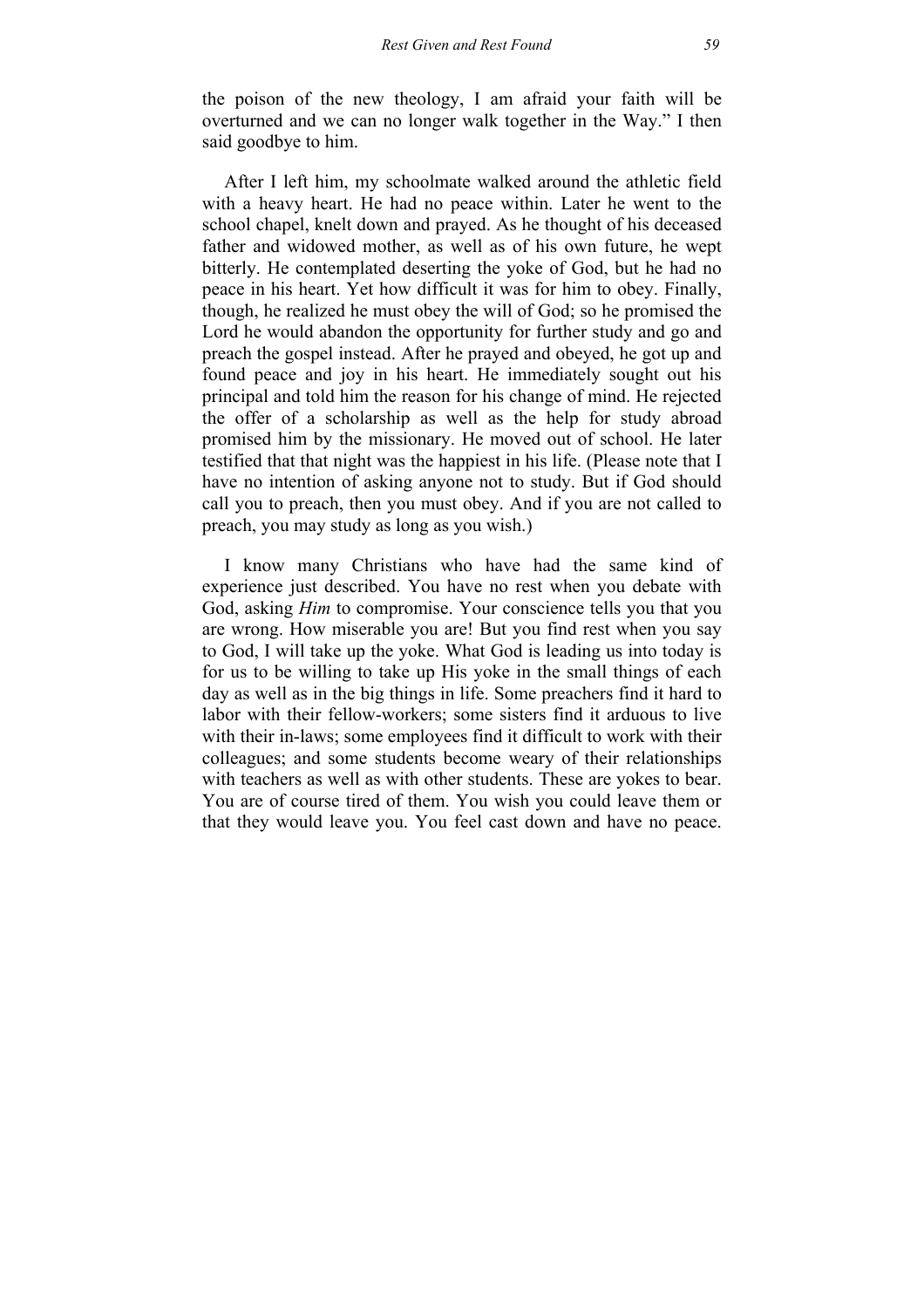the poison of the new theology, I am afraid your faith will be overturned and we can no longer walk together in the Way." I then said goodbye to him.

After I left him, my schoolmate walked around the athletic field with a heavy heart. He had no peace within. Later he went to the school chapel, knelt down and prayed. As he thought of his deceased father and widowed mother, as well as of his own future, he wept bitterly. He contemplated deserting the yoke of God, but he had no peace in his heart. Yet how difficult it was for him to obey. Finally, though, he realized he must obey the will of God; so he promised the Lord he would abandon the opportunity for further study and go and preach the gospel instead. After he prayed and obeyed, he got up and found peace and joy in his heart. He immediately sought out his principal and told him the reason for his change of mind. He rejected the offer of a scholarship as well as the help for study abroad promised him by the missionary. He moved out of school. He later testified that that night was the happiest in his life. (Please note that I have no intention of asking anyone not to study. But if God should call you to preach, then you must obey. And if you are not called to preach, you may study as long as you wish.)

I know many Christians who have had the same kind of experience just described. You have no rest when you debate with God, asking *Him* to compromise. Your conscience tells you that you are wrong. How miserable you are! But you find rest when you say to God, I will take up the yoke. What God is leading us into today is for us to be willing to take up His yoke in the small things of each day as well as in the big things in life. Some preachers find it hard to labor with their fellow-workers; some sisters find it arduous to live with their in-laws; some employees find it difficult to work with their colleagues; and some students become weary of their relationships with teachers as well as with other students. These are yokes to bear. You are of course tired of them. You wish you could leave them or that they would leave you. You feel cast down and have no peace.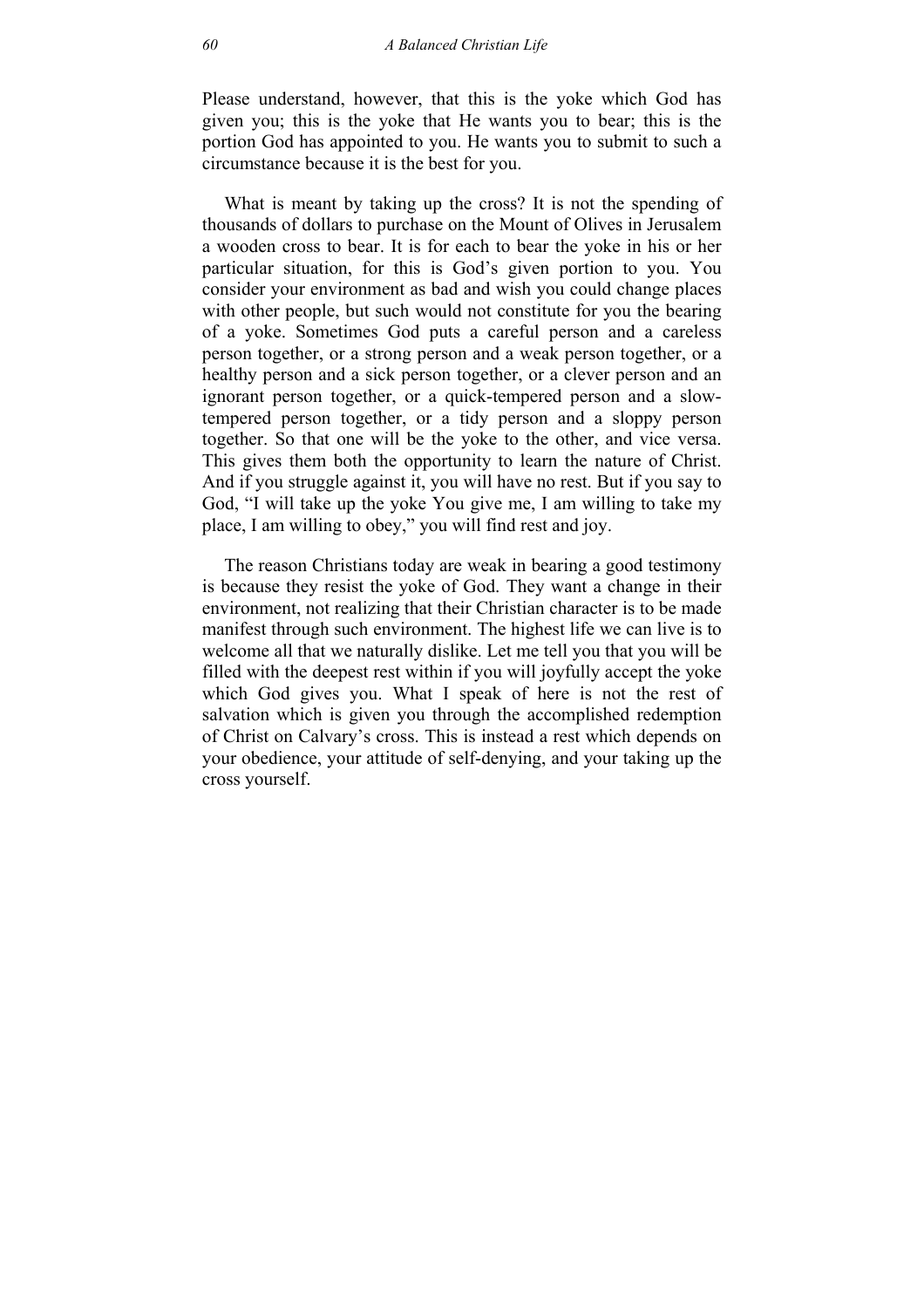Please understand, however, that this is the yoke which God has given you; this is the yoke that He wants you to bear; this is the portion God has appointed to you. He wants you to submit to such a circumstance because it is the best for you.

What is meant by taking up the cross? It is not the spending of thousands of dollars to purchase on the Mount of Olives in Jerusalem a wooden cross to bear. It is for each to bear the yoke in his or her particular situation, for this is God's given portion to you. You consider your environment as bad and wish you could change places with other people, but such would not constitute for you the bearing of a yoke. Sometimes God puts a careful person and a careless person together, or a strong person and a weak person together, or a healthy person and a sick person together, or a clever person and an ignorant person together, or a quick-tempered person and a slow-tempered person together, or a tidy person and a sloppy person together. So that one will be the yoke to the other, and vice versa. This gives them both the opportunity to learn the nature of Christ. And if you struggle against it, you will have no rest. But if you say to God, "I will take up the yoke You give me, I am willing to take my place, I am willing to obey," you will find rest and joy.

The reason Christians today are weak in bearing a good testimony is because they resist the yoke of God. They want a change in their environment, not realizing that their Christian character is to be made manifest through such environment. The highest life we can live is to welcome all that we naturally dislike. Let me tell you that you will be filled with the deepest rest within if you will joyfully accept the yoke which God gives you. What I speak of here is not the rest of salvation which is given you through the accomplished redemption of Christ on Calvary's cross. This is instead a rest which depends on your obedience, your attitude of self-denying, and your taking up the cross yourself.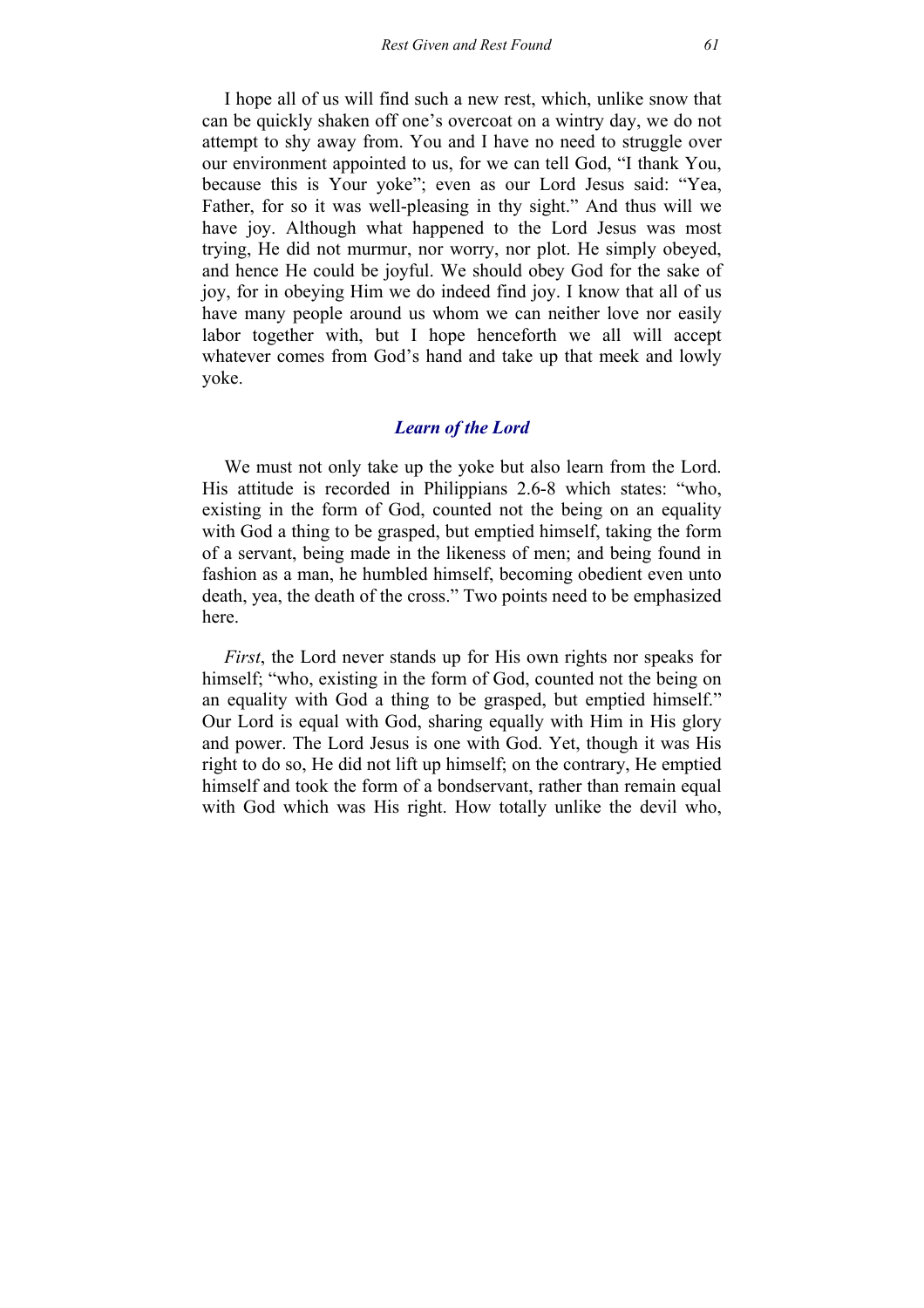I hope all of us will find such a new rest, which, unlike snow that can be quickly shaken off one's overcoat on a wintry day, we do not attempt to shy away from. You and I have no need to struggle over our environment appointed to us, for we can tell God, "I thank You, because this is Your yoke"; even as our Lord Jesus said: "Yea, Father, for so it was well-pleasing in thy sight." And thus will we have joy. Although what happened to the Lord Jesus was most trying, He did not murmur, nor worry, nor plot. He simply obeyed, and hence He could be joyful. We should obey God for the sake of joy, for in obeying Him we do indeed find joy. I know that all of us have many people around us whom we can neither love nor easily labor together with, but I hope henceforth we all will accept whatever comes from God's hand and take up that meek and lowly yoke.

### *Learn of the Lord*

We must not only take up the yoke but also learn from the Lord. His attitude is recorded in Philippians 2.6-8 which states: "who, existing in the form of God, counted not the being on an equality with God a thing to be grasped, but emptied himself, taking the form of a servant, being made in the likeness of men; and being found in fashion as a man, he humbled himself, becoming obedient even unto death, yea, the death of the cross." Two points need to be emphasized here.

*First*, the Lord never stands up for His own rights nor speaks for himself; "who, existing in the form of God, counted not the being on an equality with God a thing to be grasped, but emptied himself." Our Lord is equal with God, sharing equally with Him in His glory and power. The Lord Jesus is one with God. Yet, though it was His right to do so, He did not lift up himself; on the contrary, He emptied himself and took the form of a bondservant, rather than remain equal with God which was His right. How totally unlike the devil who,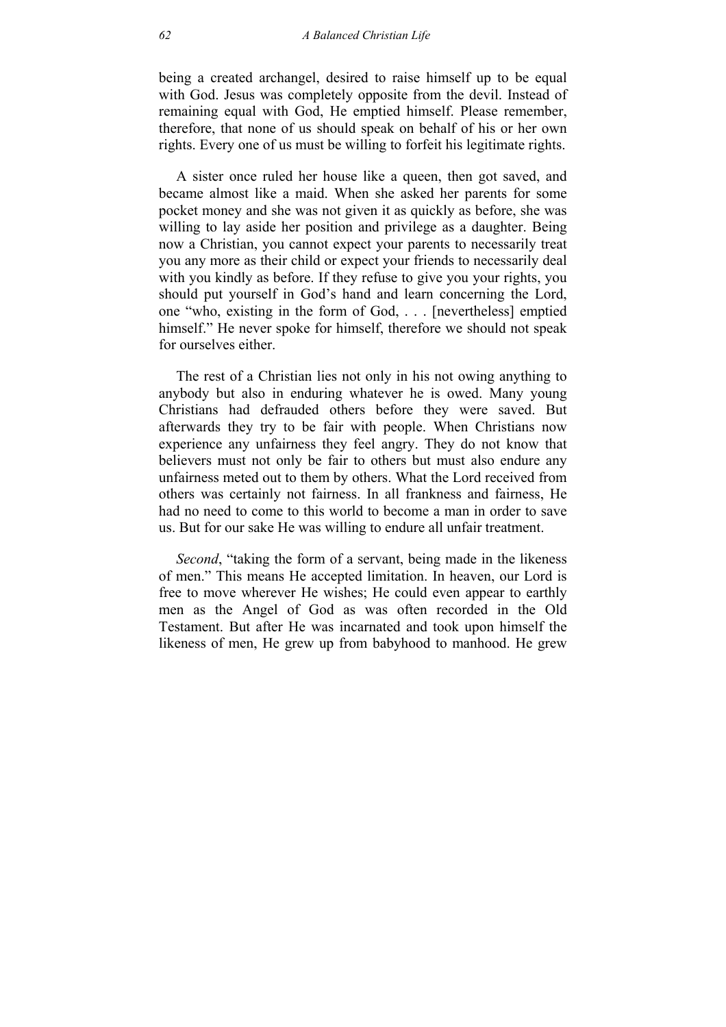being a created archangel, desired to raise himself up to be equal with God. Jesus was completely opposite from the devil. Instead of remaining equal with God, He emptied himself. Please remember, therefore, that none of us should speak on behalf of his or her own rights. Every one of us must be willing to forfeit his legitimate rights.

A sister once ruled her house like a queen, then got saved, and became almost like a maid. When she asked her parents for some pocket money and she was not given it as quickly as before, she was willing to lay aside her position and privilege as a daughter. Being now a Christian, you cannot expect your parents to necessarily treat you any more as their child or expect your friends to necessarily deal with you kindly as before. If they refuse to give you your rights, you should put yourself in God's hand and learn concerning the Lord, one "who, existing in the form of God, . . . [nevertheless] emptied himself." He never spoke for himself, therefore we should not speak for ourselves either.

The rest of a Christian lies not only in his not owing anything to anybody but also in enduring whatever he is owed. Many young Christians had defrauded others before they were saved. But afterwards they try to be fair with people. When Christians now experience any unfairness they feel angry. They do not know that believers must not only be fair to others but must also endure any unfairness meted out to them by others. What the Lord received from others was certainly not fairness. In all frankness and fairness, He had no need to come to this world to become a man in order to save us. But for our sake He was willing to endure all unfair treatment.

*Second*, "taking the form of a servant, being made in the likeness of men." This means He accepted limitation. In heaven, our Lord is free to move wherever He wishes; He could even appear to earthly men as the Angel of God as was often recorded in the Old Testament. But after He was incarnated and took upon himself the likeness of men, He grew up from babyhood to manhood. He grew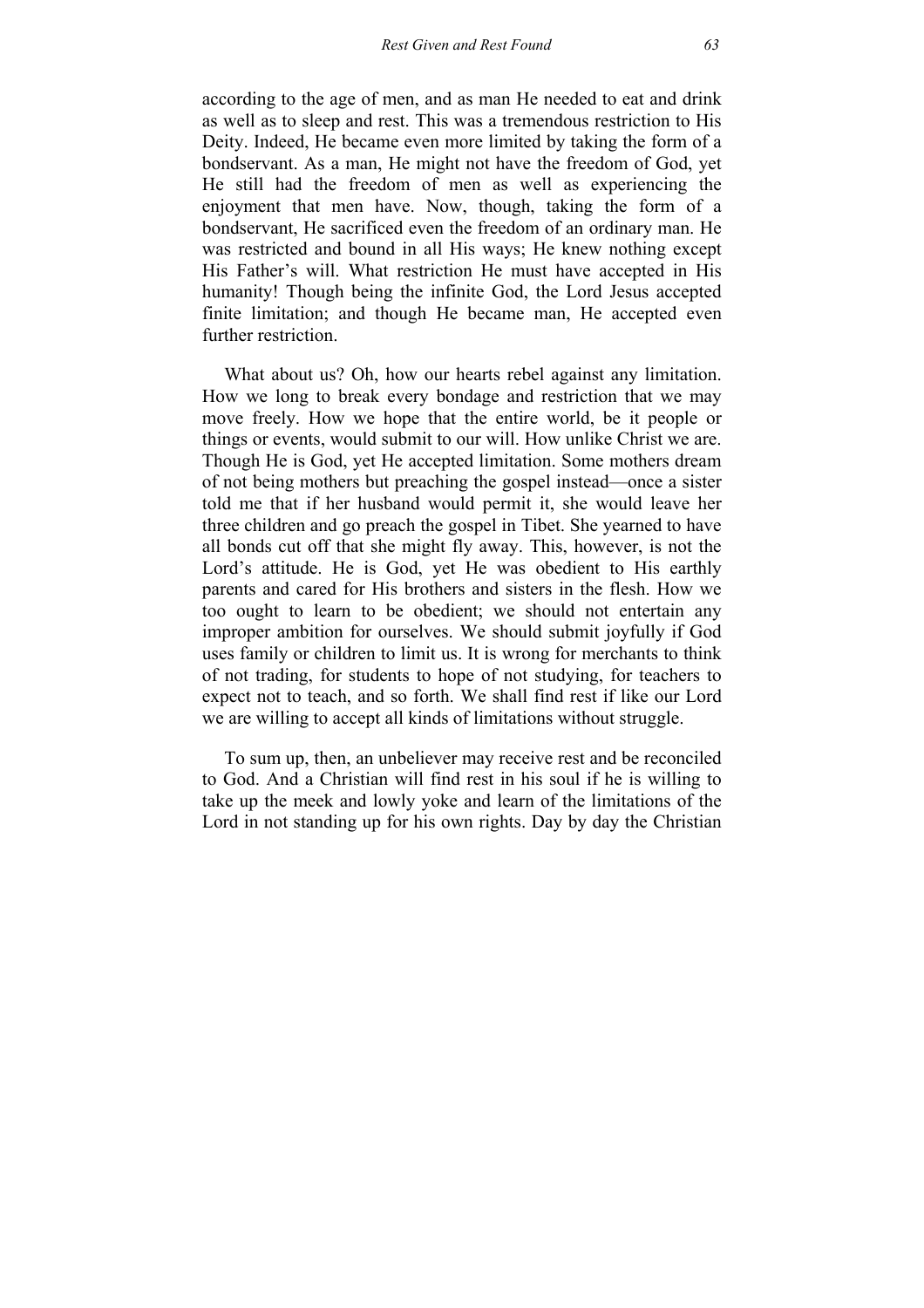according to the age of men, and as man He needed to eat and drink as well as to sleep and rest. This was a tremendous restriction to His Deity. Indeed, He became even more limited by taking the form of a bondservant. As a man, He might not have the freedom of God, yet He still had the freedom of men as well as experiencing the enjoyment that men have. Now, though, taking the form of a bondservant, He sacrificed even the freedom of an ordinary man. He was restricted and bound in all His ways; He knew nothing except His Father's will. What restriction He must have accepted in His humanity! Though being the infinite God, the Lord Jesus accepted finite limitation; and though He became man, He accepted even further restriction.

What about us? Oh, how our hearts rebel against any limitation. How we long to break every bondage and restriction that we may move freely. How we hope that the entire world, be it people or things or events, would submit to our will. How unlike Christ we are. Though He is God, yet He accepted limitation. Some mothers dream of not being mothers but preaching the gospel instead—once a sister told me that if her husband would permit it, she would leave her three children and go preach the gospel in Tibet. She yearned to have all bonds cut off that she might fly away. This, however, is not the Lord's attitude. He is God, yet He was obedient to His earthly parents and cared for His brothers and sisters in the flesh. How we too ought to learn to be obedient; we should not entertain any improper ambition for ourselves. We should submit joyfully if God uses family or children to limit us. It is wrong for merchants to think of not trading, for students to hope of not studying, for teachers to expect not to teach, and so forth. We shall find rest if like our Lord we are willing to accept all kinds of limitations without struggle.

To sum up, then, an unbeliever may receive rest and be reconciled to God. And a Christian will find rest in his soul if he is willing to take up the meek and lowly yoke and learn of the limitations of the Lord in not standing up for his own rights. Day by day the Christian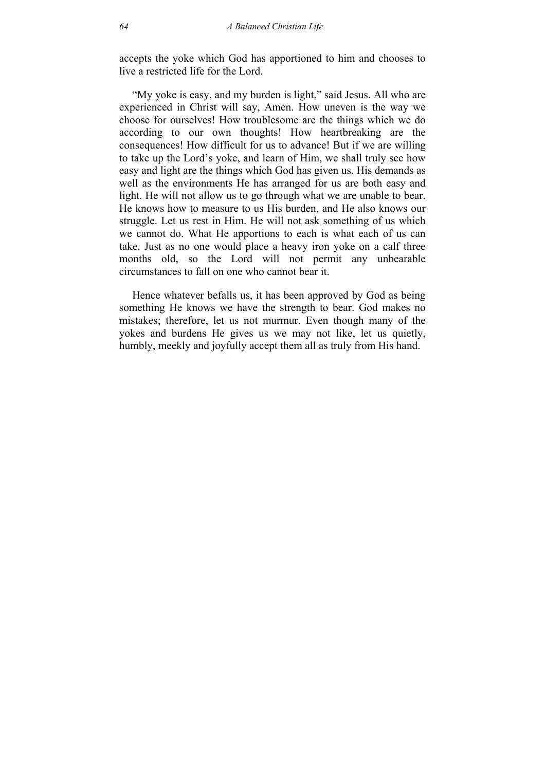accepts the yoke which God has apportioned to him and chooses to live a restricted life for the Lord.

"My yoke is easy, and my burden is light," said Jesus. All who are experienced in Christ will say, Amen. How uneven is the way we choose for ourselves! How troublesome are the things which we do according to our own thoughts! How heartbreaking are the consequences! How difficult for us to advance! But if we are willing to take up the Lord's yoke, and learn of Him, we shall truly see how easy and light are the things which God has given us. His demands as well as the environments He has arranged for us are both easy and light. He will not allow us to go through what we are unable to bear. He knows how to measure to us His burden, and He also knows our struggle. Let us rest in Him. He will not ask something of us which we cannot do. What He apportions to each is what each of us can take. Just as no one would place a heavy iron yoke on a calf three months old, so the Lord will not permit any unbearable circumstances to fall on one who cannot bear it.

Hence whatever befalls us, it has been approved by God as being something He knows we have the strength to bear. God makes no mistakes; therefore, let us not murmur. Even though many of the yokes and burdens He gives us we may not like, let us quietly, humbly, meekly and joyfully accept them all as truly from His hand.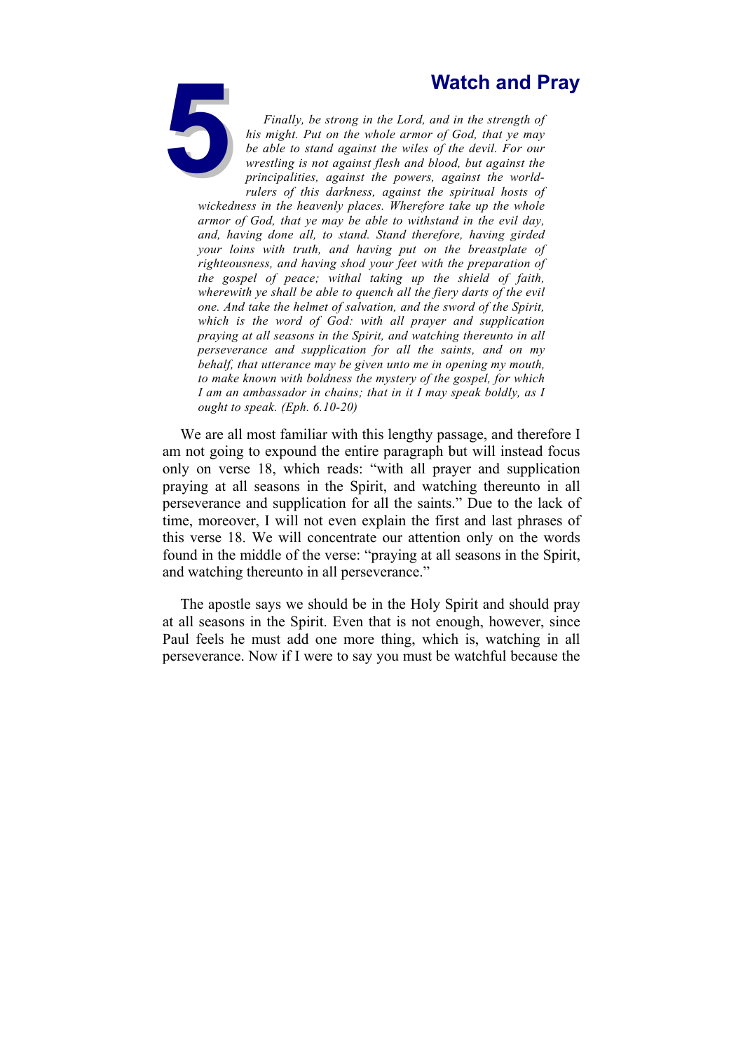# 5 Watch and Pray

*Finally, be strong in the Lord, and in the strength of his might. Put on the whole armor of God, that ye may be able to stand against the wiles of the devil. For our wrestling is not against flesh and blood, but against the principalities, against the powers, against the world-rulers of this darkness, against the spiritual hosts of wickedness in the heavenly places. Wherefore take up the whole armor of God, that ye may be able to withstand in the evil day, and, having done all, to stand. Stand therefore, having girded your loins with truth, and having put on the breastplate of righteousness, and having shod your feet with the preparation of the gospel of peace; withal taking up the shield of faith, wherewith ye shall be able to quench all the fiery darts of the evil one. And take the helmet of salvation, and the sword of the Spirit, which is the word of God: with all prayer and supplication praying at all seasons in the Spirit, and watching thereunto in all perseverance and supplication for all the saints, and on my behalf, that utterance may be given unto me in opening my mouth, to make known with boldness the mystery of the gospel, for which I am an ambassador in chains; that in it I may speak boldly, as I ought to speak. (Eph. 6.10-20)*

We are all most familiar with this lengthy passage, and therefore I am not going to expound the entire paragraph but will instead focus only on verse 18, which reads: "with all prayer and supplication praying at all seasons in the Spirit, and watching thereunto in all perseverance and supplication for all the saints." Due to the lack of time, moreover, I will not even explain the first and last phrases of this verse 18. We will concentrate our attention only on the words found in the middle of the verse: "praying at all seasons in the Spirit, and watching thereunto in all perseverance."

The apostle says we should be in the Holy Spirit and should pray at all seasons in the Spirit. Even that is not enough, however, since Paul feels he must add one more thing, which is, watching in all perseverance. Now if I were to say you must be watchful because the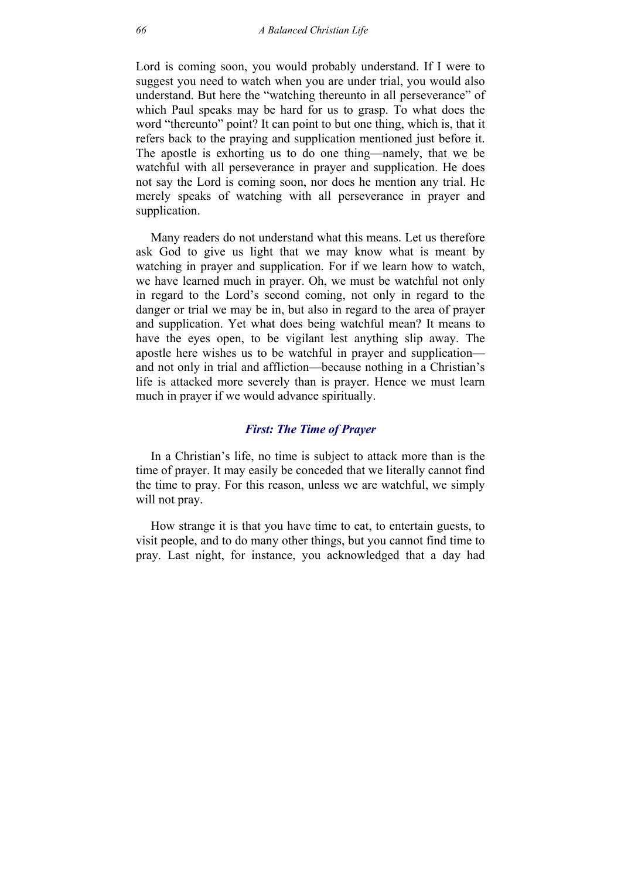Lord is coming soon, you would probably understand. If I were to suggest you need to watch when you are under trial, you would also understand. But here the "watching thereunto in all perseverance" of which Paul speaks may be hard for us to grasp. To what does the word "thereunto" point? It can point to but one thing, which is, that it refers back to the praying and supplication mentioned just before it. The apostle is exhorting us to do one thing—namely, that we be watchful with all perseverance in prayer and supplication. He does not say the Lord is coming soon, nor does he mention any trial. He merely speaks of watching with all perseverance in prayer and supplication.

Many readers do not understand what this means. Let us therefore ask God to give us light that we may know what is meant by watching in prayer and supplication. For if we learn how to watch, we have learned much in prayer. Oh, we must be watchful not only in regard to the Lord's second coming, not only in regard to the danger or trial we may be in, but also in regard to the area of prayer and supplication. Yet what does being watchful mean? It means to have the eyes open, to be vigilant lest anything slip away. The apostle here wishes us to be watchful in prayer and supplication—and not only in trial and affliction—because nothing in a Christian's life is attacked more severely than is prayer. Hence we must learn much in prayer if we would advance spiritually.

### *First: The Time of Prayer*

In a Christian's life, no time is subject to attack more than is the time of prayer. It may easily be conceded that we literally cannot find the time to pray. For this reason, unless we are watchful, we simply will not pray.

How strange it is that you have time to eat, to entertain guests, to visit people, and to do many other things, but you cannot find time to pray. Last night, for instance, you acknowledged that a day had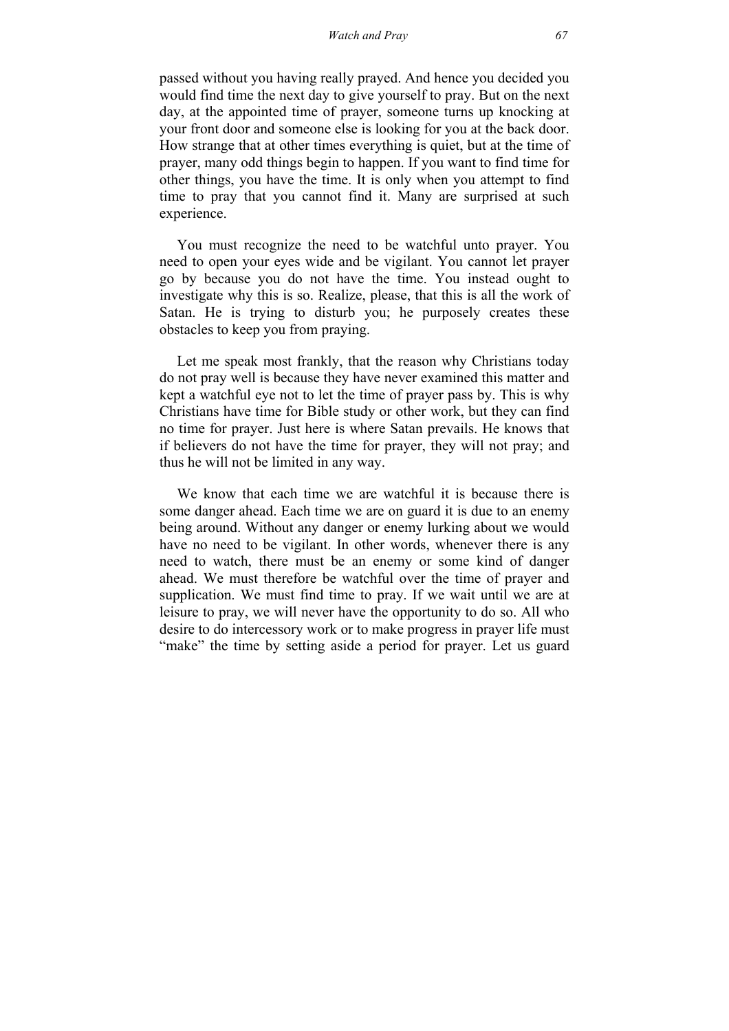passed without you having really prayed. And hence you decided you would find time the next day to give yourself to pray. But on the next day, at the appointed time of prayer, someone turns up knocking at your front door and someone else is looking for you at the back door. How strange that at other times everything is quiet, but at the time of prayer, many odd things begin to happen. If you want to find time for other things, you have the time. It is only when you attempt to find time to pray that you cannot find it. Many are surprised at such experience.

You must recognize the need to be watchful unto prayer. You need to open your eyes wide and be vigilant. You cannot let prayer go by because you do not have the time. You instead ought to investigate why this is so. Realize, please, that this is all the work of Satan. He is trying to disturb you; he purposely creates these obstacles to keep you from praying.

Let me speak most frankly, that the reason why Christians today do not pray well is because they have never examined this matter and kept a watchful eye not to let the time of prayer pass by. This is why Christians have time for Bible study or other work, but they can find no time for prayer. Just here is where Satan prevails. He knows that if believers do not have the time for prayer, they will not pray; and thus he will not be limited in any way.

We know that each time we are watchful it is because there is some danger ahead. Each time we are on guard it is due to an enemy being around. Without any danger or enemy lurking about we would have no need to be vigilant. In other words, whenever there is any need to watch, there must be an enemy or some kind of danger ahead. We must therefore be watchful over the time of prayer and supplication. We must find time to pray. If we wait until we are at leisure to pray, we will never have the opportunity to do so. All who desire to do intercessory work or to make progress in prayer life must "make" the time by setting aside a period for prayer. Let us guard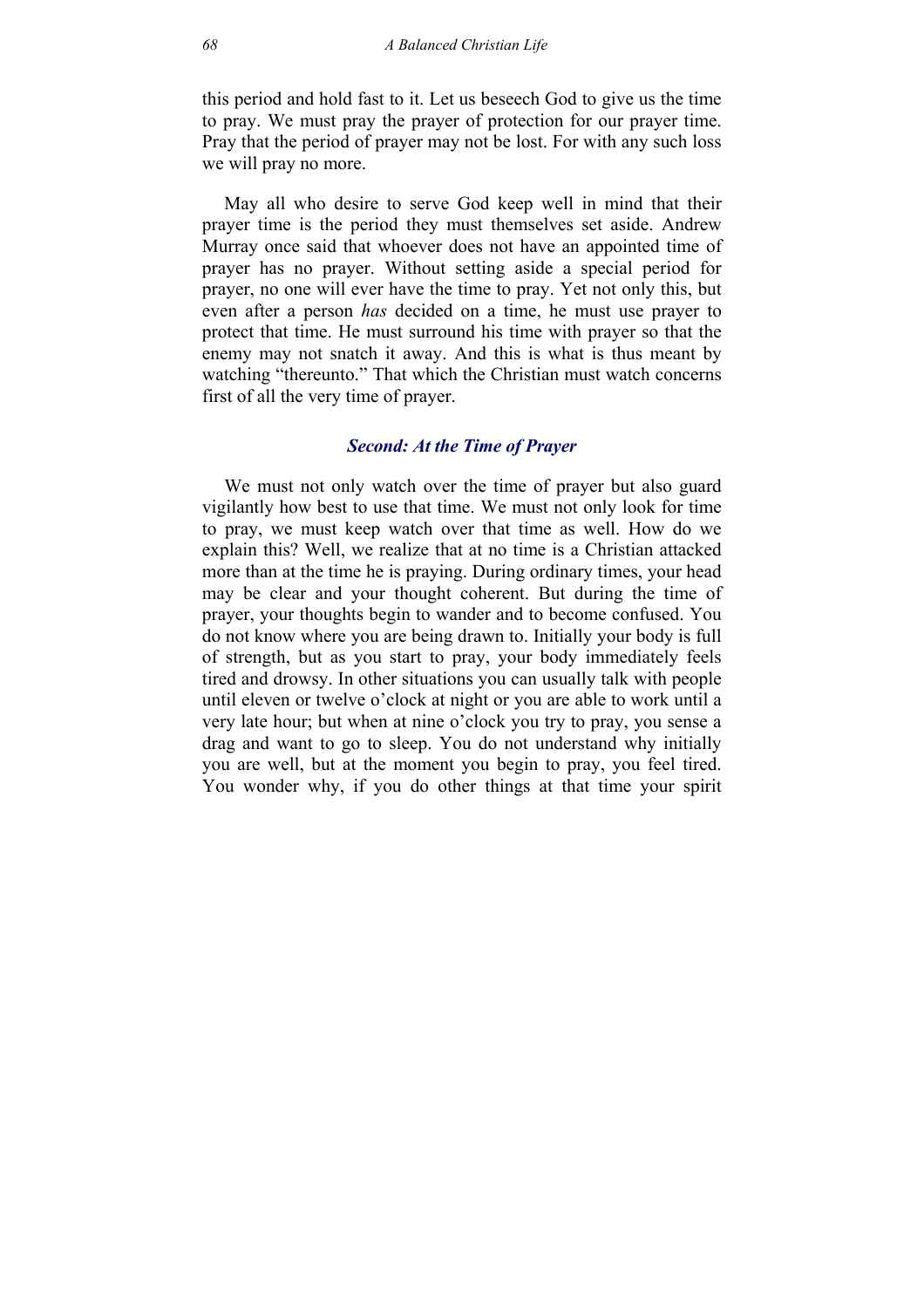this period and hold fast to it. Let us beseech God to give us the time to pray. We must pray the prayer of protection for our prayer time. Pray that the period of prayer may not be lost. For with any such loss we will pray no more.

May all who desire to serve God keep well in mind that their prayer time is the period they must themselves set aside. Andrew Murray once said that whoever does not have an appointed time of prayer has no prayer. Without setting aside a special period for prayer, no one will ever have the time to pray. Yet not only this, but even after a person *has* decided on a time, he must use prayer to protect that time. He must surround his time with prayer so that the enemy may not snatch it away. And this is what is thus meant by watching "thereunto." That which the Christian must watch concerns first of all the very time of prayer.

### *Second: At the Time of Prayer*

We must not only watch over the time of prayer but also guard vigilantly how best to use that time. We must not only look for time to pray, we must keep watch over that time as well. How do we explain this? Well, we realize that at no time is a Christian attacked more than at the time he is praying. During ordinary times, your head may be clear and your thought coherent. But during the time of prayer, your thoughts begin to wander and to become confused. You do not know where you are being drawn to. Initially your body is full of strength, but as you start to pray, your body immediately feels tired and drowsy. In other situations you can usually talk with people until eleven or twelve o'clock at night or you are able to work until a very late hour; but when at nine o'clock you try to pray, you sense a drag and want to go to sleep. You do not understand why initially you are well, but at the moment you begin to pray, you feel tired. You wonder why, if you do other things at that time your spirit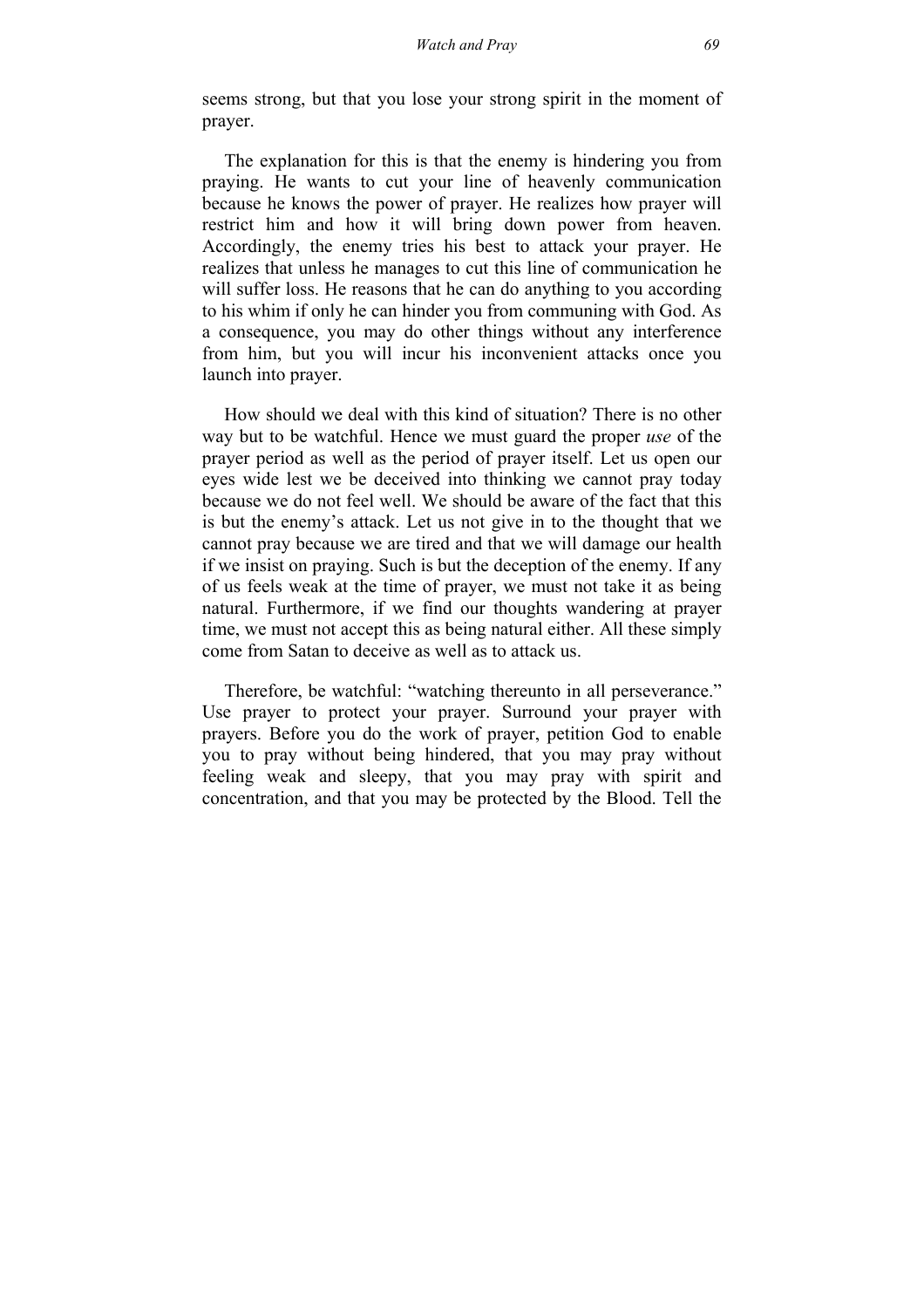seems strong, but that you lose your strong spirit in the moment of prayer.

The explanation for this is that the enemy is hindering you from praying. He wants to cut your line of heavenly communication because he knows the power of prayer. He realizes how prayer will restrict him and how it will bring down power from heaven. Accordingly, the enemy tries his best to attack your prayer. He realizes that unless he manages to cut this line of communication he will suffer loss. He reasons that he can do anything to you according to his whim if only he can hinder you from communing with God. As a consequence, you may do other things without any interference from him, but you will incur his inconvenient attacks once you launch into prayer.

How should we deal with this kind of situation? There is no other way but to be watchful. Hence we must guard the proper *use* of the prayer period as well as the period of prayer itself. Let us open our eyes wide lest we be deceived into thinking we cannot pray today because we do not feel well. We should be aware of the fact that this is but the enemy's attack. Let us not give in to the thought that we cannot pray because we are tired and that we will damage our health if we insist on praying. Such is but the deception of the enemy. If any of us feels weak at the time of prayer, we must not take it as being natural. Furthermore, if we find our thoughts wandering at prayer time, we must not accept this as being natural either. All these simply come from Satan to deceive as well as to attack us.

Therefore, be watchful: "watching thereunto in all perseverance." Use prayer to protect your prayer. Surround your prayer with prayers. Before you do the work of prayer, petition God to enable you to pray without being hindered, that you may pray without feeling weak and sleepy, that you may pray with spirit and concentration, and that you may be protected by the Blood. Tell the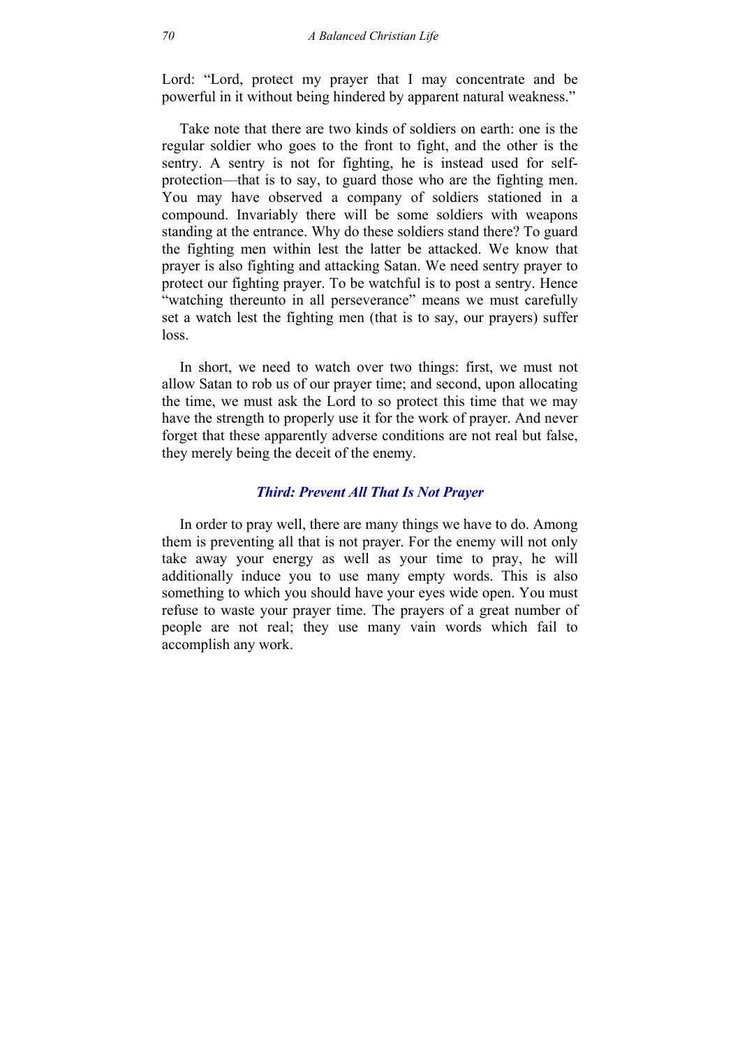Lord: "Lord, protect my prayer that I may concentrate and be powerful in it without being hindered by apparent natural weakness."

Take note that there are two kinds of soldiers on earth: one is the regular soldier who goes to the front to fight, and the other is the sentry. A sentry is not for fighting, he is instead used for self-protection—that is to say, to guard those who are the fighting men. You may have observed a company of soldiers stationed in a compound. Invariably there will be some soldiers with weapons standing at the entrance. Why do these soldiers stand there? To guard the fighting men within lest the latter be attacked. We know that prayer is also fighting and attacking Satan. We need sentry prayer to protect our fighting prayer. To be watchful is to post a sentry. Hence "watching thereunto in all perseverance" means we must carefully set a watch lest the fighting men (that is to say, our prayers) suffer loss.

In short, we need to watch over two things: first, we must not allow Satan to rob us of our prayer time; and second, upon allocating the time, we must ask the Lord to so protect this time that we may have the strength to properly use it for the work of prayer. And never forget that these apparently adverse conditions are not real but false, they merely being the deceit of the enemy.

### *Third: Prevent All That Is Not Prayer*

In order to pray well, there are many things we have to do. Among them is preventing all that is not prayer. For the enemy will not only take away your energy as well as your time to pray, he will additionally induce you to use many empty words. This is also something to which you should have your eyes wide open. You must refuse to waste your prayer time. The prayers of a great number of people are not real; they use many vain words which fail to accomplish any work.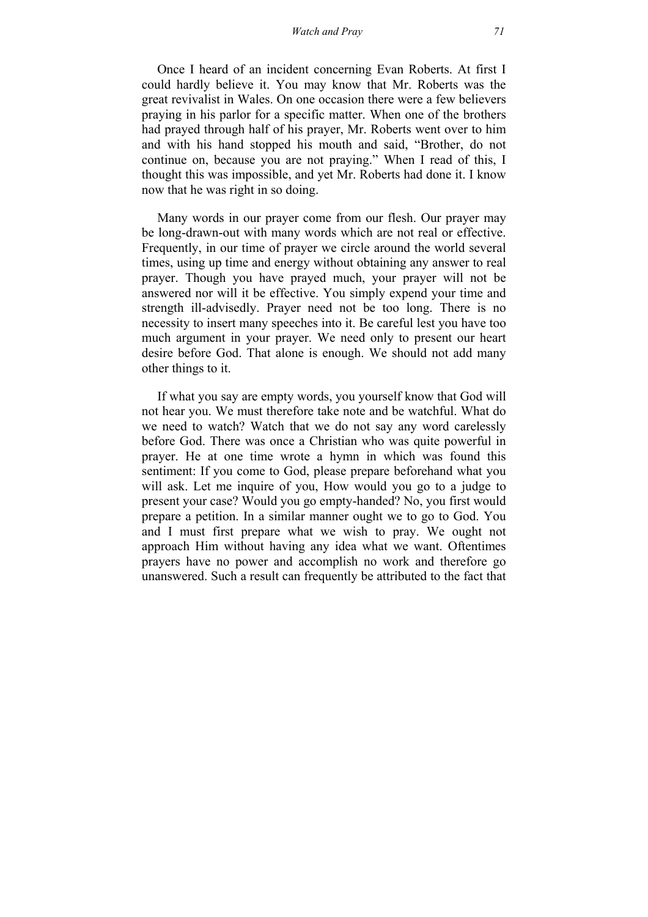Once I heard of an incident concerning Evan Roberts. At first I could hardly believe it. You may know that Mr. Roberts was the great revivalist in Wales. On one occasion there were a few believers praying in his parlor for a specific matter. When one of the brothers had prayed through half of his prayer, Mr. Roberts went over to him and with his hand stopped his mouth and said, "Brother, do not continue on, because you are not praying." When I read of this, I thought this was impossible, and yet Mr. Roberts had done it. I know now that he was right in so doing.

Many words in our prayer come from our flesh. Our prayer may be long-drawn-out with many words which are not real or effective. Frequently, in our time of prayer we circle around the world several times, using up time and energy without obtaining any answer to real prayer. Though you have prayed much, your prayer will not be answered nor will it be effective. You simply expend your time and strength ill-advisedly. Prayer need not be too long. There is no necessity to insert many speeches into it. Be careful lest you have too much argument in your prayer. We need only to present our heart desire before God. That alone is enough. We should not add many other things to it.

If what you say are empty words, you yourself know that God will not hear you. We must therefore take note and be watchful. What do we need to watch? Watch that we do not say any word carelessly before God. There was once a Christian who was quite powerful in prayer. He at one time wrote a hymn in which was found this sentiment: If you come to God, please prepare beforehand what you will ask. Let me inquire of you, How would you go to a judge to present your case? Would you go empty-handed? No, you first would prepare a petition. In a similar manner ought we to go to God. You and I must first prepare what we wish to pray. We ought not approach Him without having any idea what we want. Oftentimes prayers have no power and accomplish no work and therefore go unanswered. Such a result can frequently be attributed to the fact that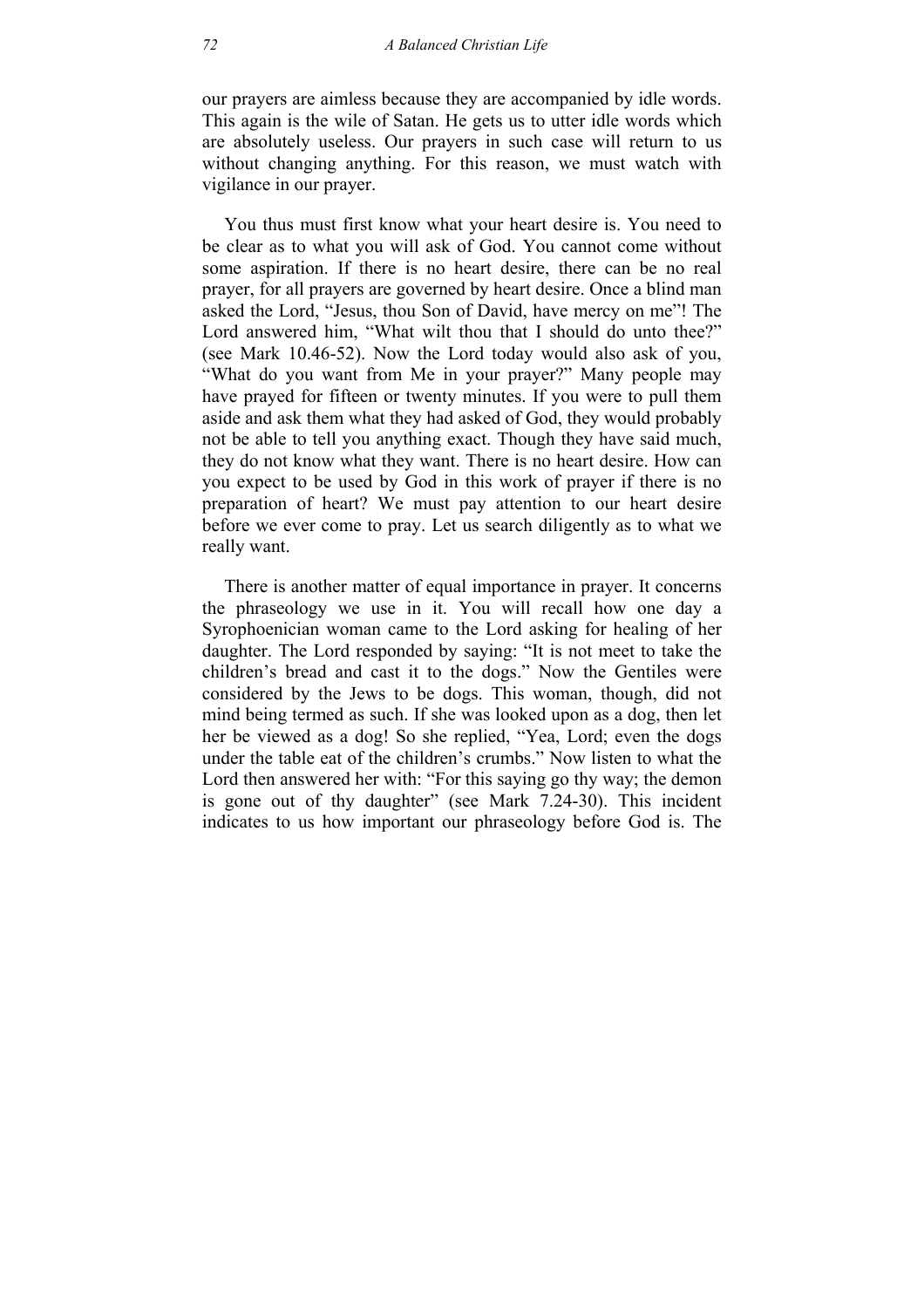our prayers are aimless because they are accompanied by idle words. This again is the wile of Satan. He gets us to utter idle words which are absolutely useless. Our prayers in such case will return to us without changing anything. For this reason, we must watch with vigilance in our prayer.

You thus must first know what your heart desire is. You need to be clear as to what you will ask of God. You cannot come without some aspiration. If there is no heart desire, there can be no real prayer, for all prayers are governed by heart desire. Once a blind man asked the Lord, "Jesus, thou Son of David, have mercy on me"! The Lord answered him, "What wilt thou that I should do unto thee?" (see Mark 10.46-52). Now the Lord today would also ask of you, "What do you want from Me in your prayer?" Many people may have prayed for fifteen or twenty minutes. If you were to pull them aside and ask them what they had asked of God, they would probably not be able to tell you anything exact. Though they have said much, they do not know what they want. There is no heart desire. How can you expect to be used by God in this work of prayer if there is no preparation of heart? We must pay attention to our heart desire before we ever come to pray. Let us search diligently as to what we really want.

There is another matter of equal importance in prayer. It concerns the phraseology we use in it. You will recall how one day a Syrophoenician woman came to the Lord asking for healing of her daughter. The Lord responded by saying: "It is not meet to take the children's bread and cast it to the dogs." Now the Gentiles were considered by the Jews to be dogs. This woman, though, did not mind being termed as such. If she was looked upon as a dog, then let her be viewed as a dog! So she replied, "Yea, Lord; even the dogs under the table eat of the children's crumbs." Now listen to what the Lord then answered her with: "For this saying go thy way; the demon is gone out of thy daughter" (see Mark 7.24-30). This incident indicates to us how important our phraseology before God is. The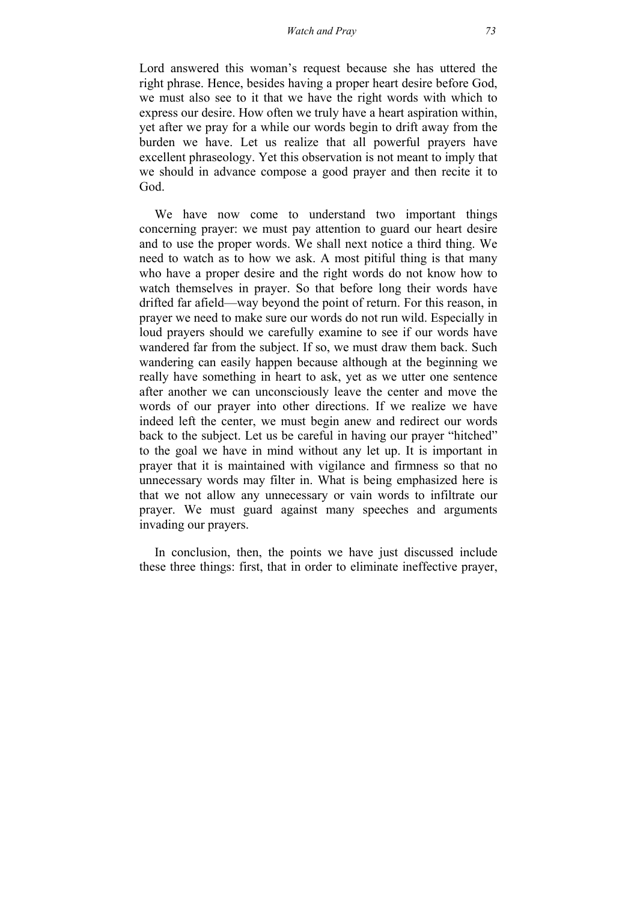Lord answered this woman's request because she has uttered the right phrase. Hence, besides having a proper heart desire before God, we must also see to it that we have the right words with which to express our desire. How often we truly have a heart aspiration within, yet after we pray for a while our words begin to drift away from the burden we have. Let us realize that all powerful prayers have excellent phraseology. Yet this observation is not meant to imply that we should in advance compose a good prayer and then recite it to God.

We have now come to understand two important things concerning prayer: we must pay attention to guard our heart desire and to use the proper words. We shall next notice a third thing. We need to watch as to how we ask. A most pitiful thing is that many who have a proper desire and the right words do not know how to watch themselves in prayer. So that before long their words have drifted far afield—way beyond the point of return. For this reason, in prayer we need to make sure our words do not run wild. Especially in loud prayers should we carefully examine to see if our words have wandered far from the subject. If so, we must draw them back. Such wandering can easily happen because although at the beginning we really have something in heart to ask, yet as we utter one sentence after another we can unconsciously leave the center and move the words of our prayer into other directions. If we realize we have indeed left the center, we must begin anew and redirect our words back to the subject. Let us be careful in having our prayer "hitched" to the goal we have in mind without any let up. It is important in prayer that it is maintained with vigilance and firmness so that no unnecessary words may filter in. What is being emphasized here is that we not allow any unnecessary or vain words to infiltrate our prayer. We must guard against many speeches and arguments invading our prayers.

In conclusion, then, the points we have just discussed include these three things: first, that in order to eliminate ineffective prayer,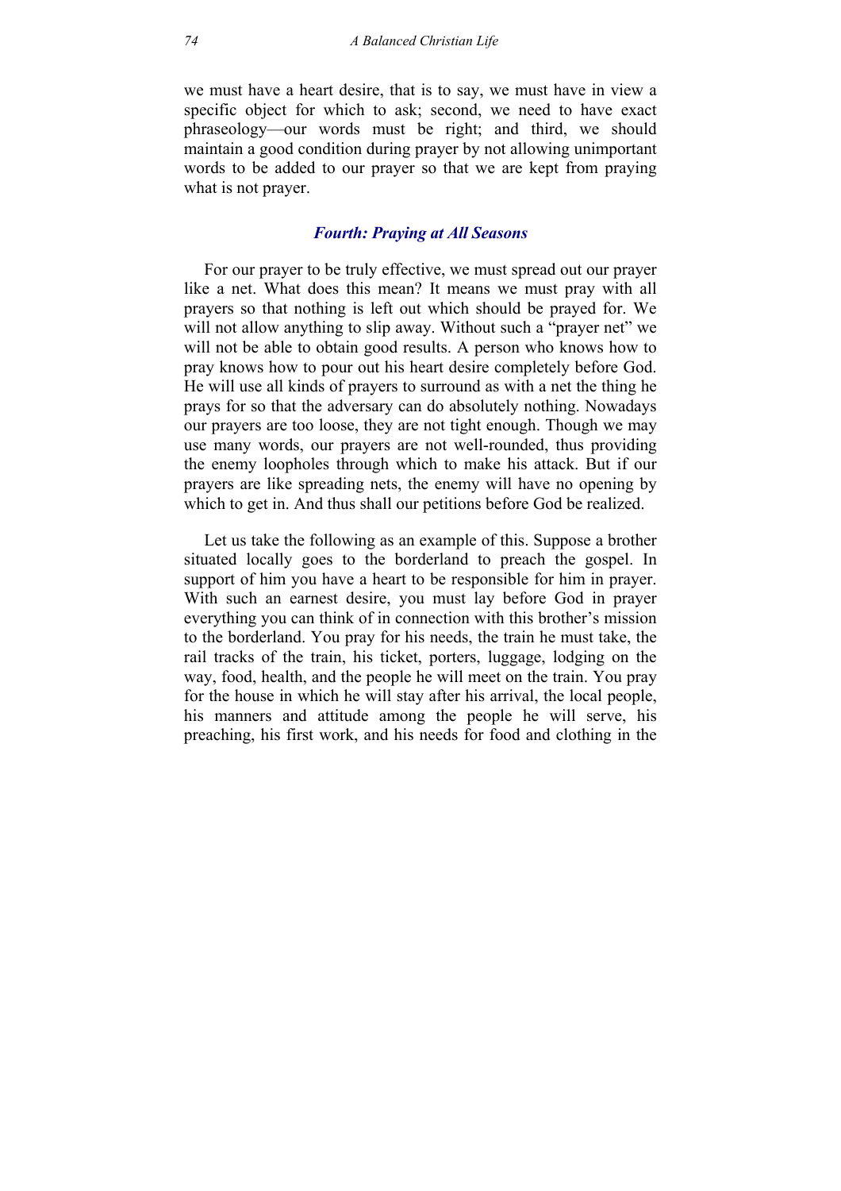we must have a heart desire, that is to say, we must have in view a specific object for which to ask; second, we need to have exact phraseology—our words must be right; and third, we should maintain a good condition during prayer by not allowing unimportant words to be added to our prayer so that we are kept from praying what is not prayer.

### *Fourth: Praying at All Seasons*

For our prayer to be truly effective, we must spread out our prayer like a net. What does this mean? It means we must pray with all prayers so that nothing is left out which should be prayed for. We will not allow anything to slip away. Without such a "prayer net" we will not be able to obtain good results. A person who knows how to pray knows how to pour out his heart desire completely before God. He will use all kinds of prayers to surround as with a net the thing he prays for so that the adversary can do absolutely nothing. Nowadays our prayers are too loose, they are not tight enough. Though we may use many words, our prayers are not well-rounded, thus providing the enemy loopholes through which to make his attack. But if our prayers are like spreading nets, the enemy will have no opening by which to get in. And thus shall our petitions before God be realized.

Let us take the following as an example of this. Suppose a brother situated locally goes to the borderland to preach the gospel. In support of him you have a heart to be responsible for him in prayer. With such an earnest desire, you must lay before God in prayer everything you can think of in connection with this brother's mission to the borderland. You pray for his needs, the train he must take, the rail tracks of the train, his ticket, porters, luggage, lodging on the way, food, health, and the people he will meet on the train. You pray for the house in which he will stay after his arrival, the local people, his manners and attitude among the people he will serve, his preaching, his first work, and his needs for food and clothing in the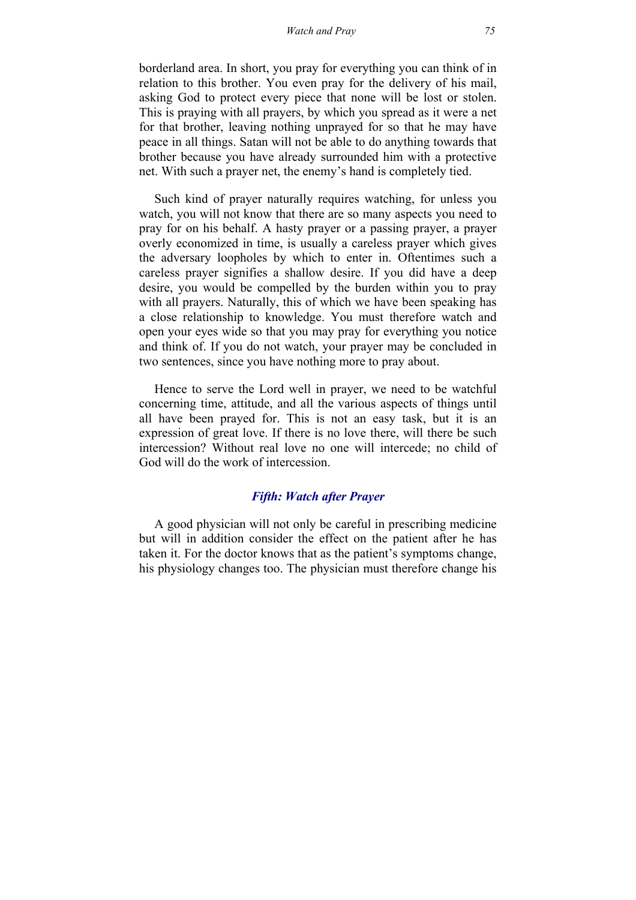borderland area. In short, you pray for everything you can think of in relation to this brother. You even pray for the delivery of his mail, asking God to protect every piece that none will be lost or stolen. This is praying with all prayers, by which you spread as it were a net for that brother, leaving nothing unprayed for so that he may have peace in all things. Satan will not be able to do anything towards that brother because you have already surrounded him with a protective net. With such a prayer net, the enemy's hand is completely tied.

Such kind of prayer naturally requires watching, for unless you watch, you will not know that there are so many aspects you need to pray for on his behalf. A hasty prayer or a passing prayer, a prayer overly economized in time, is usually a careless prayer which gives the adversary loopholes by which to enter in. Oftentimes such a careless prayer signifies a shallow desire. If you did have a deep desire, you would be compelled by the burden within you to pray with all prayers. Naturally, this of which we have been speaking has a close relationship to knowledge. You must therefore watch and open your eyes wide so that you may pray for everything you notice and think of. If you do not watch, your prayer may be concluded in two sentences, since you have nothing more to pray about.

Hence to serve the Lord well in prayer, we need to be watchful concerning time, attitude, and all the various aspects of things until all have been prayed for. This is not an easy task, but it is an expression of great love. If there is no love there, will there be such intercession? Without real love no one will intercede; no child of God will do the work of intercession.

### *Fifth: Watch after Prayer*

A good physician will not only be careful in prescribing medicine but will in addition consider the effect on the patient after he has taken it. For the doctor knows that as the patient's symptoms change, his physiology changes too. The physician must therefore change his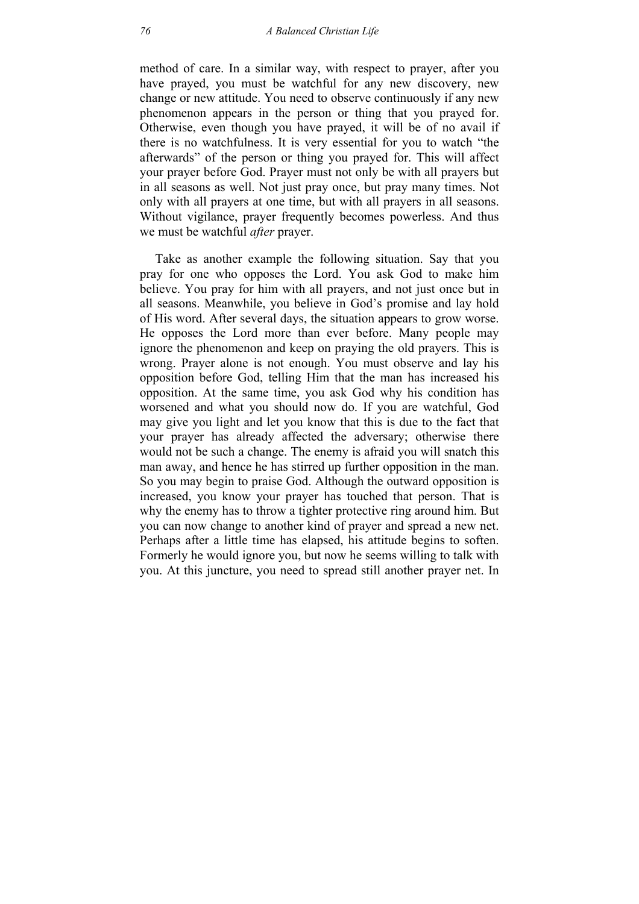method of care. In a similar way, with respect to prayer, after you have prayed, you must be watchful for any new discovery, new change or new attitude. You need to observe continuously if any new phenomenon appears in the person or thing that you prayed for. Otherwise, even though you have prayed, it will be of no avail if there is no watchfulness. It is very essential for you to watch "the afterwards" of the person or thing you prayed for. This will affect your prayer before God. Prayer must not only be with all prayers but in all seasons as well. Not just pray once, but pray many times. Not only with all prayers at one time, but with all prayers in all seasons. Without vigilance, prayer frequently becomes powerless. And thus we must be watchful *after* prayer.

Take as another example the following situation. Say that you pray for one who opposes the Lord. You ask God to make him believe. You pray for him with all prayers, and not just once but in all seasons. Meanwhile, you believe in God's promise and lay hold of His word. After several days, the situation appears to grow worse. He opposes the Lord more than ever before. Many people may ignore the phenomenon and keep on praying the old prayers. This is wrong. Prayer alone is not enough. You must observe and lay his opposition before God, telling Him that the man has increased his opposition. At the same time, you ask God why his condition has worsened and what you should now do. If you are watchful, God may give you light and let you know that this is due to the fact that your prayer has already affected the adversary; otherwise there would not be such a change. The enemy is afraid you will snatch this man away, and hence he has stirred up further opposition in the man. So you may begin to praise God. Although the outward opposition is increased, you know your prayer has touched that person. That is why the enemy has to throw a tighter protective ring around him. But you can now change to another kind of prayer and spread a new net. Perhaps after a little time has elapsed, his attitude begins to soften. Formerly he would ignore you, but now he seems willing to talk with you. At this juncture, you need to spread still another prayer net. In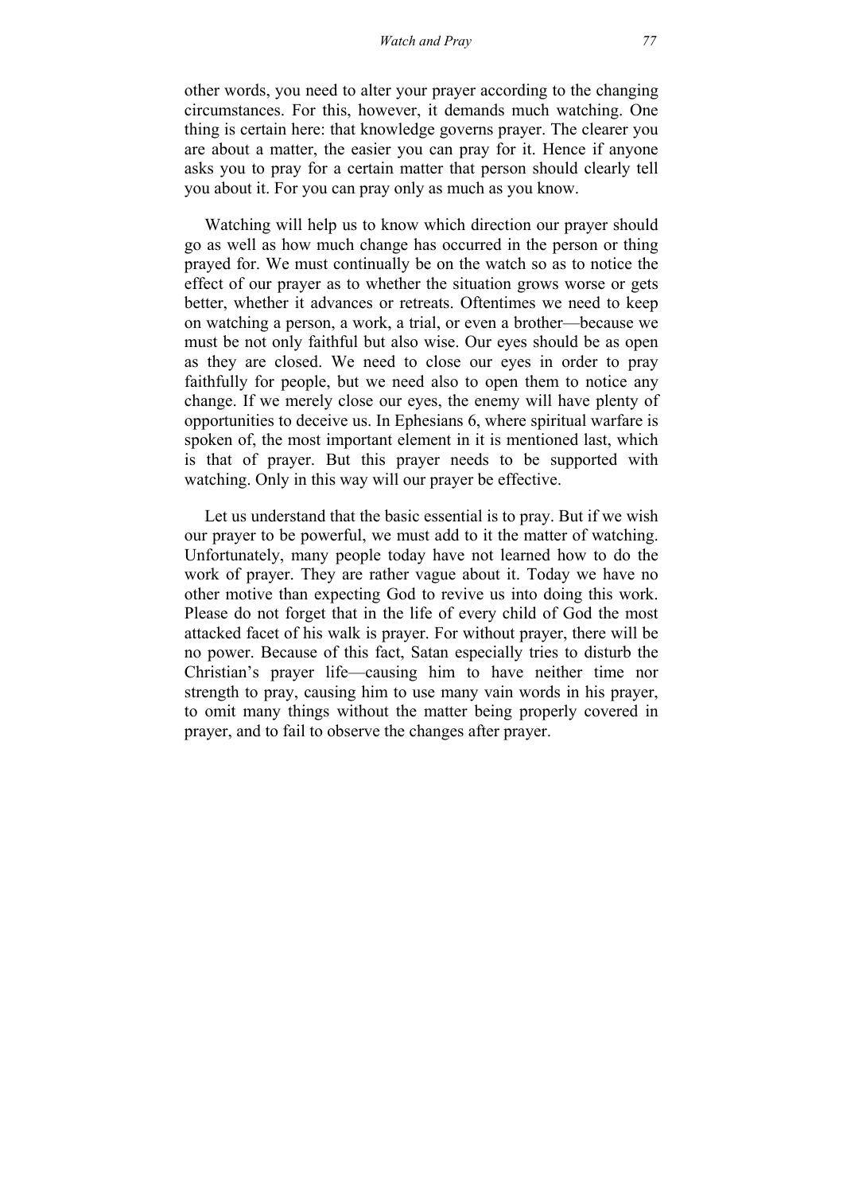other words, you need to alter your prayer according to the changing circumstances. For this, however, it demands much watching. One thing is certain here: that knowledge governs prayer. The clearer you are about a matter, the easier you can pray for it. Hence if anyone asks you to pray for a certain matter that person should clearly tell you about it. For you can pray only as much as you know.

Watching will help us to know which direction our prayer should go as well as how much change has occurred in the person or thing prayed for. We must continually be on the watch so as to notice the effect of our prayer as to whether the situation grows worse or gets better, whether it advances or retreats. Oftentimes we need to keep on watching a person, a work, a trial, or even a brother—because we must be not only faithful but also wise. Our eyes should be as open as they are closed. We need to close our eyes in order to pray faithfully for people, but we need also to open them to notice any change. If we merely close our eyes, the enemy will have plenty of opportunities to deceive us. In Ephesians 6, where spiritual warfare is spoken of, the most important element in it is mentioned last, which is that of prayer. But this prayer needs to be supported with watching. Only in this way will our prayer be effective.

Let us understand that the basic essential is to pray. But if we wish our prayer to be powerful, we must add to it the matter of watching. Unfortunately, many people today have not learned how to do the work of prayer. They are rather vague about it. Today we have no other motive than expecting God to revive us into doing this work. Please do not forget that in the life of every child of God the most attacked facet of his walk is prayer. For without prayer, there will be no power. Because of this fact, Satan especially tries to disturb the Christian's prayer life—causing him to have neither time nor strength to pray, causing him to use many vain words in his prayer, to omit many things without the matter being properly covered in prayer, and to fail to observe the changes after prayer.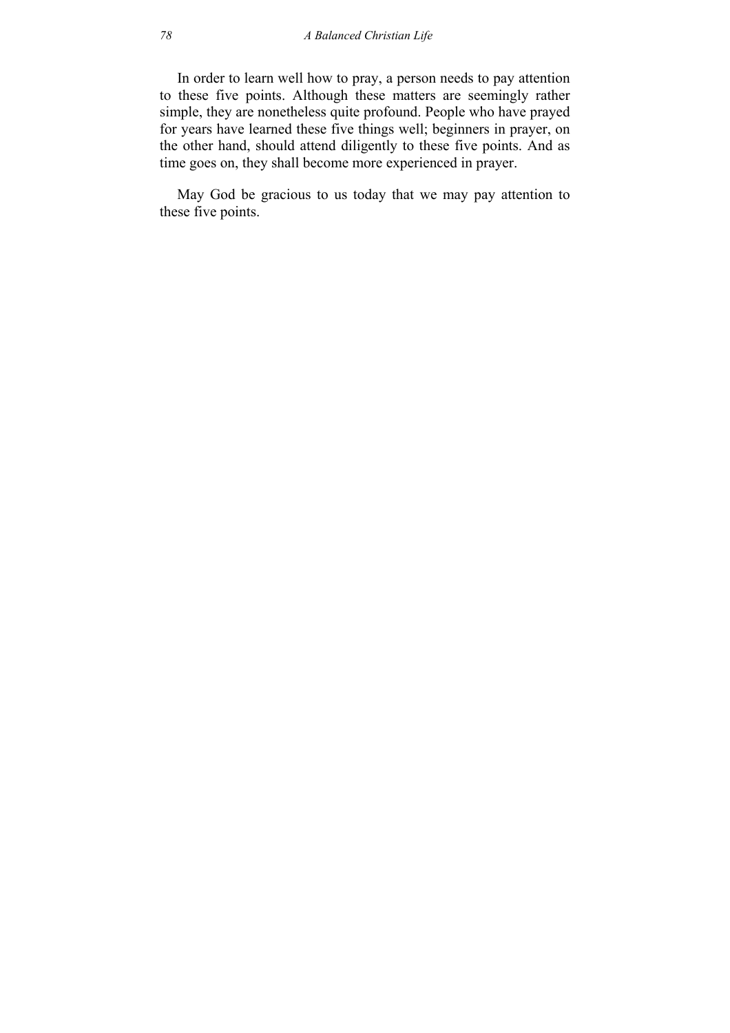In order to learn well how to pray, a person needs to pay attention to these five points. Although these matters are seemingly rather simple, they are nonetheless quite profound. People who have prayed for years have learned these five things well; beginners in prayer, on the other hand, should attend diligently to these five points. And as time goes on, they shall become more experienced in prayer.

May God be gracious to us today that we may pay attention to these five points.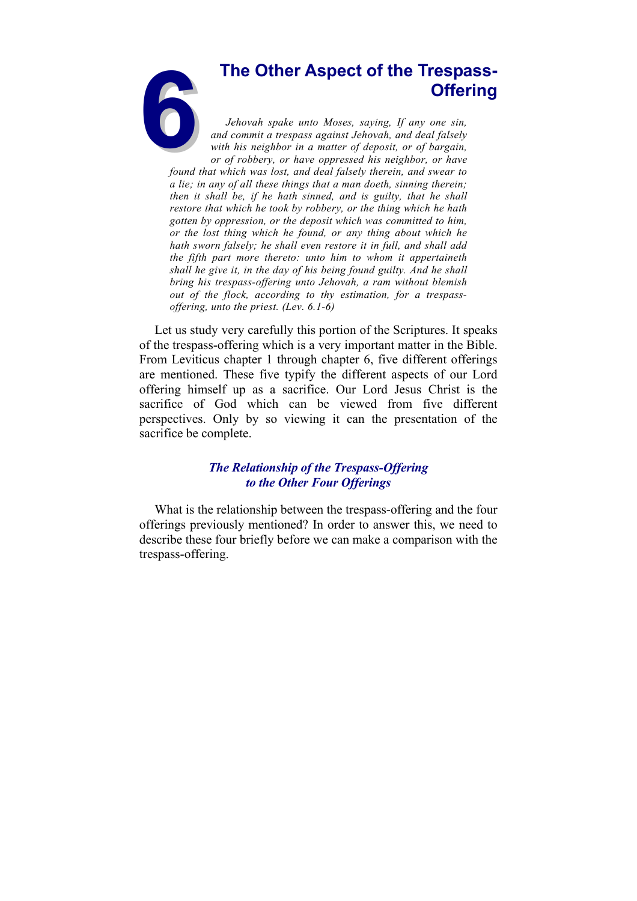# 6 The Other Aspect of the Trespass-Offering

*Jehovah spake unto Moses, saying, If any one sin, and commit a trespass against Jehovah, and deal falsely with his neighbor in a matter of deposit, or of bargain, or of robbery, or have oppressed his neighbor, or have found that which was lost, and deal falsely therein, and swear to a lie; in any of all these things that a man doeth, sinning therein; then it shall be, if he hath sinned, and is guilty, that he shall restore that which he took by robbery, or the thing which he hath gotten by oppression, or the deposit which was committed to him, or the lost thing which he found, or any thing about which he hath sworn falsely; he shall even restore it in full, and shall add the fifth part more thereto: unto him to whom it appertaineth shall he give it, in the day of his being found guilty. And he shall bring his trespass-offering unto Jehovah, a ram without blemish out of the flock, according to thy estimation, for a trespass-offering, unto the priest. (Lev. 6.1-6)*

Let us study very carefully this portion of the Scriptures. It speaks of the trespass-offering which is a very important matter in the Bible. From Leviticus chapter 1 through chapter 6, five different offerings are mentioned. These five typify the different aspects of our Lord offering himself up as a sacrifice. Our Lord Jesus Christ is the sacrifice of God which can be viewed from five different perspectives. Only by so viewing it can the presentation of the sacrifice be complete.

### *The Relationship of the Trespass-Offering to the Other Four Offerings*

What is the relationship between the trespass-offering and the four offerings previously mentioned? In order to answer this, we need to describe these four briefly before we can make a comparison with the trespass-offering.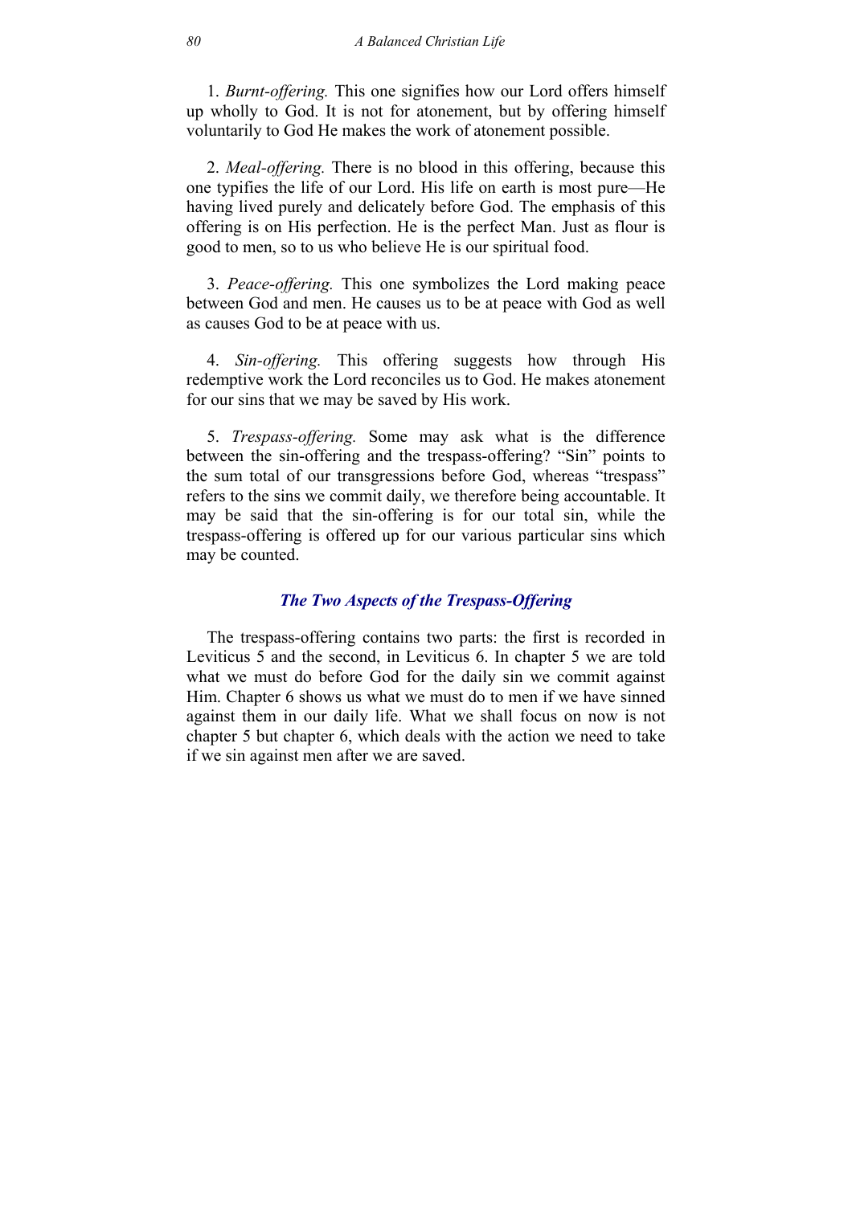1. *Burnt-offering.* This one signifies how our Lord offers himself up wholly to God. It is not for atonement, but by offering himself voluntarily to God He makes the work of atonement possible.

2. *Meal-offering.* There is no blood in this offering, because this one typifies the life of our Lord. His life on earth is most pure—He having lived purely and delicately before God. The emphasis of this offering is on His perfection. He is the perfect Man. Just as flour is good to men, so to us who believe He is our spiritual food.

3. *Peace-offering.* This one symbolizes the Lord making peace between God and men. He causes us to be at peace with God as well as causes God to be at peace with us.

4. *Sin-offering.* This offering suggests how through His redemptive work the Lord reconciles us to God. He makes atonement for our sins that we may be saved by His work.

5. *Trespass-offering.* Some may ask what is the difference between the sin-offering and the trespass-offering? "Sin" points to the sum total of our transgressions before God, whereas "trespass" refers to the sins we commit daily, we therefore being accountable. It may be said that the sin-offering is for our total sin, while the trespass-offering is offered up for our various particular sins which may be counted.

### *The Two Aspects of the Trespass-Offering*

The trespass-offering contains two parts: the first is recorded in Leviticus 5 and the second, in Leviticus 6. In chapter 5 we are told what we must do before God for the daily sin we commit against Him. Chapter 6 shows us what we must do to men if we have sinned against them in our daily life. What we shall focus on now is not chapter 5 but chapter 6, which deals with the action we need to take if we sin against men after we are saved.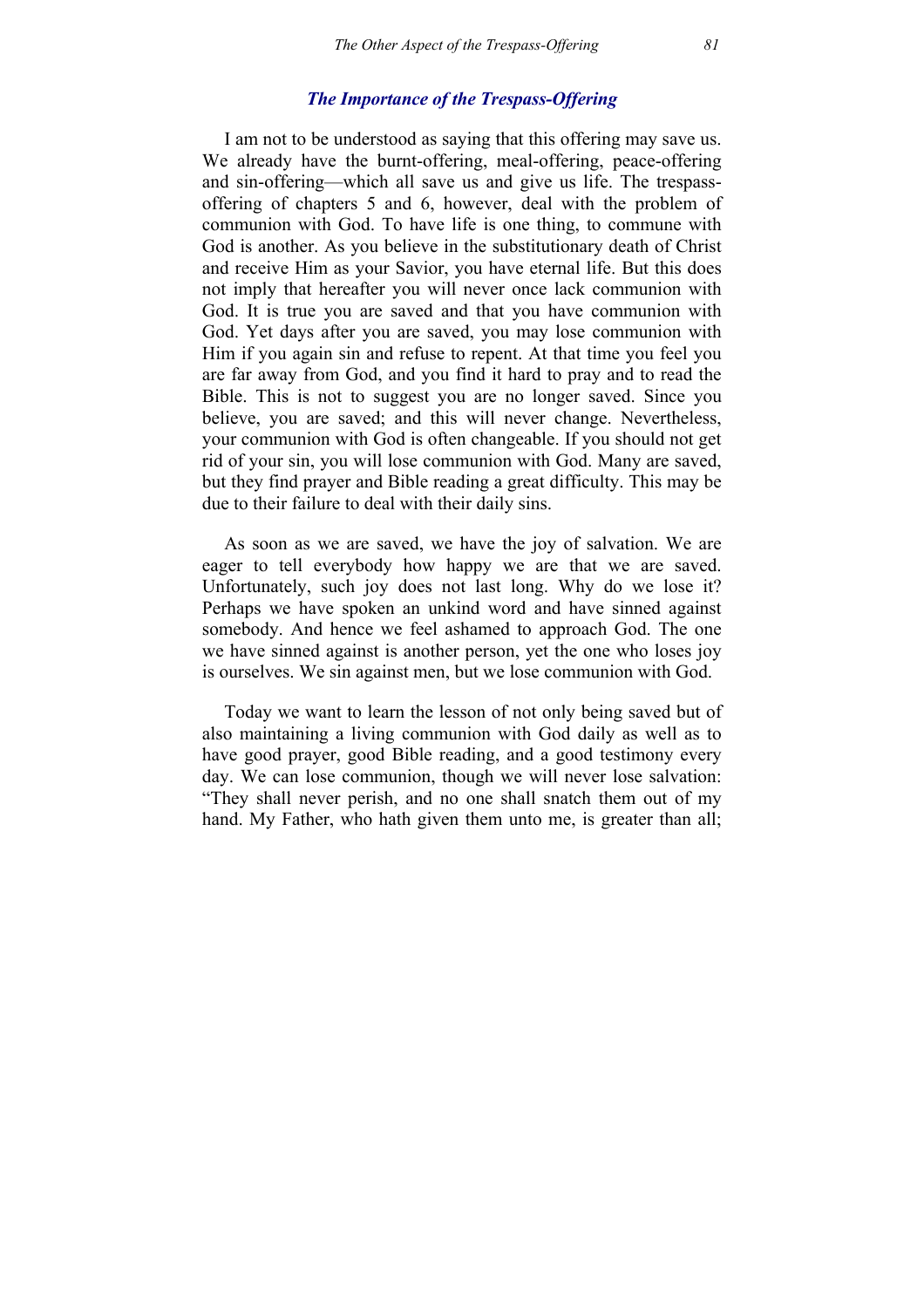### *The Importance of the Trespass-Offering*

I am not to be understood as saying that this offering may save us. We already have the burnt-offering, meal-offering, peace-offering and sin-offering—which all save us and give us life. The trespass-offering of chapters 5 and 6, however, deal with the problem of communion with God. To have life is one thing, to commune with God is another. As you believe in the substitutionary death of Christ and receive Him as your Savior, you have eternal life. But this does not imply that hereafter you will never once lack communion with God. It is true you are saved and that you have communion with God. Yet days after you are saved, you may lose communion with Him if you again sin and refuse to repent. At that time you feel you are far away from God, and you find it hard to pray and to read the Bible. This is not to suggest you are no longer saved. Since you believe, you are saved; and this will never change. Nevertheless, your communion with God is often changeable. If you should not get rid of your sin, you will lose communion with God. Many are saved, but they find prayer and Bible reading a great difficulty. This may be due to their failure to deal with their daily sins.

As soon as we are saved, we have the joy of salvation. We are eager to tell everybody how happy we are that we are saved. Unfortunately, such joy does not last long. Why do we lose it? Perhaps we have spoken an unkind word and have sinned against somebody. And hence we feel ashamed to approach God. The one we have sinned against is another person, yet the one who loses joy is ourselves. We sin against men, but we lose communion with God.

Today we want to learn the lesson of not only being saved but of also maintaining a living communion with God daily as well as to have good prayer, good Bible reading, and a good testimony every day. We can lose communion, though we will never lose salvation: "They shall never perish, and no one shall snatch them out of my hand. My Father, who hath given them unto me, is greater than all;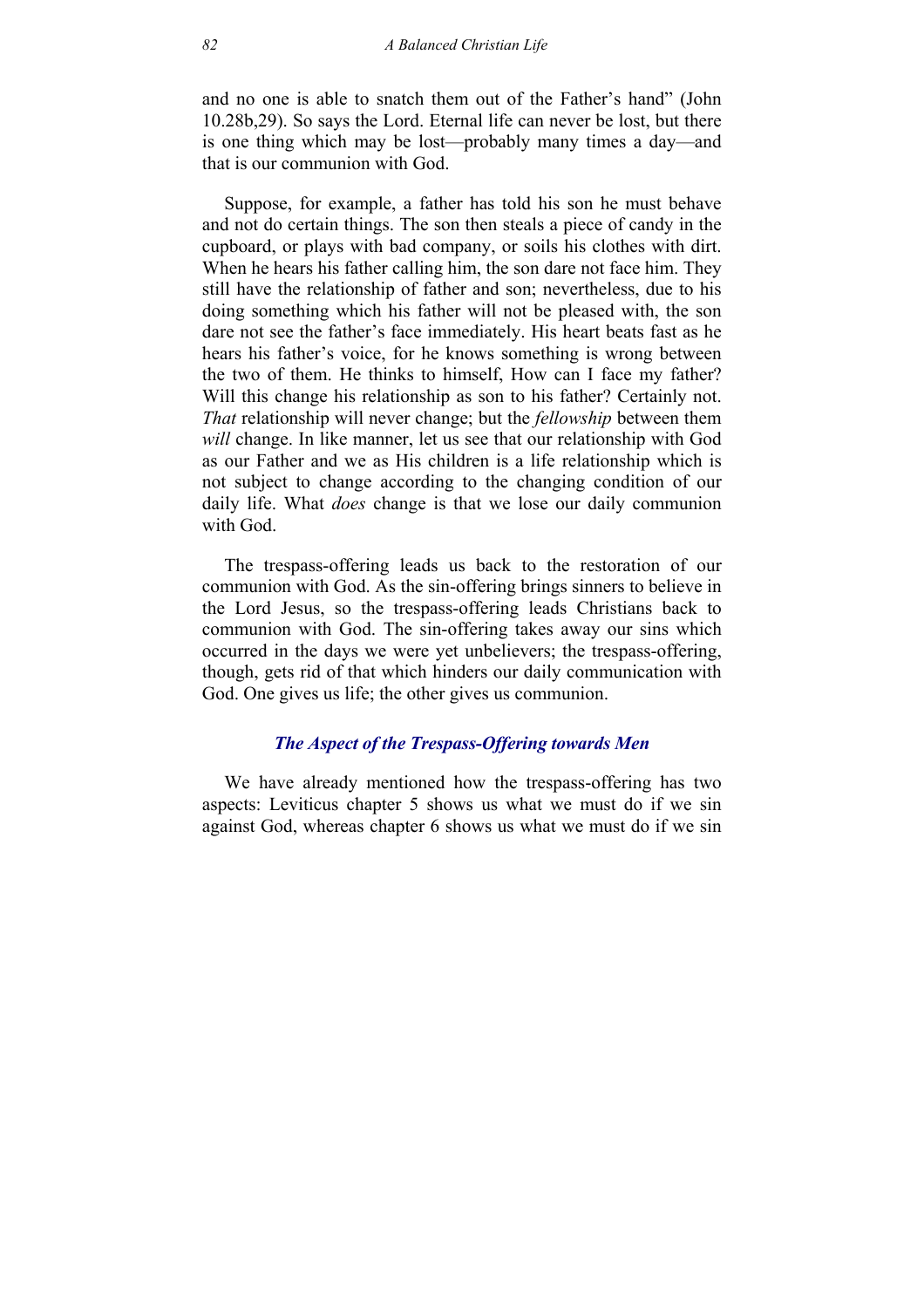and no one is able to snatch them out of the Father's hand" (John 10.28b,29). So says the Lord. Eternal life can never be lost, but there is one thing which may be lost—probably many times a day—and that is our communion with God.

Suppose, for example, a father has told his son he must behave and not do certain things. The son then steals a piece of candy in the cupboard, or plays with bad company, or soils his clothes with dirt. When he hears his father calling him, the son dare not face him. They still have the relationship of father and son; nevertheless, due to his doing something which his father will not be pleased with, the son dare not see the father's face immediately. His heart beats fast as he hears his father's voice, for he knows something is wrong between the two of them. He thinks to himself, How can I face my father? Will this change his relationship as son to his father? Certainly not. *That* relationship will never change; but the *fellowship* between them *will* change. In like manner, let us see that our relationship with God as our Father and we as His children is a life relationship which is not subject to change according to the changing condition of our daily life. What *does* change is that we lose our daily communion with God.

The trespass-offering leads us back to the restoration of our communion with God. As the sin-offering brings sinners to believe in the Lord Jesus, so the trespass-offering leads Christians back to communion with God. The sin-offering takes away our sins which occurred in the days we were yet unbelievers; the trespass-offering, though, gets rid of that which hinders our daily communication with God. One gives us life; the other gives us communion.

### *The Aspect of the Trespass-Offering towards Men*

We have already mentioned how the trespass-offering has two aspects: Leviticus chapter 5 shows us what we must do if we sin against God, whereas chapter 6 shows us what we must do if we sin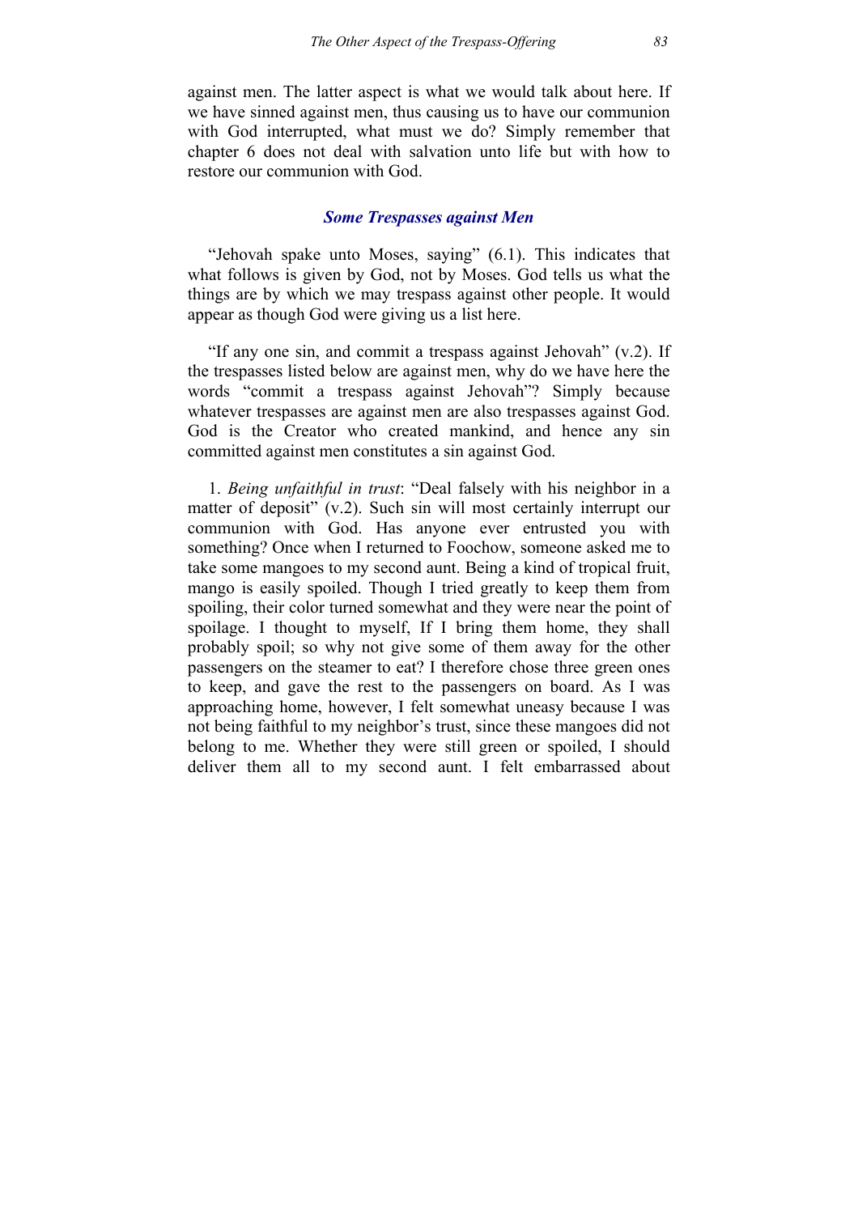against men. The latter aspect is what we would talk about here. If we have sinned against men, thus causing us to have our communion with God interrupted, what must we do? Simply remember that chapter 6 does not deal with salvation unto life but with how to restore our communion with God.

### *Some Trespasses against Men*

"Jehovah spake unto Moses, saying" (6.1). This indicates that what follows is given by God, not by Moses. God tells us what the things are by which we may trespass against other people. It would appear as though God were giving us a list here.

"If any one sin, and commit a trespass against Jehovah" (v.2). If the trespasses listed below are against men, why do we have here the words "commit a trespass against Jehovah"? Simply because whatever trespasses are against men are also trespasses against God. God is the Creator who created mankind, and hence any sin committed against men constitutes a sin against God.

1. *Being unfaithful in trust*: "Deal falsely with his neighbor in a matter of deposit" (v.2). Such sin will most certainly interrupt our communion with God. Has anyone ever entrusted you with something? Once when I returned to Foochow, someone asked me to take some mangoes to my second aunt. Being a kind of tropical fruit, mango is easily spoiled. Though I tried greatly to keep them from spoiling, their color turned somewhat and they were near the point of spoilage. I thought to myself, If I bring them home, they shall probably spoil; so why not give some of them away for the other passengers on the steamer to eat? I therefore chose three green ones to keep, and gave the rest to the passengers on board. As I was approaching home, however, I felt somewhat uneasy because I was not being faithful to my neighbor's trust, since these mangoes did not belong to me. Whether they were still green or spoiled, I should deliver them all to my second aunt. I felt embarrassed about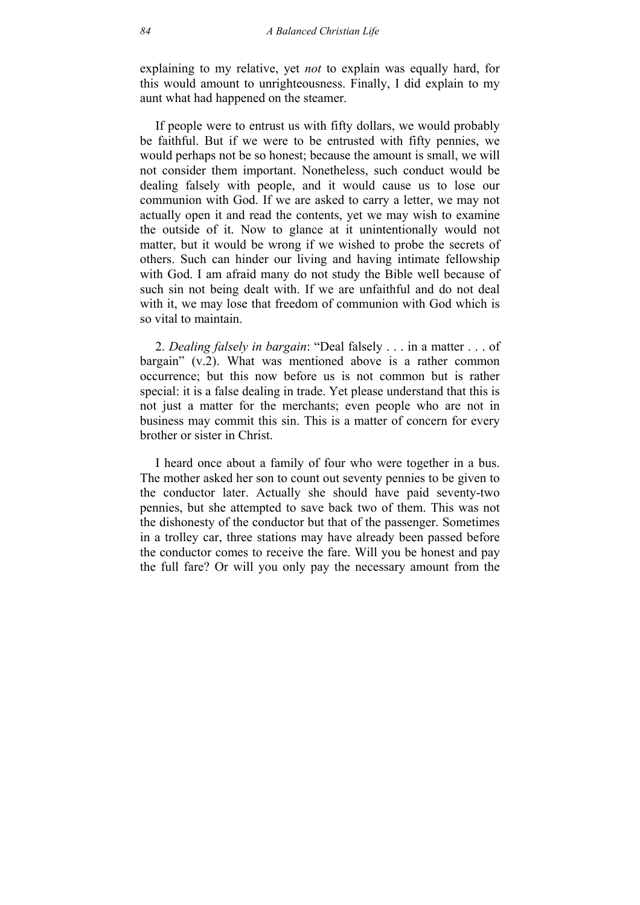explaining to my relative, yet *not* to explain was equally hard, for this would amount to unrighteousness. Finally, I did explain to my aunt what had happened on the steamer.

If people were to entrust us with fifty dollars, we would probably be faithful. But if we were to be entrusted with fifty pennies, we would perhaps not be so honest; because the amount is small, we will not consider them important. Nonetheless, such conduct would be dealing falsely with people, and it would cause us to lose our communion with God. If we are asked to carry a letter, we may not actually open it and read the contents, yet we may wish to examine the outside of it. Now to glance at it unintentionally would not matter, but it would be wrong if we wished to probe the secrets of others. Such can hinder our living and having intimate fellowship with God. I am afraid many do not study the Bible well because of such sin not being dealt with. If we are unfaithful and do not deal with it, we may lose that freedom of communion with God which is so vital to maintain.

2. *Dealing falsely in bargain*: "Deal falsely . . . in a matter . . . of bargain" (v.2). What was mentioned above is a rather common occurrence; but this now before us is not common but is rather special: it is a false dealing in trade. Yet please understand that this is not just a matter for the merchants; even people who are not in business may commit this sin. This is a matter of concern for every brother or sister in Christ.

I heard once about a family of four who were together in a bus. The mother asked her son to count out seventy pennies to be given to the conductor later. Actually she should have paid seventy-two pennies, but she attempted to save back two of them. This was not the dishonesty of the conductor but that of the passenger. Sometimes in a trolley car, three stations may have already been passed before the conductor comes to receive the fare. Will you be honest and pay the full fare? Or will you only pay the necessary amount from the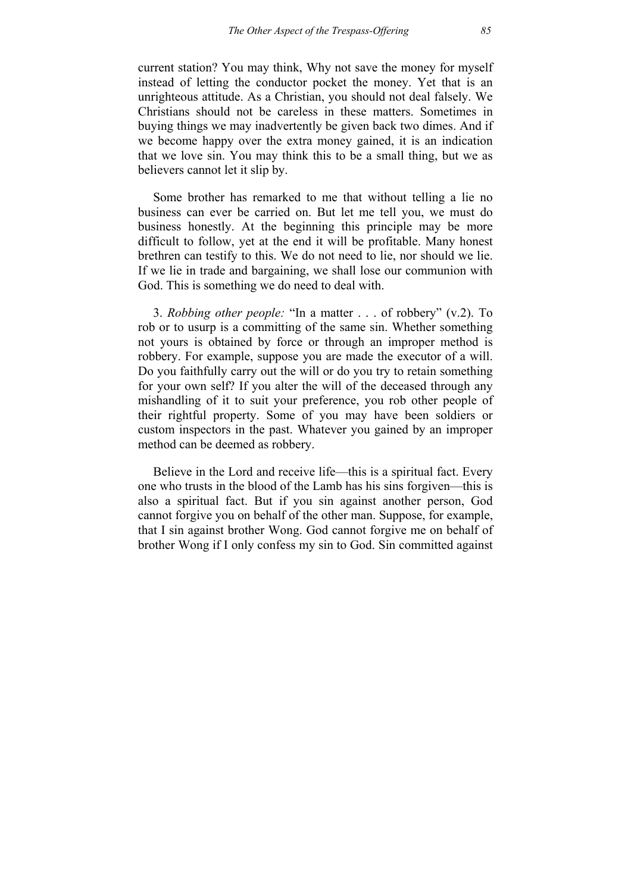current station? You may think, Why not save the money for myself instead of letting the conductor pocket the money. Yet that is an unrighteous attitude. As a Christian, you should not deal falsely. We Christians should not be careless in these matters. Sometimes in buying things we may inadvertently be given back two dimes. And if we become happy over the extra money gained, it is an indication that we love sin. You may think this to be a small thing, but we as believers cannot let it slip by.

Some brother has remarked to me that without telling a lie no business can ever be carried on. But let me tell you, we must do business honestly. At the beginning this principle may be more difficult to follow, yet at the end it will be profitable. Many honest brethren can testify to this. We do not need to lie, nor should we lie. If we lie in trade and bargaining, we shall lose our communion with God. This is something we do need to deal with.

3. *Robbing other people:* "In a matter . . . of robbery" (v.2). To rob or to usurp is a committing of the same sin. Whether something not yours is obtained by force or through an improper method is robbery. For example, suppose you are made the executor of a will. Do you faithfully carry out the will or do you try to retain something for your own self? If you alter the will of the deceased through any mishandling of it to suit your preference, you rob other people of their rightful property. Some of you may have been soldiers or custom inspectors in the past. Whatever you gained by an improper method can be deemed as robbery.

Believe in the Lord and receive life—this is a spiritual fact. Every one who trusts in the blood of the Lamb has his sins forgiven—this is also a spiritual fact. But if you sin against another person, God cannot forgive you on behalf of the other man. Suppose, for example, that I sin against brother Wong. God cannot forgive me on behalf of brother Wong if I only confess my sin to God. Sin committed against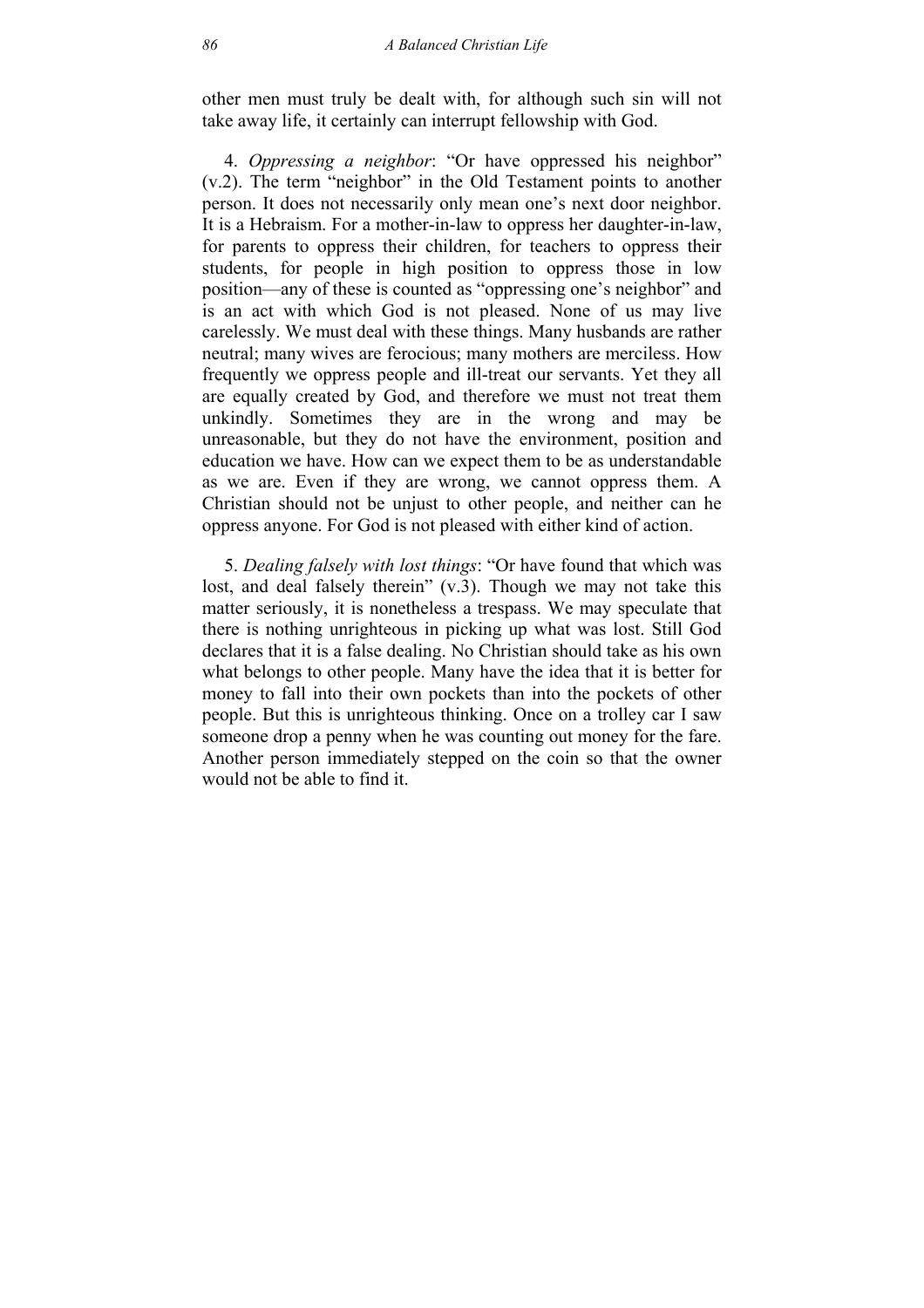other men must truly be dealt with, for although such sin will not take away life, it certainly can interrupt fellowship with God.

4. *Oppressing a neighbor*: "Or have oppressed his neighbor" (v.2). The term "neighbor" in the Old Testament points to another person. It does not necessarily only mean one's next door neighbor. It is a Hebraism. For a mother-in-law to oppress her daughter-in-law, for parents to oppress their children, for teachers to oppress their students, for people in high position to oppress those in low position—any of these is counted as "oppressing one's neighbor" and is an act with which God is not pleased. None of us may live carelessly. We must deal with these things. Many husbands are rather neutral; many wives are ferocious; many mothers are merciless. How frequently we oppress people and ill-treat our servants. Yet they all are equally created by God, and therefore we must not treat them unkindly. Sometimes they are in the wrong and may be unreasonable, but they do not have the environment, position and education we have. How can we expect them to be as understandable as we are. Even if they are wrong, we cannot oppress them. A Christian should not be unjust to other people, and neither can he oppress anyone. For God is not pleased with either kind of action.

5. *Dealing falsely with lost things*: "Or have found that which was lost, and deal falsely therein" (v.3). Though we may not take this matter seriously, it is nonetheless a trespass. We may speculate that there is nothing unrighteous in picking up what was lost. Still God declares that it is a false dealing. No Christian should take as his own what belongs to other people. Many have the idea that it is better for money to fall into their own pockets than into the pockets of other people. But this is unrighteous thinking. Once on a trolley car I saw someone drop a penny when he was counting out money for the fare. Another person immediately stepped on the coin so that the owner would not be able to find it.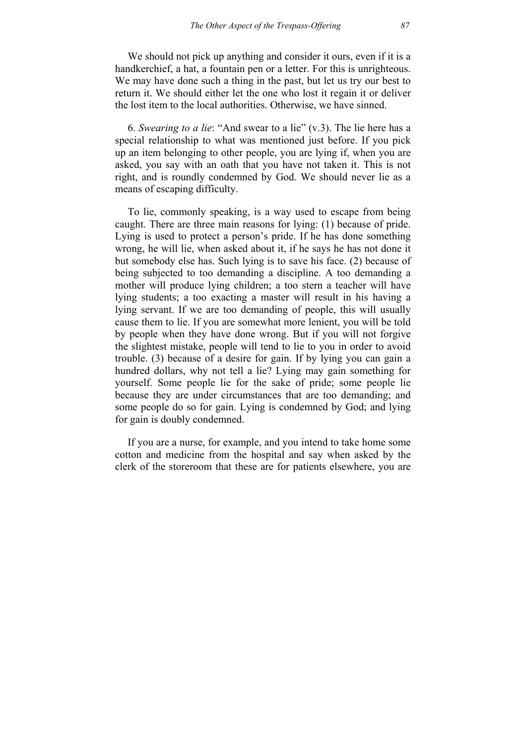We should not pick up anything and consider it ours, even if it is a handkerchief, a hat, a fountain pen or a letter. For this is unrighteous. We may have done such a thing in the past, but let us try our best to return it. We should either let the one who lost it regain it or deliver the lost item to the local authorities. Otherwise, we have sinned.

6. *Swearing to a lie*: "And swear to a lie" (v.3). The lie here has a special relationship to what was mentioned just before. If you pick up an item belonging to other people, you are lying if, when you are asked, you say with an oath that you have not taken it. This is not right, and is roundly condemned by God. We should never lie as a means of escaping difficulty.

To lie, commonly speaking, is a way used to escape from being caught. There are three main reasons for lying: (1) because of pride. Lying is used to protect a person's pride. If he has done something wrong, he will lie, when asked about it, if he says he has not done it but somebody else has. Such lying is to save his face. (2) because of being subjected to too demanding a discipline. A too demanding a mother will produce lying children; a too stern a teacher will have lying students; a too exacting a master will result in his having a lying servant. If we are too demanding of people, this will usually cause them to lie. If you are somewhat more lenient, you will be told by people when they have done wrong. But if you will not forgive the slightest mistake, people will tend to lie to you in order to avoid trouble. (3) because of a desire for gain. If by lying you can gain a hundred dollars, why not tell a lie? Lying may gain something for yourself. Some people lie for the sake of pride; some people lie because they are under circumstances that are too demanding; and some people do so for gain. Lying is condemned by God; and lying for gain is doubly condemned.

If you are a nurse, for example, and you intend to take home some cotton and medicine from the hospital and say when asked by the clerk of the storeroom that these are for patients elsewhere, you are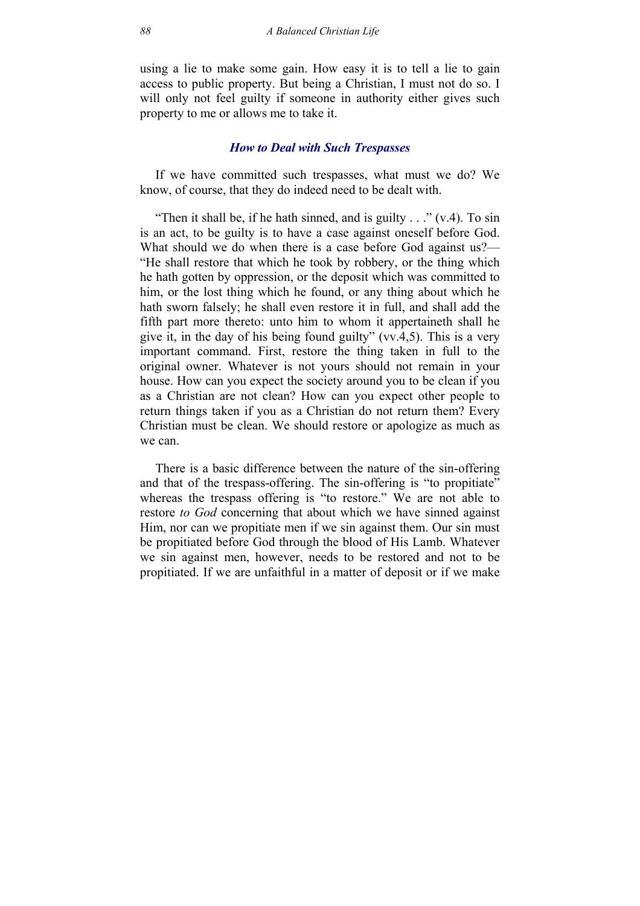using a lie to make some gain. How easy it is to tell a lie to gain access to public property. But being a Christian, I must not do so. I will only not feel guilty if someone in authority either gives such property to me or allows me to take it.

### *How to Deal with Such Trespasses*

If we have committed such trespasses, what must we do? We know, of course, that they do indeed need to be dealt with.

"Then it shall be, if he hath sinned, and is guilty . . ." (v.4). To sin is an act, to be guilty is to have a case against oneself before God. What should we do when there is a case before God against us?—"He shall restore that which he took by robbery, or the thing which he hath gotten by oppression, or the deposit which was committed to him, or the lost thing which he found, or any thing about which he hath sworn falsely; he shall even restore it in full, and shall add the fifth part more thereto: unto him to whom it appertaineth shall he give it, in the day of his being found guilty" (vv.4,5). This is a very important command. First, restore the thing taken in full to the original owner. Whatever is not yours should not remain in your house. How can you expect the society around you to be clean if you as a Christian are not clean? How can you expect other people to return things taken if you as a Christian do not return them? Every Christian must be clean. We should restore or apologize as much as we can.

There is a basic difference between the nature of the sin-offering and that of the trespass-offering. The sin-offering is "to propitiate" whereas the trespass offering is "to restore." We are not able to restore *to God* concerning that about which we have sinned against Him, nor can we propitiate men if we sin against them. Our sin must be propitiated before God through the blood of His Lamb. Whatever we sin against men, however, needs to be restored and not to be propitiated. If we are unfaithful in a matter of deposit or if we make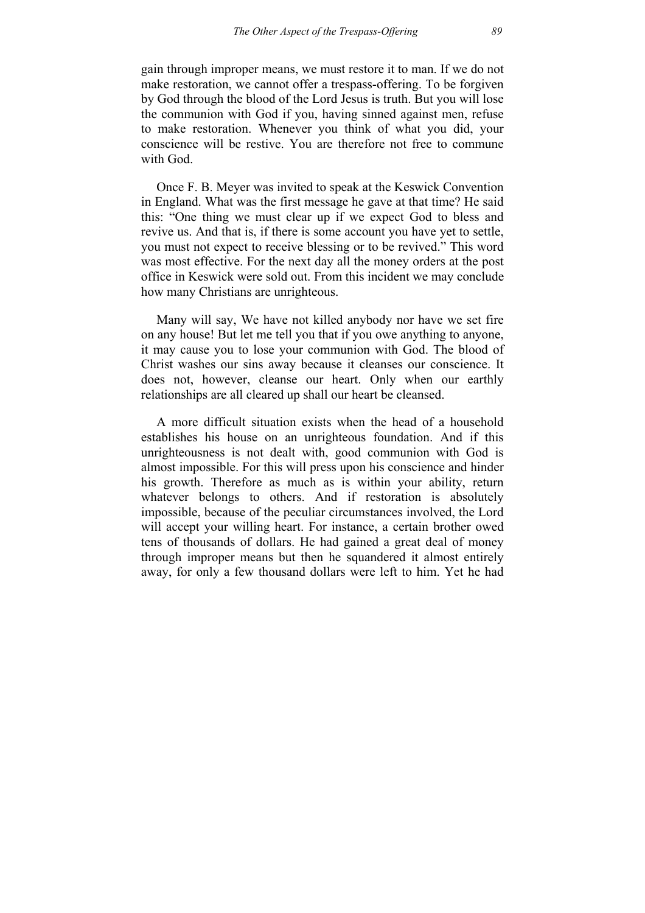gain through improper means, we must restore it to man. If we do not make restoration, we cannot offer a trespass-offering. To be forgiven by God through the blood of the Lord Jesus is truth. But you will lose the communion with God if you, having sinned against men, refuse to make restoration. Whenever you think of what you did, your conscience will be restive. You are therefore not free to commune with God.

Once F. B. Meyer was invited to speak at the Keswick Convention in England. What was the first message he gave at that time? He said this: "One thing we must clear up if we expect God to bless and revive us. And that is, if there is some account you have yet to settle, you must not expect to receive blessing or to be revived." This word was most effective. For the next day all the money orders at the post office in Keswick were sold out. From this incident we may conclude how many Christians are unrighteous.

Many will say, We have not killed anybody nor have we set fire on any house! But let me tell you that if you owe anything to anyone, it may cause you to lose your communion with God. The blood of Christ washes our sins away because it cleanses our conscience. It does not, however, cleanse our heart. Only when our earthly relationships are all cleared up shall our heart be cleansed.

A more difficult situation exists when the head of a household establishes his house on an unrighteous foundation. And if this unrighteousness is not dealt with, good communion with God is almost impossible. For this will press upon his conscience and hinder his growth. Therefore as much as is within your ability, return whatever belongs to others. And if restoration is absolutely impossible, because of the peculiar circumstances involved, the Lord will accept your willing heart. For instance, a certain brother owed tens of thousands of dollars. He had gained a great deal of money through improper means but then he squandered it almost entirely away, for only a few thousand dollars were left to him. Yet he had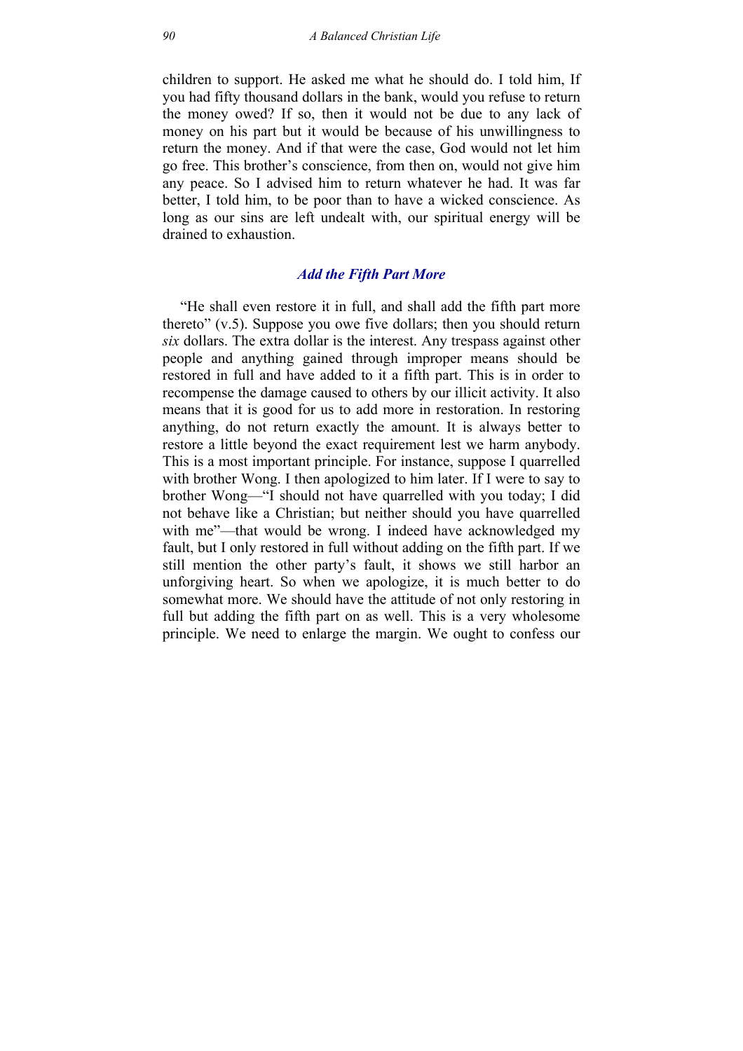children to support. He asked me what he should do. I told him, If you had fifty thousand dollars in the bank, would you refuse to return the money owed? If so, then it would not be due to any lack of money on his part but it would be because of his unwillingness to return the money. And if that were the case, God would not let him go free. This brother's conscience, from then on, would not give him any peace. So I advised him to return whatever he had. It was far better, I told him, to be poor than to have a wicked conscience. As long as our sins are left undealt with, our spiritual energy will be drained to exhaustion.

### *Add the Fifth Part More*

"He shall even restore it in full, and shall add the fifth part more thereto" (v.5). Suppose you owe five dollars; then you should return *six* dollars. The extra dollar is the interest. Any trespass against other people and anything gained through improper means should be restored in full and have added to it a fifth part. This is in order to recompense the damage caused to others by our illicit activity. It also means that it is good for us to add more in restoration. In restoring anything, do not return exactly the amount. It is always better to restore a little beyond the exact requirement lest we harm anybody. This is a most important principle. For instance, suppose I quarrelled with brother Wong. I then apologized to him later. If I were to say to brother Wong—"I should not have quarrelled with you today; I did not behave like a Christian; but neither should you have quarrelled with me"—that would be wrong. I indeed have acknowledged my fault, but I only restored in full without adding on the fifth part. If we still mention the other party's fault, it shows we still harbor an unforgiving heart. So when we apologize, it is much better to do somewhat more. We should have the attitude of not only restoring in full but adding the fifth part on as well. This is a very wholesome principle. We need to enlarge the margin. We ought to confess our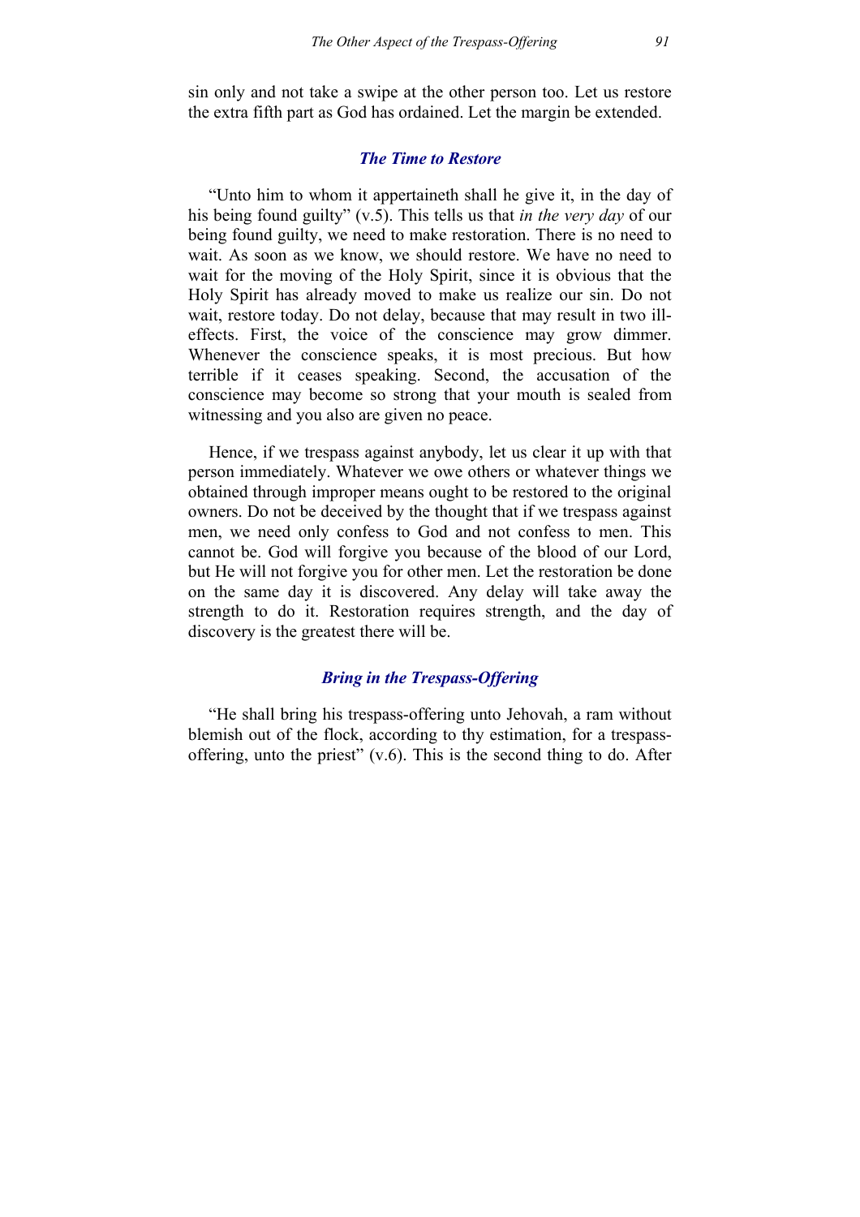sin only and not take a swipe at the other person too. Let us restore the extra fifth part as God has ordained. Let the margin be extended.

### *The Time to Restore*

"Unto him to whom it appertaineth shall he give it, in the day of his being found guilty" (v.5). This tells us that *in the very day* of our being found guilty, we need to make restoration. There is no need to wait. As soon as we know, we should restore. We have no need to wait for the moving of the Holy Spirit, since it is obvious that the Holy Spirit has already moved to make us realize our sin. Do not wait, restore today. Do not delay, because that may result in two ill-effects. First, the voice of the conscience may grow dimmer. Whenever the conscience speaks, it is most precious. But how terrible if it ceases speaking. Second, the accusation of the conscience may become so strong that your mouth is sealed from witnessing and you also are given no peace.

Hence, if we trespass against anybody, let us clear it up with that person immediately. Whatever we owe others or whatever things we obtained through improper means ought to be restored to the original owners. Do not be deceived by the thought that if we trespass against men, we need only confess to God and not confess to men. This cannot be. God will forgive you because of the blood of our Lord, but He will not forgive you for other men. Let the restoration be done on the same day it is discovered. Any delay will take away the strength to do it. Restoration requires strength, and the day of discovery is the greatest there will be.

### *Bring in the Trespass-Offering*

"He shall bring his trespass-offering unto Jehovah, a ram without blemish out of the flock, according to thy estimation, for a trespass-offering, unto the priest" (v.6). This is the second thing to do. After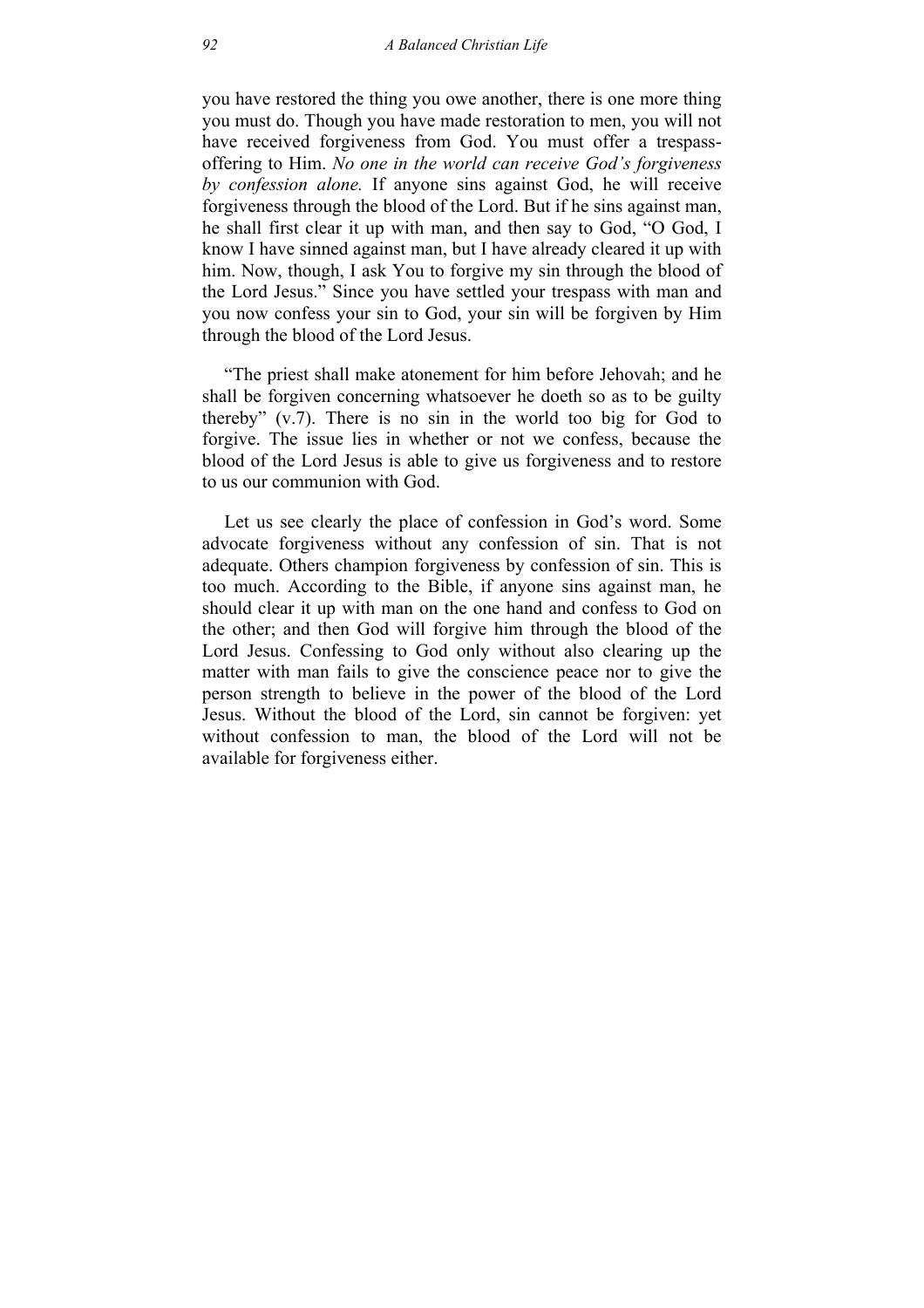you have restored the thing you owe another, there is one more thing you must do. Though you have made restoration to men, you will not have received forgiveness from God. You must offer a trespass-offering to Him. *No one in the world can receive God's forgiveness by confession alone.* If anyone sins against God, he will receive forgiveness through the blood of the Lord. But if he sins against man, he shall first clear it up with man, and then say to God, "O God, I know I have sinned against man, but I have already cleared it up with him. Now, though, I ask You to forgive my sin through the blood of the Lord Jesus." Since you have settled your trespass with man and you now confess your sin to God, your sin will be forgiven by Him through the blood of the Lord Jesus.

"The priest shall make atonement for him before Jehovah; and he shall be forgiven concerning whatsoever he doeth so as to be guilty thereby" (v.7). There is no sin in the world too big for God to forgive. The issue lies in whether or not we confess, because the blood of the Lord Jesus is able to give us forgiveness and to restore to us our communion with God.

Let us see clearly the place of confession in God's word. Some advocate forgiveness without any confession of sin. That is not adequate. Others champion forgiveness by confession of sin. This is too much. According to the Bible, if anyone sins against man, he should clear it up with man on the one hand and confess to God on the other; and then God will forgive him through the blood of the Lord Jesus. Confessing to God only without also clearing up the matter with man fails to give the conscience peace nor to give the person strength to believe in the power of the blood of the Lord Jesus. Without the blood of the Lord, sin cannot be forgiven: yet without confession to man, the blood of the Lord will not be available for forgiveness either.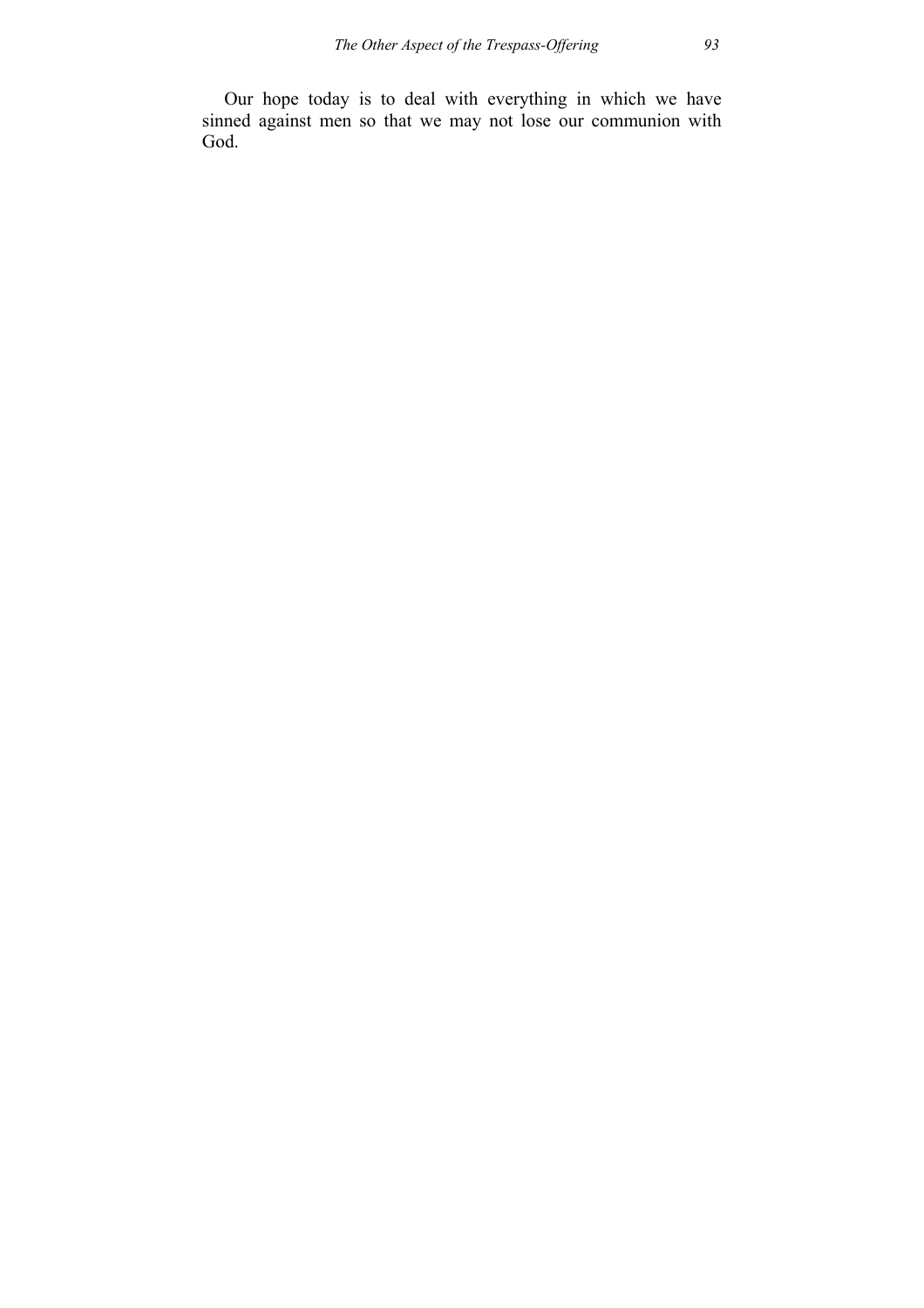Our hope today is to deal with everything in which we have sinned against men so that we may not lose our communion with God.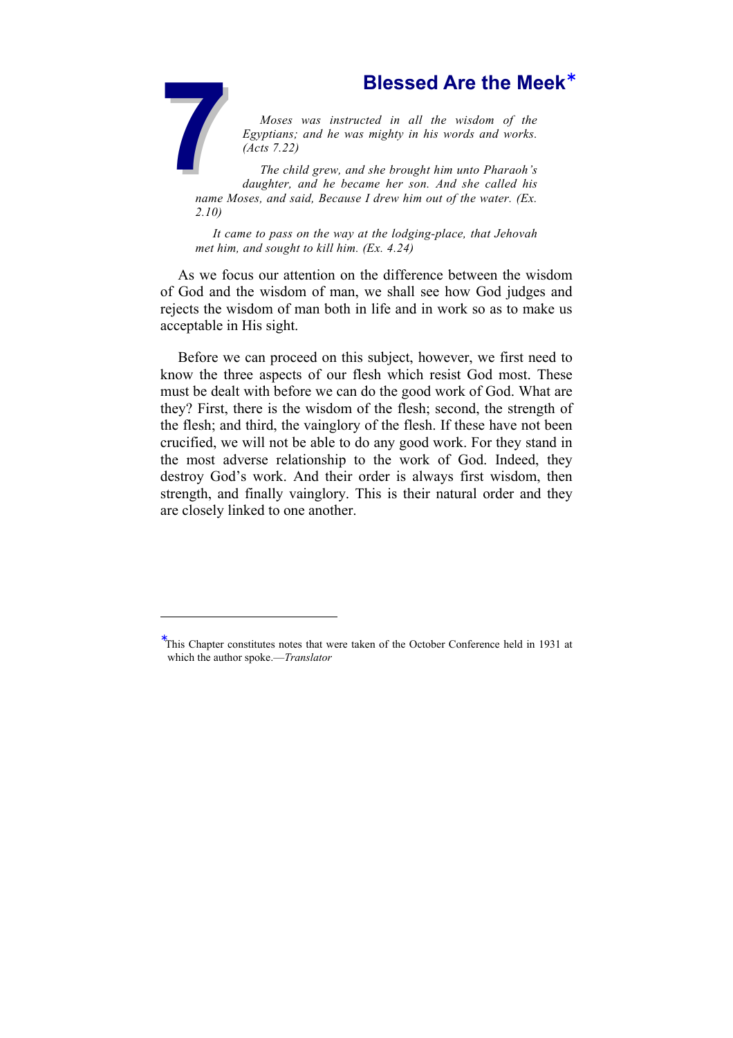# 7 Blessed Are the Meek*

*Moses was instructed in all the wisdom of the Egyptians; and he was mighty in his words and works. (Acts 7.22)*

*The child grew, and she brought him unto Pharaoh's daughter, and he became her son. And she called his name Moses, and said, Because I drew him out of the water. (Ex. 2.10)*

*It came to pass on the way at the lodging-place, that Jehovah met him, and sought to kill him. (Ex. 4.24)*

As we focus our attention on the difference between the wisdom of God and the wisdom of man, we shall see how God judges and rejects the wisdom of man both in life and in work so as to make us acceptable in His sight.

Before we can proceed on this subject, however, we first need to know the three aspects of our flesh which resist God most. These must be dealt with before we can do the good work of God. What are they? First, there is the wisdom of the flesh; second, the strength of the flesh; and third, the vainglory of the flesh. If these have not been crucified, we will not be able to do any good work. For they stand in the most adverse relationship to the work of God. Indeed, they destroy God's work. And their order is always first wisdom, then strength, and finally vainglory. This is their natural order and they are closely linked to one another.

---

*This Chapter constitutes notes that were taken of the October Conference held in 1931 at which the author spoke.—*Translator*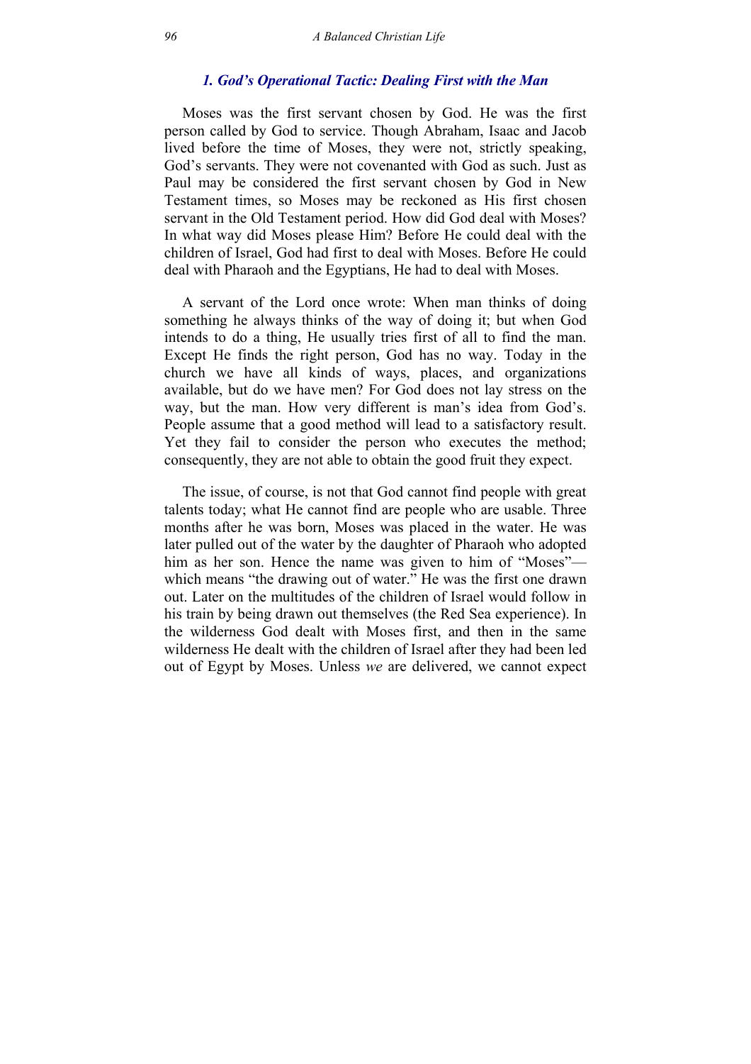### *1. God's Operational Tactic: Dealing First with the Man*

Moses was the first servant chosen by God. He was the first person called by God to service. Though Abraham, Isaac and Jacob lived before the time of Moses, they were not, strictly speaking, God's servants. They were not covenanted with God as such. Just as Paul may be considered the first servant chosen by God in New Testament times, so Moses may be reckoned as His first chosen servant in the Old Testament period. How did God deal with Moses? In what way did Moses please Him? Before He could deal with the children of Israel, God had first to deal with Moses. Before He could deal with Pharaoh and the Egyptians, He had to deal with Moses.

A servant of the Lord once wrote: When man thinks of doing something he always thinks of the way of doing it; but when God intends to do a thing, He usually tries first of all to find the man. Except He finds the right person, God has no way. Today in the church we have all kinds of ways, places, and organizations available, but do we have men? For God does not lay stress on the way, but the man. How very different is man's idea from God's. People assume that a good method will lead to a satisfactory result. Yet they fail to consider the person who executes the method; consequently, they are not able to obtain the good fruit they expect.

The issue, of course, is not that God cannot find people with great talents today; what He cannot find are people who are usable. Three months after he was born, Moses was placed in the water. He was later pulled out of the water by the daughter of Pharaoh who adopted him as her son. Hence the name was given to him of "Moses"—which means "the drawing out of water." He was the first one drawn out. Later on the multitudes of the children of Israel would follow in his train by being drawn out themselves (the Red Sea experience). In the wilderness God dealt with Moses first, and then in the same wilderness He dealt with the children of Israel after they had been led out of Egypt by Moses. Unless *we* are delivered, we cannot expect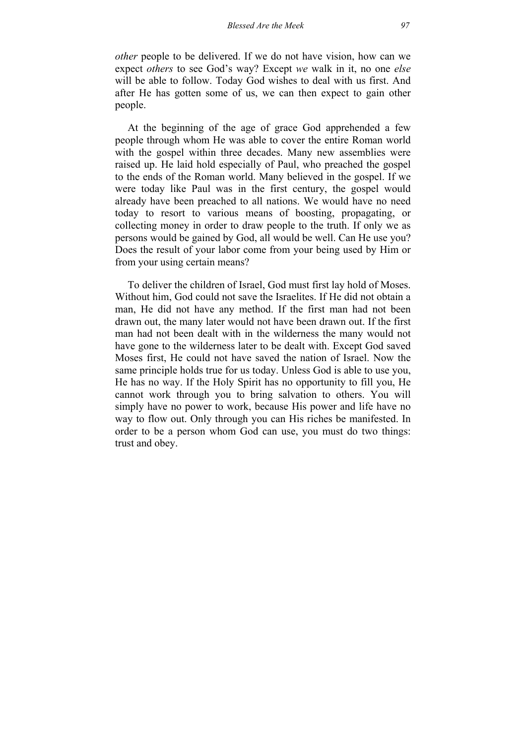*other* people to be delivered. If we do not have vision, how can we expect *others* to see God's way? Except *we* walk in it, no one *else* will be able to follow. Today God wishes to deal with us first. And after He has gotten some of us, we can then expect to gain other people.

At the beginning of the age of grace God apprehended a few people through whom He was able to cover the entire Roman world with the gospel within three decades. Many new assemblies were raised up. He laid hold especially of Paul, who preached the gospel to the ends of the Roman world. Many believed in the gospel. If we were today like Paul was in the first century, the gospel would already have been preached to all nations. We would have no need today to resort to various means of boosting, propagating, or collecting money in order to draw people to the truth. If only we as persons would be gained by God, all would be well. Can He use you? Does the result of your labor come from your being used by Him or from your using certain means?

To deliver the children of Israel, God must first lay hold of Moses. Without him, God could not save the Israelites. If He did not obtain a man, He did not have any method. If the first man had not been drawn out, the many later would not have been drawn out. If the first man had not been dealt with in the wilderness the many would not have gone to the wilderness later to be dealt with. Except God saved Moses first, He could not have saved the nation of Israel. Now the same principle holds true for us today. Unless God is able to use you, He has no way. If the Holy Spirit has no opportunity to fill you, He cannot work through you to bring salvation to others. You will simply have no power to work, because His power and life have no way to flow out. Only through you can His riches be manifested. In order to be a person whom God can use, you must do two things: trust and obey.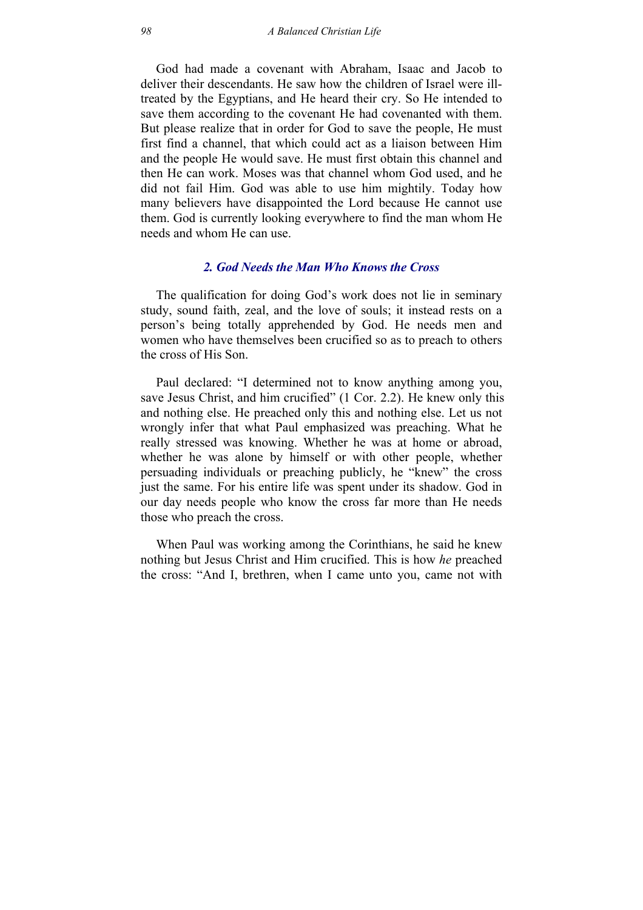God had made a covenant with Abraham, Isaac and Jacob to deliver their descendants. He saw how the children of Israel were ill-treated by the Egyptians, and He heard their cry. So He intended to save them according to the covenant He had covenanted with them. But please realize that in order for God to save the people, He must first find a channel, that which could act as a liaison between Him and the people He would save. He must first obtain this channel and then He can work. Moses was that channel whom God used, and he did not fail Him. God was able to use him mightily. Today how many believers have disappointed the Lord because He cannot use them. God is currently looking everywhere to find the man whom He needs and whom He can use.

### *2. God Needs the Man Who Knows the Cross*

The qualification for doing God's work does not lie in seminary study, sound faith, zeal, and the love of souls; it instead rests on a person's being totally apprehended by God. He needs men and women who have themselves been crucified so as to preach to others the cross of His Son.

Paul declared: "I determined not to know anything among you, save Jesus Christ, and him crucified" (1 Cor. 2.2). He knew only this and nothing else. He preached only this and nothing else. Let us not wrongly infer that what Paul emphasized was preaching. What he really stressed was knowing. Whether he was at home or abroad, whether he was alone by himself or with other people, whether persuading individuals or preaching publicly, he "knew" the cross just the same. For his entire life was spent under its shadow. God in our day needs people who know the cross far more than He needs those who preach the cross.

When Paul was working among the Corinthians, he said he knew nothing but Jesus Christ and Him crucified. This is how *he* preached the cross: "And I, brethren, when I came unto you, came not with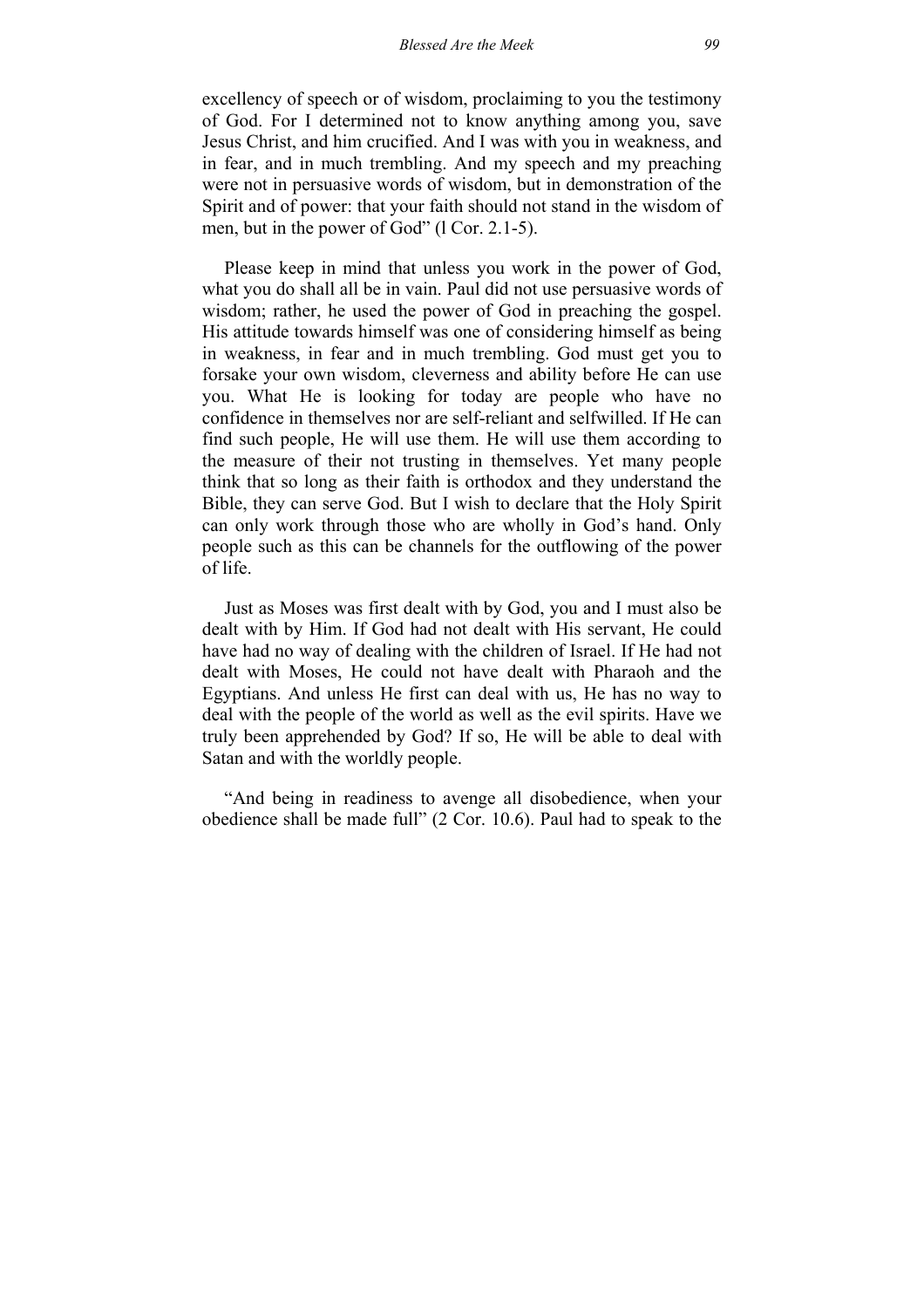excellency of speech or of wisdom, proclaiming to you the testimony of God. For I determined not to know anything among you, save Jesus Christ, and him crucified. And I was with you in weakness, and in fear, and in much trembling. And my speech and my preaching were not in persuasive words of wisdom, but in demonstration of the Spirit and of power: that your faith should not stand in the wisdom of men, but in the power of God" (l Cor. 2.1-5).

Please keep in mind that unless you work in the power of God, what you do shall all be in vain. Paul did not use persuasive words of wisdom; rather, he used the power of God in preaching the gospel. His attitude towards himself was one of considering himself as being in weakness, in fear and in much trembling. God must get you to forsake your own wisdom, cleverness and ability before He can use you. What He is looking for today are people who have no confidence in themselves nor are self-reliant and selfwilled. If He can find such people, He will use them. He will use them according to the measure of their not trusting in themselves. Yet many people think that so long as their faith is orthodox and they understand the Bible, they can serve God. But I wish to declare that the Holy Spirit can only work through those who are wholly in God's hand. Only people such as this can be channels for the outflowing of the power of life.

Just as Moses was first dealt with by God, you and I must also be dealt with by Him. If God had not dealt with His servant, He could have had no way of dealing with the children of Israel. If He had not dealt with Moses, He could not have dealt with Pharaoh and the Egyptians. And unless He first can deal with us, He has no way to deal with the people of the world as well as the evil spirits. Have we truly been apprehended by God? If so, He will be able to deal with Satan and with the worldly people.

"And being in readiness to avenge all disobedience, when your obedience shall be made full" (2 Cor. 10.6). Paul had to speak to the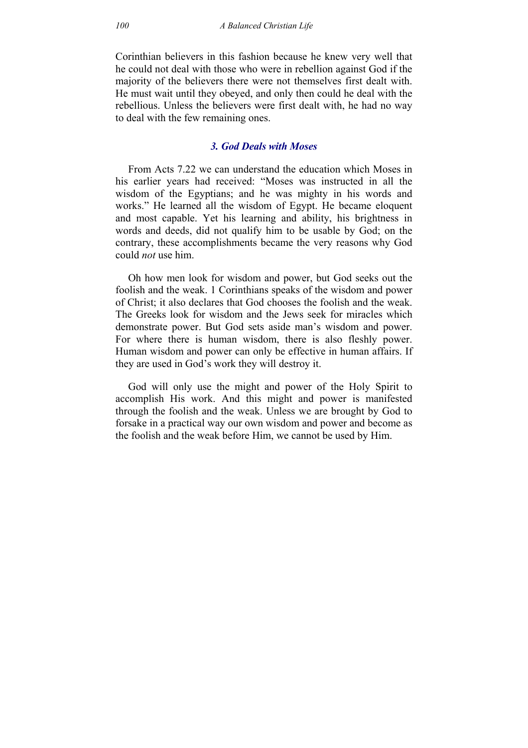Corinthian believers in this fashion because he knew very well that he could not deal with those who were in rebellion against God if the majority of the believers there were not themselves first dealt with. He must wait until they obeyed, and only then could he deal with the rebellious. Unless the believers were first dealt with, he had no way to deal with the few remaining ones.

### *3. God Deals with Moses*

From Acts 7.22 we can understand the education which Moses in his earlier years had received: "Moses was instructed in all the wisdom of the Egyptians; and he was mighty in his words and works." He learned all the wisdom of Egypt. He became eloquent and most capable. Yet his learning and ability, his brightness in words and deeds, did not qualify him to be usable by God; on the contrary, these accomplishments became the very reasons why God could *not* use him.

Oh how men look for wisdom and power, but God seeks out the foolish and the weak. 1 Corinthians speaks of the wisdom and power of Christ; it also declares that God chooses the foolish and the weak. The Greeks look for wisdom and the Jews seek for miracles which demonstrate power. But God sets aside man's wisdom and power. For where there is human wisdom, there is also fleshly power. Human wisdom and power can only be effective in human affairs. If they are used in God's work they will destroy it.

God will only use the might and power of the Holy Spirit to accomplish His work. And this might and power is manifested through the foolish and the weak. Unless we are brought by God to forsake in a practical way our own wisdom and power and become as the foolish and the weak before Him, we cannot be used by Him.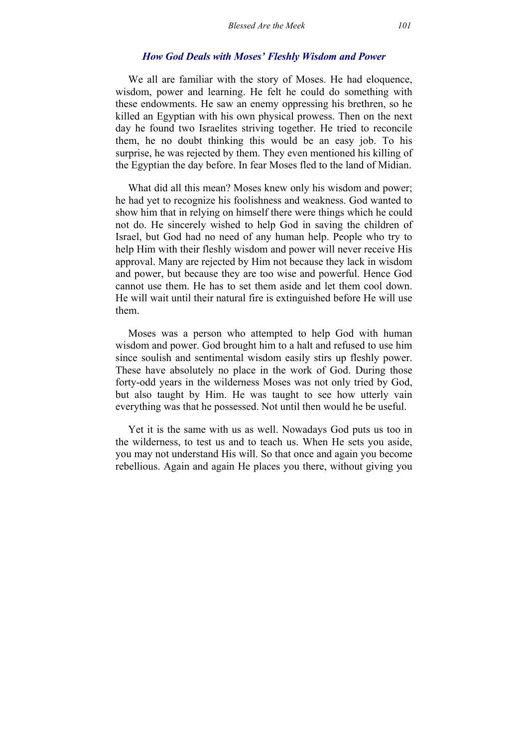### *How God Deals with Moses' Fleshly Wisdom and Power*

We all are familiar with the story of Moses. He had eloquence, wisdom, power and learning. He felt he could do something with these endowments. He saw an enemy oppressing his brethren, so he killed an Egyptian with his own physical prowess. Then on the next day he found two Israelites striving together. He tried to reconcile them, he no doubt thinking this would be an easy job. To his surprise, he was rejected by them. They even mentioned his killing of the Egyptian the day before. In fear Moses fled to the land of Midian.

What did all this mean? Moses knew only his wisdom and power; he had yet to recognize his foolishness and weakness. God wanted to show him that in relying on himself there were things which he could not do. He sincerely wished to help God in saving the children of Israel, but God had no need of any human help. People who try to help Him with their fleshly wisdom and power will never receive His approval. Many are rejected by Him not because they lack in wisdom and power, but because they are too wise and powerful. Hence God cannot use them. He has to set them aside and let them cool down. He will wait until their natural fire is extinguished before He will use them.

Moses was a person who attempted to help God with human wisdom and power. God brought him to a halt and refused to use him since soulish and sentimental wisdom easily stirs up fleshly power. These have absolutely no place in the work of God. During those forty-odd years in the wilderness Moses was not only tried by God, but also taught by Him. He was taught to see how utterly vain everything was that he possessed. Not until then would he be useful.

Yet it is the same with us as well. Nowadays God puts us too in the wilderness, to test us and to teach us. When He sets you aside, you may not understand His will. So that once and again you become rebellious. Again and again He places you there, without giving you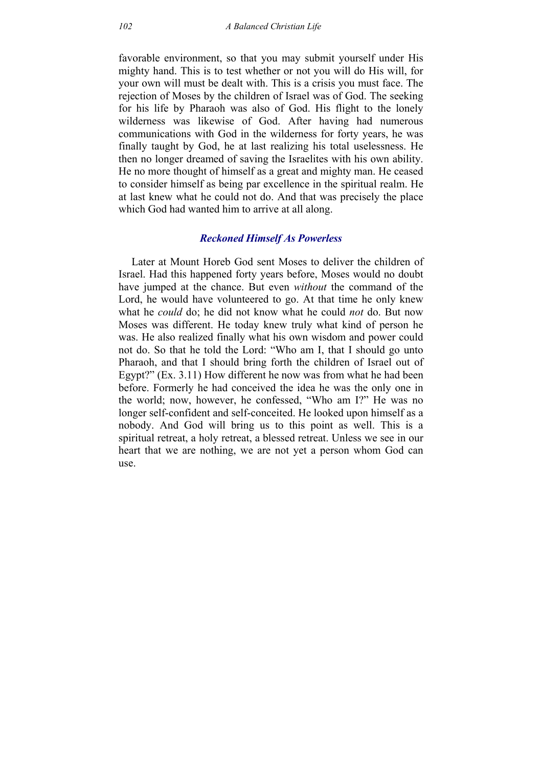favorable environment, so that you may submit yourself under His mighty hand. This is to test whether or not you will do His will, for your own will must be dealt with. This is a crisis you must face. The rejection of Moses by the children of Israel was of God. The seeking for his life by Pharaoh was also of God. His flight to the lonely wilderness was likewise of God. After having had numerous communications with God in the wilderness for forty years, he was finally taught by God, he at last realizing his total uselessness. He then no longer dreamed of saving the Israelites with his own ability. He no more thought of himself as a great and mighty man. He ceased to consider himself as being par excellence in the spiritual realm. He at last knew what he could not do. And that was precisely the place which God had wanted him to arrive at all along.

### *Reckoned Himself As Powerless*

Later at Mount Horeb God sent Moses to deliver the children of Israel. Had this happened forty years before, Moses would no doubt have jumped at the chance. But even *without* the command of the Lord, he would have volunteered to go. At that time he only knew what he *could* do; he did not know what he could *not* do. But now Moses was different. He today knew truly what kind of person he was. He also realized finally what his own wisdom and power could not do. So that he told the Lord: "Who am I, that I should go unto Pharaoh, and that I should bring forth the children of Israel out of Egypt?" (Ex. 3.11) How different he now was from what he had been before. Formerly he had conceived the idea he was the only one in the world; now, however, he confessed, "Who am I?" He was no longer self-confident and self-conceited. He looked upon himself as a nobody. And God will bring us to this point as well. This is a spiritual retreat, a holy retreat, a blessed retreat. Unless we see in our heart that we are nothing, we are not yet a person whom God can use.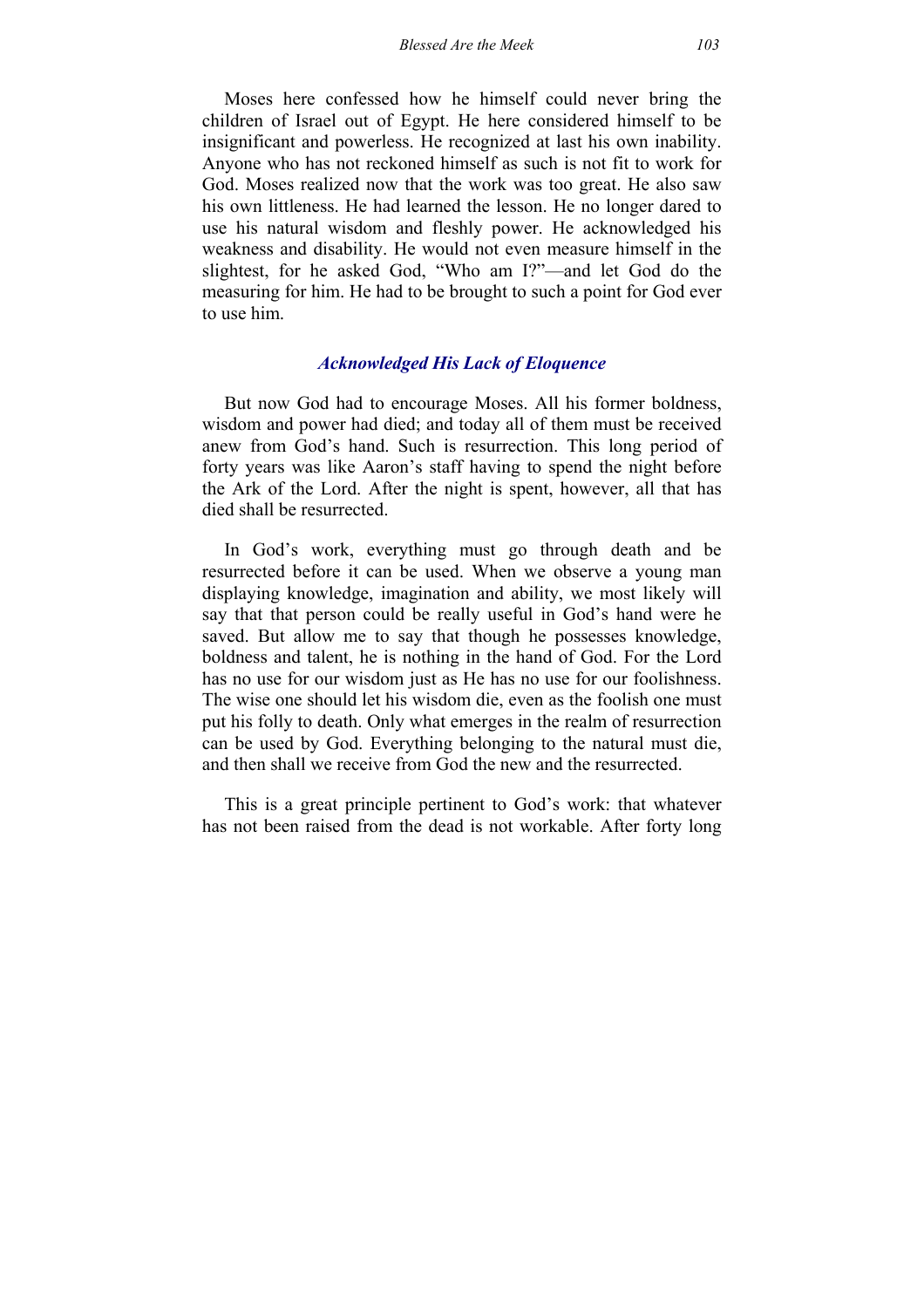Moses here confessed how he himself could never bring the children of Israel out of Egypt. He here considered himself to be insignificant and powerless. He recognized at last his own inability. Anyone who has not reckoned himself as such is not fit to work for God. Moses realized now that the work was too great. He also saw his own littleness. He had learned the lesson. He no longer dared to use his natural wisdom and fleshly power. He acknowledged his weakness and disability. He would not even measure himself in the slightest, for he asked God, "Who am I?"—and let God do the measuring for him. He had to be brought to such a point for God ever to use him.

### *Acknowledged His Lack of Eloquence*

But now God had to encourage Moses. All his former boldness, wisdom and power had died; and today all of them must be received anew from God's hand. Such is resurrection. This long period of forty years was like Aaron's staff having to spend the night before the Ark of the Lord. After the night is spent, however, all that has died shall be resurrected.

In God's work, everything must go through death and be resurrected before it can be used. When we observe a young man displaying knowledge, imagination and ability, we most likely will say that that person could be really useful in God's hand were he saved. But allow me to say that though he possesses knowledge, boldness and talent, he is nothing in the hand of God. For the Lord has no use for our wisdom just as He has no use for our foolishness. The wise one should let his wisdom die, even as the foolish one must put his folly to death. Only what emerges in the realm of resurrection can be used by God. Everything belonging to the natural must die, and then shall we receive from God the new and the resurrected.

This is a great principle pertinent to God's work: that whatever has not been raised from the dead is not workable. After forty long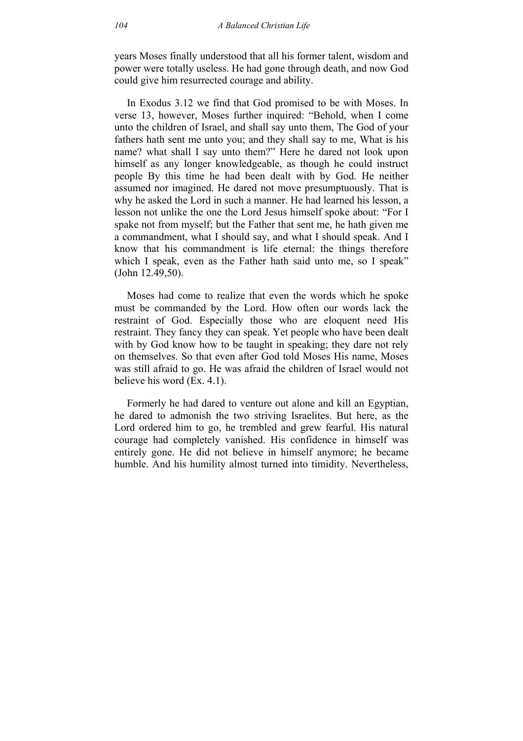years Moses finally understood that all his former talent, wisdom and power were totally useless. He had gone through death, and now God could give him resurrected courage and ability.

In Exodus 3.12 we find that God promised to be with Moses. In verse 13, however, Moses further inquired: "Behold, when I come unto the children of Israel, and shall say unto them, The God of your fathers hath sent me unto you; and they shall say to me, What is his name? what shall I say unto them?" Here he dared not look upon himself as any longer knowledgeable, as though he could instruct people By this time he had been dealt with by God. He neither assumed nor imagined. He dared not move presumptuously. That is why he asked the Lord in such a manner. He had learned his lesson, a lesson not unlike the one the Lord Jesus himself spoke about: "For I spake not from myself; but the Father that sent me, he hath given me a commandment, what I should say, and what I should speak. And I know that his commandment is life eternal: the things therefore which I speak, even as the Father hath said unto me, so I speak" (John 12.49,50).

Moses had come to realize that even the words which he spoke must be commanded by the Lord. How often our words lack the restraint of God. Especially those who are eloquent need His restraint. They fancy they can speak. Yet people who have been dealt with by God know how to be taught in speaking; they dare not rely on themselves. So that even after God told Moses His name, Moses was still afraid to go. He was afraid the children of Israel would not believe his word (Ex. 4.1).

Formerly he had dared to venture out alone and kill an Egyptian, he dared to admonish the two striving Israelites. But here, as the Lord ordered him to go, he trembled and grew fearful. His natural courage had completely vanished. His confidence in himself was entirely gone. He did not believe in himself anymore; he became humble. And his humility almost turned into timidity. Nevertheless,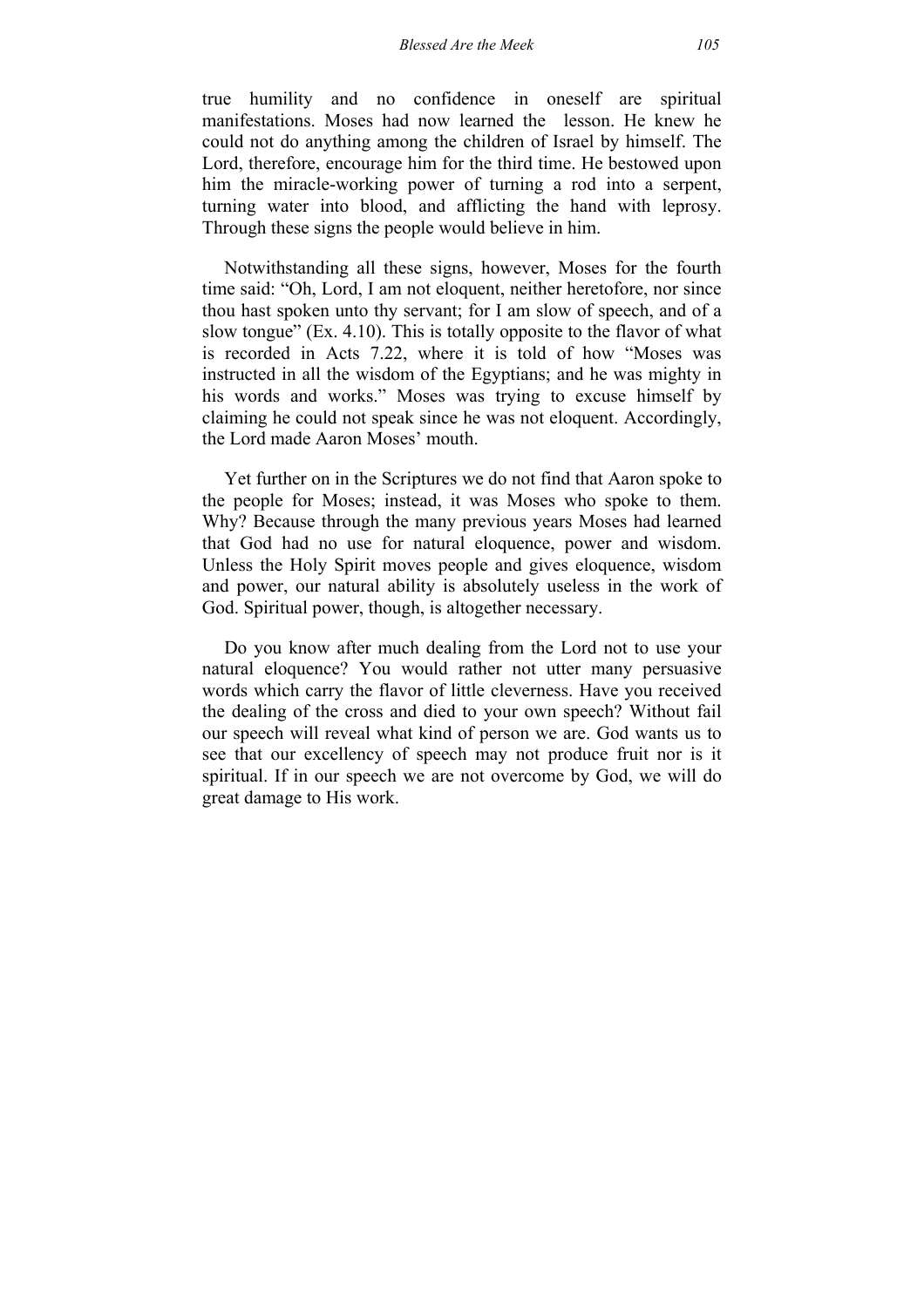true humility and no confidence in oneself are spiritual manifestations. Moses had now learned the lesson. He knew he could not do anything among the children of Israel by himself. The Lord, therefore, encourage him for the third time. He bestowed upon him the miracle-working power of turning a rod into a serpent, turning water into blood, and afflicting the hand with leprosy. Through these signs the people would believe in him.

Notwithstanding all these signs, however, Moses for the fourth time said: "Oh, Lord, I am not eloquent, neither heretofore, nor since thou hast spoken unto thy servant; for I am slow of speech, and of a slow tongue" (Ex. 4.10). This is totally opposite to the flavor of what is recorded in Acts 7.22, where it is told of how "Moses was instructed in all the wisdom of the Egyptians; and he was mighty in his words and works." Moses was trying to excuse himself by claiming he could not speak since he was not eloquent. Accordingly, the Lord made Aaron Moses' mouth.

Yet further on in the Scriptures we do not find that Aaron spoke to the people for Moses; instead, it was Moses who spoke to them. Why? Because through the many previous years Moses had learned that God had no use for natural eloquence, power and wisdom. Unless the Holy Spirit moves people and gives eloquence, wisdom and power, our natural ability is absolutely useless in the work of God. Spiritual power, though, is altogether necessary.

Do you know after much dealing from the Lord not to use your natural eloquence? You would rather not utter many persuasive words which carry the flavor of little cleverness. Have you received the dealing of the cross and died to your own speech? Without fail our speech will reveal what kind of person we are. God wants us to see that our excellency of speech may not produce fruit nor is it spiritual. If in our speech we are not overcome by God, we will do great damage to His work.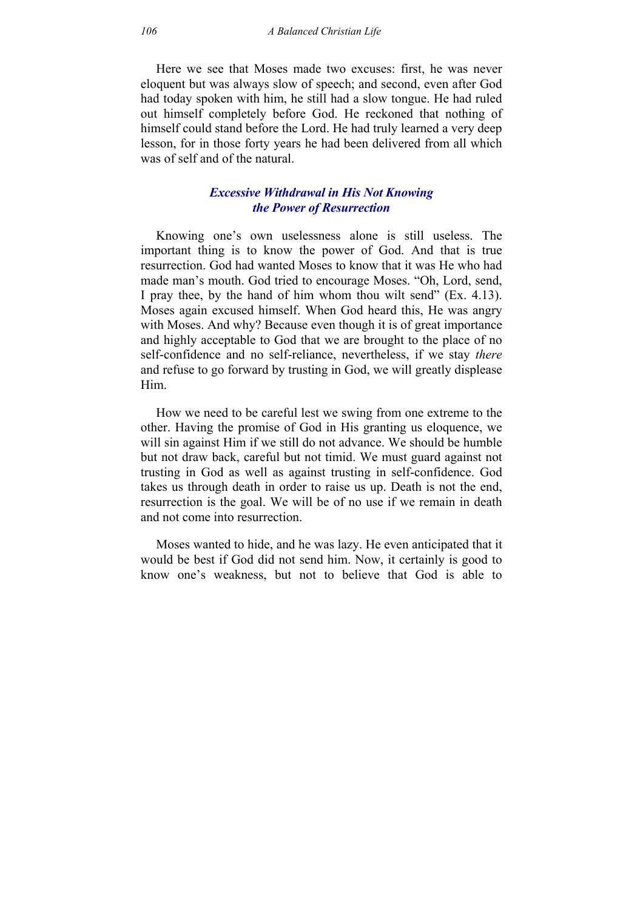Here we see that Moses made two excuses: first, he was never eloquent but was always slow of speech; and second, even after God had today spoken with him, he still had a slow tongue. He had ruled out himself completely before God. He reckoned that nothing of himself could stand before the Lord. He had truly learned a very deep lesson, for in those forty years he had been delivered from all which was of self and of the natural.

### *Excessive Withdrawal in His Not Knowing the Power of Resurrection*

Knowing one's own uselessness alone is still useless. The important thing is to know the power of God. And that is true resurrection. God had wanted Moses to know that it was He who had made man's mouth. God tried to encourage Moses. "Oh, Lord, send, I pray thee, by the hand of him whom thou wilt send" (Ex. 4.13). Moses again excused himself. When God heard this, He was angry with Moses. And why? Because even though it is of great importance and highly acceptable to God that we are brought to the place of no self-confidence and no self-reliance, nevertheless, if we stay *there* and refuse to go forward by trusting in God, we will greatly displease Him.

How we need to be careful lest we swing from one extreme to the other. Having the promise of God in His granting us eloquence, we will sin against Him if we still do not advance. We should be humble but not draw back, careful but not timid. We must guard against not trusting in God as well as against trusting in self-confidence. God takes us through death in order to raise us up. Death is not the end, resurrection is the goal. We will be of no use if we remain in death and not come into resurrection.

Moses wanted to hide, and he was lazy. He even anticipated that it would be best if God did not send him. Now, it certainly is good to know one's weakness, but not to believe that God is able to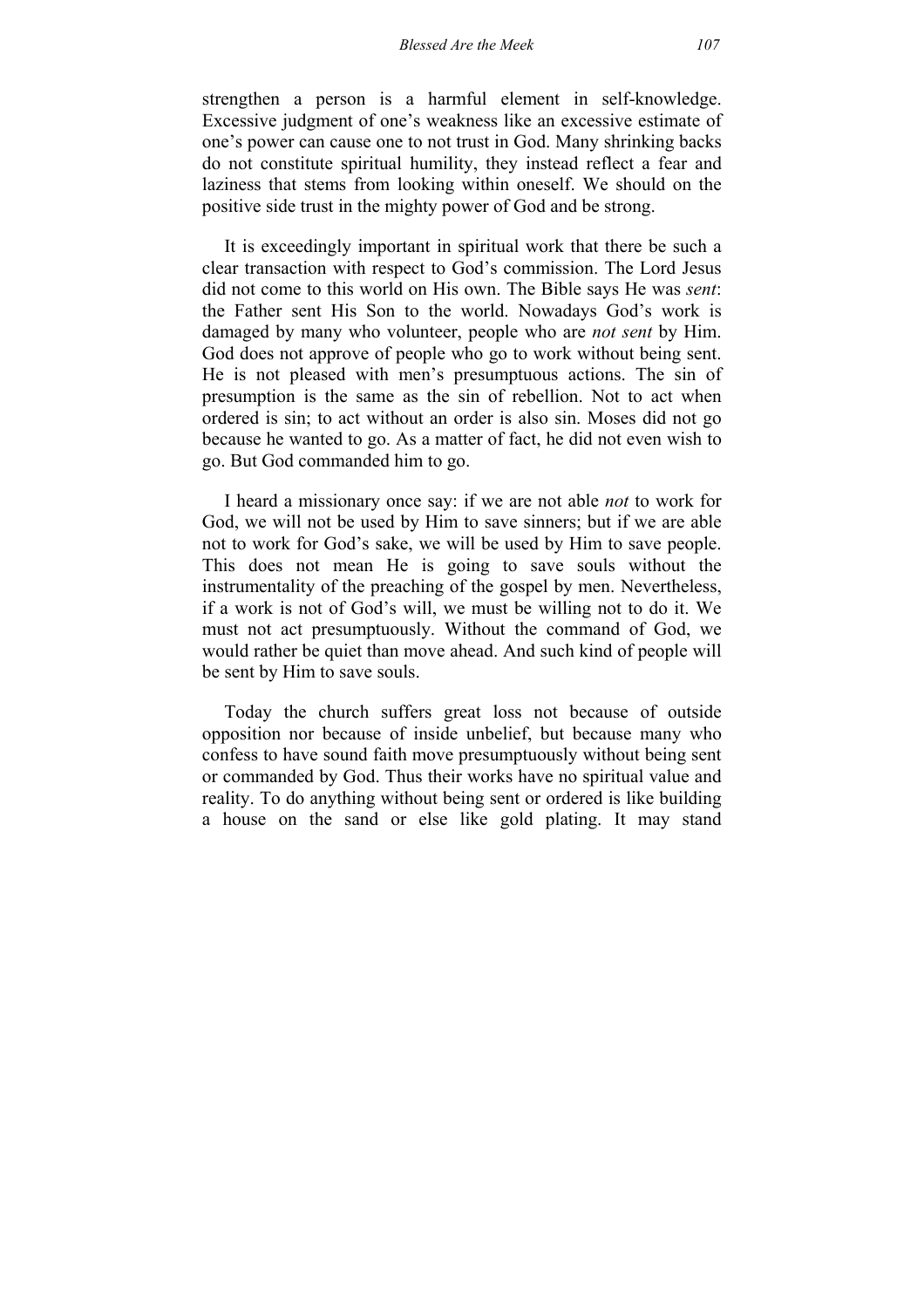strengthen a person is a harmful element in self-knowledge. Excessive judgment of one's weakness like an excessive estimate of one's power can cause one to not trust in God. Many shrinking backs do not constitute spiritual humility, they instead reflect a fear and laziness that stems from looking within oneself. We should on the positive side trust in the mighty power of God and be strong.

It is exceedingly important in spiritual work that there be such a clear transaction with respect to God's commission. The Lord Jesus did not come to this world on His own. The Bible says He was *sent*: the Father sent His Son to the world. Nowadays God's work is damaged by many who volunteer, people who are *not sent* by Him. God does not approve of people who go to work without being sent. He is not pleased with men's presumptuous actions. The sin of presumption is the same as the sin of rebellion. Not to act when ordered is sin; to act without an order is also sin. Moses did not go because he wanted to go. As a matter of fact, he did not even wish to go. But God commanded him to go.

I heard a missionary once say: if we are not able *not* to work for God, we will not be used by Him to save sinners; but if we are able not to work for God's sake, we will be used by Him to save people. This does not mean He is going to save souls without the instrumentality of the preaching of the gospel by men. Nevertheless, if a work is not of God's will, we must be willing not to do it. We must not act presumptuously. Without the command of God, we would rather be quiet than move ahead. And such kind of people will be sent by Him to save souls.

Today the church suffers great loss not because of outside opposition nor because of inside unbelief, but because many who confess to have sound faith move presumptuously without being sent or commanded by God. Thus their works have no spiritual value and reality. To do anything without being sent or ordered is like building a house on the sand or else like gold plating. It may stand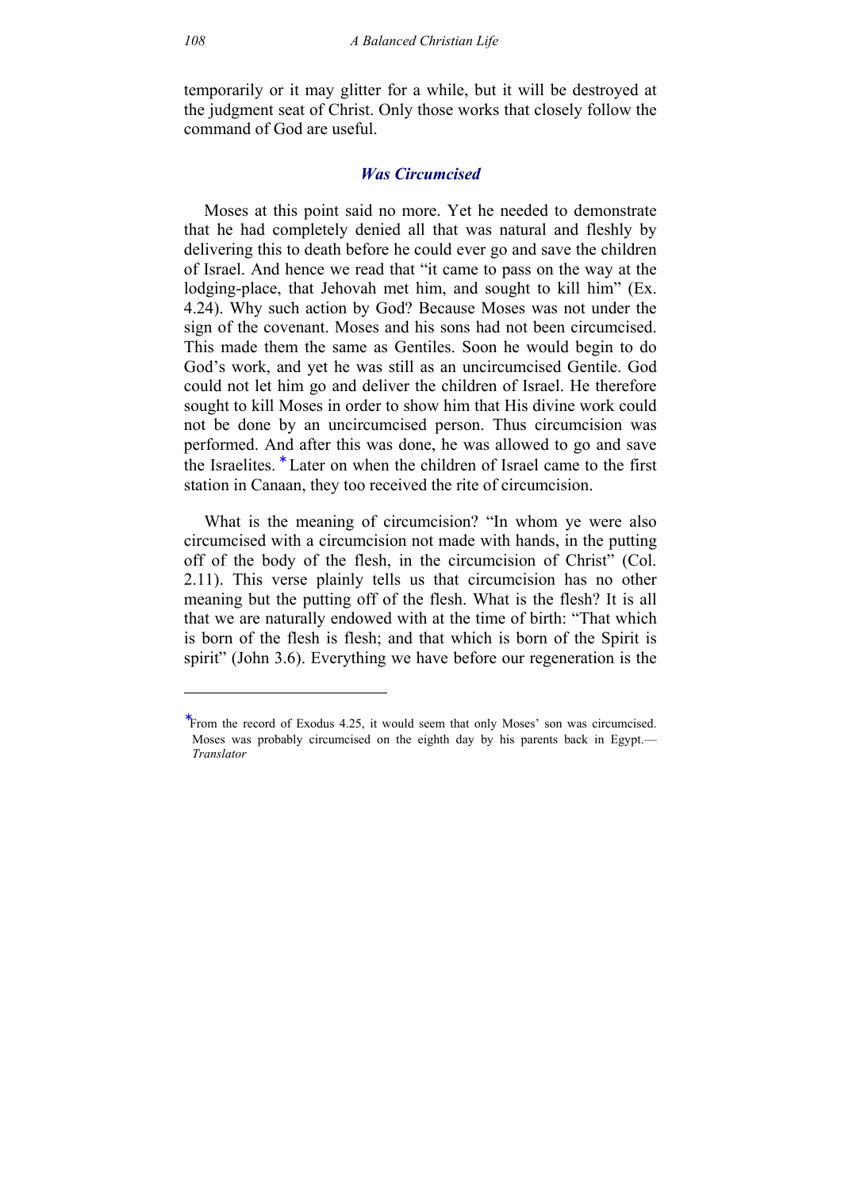temporarily or it may glitter for a while, but it will be destroyed at the judgment seat of Christ. Only those works that closely follow the command of God are useful.

### *Was Circumcised*

Moses at this point said no more. Yet he needed to demonstrate that he had completely denied all that was natural and fleshly by delivering this to death before he could ever go and save the children of Israel. And hence we read that "it came to pass on the way at the lodging-place, that Jehovah met him, and sought to kill him" (Ex. 4.24). Why such action by God? Because Moses was not under the sign of the covenant. Moses and his sons had not been circumcised. This made them the same as Gentiles. Soon he would begin to do God's work, and yet he was still as an uncircumcised Gentile. God could not let him go and deliver the children of Israel. He therefore sought to kill Moses in order to show him that His divine work could not be done by an uncircumcised person. Thus circumcision was performed. And after this was done, he was allowed to go and save the Israelites.* Later on when the children of Israel came to the first station in Canaan, they too received the rite of circumcision.

What is the meaning of circumcision? "In whom ye were also circumcised with a circumcision not made with hands, in the putting off of the body of the flesh, in the circumcision of Christ" (Col. 2.11). This verse plainly tells us that circumcision has no other meaning but the putting off of the flesh. What is the flesh? It is all that we are naturally endowed with at the time of birth: "That which is born of the flesh is flesh; and that which is born of the Spirit is spirit" (John 3.6). Everything we have before our regeneration is the

---

*From the record of Exodus 4.25, it would seem that only Moses' son was circumcised. Moses was probably circumcised on the eighth day by his parents back in Egypt.—*Translator*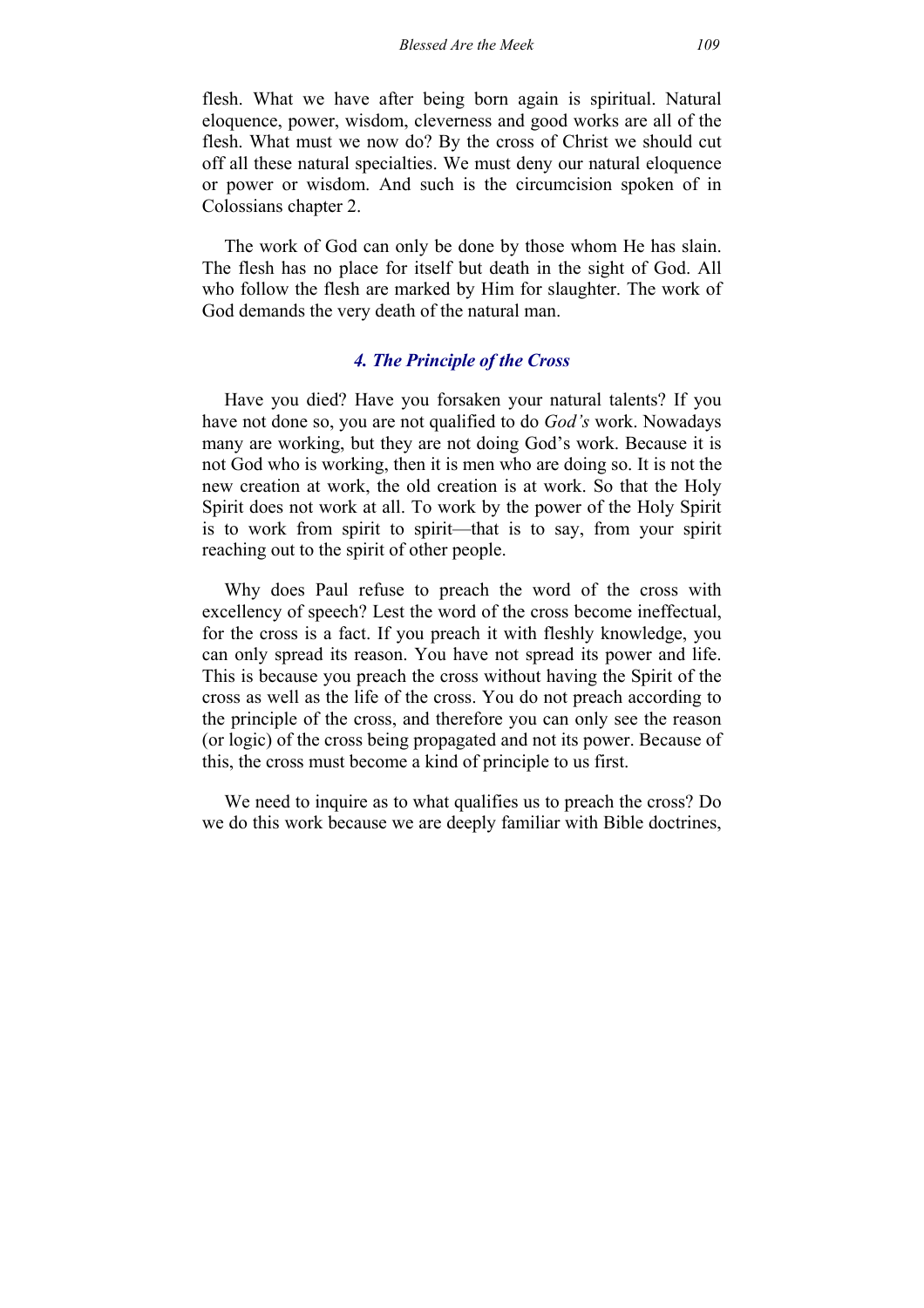flesh. What we have after being born again is spiritual. Natural eloquence, power, wisdom, cleverness and good works are all of the flesh. What must we now do? By the cross of Christ we should cut off all these natural specialties. We must deny our natural eloquence or power or wisdom. And such is the circumcision spoken of in Colossians chapter 2.

The work of God can only be done by those whom He has slain. The flesh has no place for itself but death in the sight of God. All who follow the flesh are marked by Him for slaughter. The work of God demands the very death of the natural man.

### *4. The Principle of the Cross*

Have you died? Have you forsaken your natural talents? If you have not done so, you are not qualified to do *God's* work. Nowadays many are working, but they are not doing God's work. Because it is not God who is working, then it is men who are doing so. It is not the new creation at work, the old creation is at work. So that the Holy Spirit does not work at all. To work by the power of the Holy Spirit is to work from spirit to spirit—that is to say, from your spirit reaching out to the spirit of other people.

Why does Paul refuse to preach the word of the cross with excellency of speech? Lest the word of the cross become ineffectual, for the cross is a fact. If you preach it with fleshly knowledge, you can only spread its reason. You have not spread its power and life. This is because you preach the cross without having the Spirit of the cross as well as the life of the cross. You do not preach according to the principle of the cross, and therefore you can only see the reason (or logic) of the cross being propagated and not its power. Because of this, the cross must become a kind of principle to us first.

We need to inquire as to what qualifies us to preach the cross? Do we do this work because we are deeply familiar with Bible doctrines,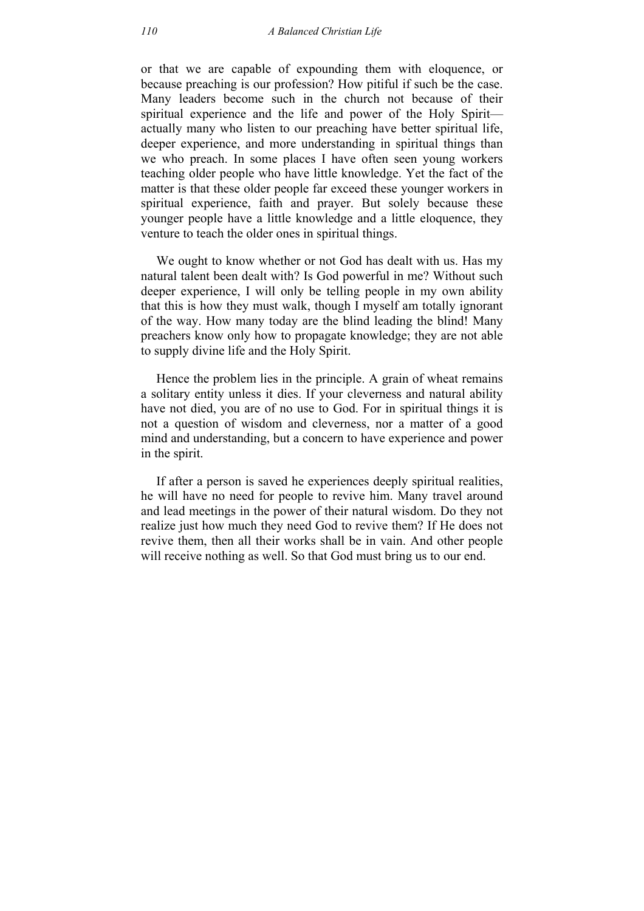or that we are capable of expounding them with eloquence, or because preaching is our profession? How pitiful if such be the case. Many leaders become such in the church not because of their spiritual experience and the life and power of the Holy Spirit—actually many who listen to our preaching have better spiritual life, deeper experience, and more understanding in spiritual things than we who preach. In some places I have often seen young workers teaching older people who have little knowledge. Yet the fact of the matter is that these older people far exceed these younger workers in spiritual experience, faith and prayer. But solely because these younger people have a little knowledge and a little eloquence, they venture to teach the older ones in spiritual things.

We ought to know whether or not God has dealt with us. Has my natural talent been dealt with? Is God powerful in me? Without such deeper experience, I will only be telling people in my own ability that this is how they must walk, though I myself am totally ignorant of the way. How many today are the blind leading the blind! Many preachers know only how to propagate knowledge; they are not able to supply divine life and the Holy Spirit.

Hence the problem lies in the principle. A grain of wheat remains a solitary entity unless it dies. If your cleverness and natural ability have not died, you are of no use to God. For in spiritual things it is not a question of wisdom and cleverness, nor a matter of a good mind and understanding, but a concern to have experience and power in the spirit.

If after a person is saved he experiences deeply spiritual realities, he will have no need for people to revive him. Many travel around and lead meetings in the power of their natural wisdom. Do they not realize just how much they need God to revive them? If He does not revive them, then all their works shall be in vain. And other people will receive nothing as well. So that God must bring us to our end.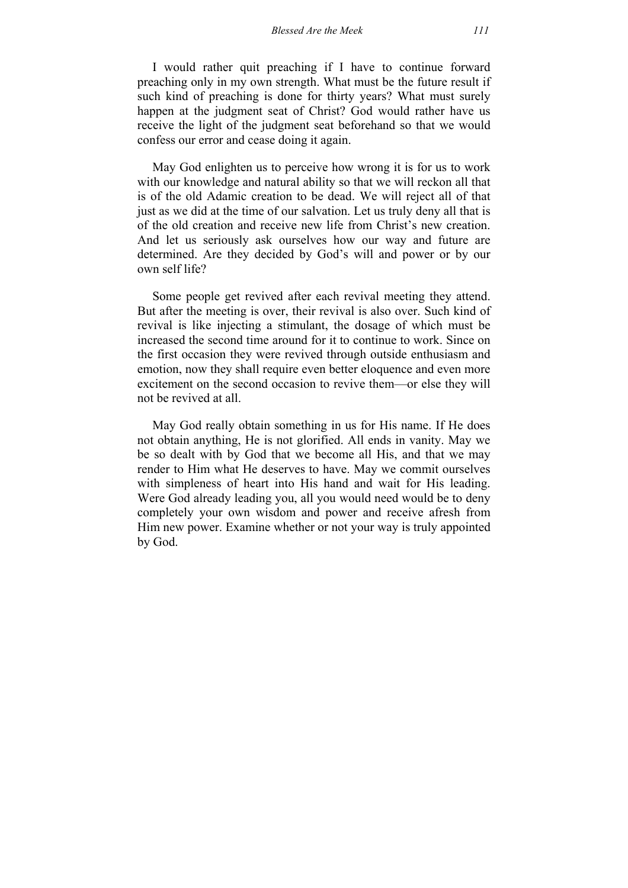I would rather quit preaching if I have to continue forward preaching only in my own strength. What must be the future result if such kind of preaching is done for thirty years? What must surely happen at the judgment seat of Christ? God would rather have us receive the light of the judgment seat beforehand so that we would confess our error and cease doing it again.

May God enlighten us to perceive how wrong it is for us to work with our knowledge and natural ability so that we will reckon all that is of the old Adamic creation to be dead. We will reject all of that just as we did at the time of our salvation. Let us truly deny all that is of the old creation and receive new life from Christ's new creation. And let us seriously ask ourselves how our way and future are determined. Are they decided by God's will and power or by our own self life?

Some people get revived after each revival meeting they attend. But after the meeting is over, their revival is also over. Such kind of revival is like injecting a stimulant, the dosage of which must be increased the second time around for it to continue to work. Since on the first occasion they were revived through outside enthusiasm and emotion, now they shall require even better eloquence and even more excitement on the second occasion to revive them—or else they will not be revived at all.

May God really obtain something in us for His name. If He does not obtain anything, He is not glorified. All ends in vanity. May we be so dealt with by God that we become all His, and that we may render to Him what He deserves to have. May we commit ourselves with simpleness of heart into His hand and wait for His leading. Were God already leading you, all you would need would be to deny completely your own wisdom and power and receive afresh from Him new power. Examine whether or not your way is truly appointed by God.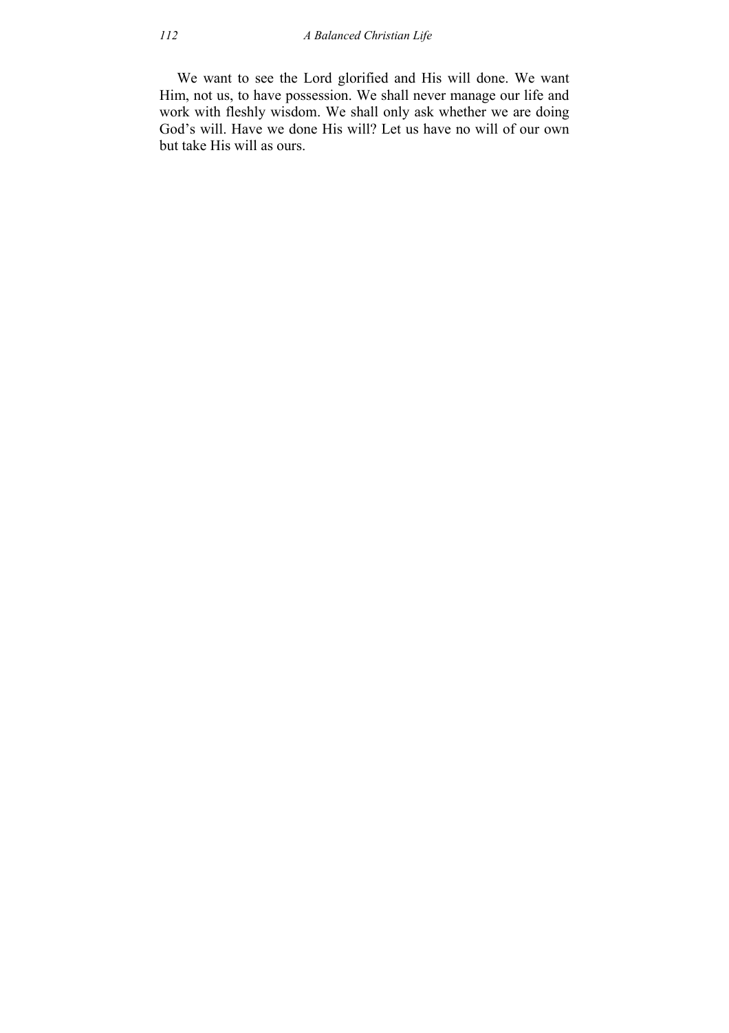We want to see the Lord glorified and His will done. We want Him, not us, to have possession. We shall never manage our life and work with fleshly wisdom. We shall only ask whether we are doing God's will. Have we done His will? Let us have no will of our own but take His will as ours.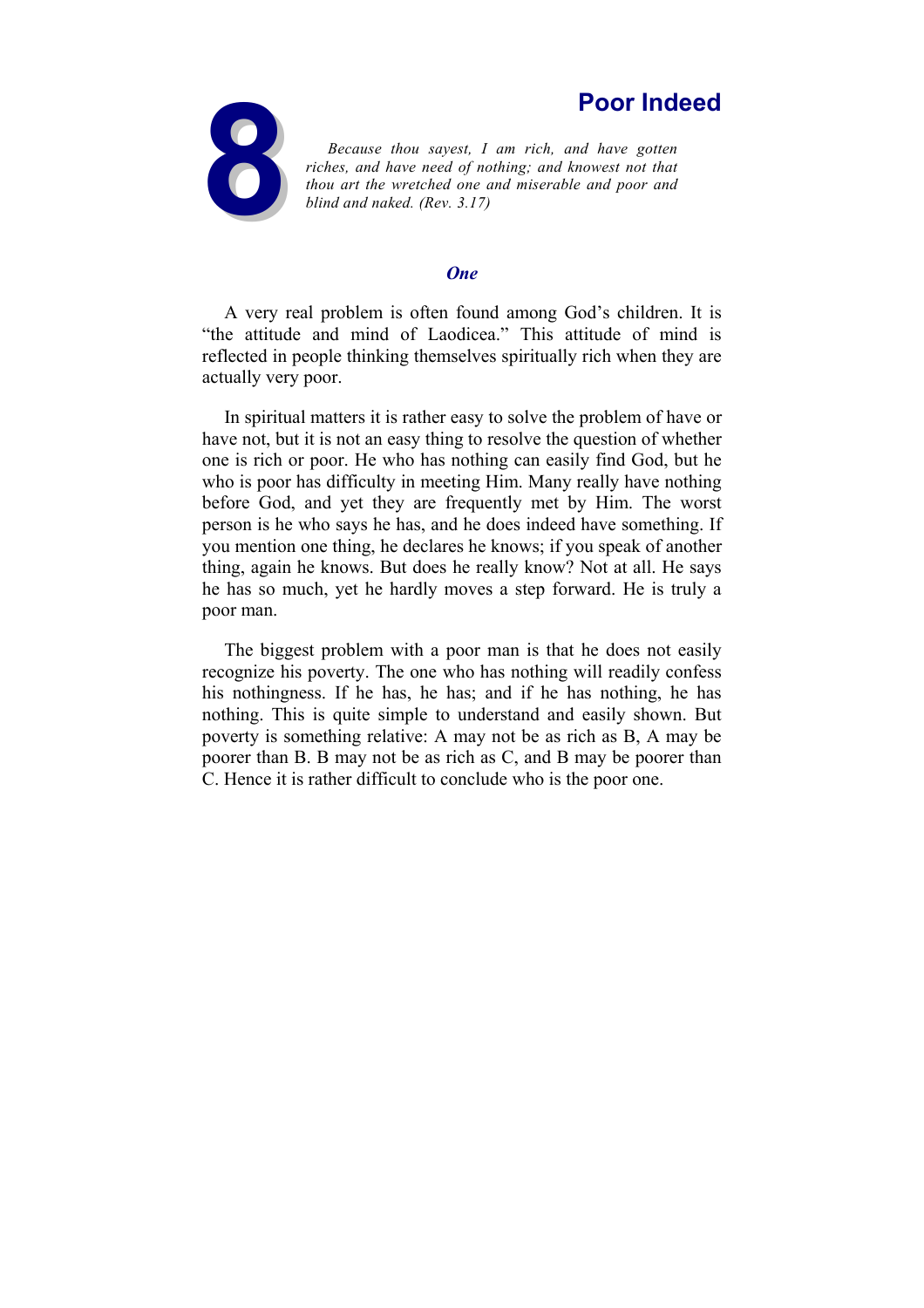# 8 Poor Indeed

*Because thou sayest, I am rich, and have gotten riches, and have need of nothing; and knowest not that thou art the wretched one and miserable and poor and blind and naked. (Rev. 3.17)*

### *One*

A very real problem is often found among God's children. It is "the attitude and mind of Laodicea." This attitude of mind is reflected in people thinking themselves spiritually rich when they are actually very poor.

In spiritual matters it is rather easy to solve the problem of have or have not, but it is not an easy thing to resolve the question of whether one is rich or poor. He who has nothing can easily find God, but he who is poor has difficulty in meeting Him. Many really have nothing before God, and yet they are frequently met by Him. The worst person is he who says he has, and he does indeed have something. If you mention one thing, he declares he knows; if you speak of another thing, again he knows. But does he really know? Not at all. He says he has so much, yet he hardly moves a step forward. He is truly a poor man.

The biggest problem with a poor man is that he does not easily recognize his poverty. The one who has nothing will readily confess his nothingness. If he has, he has; and if he has nothing, he has nothing. This is quite simple to understand and easily shown. But poverty is something relative: A may not be as rich as B, A may be poorer than B. B may not be as rich as C, and B may be poorer than C. Hence it is rather difficult to conclude who is the poor one.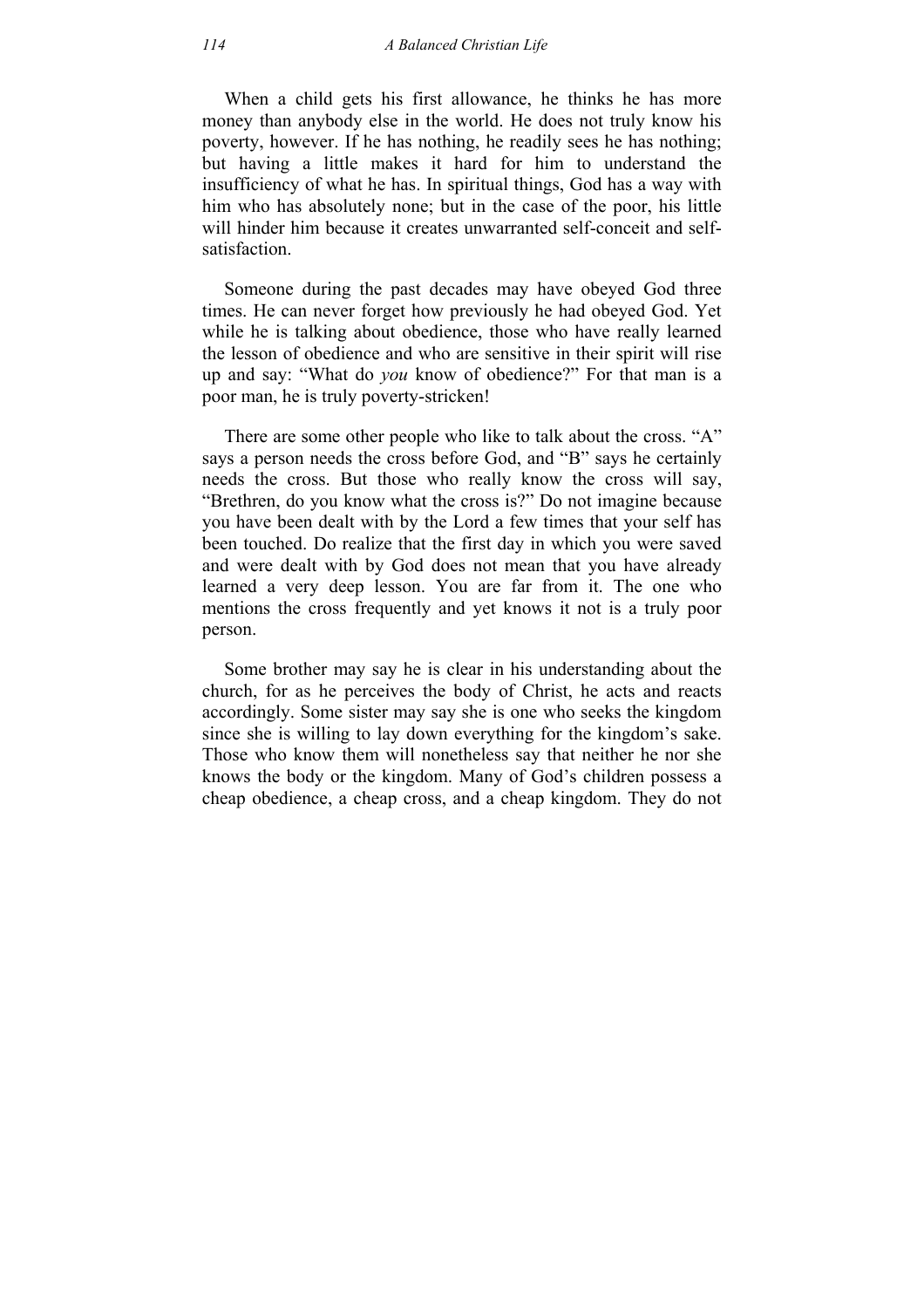When a child gets his first allowance, he thinks he has more money than anybody else in the world. He does not truly know his poverty, however. If he has nothing, he readily sees he has nothing; but having a little makes it hard for him to understand the insufficiency of what he has. In spiritual things, God has a way with him who has absolutely none; but in the case of the poor, his little will hinder him because it creates unwarranted self-conceit and self-satisfaction.

Someone during the past decades may have obeyed God three times. He can never forget how previously he had obeyed God. Yet while he is talking about obedience, those who have really learned the lesson of obedience and who are sensitive in their spirit will rise up and say: "What do *you* know of obedience?" For that man is a poor man, he is truly poverty-stricken!

There are some other people who like to talk about the cross. "A" says a person needs the cross before God, and "B" says he certainly needs the cross. But those who really know the cross will say, "Brethren, do you know what the cross is?" Do not imagine because you have been dealt with by the Lord a few times that your self has been touched. Do realize that the first day in which you were saved and were dealt with by God does not mean that you have already learned a very deep lesson. You are far from it. The one who mentions the cross frequently and yet knows it not is a truly poor person.

Some brother may say he is clear in his understanding about the church, for as he perceives the body of Christ, he acts and reacts accordingly. Some sister may say she is one who seeks the kingdom since she is willing to lay down everything for the kingdom's sake. Those who know them will nonetheless say that neither he nor she knows the body or the kingdom. Many of God's children possess a cheap obedience, a cheap cross, and a cheap kingdom. They do not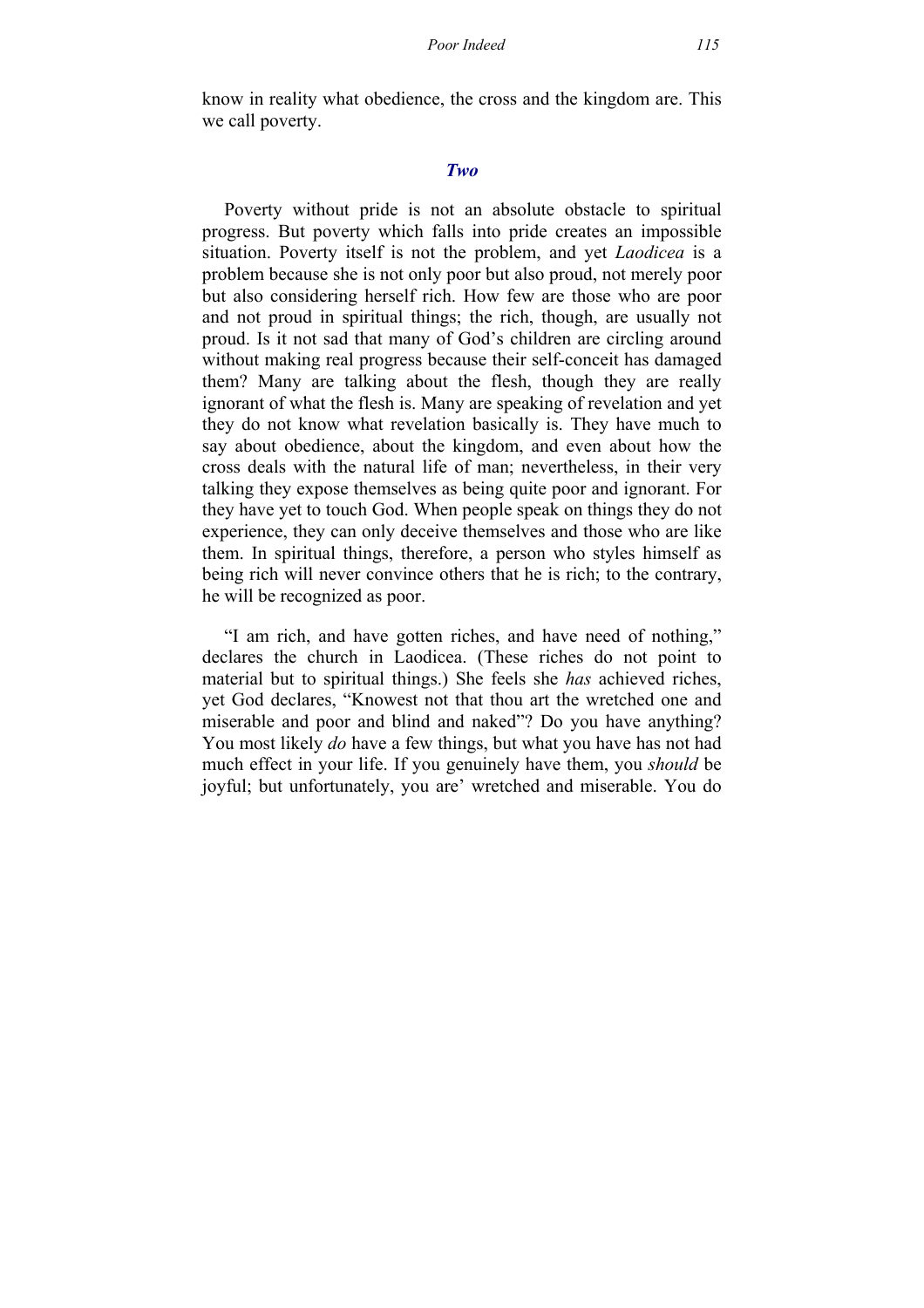know in reality what obedience, the cross and the kingdom are. This we call poverty.

### *Two*

Poverty without pride is not an absolute obstacle to spiritual progress. But poverty which falls into pride creates an impossible situation. Poverty itself is not the problem, and yet *Laodicea* is a problem because she is not only poor but also proud, not merely poor but also considering herself rich. How few are those who are poor and not proud in spiritual things; the rich, though, are usually not proud. Is it not sad that many of God's children are circling around without making real progress because their self-conceit has damaged them? Many are talking about the flesh, though they are really ignorant of what the flesh is. Many are speaking of revelation and yet they do not know what revelation basically is. They have much to say about obedience, about the kingdom, and even about how the cross deals with the natural life of man; nevertheless, in their very talking they expose themselves as being quite poor and ignorant. For they have yet to touch God. When people speak on things they do not experience, they can only deceive themselves and those who are like them. In spiritual things, therefore, a person who styles himself as being rich will never convince others that he is rich; to the contrary, he will be recognized as poor.

"I am rich, and have gotten riches, and have need of nothing," declares the church in Laodicea. (These riches do not point to material but to spiritual things.) She feels she *has* achieved riches, yet God declares, "Knowest not that thou art the wretched one and miserable and poor and blind and naked"? Do you have anything? You most likely *do* have a few things, but what you have has not had much effect in your life. If you genuinely have them, you *should* be joyful; but unfortunately, you are' wretched and miserable. You do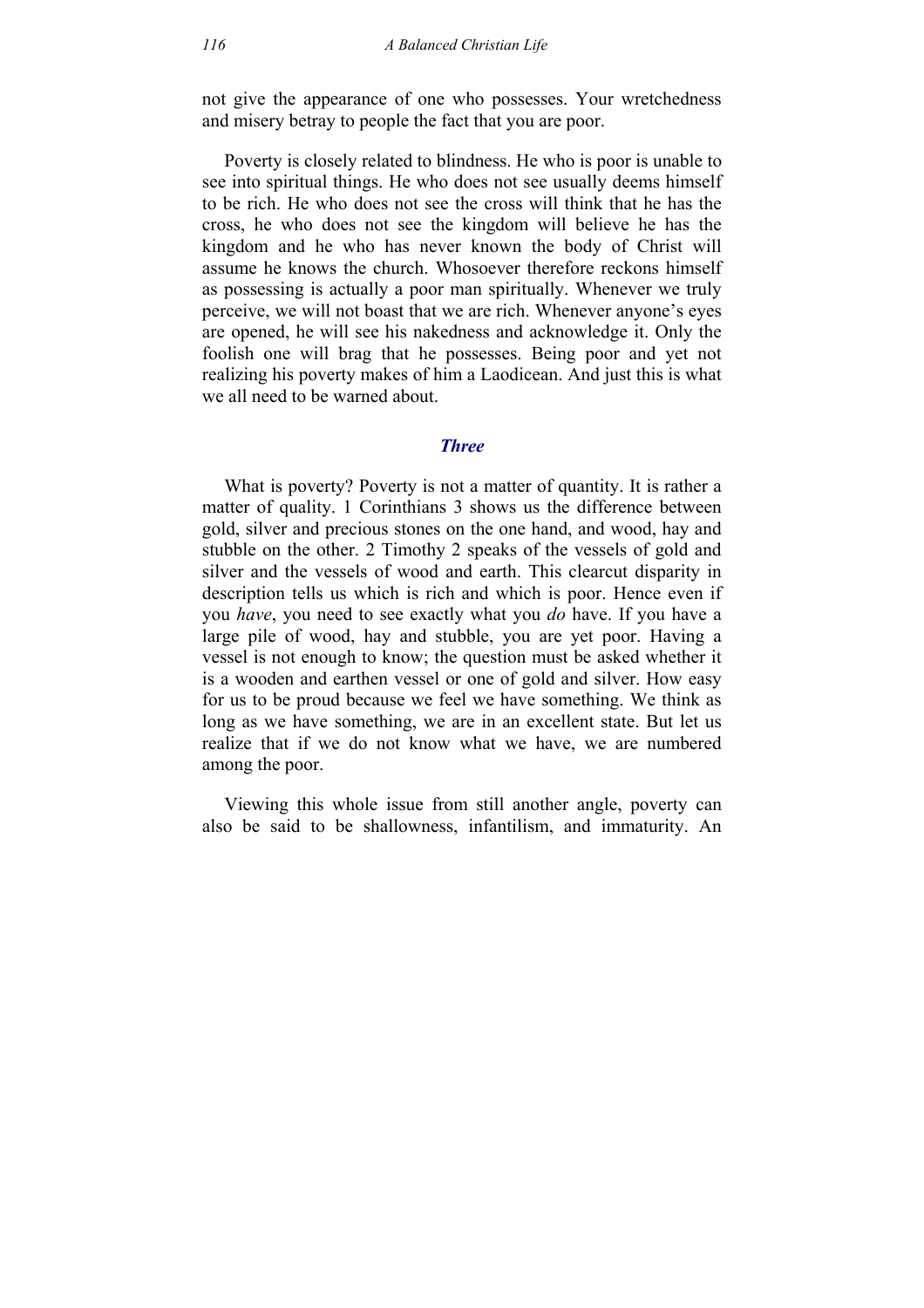not give the appearance of one who possesses. Your wretchedness and misery betray to people the fact that you are poor.

Poverty is closely related to blindness. He who is poor is unable to see into spiritual things. He who does not see usually deems himself to be rich. He who does not see the cross will think that he has the cross, he who does not see the kingdom will believe he has the kingdom and he who has never known the body of Christ will assume he knows the church. Whosoever therefore reckons himself as possessing is actually a poor man spiritually. Whenever we truly perceive, we will not boast that we are rich. Whenever anyone's eyes are opened, he will see his nakedness and acknowledge it. Only the foolish one will brag that he possesses. Being poor and yet not realizing his poverty makes of him a Laodicean. And just this is what we all need to be warned about.

### *Three*

What is poverty? Poverty is not a matter of quantity. It is rather a matter of quality. 1 Corinthians 3 shows us the difference between gold, silver and precious stones on the one hand, and wood, hay and stubble on the other. 2 Timothy 2 speaks of the vessels of gold and silver and the vessels of wood and earth. This clearcut disparity in description tells us which is rich and which is poor. Hence even if you *have*, you need to see exactly what you *do* have. If you have a large pile of wood, hay and stubble, you are yet poor. Having a vessel is not enough to know; the question must be asked whether it is a wooden and earthen vessel or one of gold and silver. How easy for us to be proud because we feel we have something. We think as long as we have something, we are in an excellent state. But let us realize that if we do not know what we have, we are numbered among the poor.

Viewing this whole issue from still another angle, poverty can also be said to be shallowness, infantilism, and immaturity. An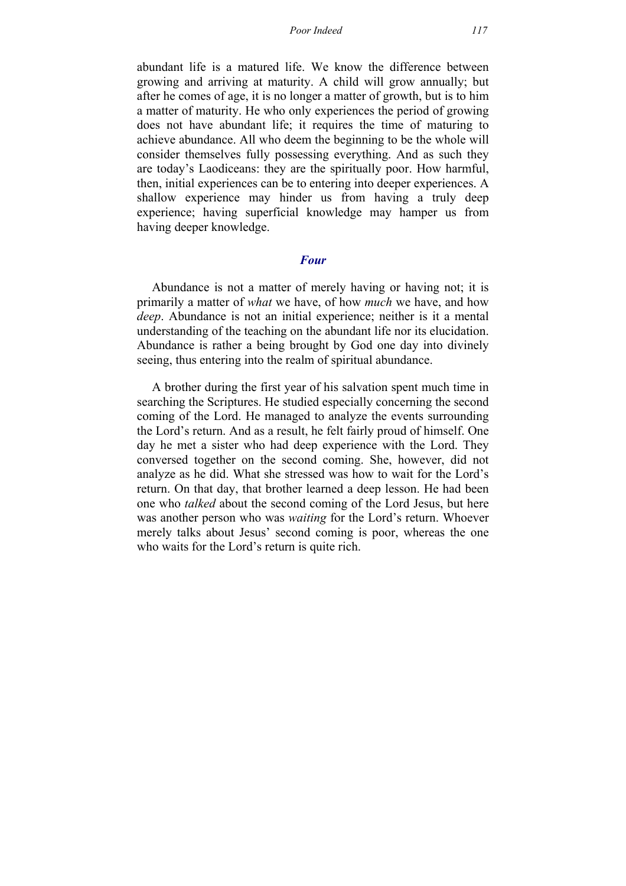abundant life is a matured life. We know the difference between growing and arriving at maturity. A child will grow annually; but after he comes of age, it is no longer a matter of growth, but is to him a matter of maturity. He who only experiences the period of growing does not have abundant life; it requires the time of maturing to achieve abundance. All who deem the beginning to be the whole will consider themselves fully possessing everything. And as such they are today's Laodiceans: they are the spiritually poor. How harmful, then, initial experiences can be to entering into deeper experiences. A shallow experience may hinder us from having a truly deep experience; having superficial knowledge may hamper us from having deeper knowledge.

## *Four*

Abundance is not a matter of merely having or having not; it is primarily a matter of *what* we have, of how *much* we have, and how *deep*. Abundance is not an initial experience; neither is it a mental understanding of the teaching on the abundant life nor its elucidation. Abundance is rather a being brought by God one day into divinely seeing, thus entering into the realm of spiritual abundance.

A brother during the first year of his salvation spent much time in searching the Scriptures. He studied especially concerning the second coming of the Lord. He managed to analyze the events surrounding the Lord's return. And as a result, he felt fairly proud of himself. One day he met a sister who had deep experience with the Lord. They conversed together on the second coming. She, however, did not analyze as he did. What she stressed was how to wait for the Lord's return. On that day, that brother learned a deep lesson. He had been one who *talked* about the second coming of the Lord Jesus, but here was another person who was *waiting* for the Lord's return. Whoever merely talks about Jesus' second coming is poor, whereas the one who waits for the Lord's return is quite rich.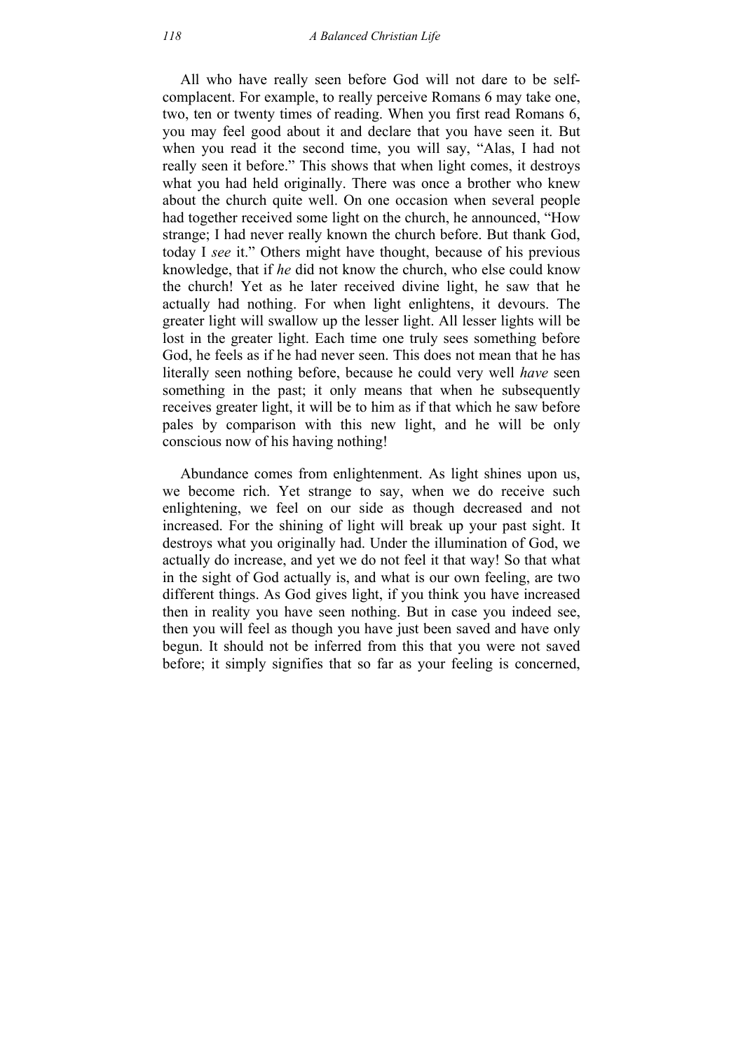All who have really seen before God will not dare to be self-complacent. For example, to really perceive Romans 6 may take one, two, ten or twenty times of reading. When you first read Romans 6, you may feel good about it and declare that you have seen it. But when you read it the second time, you will say, "Alas, I had not really seen it before." This shows that when light comes, it destroys what you had held originally. There was once a brother who knew about the church quite well. On one occasion when several people had together received some light on the church, he announced, "How strange; I had never really known the church before. But thank God, today I *see* it." Others might have thought, because of his previous knowledge, that if *he* did not know the church, who else could know the church! Yet as he later received divine light, he saw that he actually had nothing. For when light enlightens, it devours. The greater light will swallow up the lesser light. All lesser lights will be lost in the greater light. Each time one truly sees something before God, he feels as if he had never seen. This does not mean that he has literally seen nothing before, because he could very well *have* seen something in the past; it only means that when he subsequently receives greater light, it will be to him as if that which he saw before pales by comparison with this new light, and he will be only conscious now of his having nothing!

Abundance comes from enlightenment. As light shines upon us, we become rich. Yet strange to say, when we do receive such enlightening, we feel on our side as though decreased and not increased. For the shining of light will break up your past sight. It destroys what you originally had. Under the illumination of God, we actually do increase, and yet we do not feel it that way! So that what in the sight of God actually is, and what is our own feeling, are two different things. As God gives light, if you think you have increased then in reality you have seen nothing. But in case you indeed see, then you will feel as though you have just been saved and have only begun. It should not be inferred from this that you were not saved before; it simply signifies that so far as your feeling is concerned,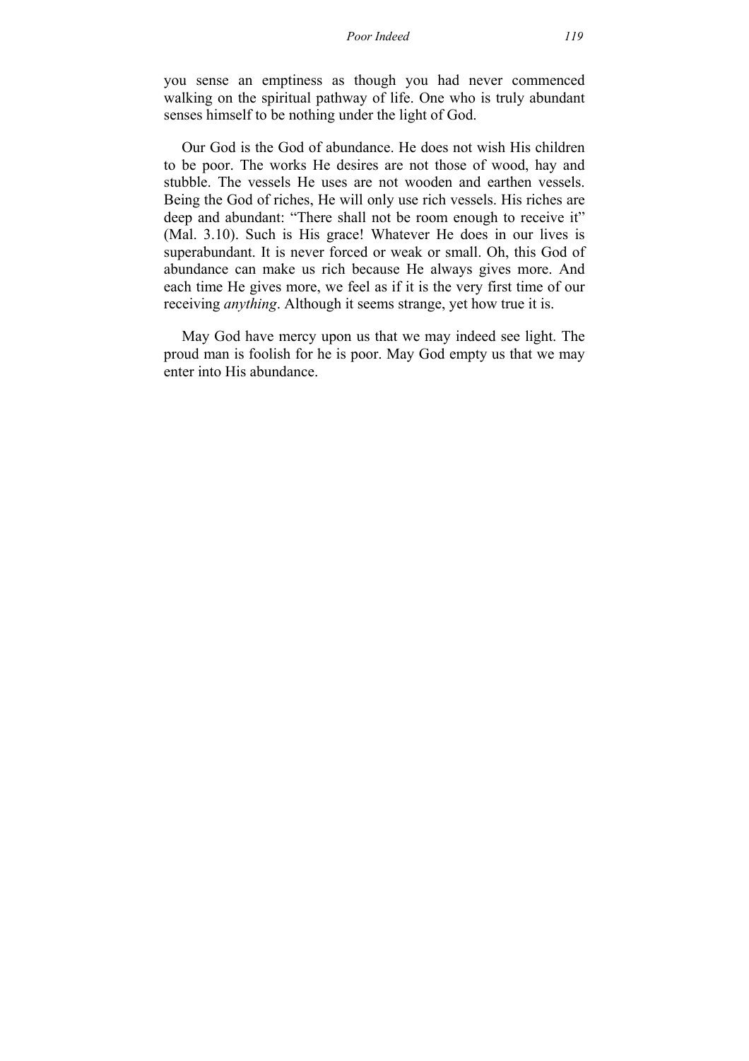you sense an emptiness as though you had never commenced walking on the spiritual pathway of life. One who is truly abundant senses himself to be nothing under the light of God.

Our God is the God of abundance. He does not wish His children to be poor. The works He desires are not those of wood, hay and stubble. The vessels He uses are not wooden and earthen vessels. Being the God of riches, He will only use rich vessels. His riches are deep and abundant: "There shall not be room enough to receive it" (Mal. 3.10). Such is His grace! Whatever He does in our lives is superabundant. It is never forced or weak or small. Oh, this God of abundance can make us rich because He always gives more. And each time He gives more, we feel as if it is the very first time of our receiving *anything*. Although it seems strange, yet how true it is.

May God have mercy upon us that we may indeed see light. The proud man is foolish for he is poor. May God empty us that we may enter into His abundance.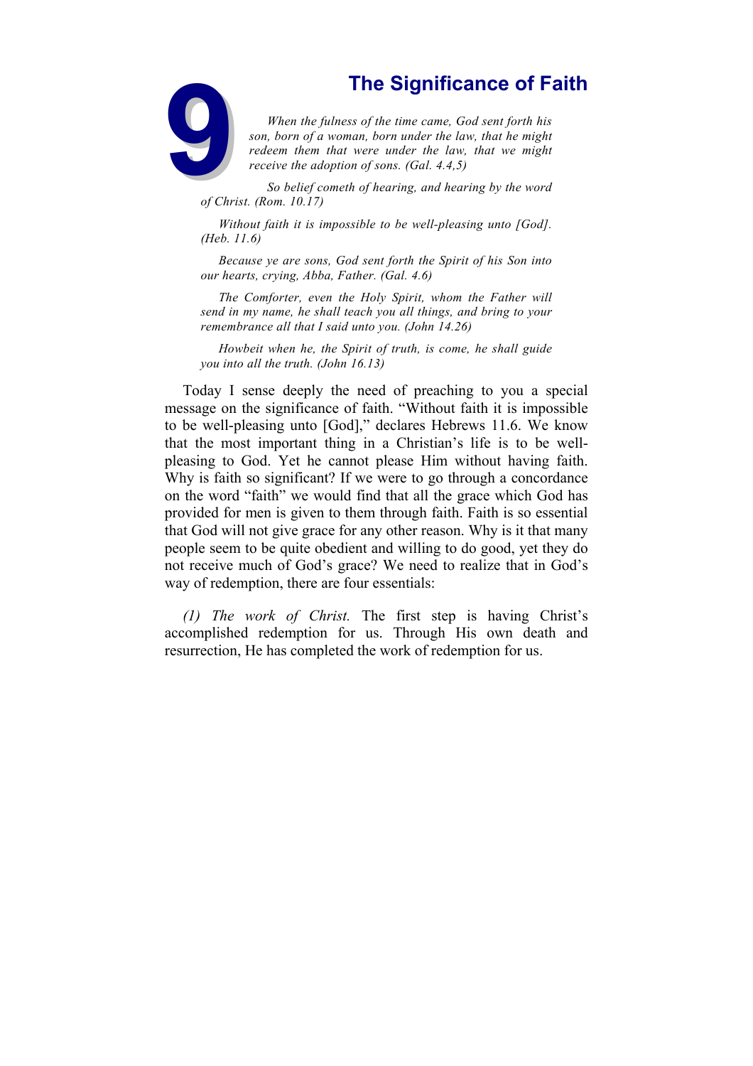# 9 The Significance of Faith

*When the fulness of the time came, God sent forth his son, born of a woman, born under the law, that he might redeem them that were under the law, that we might receive the adoption of sons. (Gal. 4.4,5)*

*So belief cometh of hearing, and hearing by the word of Christ. (Rom. 10.17)*

*Without faith it is impossible to be well-pleasing unto [God]. (Heb. 11.6)*

*Because ye are sons, God sent forth the Spirit of his Son into our hearts, crying, Abba, Father. (Gal. 4.6)*

*The Comforter, even the Holy Spirit, whom the Father will send in my name, he shall teach you all things, and bring to your remembrance all that I said unto you. (John 14.26)*

*Howbeit when he, the Spirit of truth, is come, he shall guide you into all the truth. (John 16.13)*

Today I sense deeply the need of preaching to you a special message on the significance of faith. “Without faith it is impossible to be well-pleasing unto [God],” declares Hebrews 11.6. We know that the most important thing in a Christian’s life is to be well-pleasing to God. Yet he cannot please Him without having faith. Why is faith so significant? If we were to go through a concordance on the word “faith” we would find that all the grace which God has provided for men is given to them through faith. Faith is so essential that God will not give grace for any other reason. Why is it that many people seem to be quite obedient and willing to do good, yet they do not receive much of God’s grace? We need to realize that in God’s way of redemption, there are four essentials:

*(1) The work of Christ.* The first step is having Christ’s accomplished redemption for us. Through His own death and resurrection, He has completed the work of redemption for us.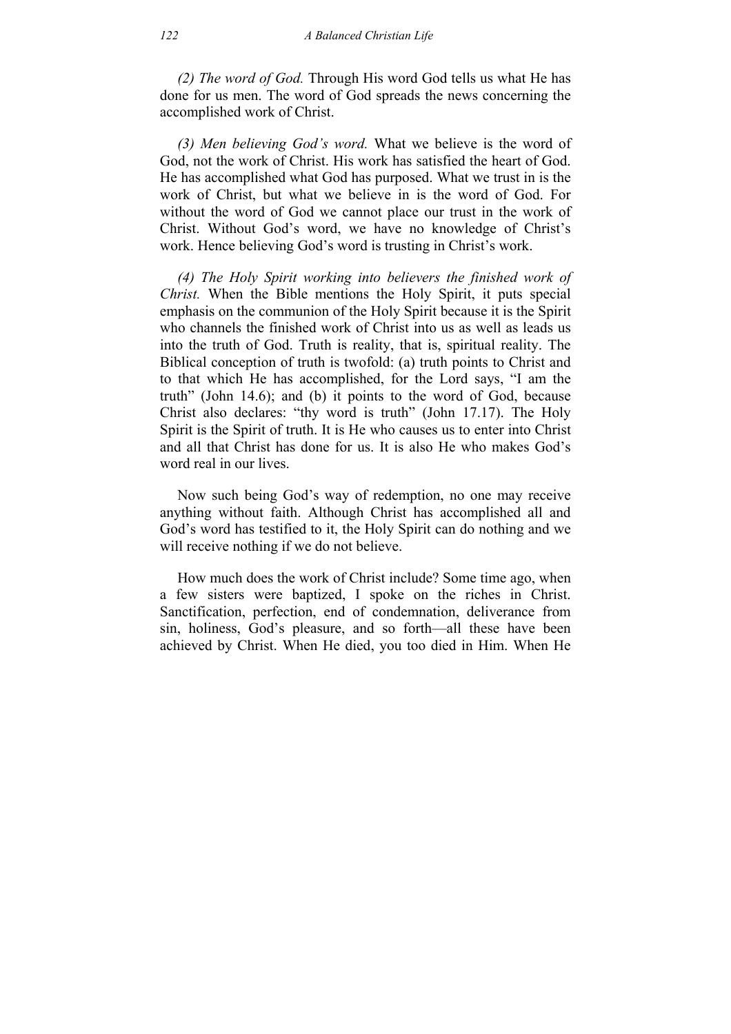*(2) The word of God.* Through His word God tells us what He has done for us men. The word of God spreads the news concerning the accomplished work of Christ.

*(3) Men believing God's word.* What we believe is the word of God, not the work of Christ. His work has satisfied the heart of God. He has accomplished what God has purposed. What we trust in is the work of Christ, but what we believe in is the word of God. For without the word of God we cannot place our trust in the work of Christ. Without God's word, we have no knowledge of Christ's work. Hence believing God's word is trusting in Christ's work.

*(4) The Holy Spirit working into believers the finished work of Christ.* When the Bible mentions the Holy Spirit, it puts special emphasis on the communion of the Holy Spirit because it is the Spirit who channels the finished work of Christ into us as well as leads us into the truth of God. Truth is reality, that is, spiritual reality. The Biblical conception of truth is twofold: (a) truth points to Christ and to that which He has accomplished, for the Lord says, "I am the truth" (John 14.6); and (b) it points to the word of God, because Christ also declares: "thy word is truth" (John 17.17). The Holy Spirit is the Spirit of truth. It is He who causes us to enter into Christ and all that Christ has done for us. It is also He who makes God's word real in our lives.

Now such being God's way of redemption, no one may receive anything without faith. Although Christ has accomplished all and God's word has testified to it, the Holy Spirit can do nothing and we will receive nothing if we do not believe.

How much does the work of Christ include? Some time ago, when a few sisters were baptized, I spoke on the riches in Christ. Sanctification, perfection, end of condemnation, deliverance from sin, holiness, God's pleasure, and so forth—all these have been achieved by Christ. When He died, you too died in Him. When He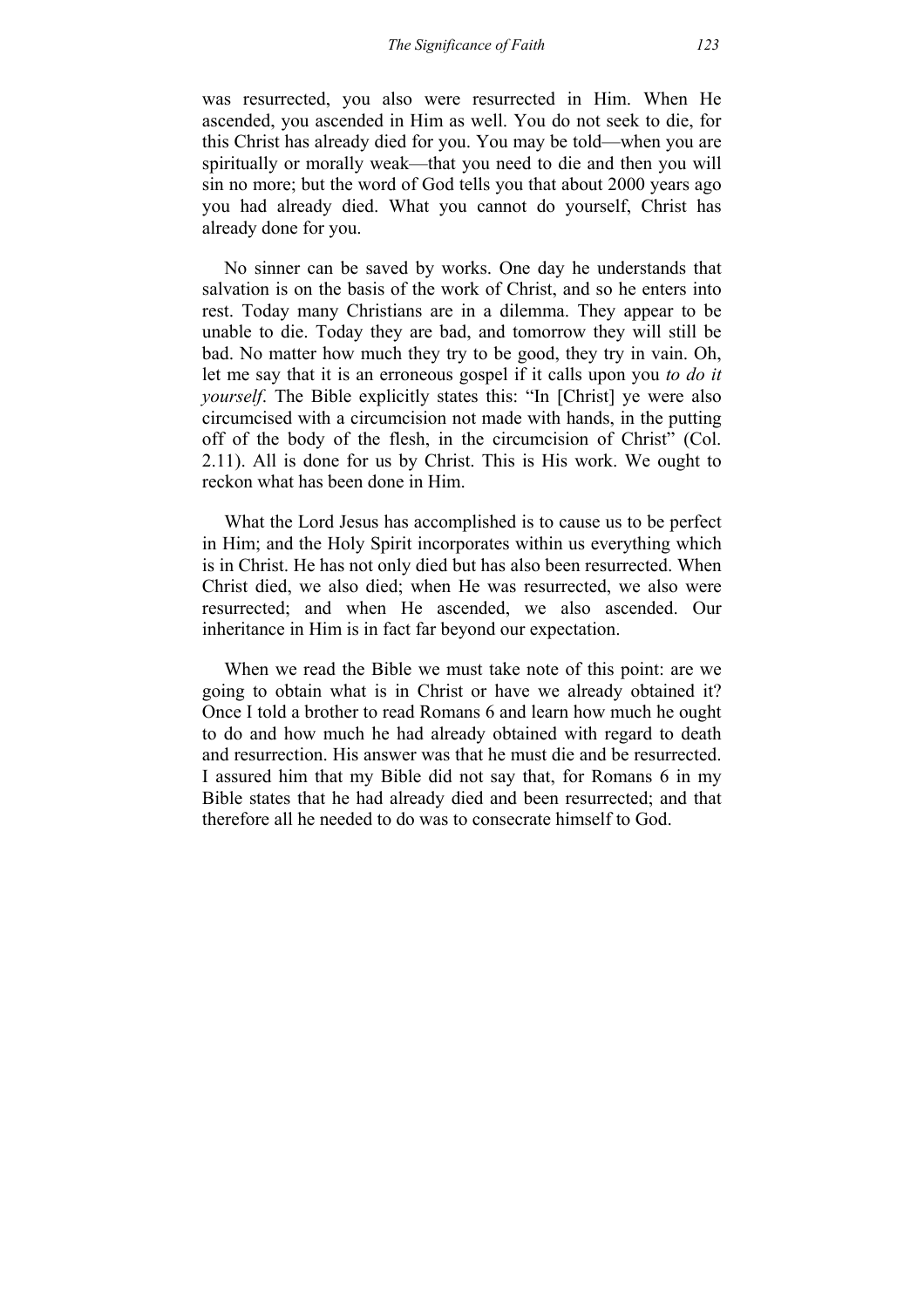was resurrected, you also were resurrected in Him. When He ascended, you ascended in Him as well. You do not seek to die, for this Christ has already died for you. You may be told—when you are spiritually or morally weak—that you need to die and then you will sin no more; but the word of God tells you that about 2000 years ago you had already died. What you cannot do yourself, Christ has already done for you.

No sinner can be saved by works. One day he understands that salvation is on the basis of the work of Christ, and so he enters into rest. Today many Christians are in a dilemma. They appear to be unable to die. Today they are bad, and tomorrow they will still be bad. No matter how much they try to be good, they try in vain. Oh, let me say that it is an erroneous gospel if it calls upon you *to do it yourself*. The Bible explicitly states this: "In [Christ] ye were also circumcised with a circumcision not made with hands, in the putting off of the body of the flesh, in the circumcision of Christ" (Col. 2.11). All is done for us by Christ. This is His work. We ought to reckon what has been done in Him.

What the Lord Jesus has accomplished is to cause us to be perfect in Him; and the Holy Spirit incorporates within us everything which is in Christ. He has not only died but has also been resurrected. When Christ died, we also died; when He was resurrected, we also were resurrected; and when He ascended, we also ascended. Our inheritance in Him is in fact far beyond our expectation.

When we read the Bible we must take note of this point: are we going to obtain what is in Christ or have we already obtained it? Once I told a brother to read Romans 6 and learn how much he ought to do and how much he had already obtained with regard to death and resurrection. His answer was that he must die and be resurrected. I assured him that my Bible did not say that, for Romans 6 in my Bible states that he had already died and been resurrected; and that therefore all he needed to do was to consecrate himself to God.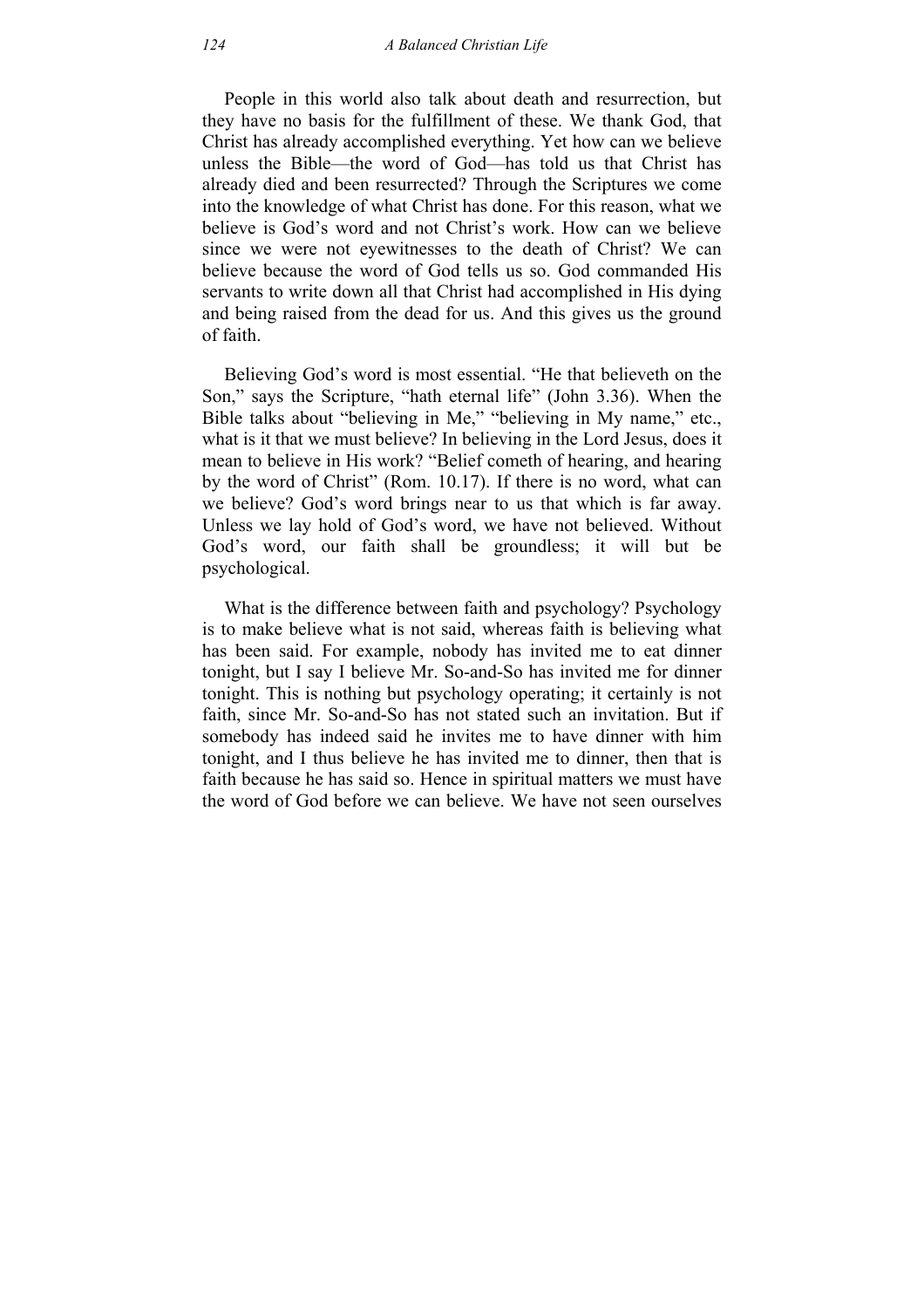People in this world also talk about death and resurrection, but they have no basis for the fulfillment of these. We thank God, that Christ has already accomplished everything. Yet how can we believe unless the Bible—the word of God—has told us that Christ has already died and been resurrected? Through the Scriptures we come into the knowledge of what Christ has done. For this reason, what we believe is God's word and not Christ's work. How can we believe since we were not eyewitnesses to the death of Christ? We can believe because the word of God tells us so. God commanded His servants to write down all that Christ had accomplished in His dying and being raised from the dead for us. And this gives us the ground of faith.

Believing God's word is most essential. "He that believeth on the Son," says the Scripture, "hath eternal life" (John 3.36). When the Bible talks about "believing in Me," "believing in My name," etc., what is it that we must believe? In believing in the Lord Jesus, does it mean to believe in His work? "Belief cometh of hearing, and hearing by the word of Christ" (Rom. 10.17). If there is no word, what can we believe? God's word brings near to us that which is far away. Unless we lay hold of God's word, we have not believed. Without God's word, our faith shall be groundless; it will but be psychological.

What is the difference between faith and psychology? Psychology is to make believe what is not said, whereas faith is believing what has been said. For example, nobody has invited me to eat dinner tonight, but I say I believe Mr. So-and-So has invited me for dinner tonight. This is nothing but psychology operating; it certainly is not faith, since Mr. So-and-So has not stated such an invitation. But if somebody has indeed said he invites me to have dinner with him tonight, and I thus believe he has invited me to dinner, then that is faith because he has said so. Hence in spiritual matters we must have the word of God before we can believe. We have not seen ourselves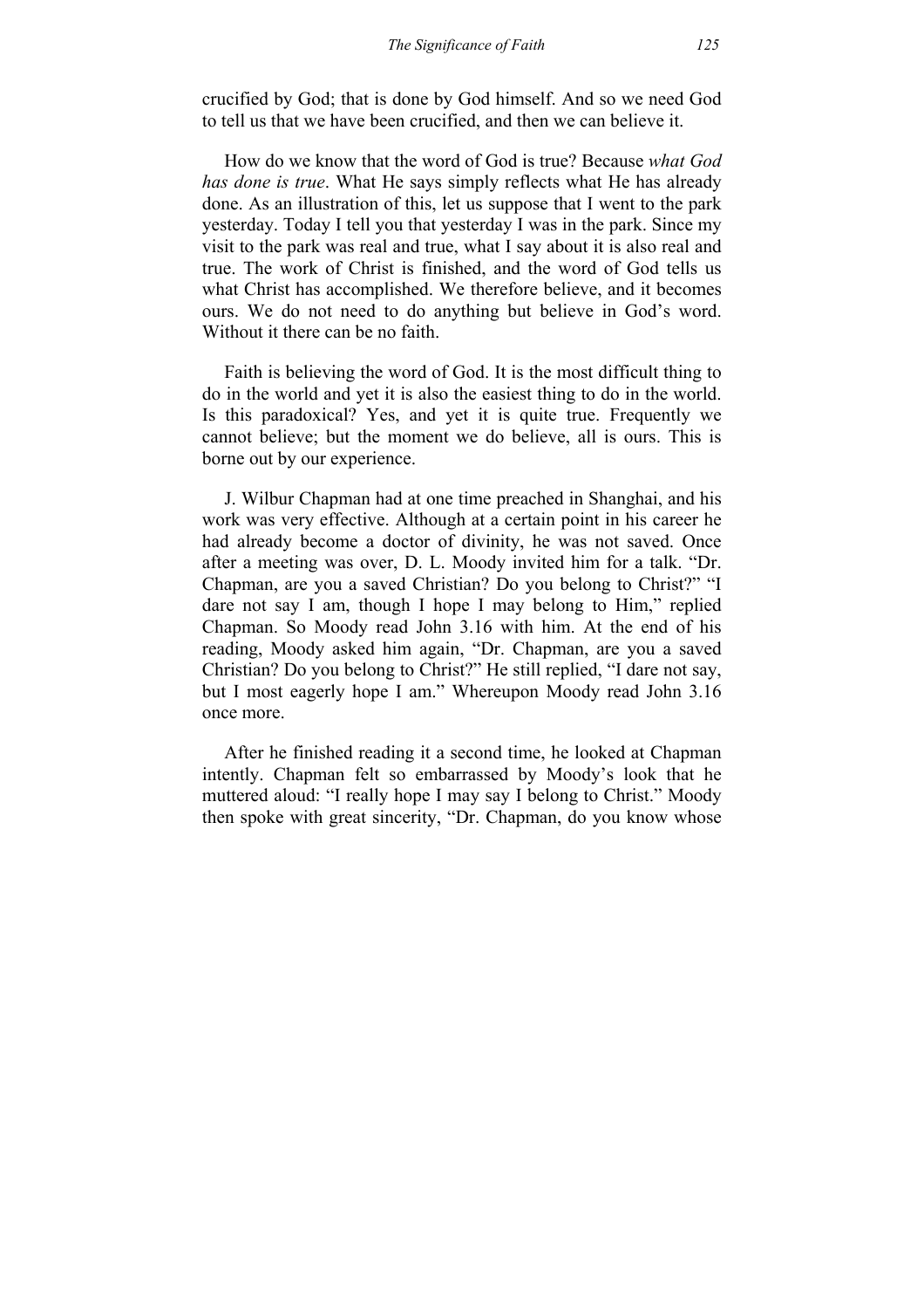crucified by God; that is done by God himself. And so we need God to tell us that we have been crucified, and then we can believe it.

How do we know that the word of God is true? Because *what God has done is true*. What He says simply reflects what He has already done. As an illustration of this, let us suppose that I went to the park yesterday. Today I tell you that yesterday I was in the park. Since my visit to the park was real and true, what I say about it is also real and true. The work of Christ is finished, and the word of God tells us what Christ has accomplished. We therefore believe, and it becomes ours. We do not need to do anything but believe in God's word. Without it there can be no faith.

Faith is believing the word of God. It is the most difficult thing to do in the world and yet it is also the easiest thing to do in the world. Is this paradoxical? Yes, and yet it is quite true. Frequently we cannot believe; but the moment we do believe, all is ours. This is borne out by our experience.

J. Wilbur Chapman had at one time preached in Shanghai, and his work was very effective. Although at a certain point in his career he had already become a doctor of divinity, he was not saved. Once after a meeting was over, D. L. Moody invited him for a talk. "Dr. Chapman, are you a saved Christian? Do you belong to Christ?" "I dare not say I am, though I hope I may belong to Him," replied Chapman. So Moody read John 3.16 with him. At the end of his reading, Moody asked him again, "Dr. Chapman, are you a saved Christian? Do you belong to Christ?" He still replied, "I dare not say, but I most eagerly hope I am." Whereupon Moody read John 3.16 once more.

After he finished reading it a second time, he looked at Chapman intently. Chapman felt so embarrassed by Moody's look that he muttered aloud: "I really hope I may say I belong to Christ." Moody then spoke with great sincerity, "Dr. Chapman, do you know whose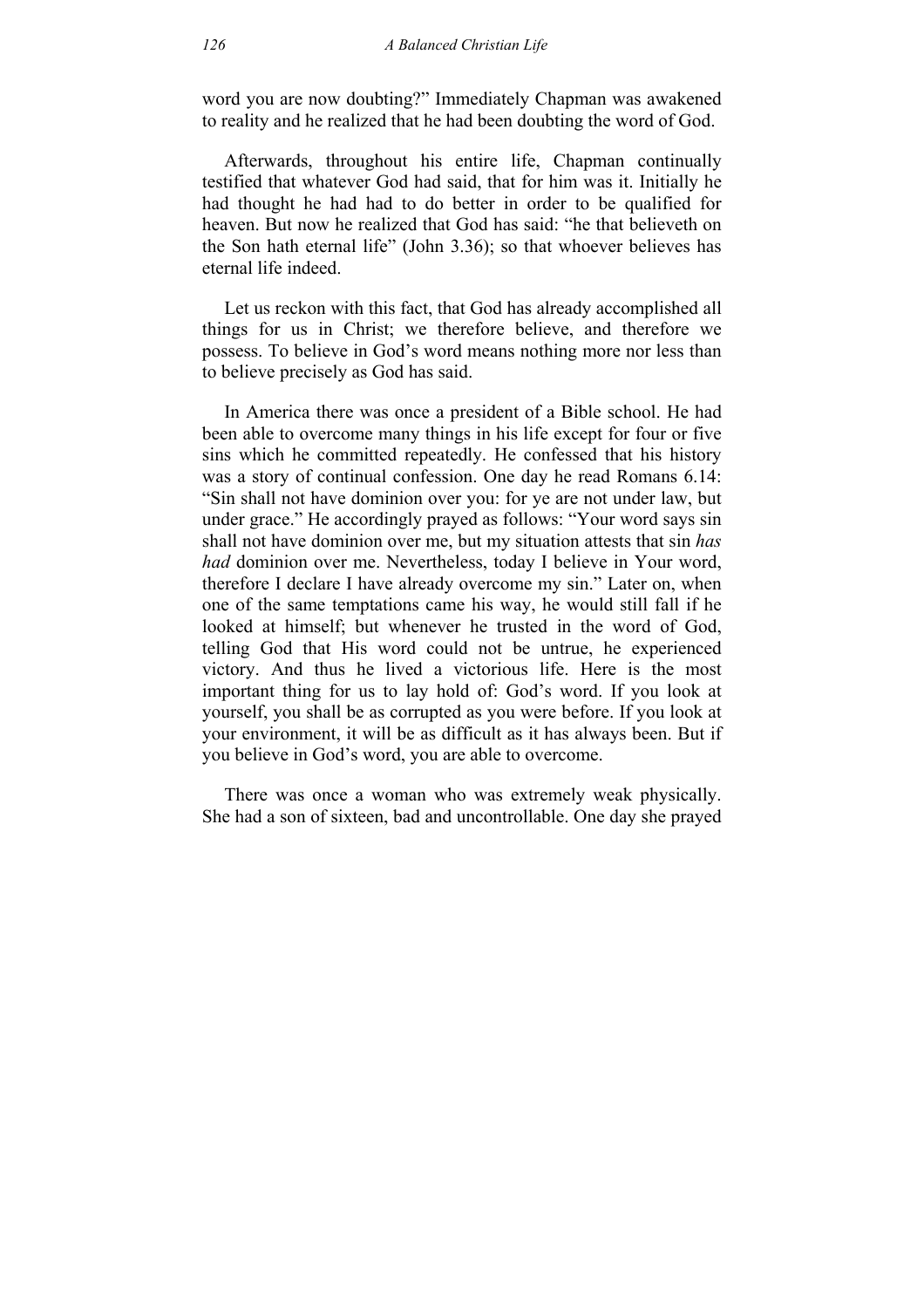word you are now doubting?" Immediately Chapman was awakened to reality and he realized that he had been doubting the word of God.

Afterwards, throughout his entire life, Chapman continually testified that whatever God had said, that for him was it. Initially he had thought he had had to do better in order to be qualified for heaven. But now he realized that God has said: "he that believeth on the Son hath eternal life" (John 3.36); so that whoever believes has eternal life indeed.

Let us reckon with this fact, that God has already accomplished all things for us in Christ; we therefore believe, and therefore we possess. To believe in God's word means nothing more nor less than to believe precisely as God has said.

In America there was once a president of a Bible school. He had been able to overcome many things in his life except for four or five sins which he committed repeatedly. He confessed that his history was a story of continual confession. One day he read Romans 6.14: "Sin shall not have dominion over you: for ye are not under law, but under grace." He accordingly prayed as follows: "Your word says sin shall not have dominion over me, but my situation attests that sin *has had* dominion over me. Nevertheless, today I believe in Your word, therefore I declare I have already overcome my sin." Later on, when one of the same temptations came his way, he would still fall if he looked at himself; but whenever he trusted in the word of God, telling God that His word could not be untrue, he experienced victory. And thus he lived a victorious life. Here is the most important thing for us to lay hold of: God's word. If you look at yourself, you shall be as corrupted as you were before. If you look at your environment, it will be as difficult as it has always been. But if you believe in God's word, you are able to overcome.

There was once a woman who was extremely weak physically. She had a son of sixteen, bad and uncontrollable. One day she prayed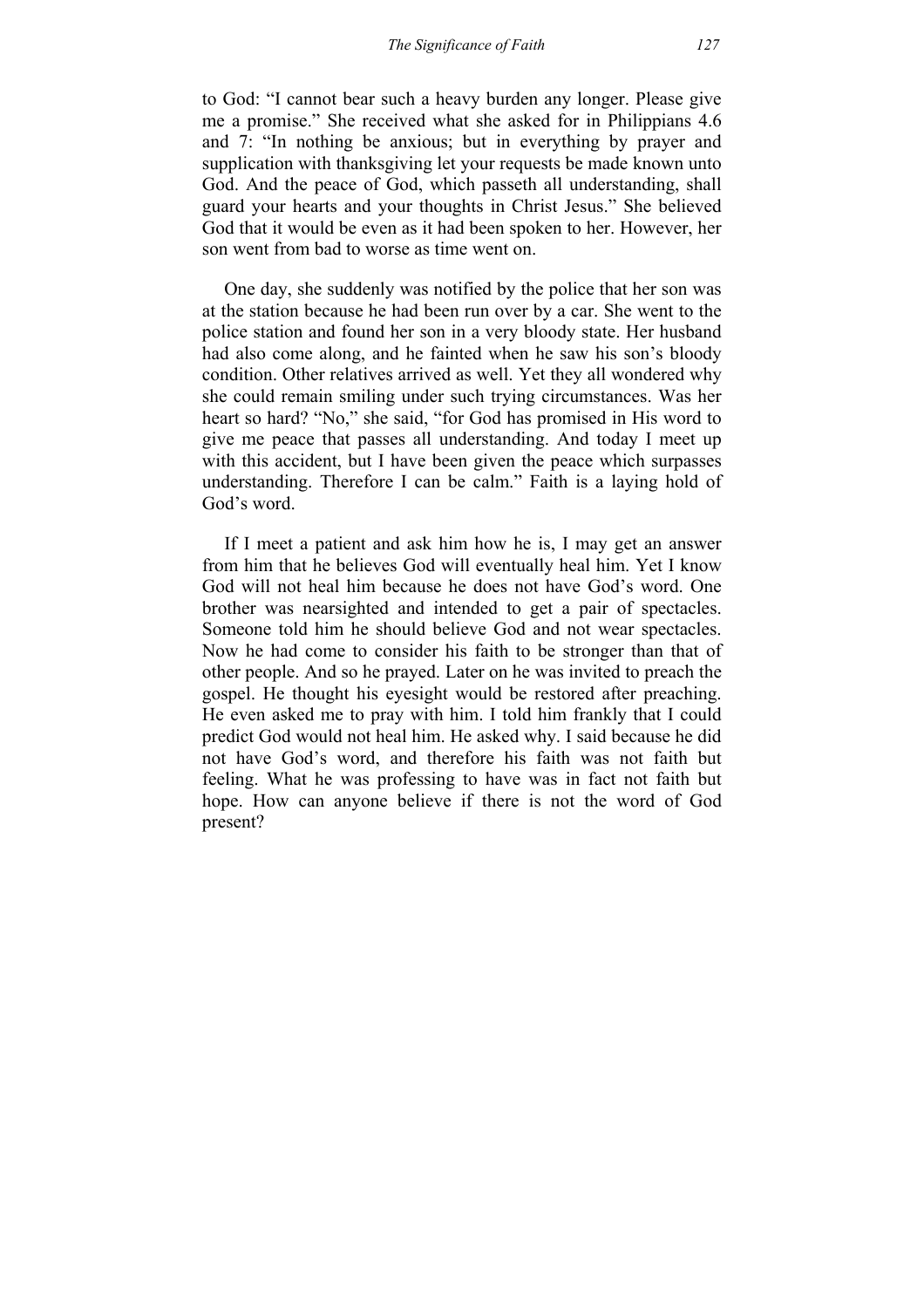to God: "I cannot bear such a heavy burden any longer. Please give me a promise." She received what she asked for in Philippians 4.6 and 7: "In nothing be anxious; but in everything by prayer and supplication with thanksgiving let your requests be made known unto God. And the peace of God, which passeth all understanding, shall guard your hearts and your thoughts in Christ Jesus." She believed God that it would be even as it had been spoken to her. However, her son went from bad to worse as time went on.

One day, she suddenly was notified by the police that her son was at the station because he had been run over by a car. She went to the police station and found her son in a very bloody state. Her husband had also come along, and he fainted when he saw his son's bloody condition. Other relatives arrived as well. Yet they all wondered why she could remain smiling under such trying circumstances. Was her heart so hard? "No," she said, "for God has promised in His word to give me peace that passes all understanding. And today I meet up with this accident, but I have been given the peace which surpasses understanding. Therefore I can be calm." Faith is a laying hold of God's word.

If I meet a patient and ask him how he is, I may get an answer from him that he believes God will eventually heal him. Yet I know God will not heal him because he does not have God's word. One brother was nearsighted and intended to get a pair of spectacles. Someone told him he should believe God and not wear spectacles. Now he had come to consider his faith to be stronger than that of other people. And so he prayed. Later on he was invited to preach the gospel. He thought his eyesight would be restored after preaching. He even asked me to pray with him. I told him frankly that I could predict God would not heal him. He asked why. I said because he did not have God's word, and therefore his faith was not faith but feeling. What he was professing to have was in fact not faith but hope. How can anyone believe if there is not the word of God present?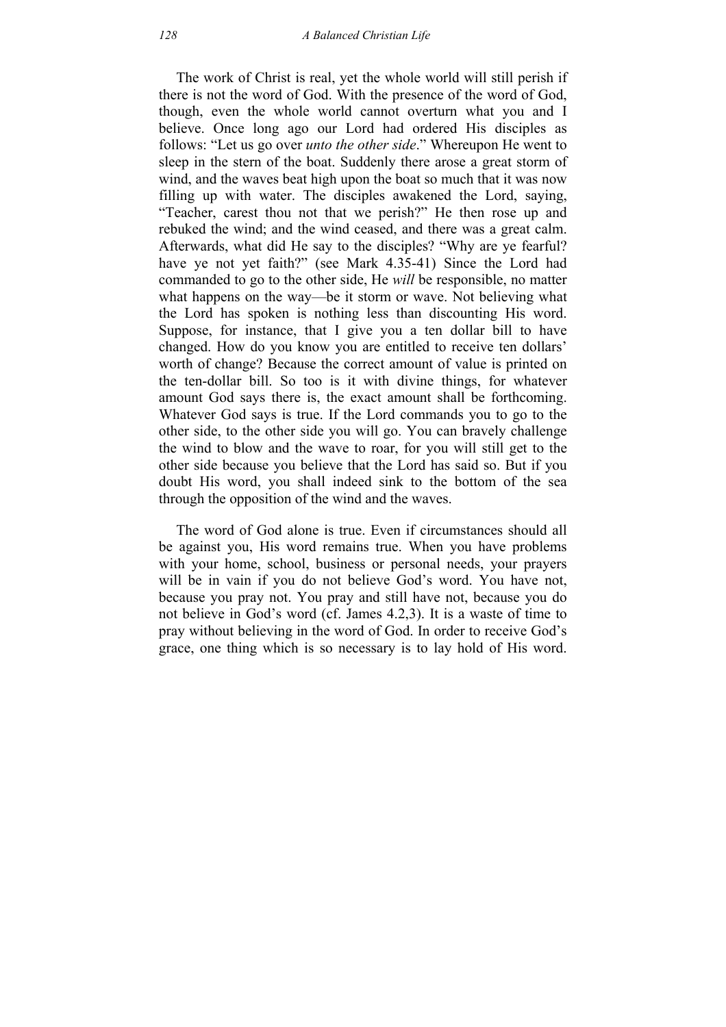The work of Christ is real, yet the whole world will still perish if there is not the word of God. With the presence of the word of God, though, even the whole world cannot overturn what you and I believe. Once long ago our Lord had ordered His disciples as follows: "Let us go over *unto the other side*." Whereupon He went to sleep in the stern of the boat. Suddenly there arose a great storm of wind, and the waves beat high upon the boat so much that it was now filling up with water. The disciples awakened the Lord, saying, "Teacher, carest thou not that we perish?" He then rose up and rebuked the wind; and the wind ceased, and there was a great calm. Afterwards, what did He say to the disciples? "Why are ye fearful? have ye not yet faith?" (see Mark 4.35-41) Since the Lord had commanded to go to the other side, He *will* be responsible, no matter what happens on the way—be it storm or wave. Not believing what the Lord has spoken is nothing less than discounting His word. Suppose, for instance, that I give you a ten dollar bill to have changed. How do you know you are entitled to receive ten dollars' worth of change? Because the correct amount of value is printed on the ten-dollar bill. So too is it with divine things, for whatever amount God says there is, the exact amount shall be forthcoming. Whatever God says is true. If the Lord commands you to go to the other side, to the other side you will go. You can bravely challenge the wind to blow and the wave to roar, for you will still get to the other side because you believe that the Lord has said so. But if you doubt His word, you shall indeed sink to the bottom of the sea through the opposition of the wind and the waves.

The word of God alone is true. Even if circumstances should all be against you, His word remains true. When you have problems with your home, school, business or personal needs, your prayers will be in vain if you do not believe God's word. You have not, because you pray not. You pray and still have not, because you do not believe in God's word (cf. James 4.2,3). It is a waste of time to pray without believing in the word of God. In order to receive God's grace, one thing which is so necessary is to lay hold of His word.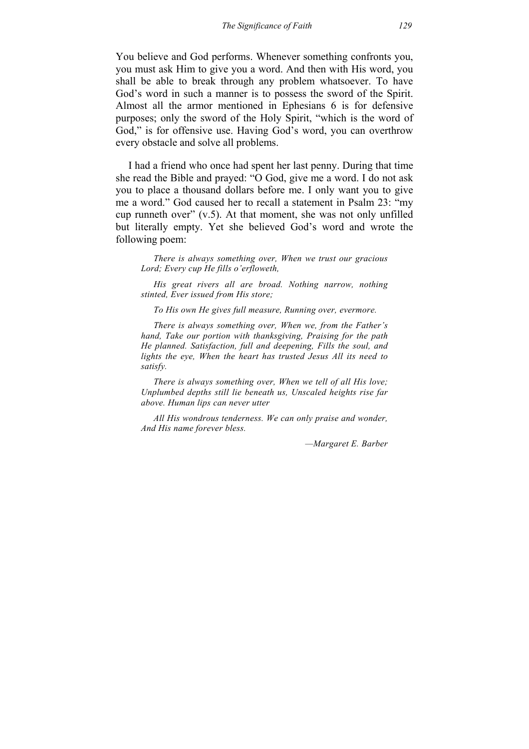You believe and God performs. Whenever something confronts you, you must ask Him to give you a word. And then with His word, you shall be able to break through any problem whatsoever. To have God's word in such a manner is to possess the sword of the Spirit. Almost all the armor mentioned in Ephesians 6 is for defensive purposes; only the sword of the Holy Spirit, "which is the word of God," is for offensive use. Having God's word, you can overthrow every obstacle and solve all problems.

I had a friend who once had spent her last penny. During that time she read the Bible and prayed: "O God, give me a word. I do not ask you to place a thousand dollars before me. I only want you to give me a word." God caused her to recall a statement in Psalm 23: "my cup runneth over" (v.5). At that moment, she was not only unfilled but literally empty. Yet she believed God's word and wrote the following poem:

> *There is always something over, When we trust our gracious Lord; Every cup He fills o'erfloweth,*
>
> *His great rivers all are broad. Nothing narrow, nothing stinted, Ever issued from His store;*
>
> *To His own He gives full measure, Running over, evermore.*
>
> *There is always something over, When we, from the Father's hand, Take our portion with thanksgiving, Praising for the path He planned. Satisfaction, full and deepening, Fills the soul, and lights the eye, When the heart has trusted Jesus All its need to satisfy.*
>
> *There is always something over, When we tell of all His love; Unplumbed depths still lie beneath us, Unscaled heights rise far above. Human lips can never utter*
>
> *All His wondrous tenderness. We can only praise and wonder, And His name forever bless.*
>
> *—Margaret E. Barber*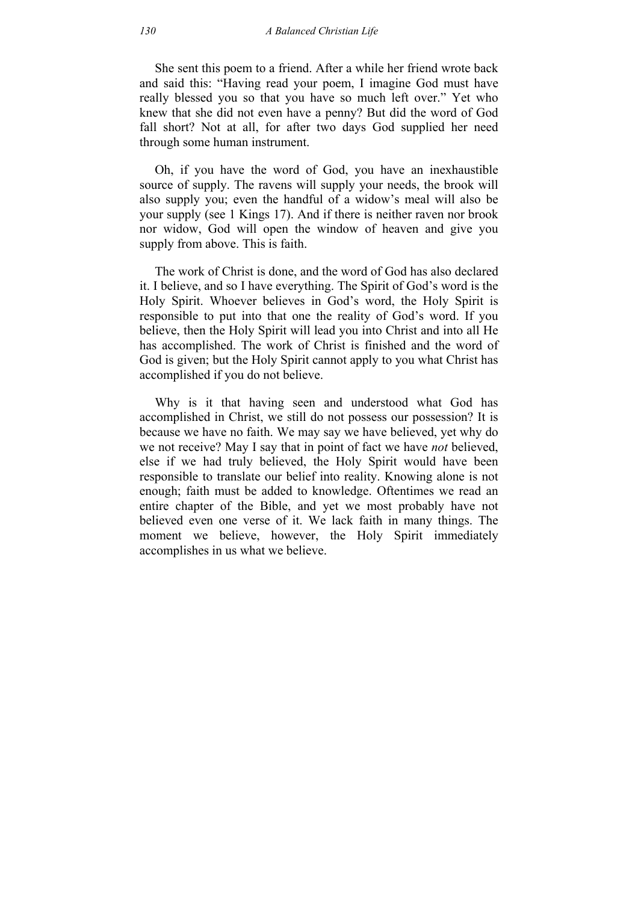She sent this poem to a friend. After a while her friend wrote back and said this: "Having read your poem, I imagine God must have really blessed you so that you have so much left over." Yet who knew that she did not even have a penny? But did the word of God fall short? Not at all, for after two days God supplied her need through some human instrument.

Oh, if you have the word of God, you have an inexhaustible source of supply. The ravens will supply your needs, the brook will also supply you; even the handful of a widow's meal will also be your supply (see 1 Kings 17). And if there is neither raven nor brook nor widow, God will open the window of heaven and give you supply from above. This is faith.

The work of Christ is done, and the word of God has also declared it. I believe, and so I have everything. The Spirit of God's word is the Holy Spirit. Whoever believes in God's word, the Holy Spirit is responsible to put into that one the reality of God's word. If you believe, then the Holy Spirit will lead you into Christ and into all He has accomplished. The work of Christ is finished and the word of God is given; but the Holy Spirit cannot apply to you what Christ has accomplished if you do not believe.

Why is it that having seen and understood what God has accomplished in Christ, we still do not possess our possession? It is because we have no faith. We may say we have believed, yet why do we not receive? May I say that in point of fact we have *not* believed, else if we had truly believed, the Holy Spirit would have been responsible to translate our belief into reality. Knowing alone is not enough; faith must be added to knowledge. Oftentimes we read an entire chapter of the Bible, and yet we most probably have not believed even one verse of it. We lack faith in many things. The moment we believe, however, the Holy Spirit immediately accomplishes in us what we believe.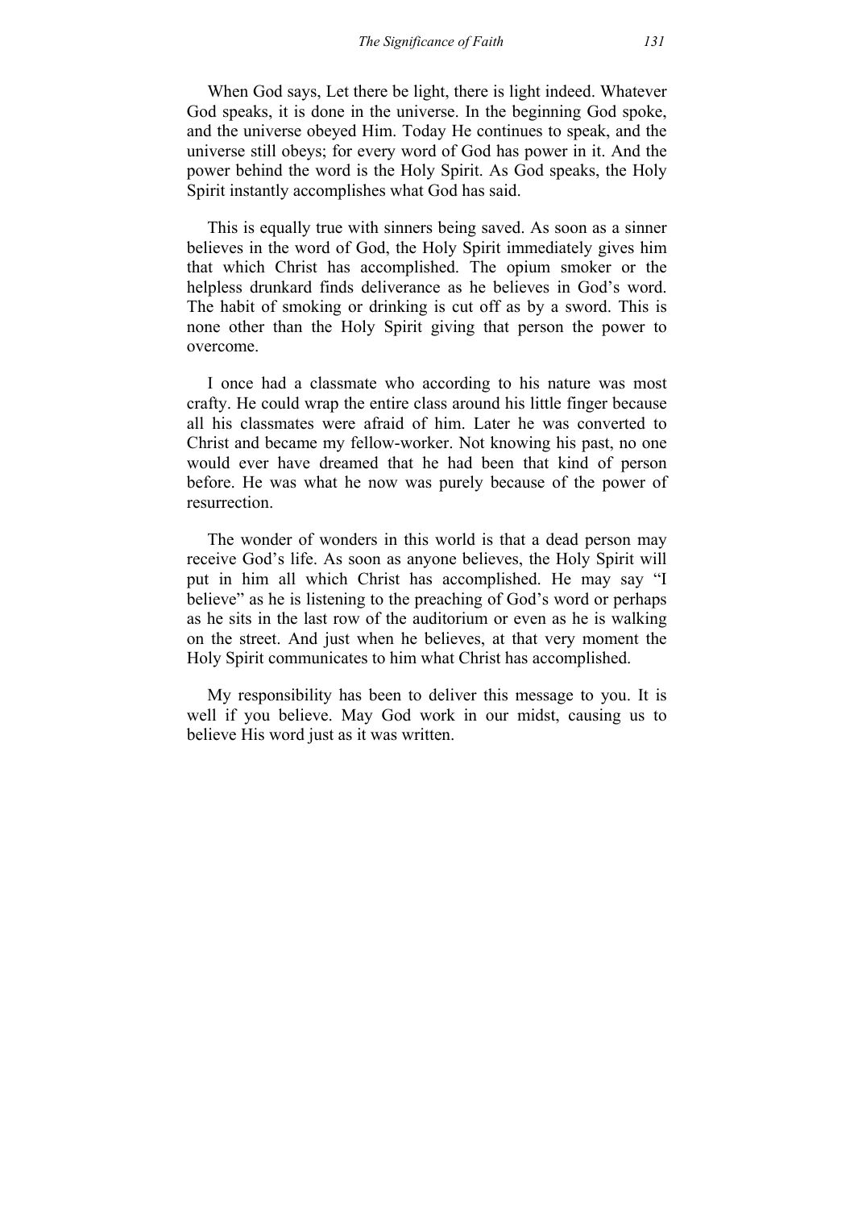When God says, Let there be light, there is light indeed. Whatever God speaks, it is done in the universe. In the beginning God spoke, and the universe obeyed Him. Today He continues to speak, and the universe still obeys; for every word of God has power in it. And the power behind the word is the Holy Spirit. As God speaks, the Holy Spirit instantly accomplishes what God has said.

This is equally true with sinners being saved. As soon as a sinner believes in the word of God, the Holy Spirit immediately gives him that which Christ has accomplished. The opium smoker or the helpless drunkard finds deliverance as he believes in God's word. The habit of smoking or drinking is cut off as by a sword. This is none other than the Holy Spirit giving that person the power to overcome.

I once had a classmate who according to his nature was most crafty. He could wrap the entire class around his little finger because all his classmates were afraid of him. Later he was converted to Christ and became my fellow-worker. Not knowing his past, no one would ever have dreamed that he had been that kind of person before. He was what he now was purely because of the power of resurrection.

The wonder of wonders in this world is that a dead person may receive God's life. As soon as anyone believes, the Holy Spirit will put in him all which Christ has accomplished. He may say "I believe" as he is listening to the preaching of God's word or perhaps as he sits in the last row of the auditorium or even as he is walking on the street. And just when he believes, at that very moment the Holy Spirit communicates to him what Christ has accomplished.

My responsibility has been to deliver this message to you. It is well if you believe. May God work in our midst, causing us to believe His word just as it was written.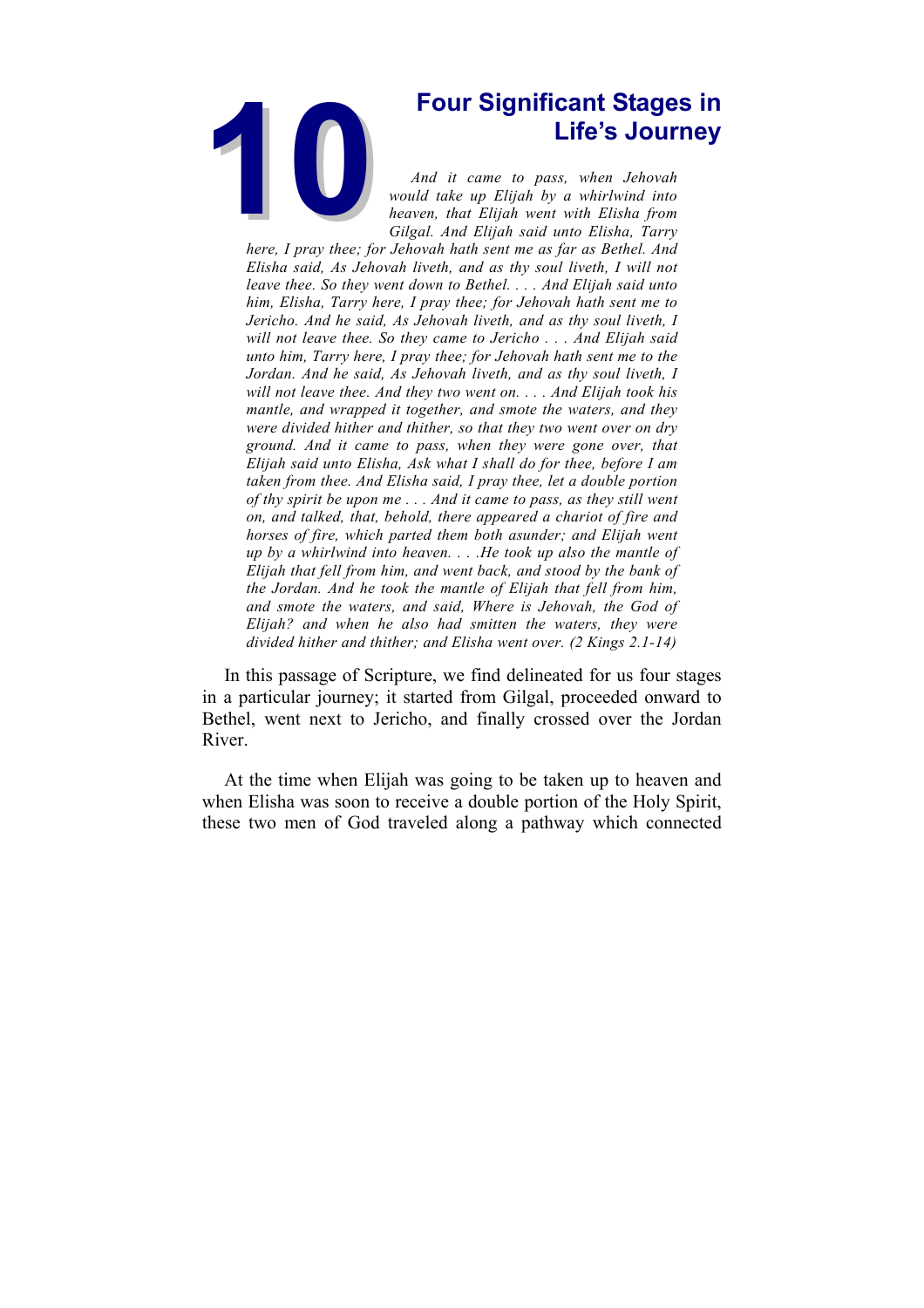# 10 Four Significant Stages in Life's Journey

*And it came to pass, when Jehovah would take up Elijah by a whirlwind into heaven, that Elijah went with Elisha from Gilgal. And Elijah said unto Elisha, Tarry here, I pray thee; for Jehovah hath sent me as far as Bethel. And Elisha said, As Jehovah liveth, and as thy soul liveth, I will not leave thee. So they went down to Bethel. . . . And Elijah said unto him, Elisha, Tarry here, I pray thee; for Jehovah hath sent me to Jericho. And he said, As Jehovah liveth, and as thy soul liveth, I will not leave thee. So they came to Jericho . . . And Elijah said unto him, Tarry here, I pray thee; for Jehovah hath sent me to the Jordan. And he said, As Jehovah liveth, and as thy soul liveth, I will not leave thee. And they two went on. . . . And Elijah took his mantle, and wrapped it together, and smote the waters, and they were divided hither and thither, so that they two went over on dry ground. And it came to pass, when they were gone over, that Elijah said unto Elisha, Ask what I shall do for thee, before I am taken from thee. And Elisha said, I pray thee, let a double portion of thy spirit be upon me . . . And it came to pass, as they still went on, and talked, that, behold, there appeared a chariot of fire and horses of fire, which parted them both asunder; and Elijah went up by a whirlwind into heaven. . . .He took up also the mantle of Elijah that fell from him, and went back, and stood by the bank of the Jordan. And he took the mantle of Elijah that fell from him, and smote the waters, and said, Where is Jehovah, the God of Elijah? and when he also had smitten the waters, they were divided hither and thither; and Elisha went over. (2 Kings 2.1-14)*

In this passage of Scripture, we find delineated for us four stages in a particular journey; it started from Gilgal, proceeded onward to Bethel, went next to Jericho, and finally crossed over the Jordan River.

At the time when Elijah was going to be taken up to heaven and when Elisha was soon to receive a double portion of the Holy Spirit, these two men of God traveled along a pathway which connected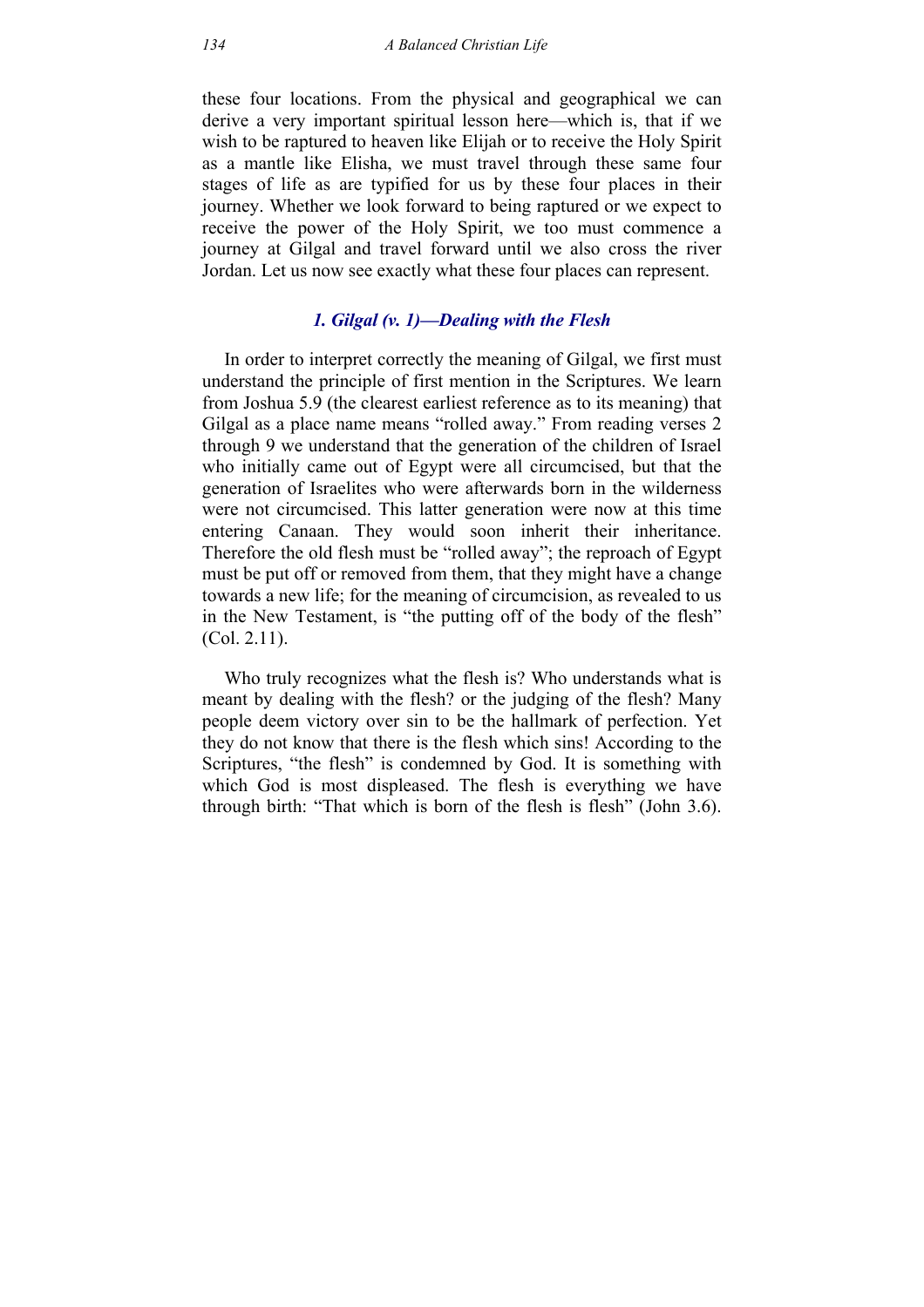these four locations. From the physical and geographical we can derive a very important spiritual lesson here—which is, that if we wish to be raptured to heaven like Elijah or to receive the Holy Spirit as a mantle like Elisha, we must travel through these same four stages of life as are typified for us by these four places in their journey. Whether we look forward to being raptured or we expect to receive the power of the Holy Spirit, we too must commence a journey at Gilgal and travel forward until we also cross the river Jordan. Let us now see exactly what these four places can represent.

### *1. Gilgal (v. 1)—Dealing with the Flesh*

In order to interpret correctly the meaning of Gilgal, we first must understand the principle of first mention in the Scriptures. We learn from Joshua 5.9 (the clearest earliest reference as to its meaning) that Gilgal as a place name means "rolled away." From reading verses 2 through 9 we understand that the generation of the children of Israel who initially came out of Egypt were all circumcised, but that the generation of Israelites who were afterwards born in the wilderness were not circumcised. This latter generation were now at this time entering Canaan. They would soon inherit their inheritance. Therefore the old flesh must be "rolled away"; the reproach of Egypt must be put off or removed from them, that they might have a change towards a new life; for the meaning of circumcision, as revealed to us in the New Testament, is "the putting off of the body of the flesh" (Col. 2.11).

Who truly recognizes what the flesh is? Who understands what is meant by dealing with the flesh? or the judging of the flesh? Many people deem victory over sin to be the hallmark of perfection. Yet they do not know that there is the flesh which sins! According to the Scriptures, "the flesh" is condemned by God. It is something with which God is most displeased. The flesh is everything we have through birth: "That which is born of the flesh is flesh" (John 3.6).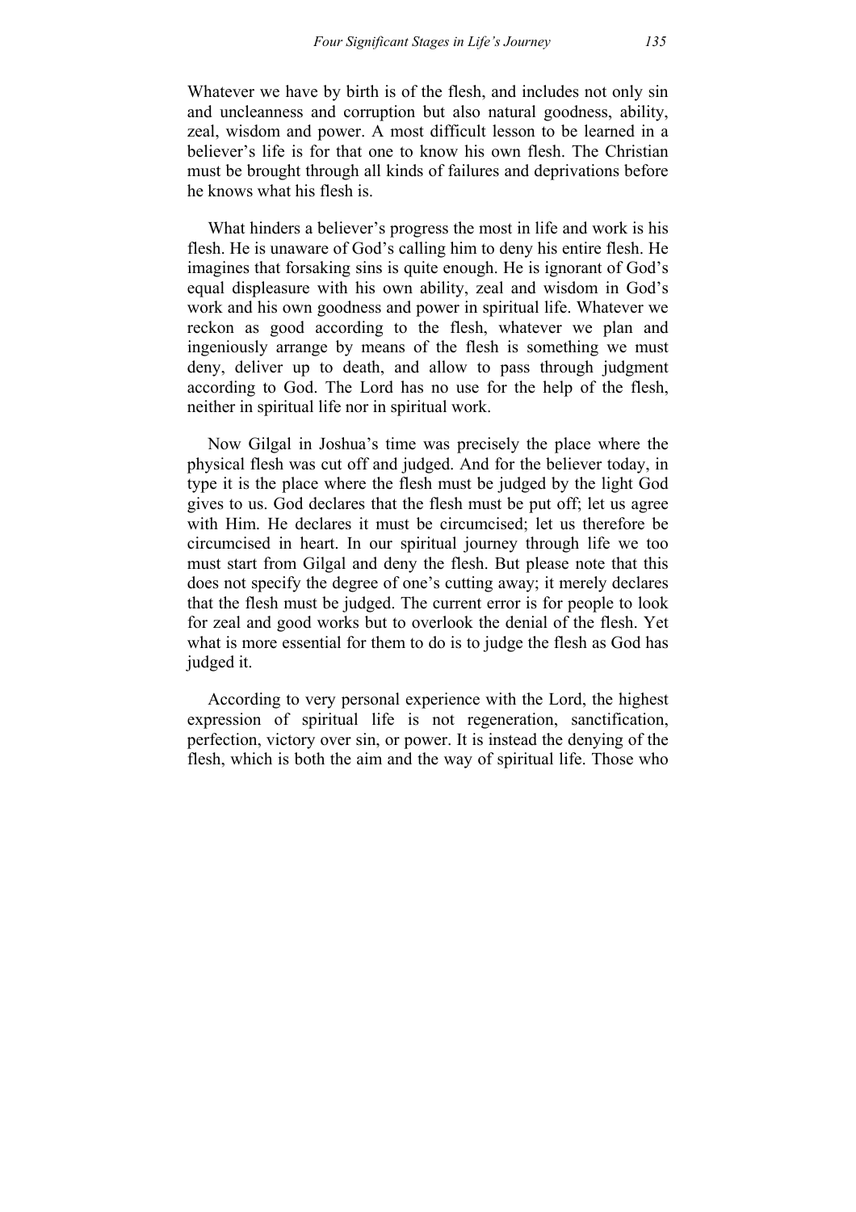Whatever we have by birth is of the flesh, and includes not only sin and uncleanness and corruption but also natural goodness, ability, zeal, wisdom and power. A most difficult lesson to be learned in a believer's life is for that one to know his own flesh. The Christian must be brought through all kinds of failures and deprivations before he knows what his flesh is.

What hinders a believer's progress the most in life and work is his flesh. He is unaware of God's calling him to deny his entire flesh. He imagines that forsaking sins is quite enough. He is ignorant of God's equal displeasure with his own ability, zeal and wisdom in God's work and his own goodness and power in spiritual life. Whatever we reckon as good according to the flesh, whatever we plan and ingeniously arrange by means of the flesh is something we must deny, deliver up to death, and allow to pass through judgment according to God. The Lord has no use for the help of the flesh, neither in spiritual life nor in spiritual work.

Now Gilgal in Joshua's time was precisely the place where the physical flesh was cut off and judged. And for the believer today, in type it is the place where the flesh must be judged by the light God gives to us. God declares that the flesh must be put off; let us agree with Him. He declares it must be circumcised; let us therefore be circumcised in heart. In our spiritual journey through life we too must start from Gilgal and deny the flesh. But please note that this does not specify the degree of one's cutting away; it merely declares that the flesh must be judged. The current error is for people to look for zeal and good works but to overlook the denial of the flesh. Yet what is more essential for them to do is to judge the flesh as God has judged it.

According to very personal experience with the Lord, the highest expression of spiritual life is not regeneration, sanctification, perfection, victory over sin, or power. It is instead the denying of the flesh, which is both the aim and the way of spiritual life. Those who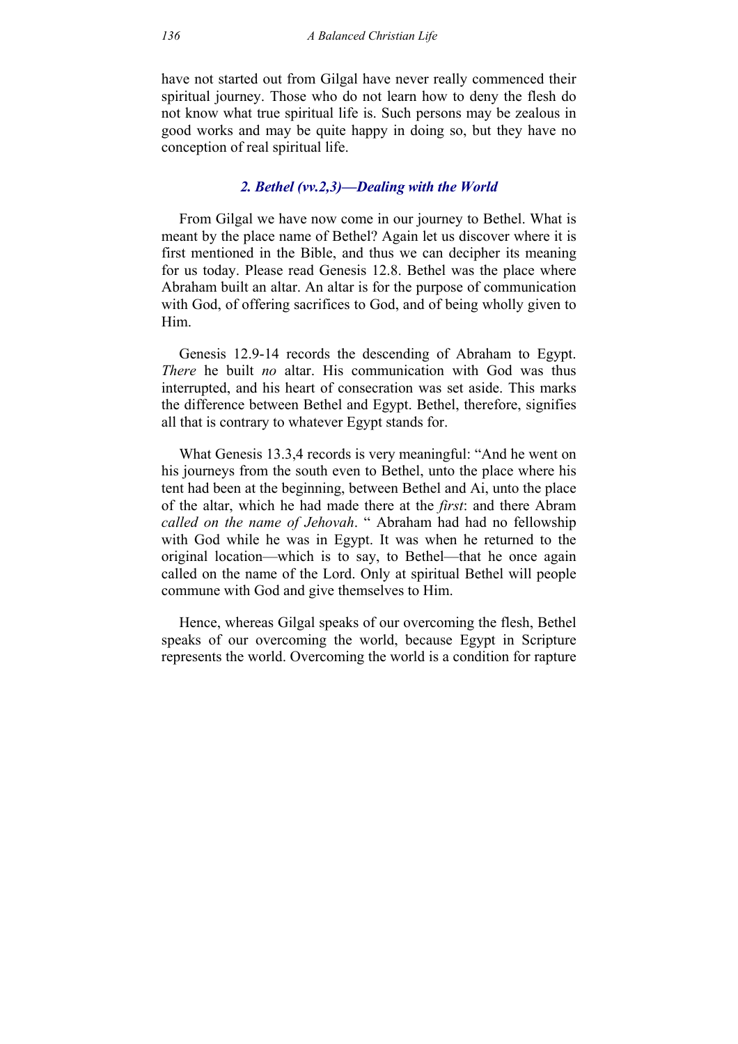have not started out from Gilgal have never really commenced their spiritual journey. Those who do not learn how to deny the flesh do not know what true spiritual life is. Such persons may be zealous in good works and may be quite happy in doing so, but they have no conception of real spiritual life.

### *2. Bethel (vv.2,3)—Dealing with the World*

From Gilgal we have now come in our journey to Bethel. What is meant by the place name of Bethel? Again let us discover where it is first mentioned in the Bible, and thus we can decipher its meaning for us today. Please read Genesis 12.8. Bethel was the place where Abraham built an altar. An altar is for the purpose of communication with God, of offering sacrifices to God, and of being wholly given to Him.

Genesis 12.9-14 records the descending of Abraham to Egypt. *There* he built *no* altar. His communication with God was thus interrupted, and his heart of consecration was set aside. This marks the difference between Bethel and Egypt. Bethel, therefore, signifies all that is contrary to whatever Egypt stands for.

What Genesis 13.3,4 records is very meaningful: "And he went on his journeys from the south even to Bethel, unto the place where his tent had been at the beginning, between Bethel and Ai, unto the place of the altar, which he had made there at the *first*: and there Abram *called on the name of Jehovah*. " Abraham had had no fellowship with God while he was in Egypt. It was when he returned to the original location—which is to say, to Bethel—that he once again called on the name of the Lord. Only at spiritual Bethel will people commune with God and give themselves to Him.

Hence, whereas Gilgal speaks of our overcoming the flesh, Bethel speaks of our overcoming the world, because Egypt in Scripture represents the world. Overcoming the world is a condition for rapture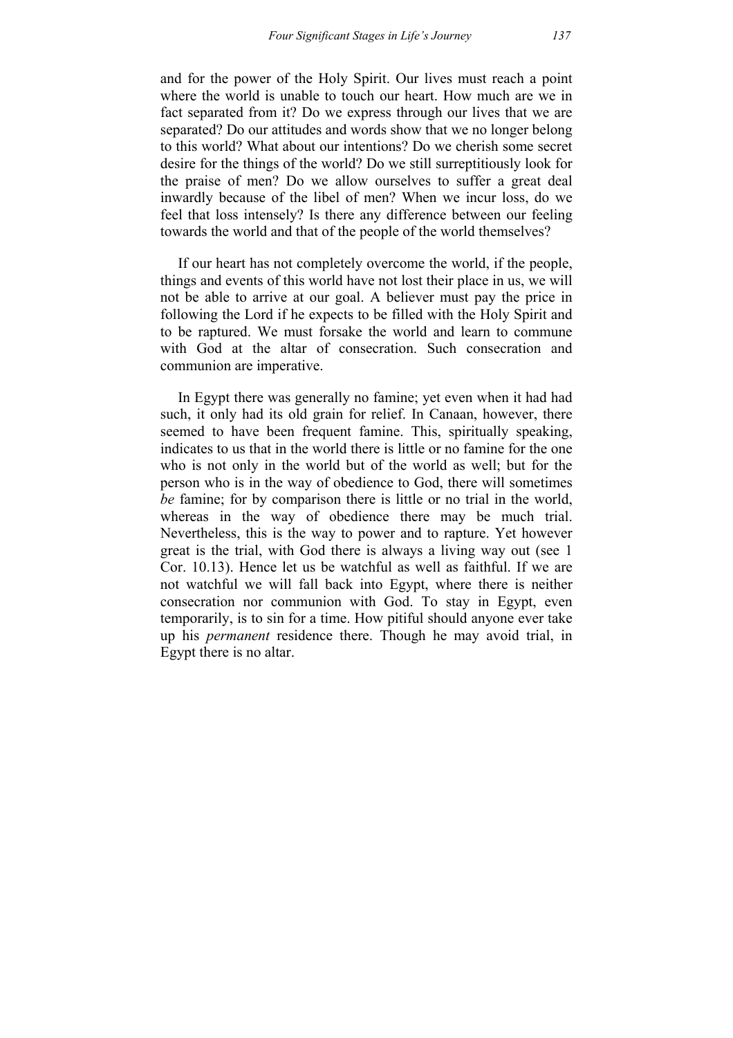and for the power of the Holy Spirit. Our lives must reach a point where the world is unable to touch our heart. How much are we in fact separated from it? Do we express through our lives that we are separated? Do our attitudes and words show that we no longer belong to this world? What about our intentions? Do we cherish some secret desire for the things of the world? Do we still surreptitiously look for the praise of men? Do we allow ourselves to suffer a great deal inwardly because of the libel of men? When we incur loss, do we feel that loss intensely? Is there any difference between our feeling towards the world and that of the people of the world themselves?

If our heart has not completely overcome the world, if the people, things and events of this world have not lost their place in us, we will not be able to arrive at our goal. A believer must pay the price in following the Lord if he expects to be filled with the Holy Spirit and to be raptured. We must forsake the world and learn to commune with God at the altar of consecration. Such consecration and communion are imperative.

In Egypt there was generally no famine; yet even when it had had such, it only had its old grain for relief. In Canaan, however, there seemed to have been frequent famine. This, spiritually speaking, indicates to us that in the world there is little or no famine for the one who is not only in the world but of the world as well; but for the person who is in the way of obedience to God, there will sometimes *be* famine; for by comparison there is little or no trial in the world, whereas in the way of obedience there may be much trial. Nevertheless, this is the way to power and to rapture. Yet however great is the trial, with God there is always a living way out (see 1 Cor. 10.13). Hence let us be watchful as well as faithful. If we are not watchful we will fall back into Egypt, where there is neither consecration nor communion with God. To stay in Egypt, even temporarily, is to sin for a time. How pitiful should anyone ever take up his *permanent* residence there. Though he may avoid trial, in Egypt there is no altar.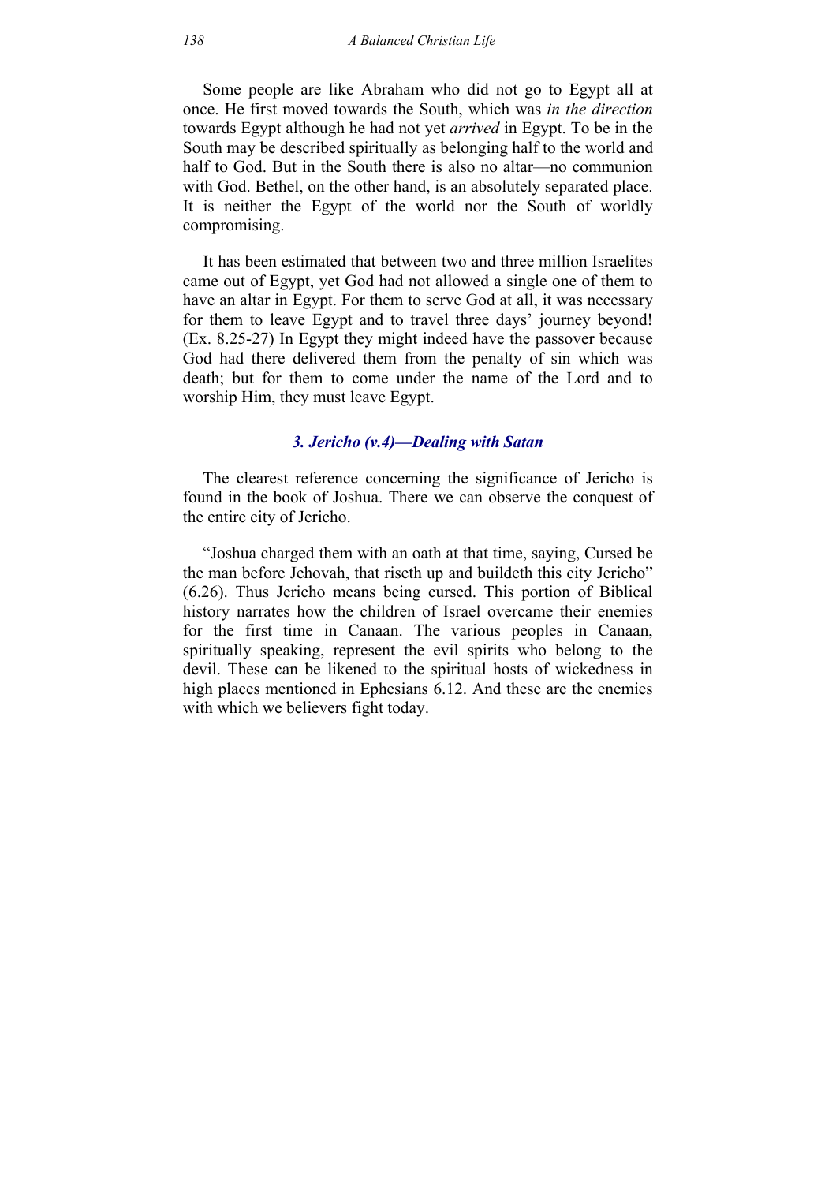Some people are like Abraham who did not go to Egypt all at once. He first moved towards the South, which was *in the direction* towards Egypt although he had not yet *arrived* in Egypt. To be in the South may be described spiritually as belonging half to the world and half to God. But in the South there is also no altar—no communion with God. Bethel, on the other hand, is an absolutely separated place. It is neither the Egypt of the world nor the South of worldly compromising.

It has been estimated that between two and three million Israelites came out of Egypt, yet God had not allowed a single one of them to have an altar in Egypt. For them to serve God at all, it was necessary for them to leave Egypt and to travel three days' journey beyond! (Ex. 8.25-27) In Egypt they might indeed have the passover because God had there delivered them from the penalty of sin which was death; but for them to come under the name of the Lord and to worship Him, they must leave Egypt.

### *3. Jericho (v.4)—Dealing with Satan*

The clearest reference concerning the significance of Jericho is found in the book of Joshua. There we can observe the conquest of the entire city of Jericho.

"Joshua charged them with an oath at that time, saying, Cursed be the man before Jehovah, that riseth up and buildeth this city Jericho" (6.26). Thus Jericho means being cursed. This portion of Biblical history narrates how the children of Israel overcame their enemies for the first time in Canaan. The various peoples in Canaan, spiritually speaking, represent the evil spirits who belong to the devil. These can be likened to the spiritual hosts of wickedness in high places mentioned in Ephesians 6.12. And these are the enemies with which we believers fight today.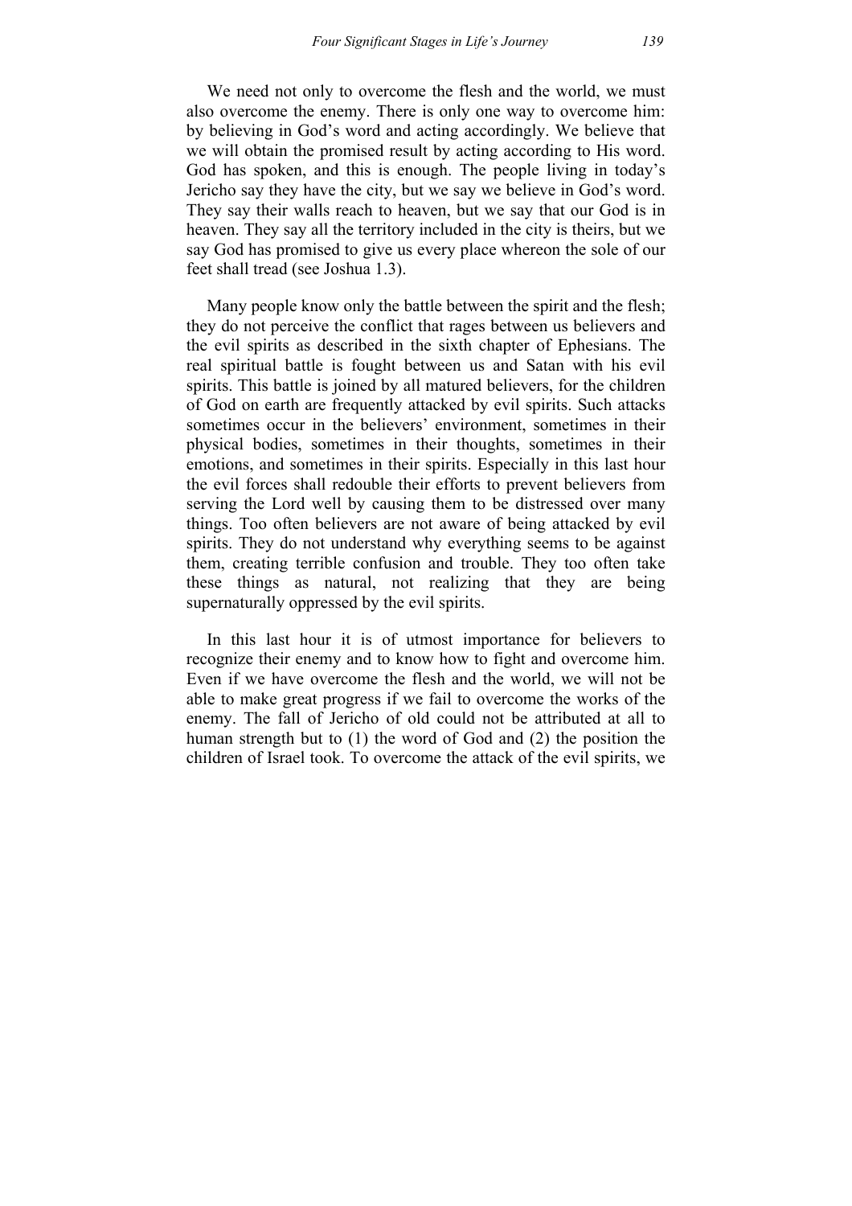We need not only to overcome the flesh and the world, we must also overcome the enemy. There is only one way to overcome him: by believing in God's word and acting accordingly. We believe that we will obtain the promised result by acting according to His word. God has spoken, and this is enough. The people living in today's Jericho say they have the city, but we say we believe in God's word. They say their walls reach to heaven, but we say that our God is in heaven. They say all the territory included in the city is theirs, but we say God has promised to give us every place whereon the sole of our feet shall tread (see Joshua 1.3).

Many people know only the battle between the spirit and the flesh; they do not perceive the conflict that rages between us believers and the evil spirits as described in the sixth chapter of Ephesians. The real spiritual battle is fought between us and Satan with his evil spirits. This battle is joined by all matured believers, for the children of God on earth are frequently attacked by evil spirits. Such attacks sometimes occur in the believers' environment, sometimes in their physical bodies, sometimes in their thoughts, sometimes in their emotions, and sometimes in their spirits. Especially in this last hour the evil forces shall redouble their efforts to prevent believers from serving the Lord well by causing them to be distressed over many things. Too often believers are not aware of being attacked by evil spirits. They do not understand why everything seems to be against them, creating terrible confusion and trouble. They too often take these things as natural, not realizing that they are being supernaturally oppressed by the evil spirits.

In this last hour it is of utmost importance for believers to recognize their enemy and to know how to fight and overcome him. Even if we have overcome the flesh and the world, we will not be able to make great progress if we fail to overcome the works of the enemy. The fall of Jericho of old could not be attributed at all to human strength but to (1) the word of God and (2) the position the children of Israel took. To overcome the attack of the evil spirits, we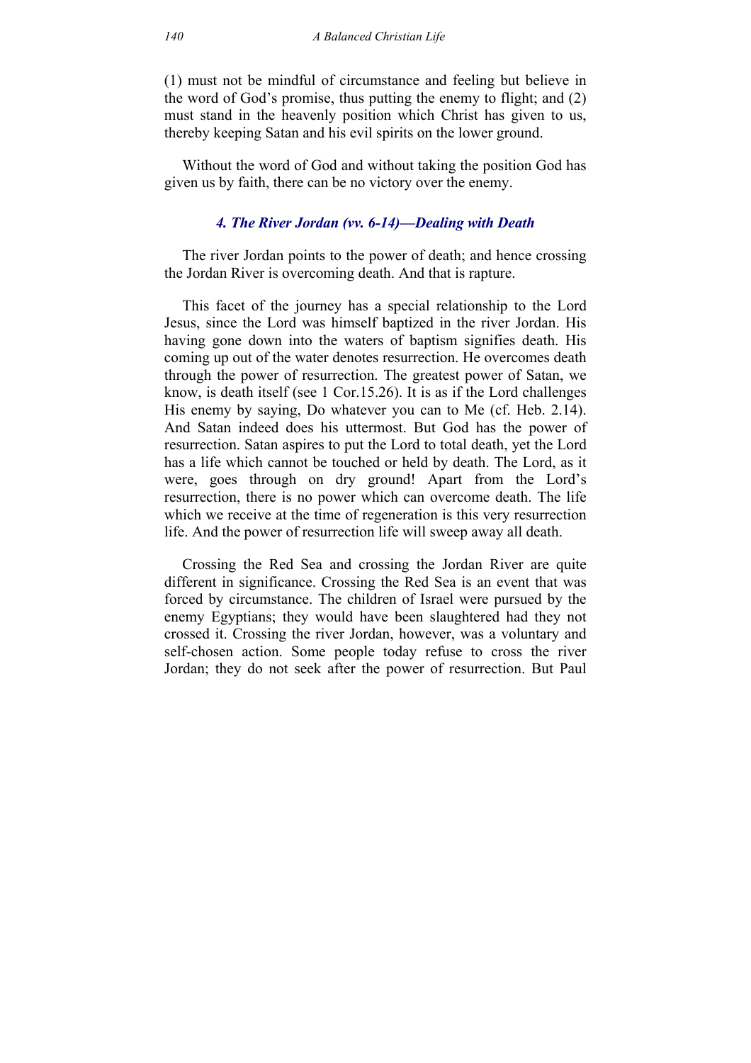(1) must not be mindful of circumstance and feeling but believe in the word of God's promise, thus putting the enemy to flight; and (2) must stand in the heavenly position which Christ has given to us, thereby keeping Satan and his evil spirits on the lower ground.

Without the word of God and without taking the position God has given us by faith, there can be no victory over the enemy.

### *4. The River Jordan (vv. 6-14)—Dealing with Death*

The river Jordan points to the power of death; and hence crossing the Jordan River is overcoming death. And that is rapture.

This facet of the journey has a special relationship to the Lord Jesus, since the Lord was himself baptized in the river Jordan. His having gone down into the waters of baptism signifies death. His coming up out of the water denotes resurrection. He overcomes death through the power of resurrection. The greatest power of Satan, we know, is death itself (see 1 Cor.15.26). It is as if the Lord challenges His enemy by saying, Do whatever you can to Me (cf. Heb. 2.14). And Satan indeed does his uttermost. But God has the power of resurrection. Satan aspires to put the Lord to total death, yet the Lord has a life which cannot be touched or held by death. The Lord, as it were, goes through on dry ground! Apart from the Lord's resurrection, there is no power which can overcome death. The life which we receive at the time of regeneration is this very resurrection life. And the power of resurrection life will sweep away all death.

Crossing the Red Sea and crossing the Jordan River are quite different in significance. Crossing the Red Sea is an event that was forced by circumstance. The children of Israel were pursued by the enemy Egyptians; they would have been slaughtered had they not crossed it. Crossing the river Jordan, however, was a voluntary and self-chosen action. Some people today refuse to cross the river Jordan; they do not seek after the power of resurrection. But Paul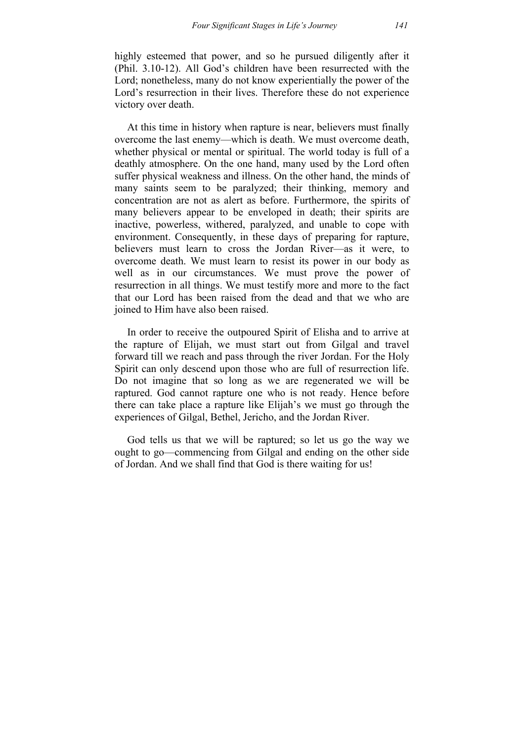highly esteemed that power, and so he pursued diligently after it (Phil. 3.10-12). All God's children have been resurrected with the Lord; nonetheless, many do not know experientially the power of the Lord's resurrection in their lives. Therefore these do not experience victory over death.

At this time in history when rapture is near, believers must finally overcome the last enemy—which is death. We must overcome death, whether physical or mental or spiritual. The world today is full of a deathly atmosphere. On the one hand, many used by the Lord often suffer physical weakness and illness. On the other hand, the minds of many saints seem to be paralyzed; their thinking, memory and concentration are not as alert as before. Furthermore, the spirits of many believers appear to be enveloped in death; their spirits are inactive, powerless, withered, paralyzed, and unable to cope with environment. Consequently, in these days of preparing for rapture, believers must learn to cross the Jordan River—as it were, to overcome death. We must learn to resist its power in our body as well as in our circumstances. We must prove the power of resurrection in all things. We must testify more and more to the fact that our Lord has been raised from the dead and that we who are joined to Him have also been raised.

In order to receive the outpoured Spirit of Elisha and to arrive at the rapture of Elijah, we must start out from Gilgal and travel forward till we reach and pass through the river Jordan. For the Holy Spirit can only descend upon those who are full of resurrection life. Do not imagine that so long as we are regenerated we will be raptured. God cannot rapture one who is not ready. Hence before there can take place a rapture like Elijah's we must go through the experiences of Gilgal, Bethel, Jericho, and the Jordan River.

God tells us that we will be raptured; so let us go the way we ought to go—commencing from Gilgal and ending on the other side of Jordan. And we shall find that God is there waiting for us!